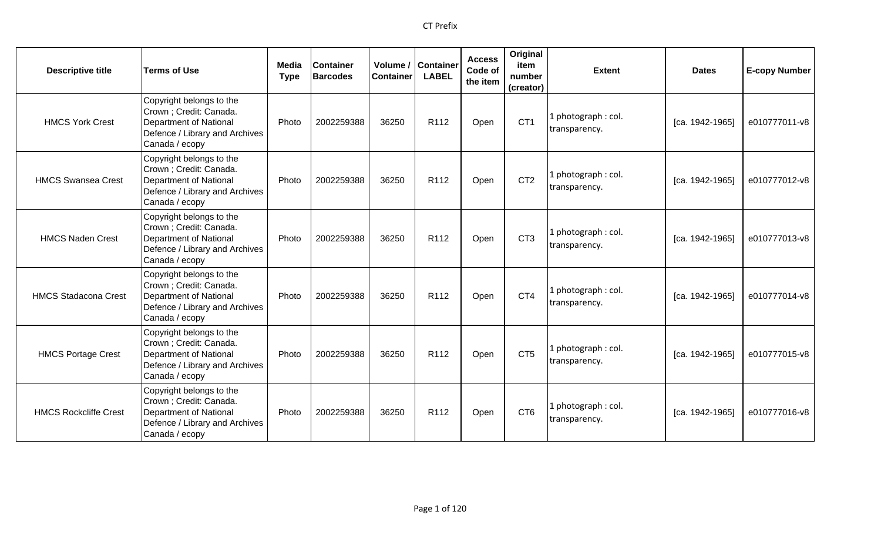# CT Prefix

| Descriptive title | Terms of Use | Media Type | Container Barcodes | Volume / Container | Container LABEL | Access Code of the item | Original item number (creator) | Extent | Dates | E-copy Number |
|---|---|---|---|---|---|---|---|---|---|---|
| HMCS York Crest | Copyright belongs to the Crown ; Credit: Canada. Department of National Defence / Library and Archives Canada / ecopy | Photo | 2002259388 | 36250 | R112 | Open | CT1 | 1 photograph : col. transparency. | [ca. 1942-1965] | e010777011-v8 |
| HMCS Swansea Crest | Copyright belongs to the Crown ; Credit: Canada. Department of National Defence / Library and Archives Canada / ecopy | Photo | 2002259388 | 36250 | R112 | Open | CT2 | 1 photograph : col. transparency. | [ca. 1942-1965] | e010777012-v8 |
| HMCS Naden Crest | Copyright belongs to the Crown ; Credit: Canada. Department of National Defence / Library and Archives Canada / ecopy | Photo | 2002259388 | 36250 | R112 | Open | CT3 | 1 photograph : col. transparency. | [ca. 1942-1965] | e010777013-v8 |
| HMCS Stadacona Crest | Copyright belongs to the Crown ; Credit: Canada. Department of National Defence / Library and Archives Canada / ecopy | Photo | 2002259388 | 36250 | R112 | Open | CT4 | 1 photograph : col. transparency. | [ca. 1942-1965] | e010777014-v8 |
| HMCS Portage Crest | Copyright belongs to the Crown ; Credit: Canada. Department of National Defence / Library and Archives Canada / ecopy | Photo | 2002259388 | 36250 | R112 | Open | CT5 | 1 photograph : col. transparency. | [ca. 1942-1965] | e010777015-v8 |
| HMCS Rockcliffe Crest | Copyright belongs to the Crown ; Credit: Canada. Department of National Defence / Library and Archives Canada / ecopy | Photo | 2002259388 | 36250 | R112 | Open | CT6 | 1 photograph : col. transparency. | [ca. 1942-1965] | e010777016-v8 |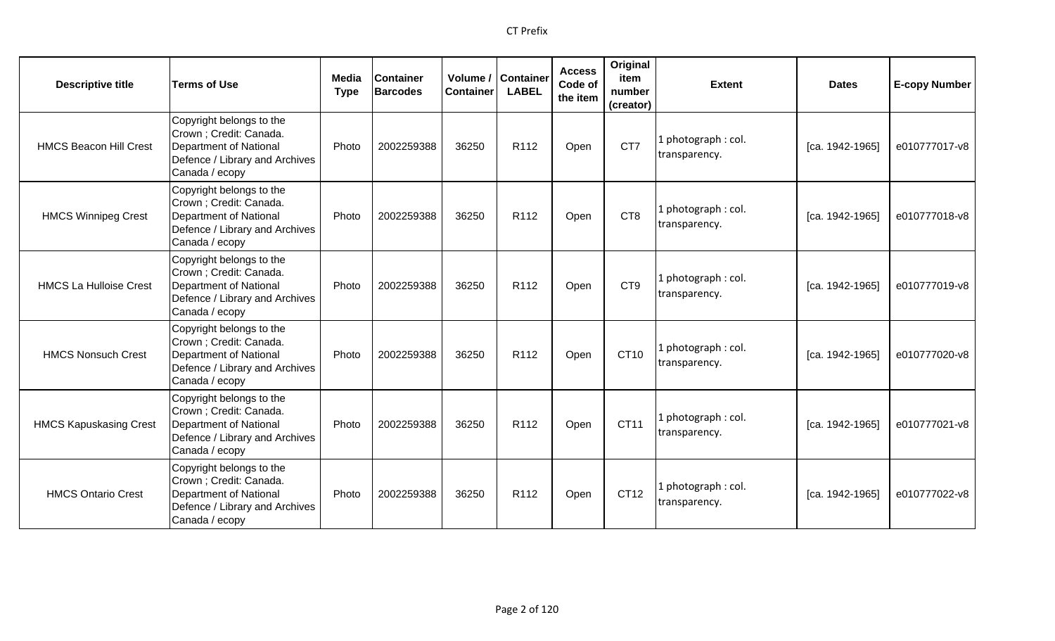| Descriptive title | Terms of Use | Media Type | Container Barcodes | Volume / Container | Container LABEL | Access Code of the item | Original item number (creator) | Extent | Dates | E-copy Number |
|---|---|---|---|---|---|---|---|---|---|---|
| HMCS Beacon Hill Crest | Copyright belongs to the Crown ; Credit: Canada. Department of National Defence / Library and Archives Canada / ecopy | Photo | 2002259388 | 36250 | R112 | Open | CT7 | 1 photograph : col. transparency. | [ca. 1942-1965] | e010777017-v8 |
| HMCS Winnipeg Crest | Copyright belongs to the Crown ; Credit: Canada. Department of National Defence / Library and Archives Canada / ecopy | Photo | 2002259388 | 36250 | R112 | Open | CT8 | 1 photograph : col. transparency. | [ca. 1942-1965] | e010777018-v8 |
| HMCS La Hulloise Crest | Copyright belongs to the Crown ; Credit: Canada. Department of National Defence / Library and Archives Canada / ecopy | Photo | 2002259388 | 36250 | R112 | Open | CT9 | 1 photograph : col. transparency. | [ca. 1942-1965] | e010777019-v8 |
| HMCS Nonsuch Crest | Copyright belongs to the Crown ; Credit: Canada. Department of National Defence / Library and Archives Canada / ecopy | Photo | 2002259388 | 36250 | R112 | Open | CT10 | 1 photograph : col. transparency. | [ca. 1942-1965] | e010777020-v8 |
| HMCS Kapuskasing Crest | Copyright belongs to the Crown ; Credit: Canada. Department of National Defence / Library and Archives Canada / ecopy | Photo | 2002259388 | 36250 | R112 | Open | CT11 | 1 photograph : col. transparency. | [ca. 1942-1965] | e010777021-v8 |
| HMCS Ontario Crest | Copyright belongs to the Crown ; Credit: Canada. Department of National Defence / Library and Archives Canada / ecopy | Photo | 2002259388 | 36250 | R112 | Open | CT12 | 1 photograph : col. transparency. | [ca. 1942-1965] | e010777022-v8 |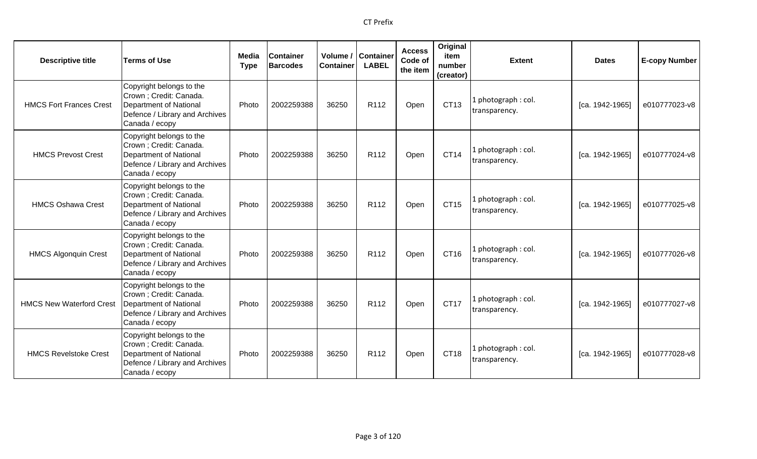| Descriptive title | Terms of Use | Media Type | Container Barcodes | Volume / Container | Container LABEL | Access Code of the item | Original item number (creator) | Extent | Dates | E-copy Number |
|---|---|---|---|---|---|---|---|---|---|---|
| HMCS Fort Frances Crest | Copyright belongs to the Crown ; Credit: Canada. Department of National Defence / Library and Archives Canada / ecopy | Photo | 2002259388 | 36250 | R112 | Open | CT13 | 1 photograph : col. transparency. | [ca. 1942-1965] | e010777023-v8 |
| HMCS Prevost Crest | Copyright belongs to the Crown ; Credit: Canada. Department of National Defence / Library and Archives Canada / ecopy | Photo | 2002259388 | 36250 | R112 | Open | CT14 | 1 photograph : col. transparency. | [ca. 1942-1965] | e010777024-v8 |
| HMCS Oshawa Crest | Copyright belongs to the Crown ; Credit: Canada. Department of National Defence / Library and Archives Canada / ecopy | Photo | 2002259388 | 36250 | R112 | Open | CT15 | 1 photograph : col. transparency. | [ca. 1942-1965] | e010777025-v8 |
| HMCS Algonquin Crest | Copyright belongs to the Crown ; Credit: Canada. Department of National Defence / Library and Archives Canada / ecopy | Photo | 2002259388 | 36250 | R112 | Open | CT16 | 1 photograph : col. transparency. | [ca. 1942-1965] | e010777026-v8 |
| HMCS New Waterford Crest | Copyright belongs to the Crown ; Credit: Canada. Department of National Defence / Library and Archives Canada / ecopy | Photo | 2002259388 | 36250 | R112 | Open | CT17 | 1 photograph : col. transparency. | [ca. 1942-1965] | e010777027-v8 |
| HMCS Revelstoke Crest | Copyright belongs to the Crown ; Credit: Canada. Department of National Defence / Library and Archives Canada / ecopy | Photo | 2002259388 | 36250 | R112 | Open | CT18 | 1 photograph : col. transparency. | [ca. 1942-1965] | e010777028-v8 |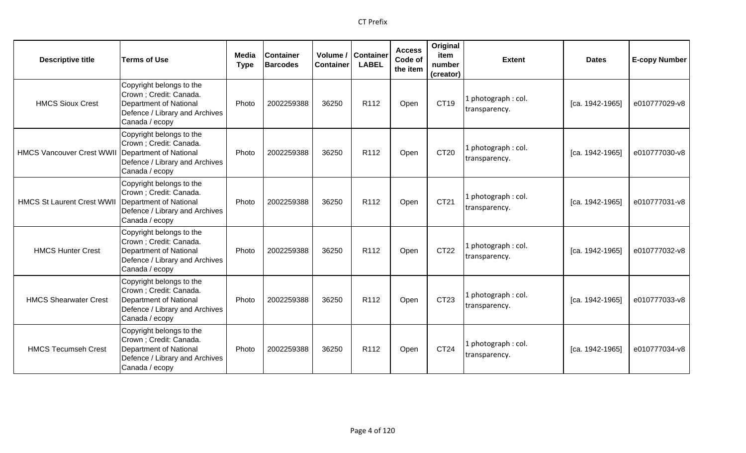| Descriptive title | Terms of Use | Media Type | Container Barcodes | Volume / Container | Container LABEL | Access Code of the item | Original item number (creator) | Extent | Dates | E-copy Number |
|---|---|---|---|---|---|---|---|---|---|---|
| HMCS Sioux Crest | Copyright belongs to the Crown ; Credit: Canada. Department of National Defence / Library and Archives Canada / ecopy | Photo | 2002259388 | 36250 | R112 | Open | CT19 | 1 photograph : col. transparency. | [ca. 1942-1965] | e010777029-v8 |
| HMCS Vancouver Crest WWII | Copyright belongs to the Crown ; Credit: Canada. Department of National Defence / Library and Archives Canada / ecopy | Photo | 2002259388 | 36250 | R112 | Open | CT20 | 1 photograph : col. transparency. | [ca. 1942-1965] | e010777030-v8 |
| HMCS St Laurent Crest WWII | Copyright belongs to the Crown ; Credit: Canada. Department of National Defence / Library and Archives Canada / ecopy | Photo | 2002259388 | 36250 | R112 | Open | CT21 | 1 photograph : col. transparency. | [ca. 1942-1965] | e010777031-v8 |
| HMCS Hunter Crest | Copyright belongs to the Crown ; Credit: Canada. Department of National Defence / Library and Archives Canada / ecopy | Photo | 2002259388 | 36250 | R112 | Open | CT22 | 1 photograph : col. transparency. | [ca. 1942-1965] | e010777032-v8 |
| HMCS Shearwater Crest | Copyright belongs to the Crown ; Credit: Canada. Department of National Defence / Library and Archives Canada / ecopy | Photo | 2002259388 | 36250 | R112 | Open | CT23 | 1 photograph : col. transparency. | [ca. 1942-1965] | e010777033-v8 |
| HMCS Tecumseh Crest | Copyright belongs to the Crown ; Credit: Canada. Department of National Defence / Library and Archives Canada / ecopy | Photo | 2002259388 | 36250 | R112 | Open | CT24 | 1 photograph : col. transparency. | [ca. 1942-1965] | e010777034-v8 |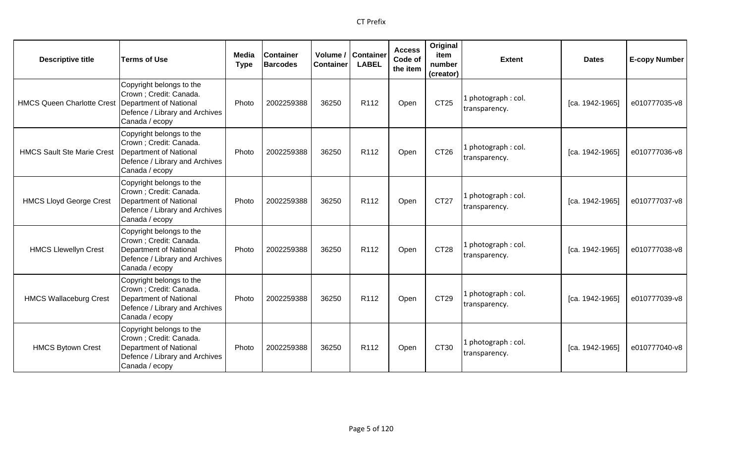| Descriptive title | Terms of Use | Media Type | Container Barcodes | Volume / Container | Container LABEL | Access Code of the item | Original item number (creator) | Extent | Dates | E-copy Number |
|---|---|---|---|---|---|---|---|---|---|---|
| HMCS Queen Charlotte Crest | Copyright belongs to the Crown ; Credit: Canada. Department of National Defence / Library and Archives Canada / ecopy | Photo | 2002259388 | 36250 | R112 | Open | CT25 | 1 photograph : col. transparency. | [ca. 1942-1965] | e010777035-v8 |
| HMCS Sault Ste Marie Crest | Copyright belongs to the Crown ; Credit: Canada. Department of National Defence / Library and Archives Canada / ecopy | Photo | 2002259388 | 36250 | R112 | Open | CT26 | 1 photograph : col. transparency. | [ca. 1942-1965] | e010777036-v8 |
| HMCS Lloyd George Crest | Copyright belongs to the Crown ; Credit: Canada. Department of National Defence / Library and Archives Canada / ecopy | Photo | 2002259388 | 36250 | R112 | Open | CT27 | 1 photograph : col. transparency. | [ca. 1942-1965] | e010777037-v8 |
| HMCS Llewellyn Crest | Copyright belongs to the Crown ; Credit: Canada. Department of National Defence / Library and Archives Canada / ecopy | Photo | 2002259388 | 36250 | R112 | Open | CT28 | 1 photograph : col. transparency. | [ca. 1942-1965] | e010777038-v8 |
| HMCS Wallaceburg Crest | Copyright belongs to the Crown ; Credit: Canada. Department of National Defence / Library and Archives Canada / ecopy | Photo | 2002259388 | 36250 | R112 | Open | CT29 | 1 photograph : col. transparency. | [ca. 1942-1965] | e010777039-v8 |
| HMCS Bytown Crest | Copyright belongs to the Crown ; Credit: Canada. Department of National Defence / Library and Archives Canada / ecopy | Photo | 2002259388 | 36250 | R112 | Open | CT30 | 1 photograph : col. transparency. | [ca. 1942-1965] | e010777040-v8 |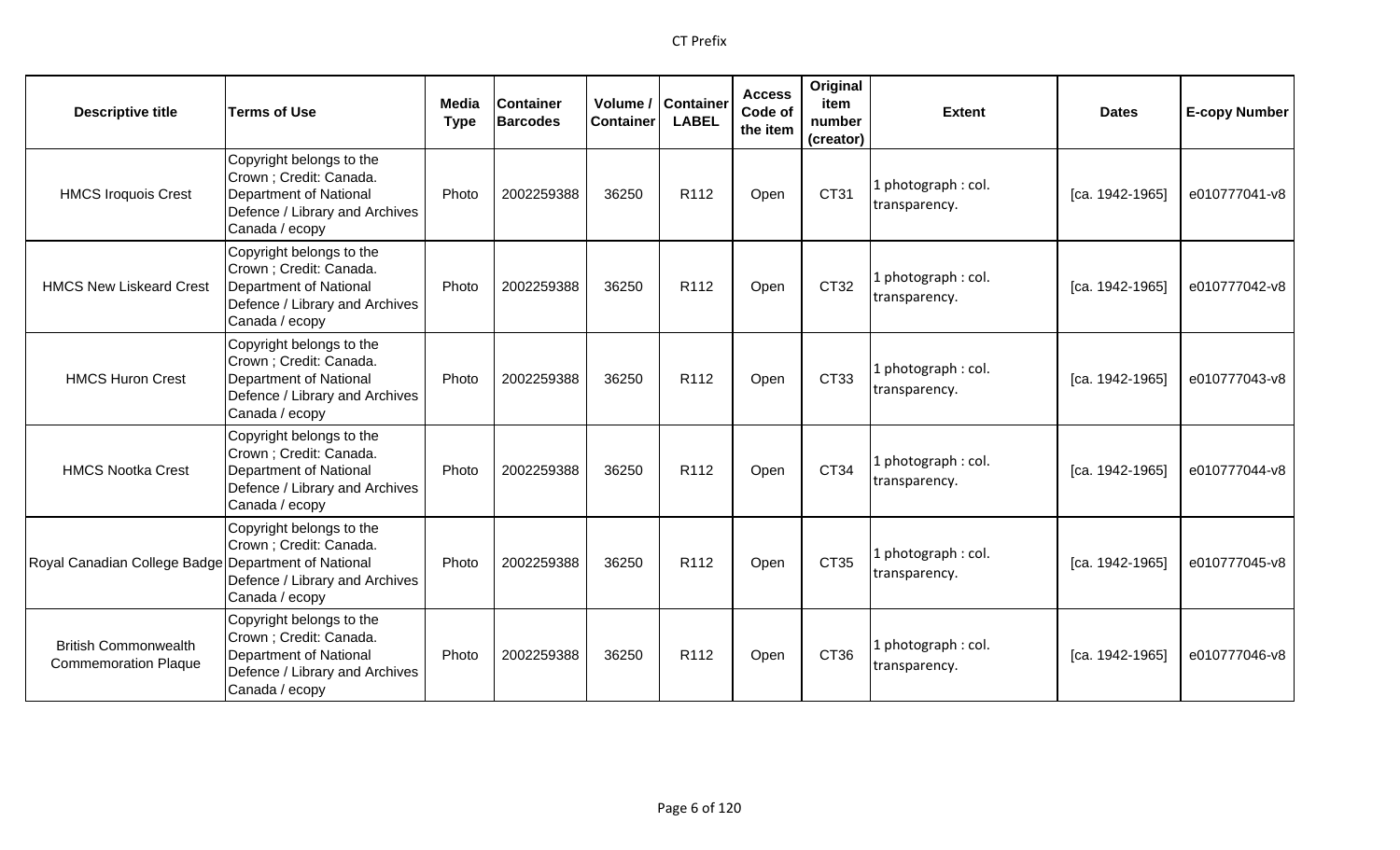| Descriptive title | Terms of Use | Media Type | Container Barcodes | Volume / Container | Container LABEL | Access Code of the item | Original item number (creator) | Extent | Dates | E-copy Number |
|---|---|---|---|---|---|---|---|---|---|---|
| HMCS Iroquois Crest | Copyright belongs to the Crown ; Credit: Canada. Department of National Defence / Library and Archives Canada / ecopy | Photo | 2002259388 | 36250 | R112 | Open | CT31 | 1 photograph : col. transparency. | [ca. 1942-1965] | e010777041-v8 |
| HMCS New Liskeard Crest | Copyright belongs to the Crown ; Credit: Canada. Department of National Defence / Library and Archives Canada / ecopy | Photo | 2002259388 | 36250 | R112 | Open | CT32 | 1 photograph : col. transparency. | [ca. 1942-1965] | e010777042-v8 |
| HMCS Huron Crest | Copyright belongs to the Crown ; Credit: Canada. Department of National Defence / Library and Archives Canada / ecopy | Photo | 2002259388 | 36250 | R112 | Open | CT33 | 1 photograph : col. transparency. | [ca. 1942-1965] | e010777043-v8 |
| HMCS Nootka Crest | Copyright belongs to the Crown ; Credit: Canada. Department of National Defence / Library and Archives Canada / ecopy | Photo | 2002259388 | 36250 | R112 | Open | CT34 | 1 photograph : col. transparency. | [ca. 1942-1965] | e010777044-v8 |
| Royal Canadian College Badge | Copyright belongs to the Crown ; Credit: Canada. Department of National Defence / Library and Archives Canada / ecopy | Photo | 2002259388 | 36250 | R112 | Open | CT35 | 1 photograph : col. transparency. | [ca. 1942-1965] | e010777045-v8 |
| British Commonwealth Commemoration Plaque | Copyright belongs to the Crown ; Credit: Canada. Department of National Defence / Library and Archives Canada / ecopy | Photo | 2002259388 | 36250 | R112 | Open | CT36 | 1 photograph : col. transparency. | [ca. 1942-1965] | e010777046-v8 |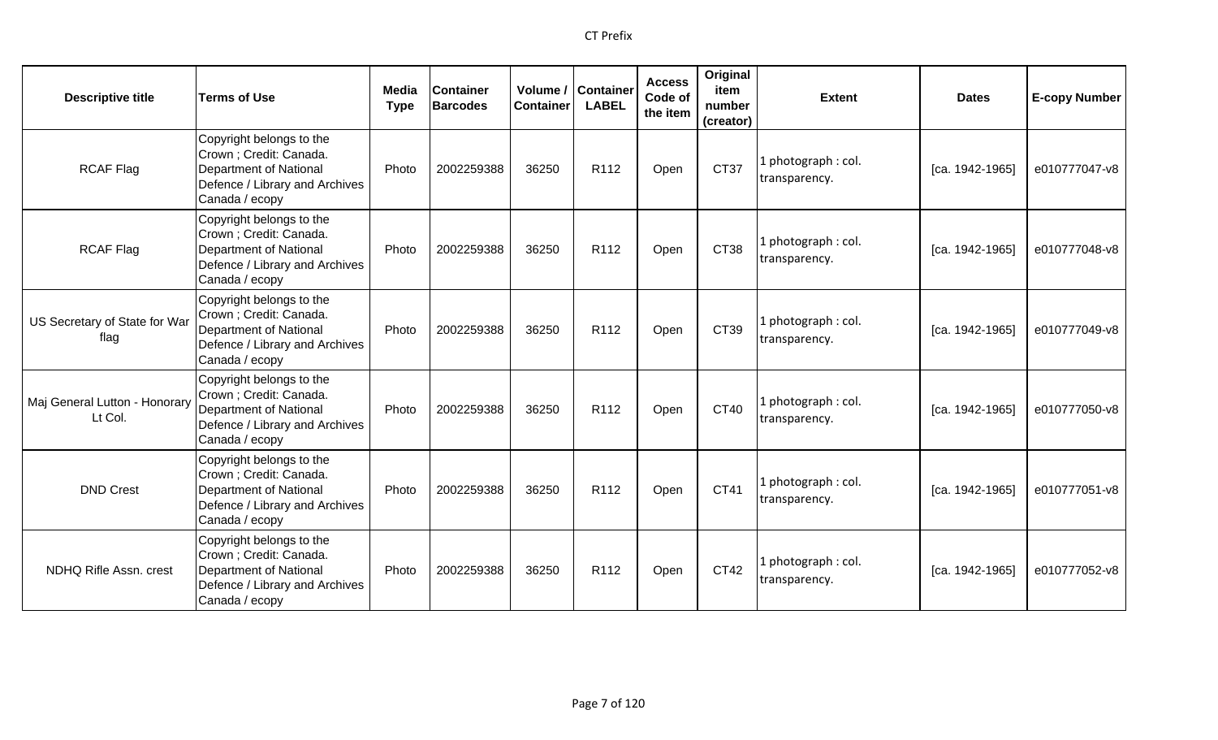| Descriptive title | Terms of Use | Media Type | Container Barcodes | Volume / Container | Container LABEL | Access Code of the item | Original item number (creator) | Extent | Dates | E-copy Number |
|---|---|---|---|---|---|---|---|---|---|---|
| RCAF Flag | Copyright belongs to the Crown ; Credit: Canada. Department of National Defence / Library and Archives Canada / ecopy | Photo | 2002259388 | 36250 | R112 | Open | CT37 | 1 photograph : col. transparency. | [ca. 1942-1965] | e010777047-v8 |
| RCAF Flag | Copyright belongs to the Crown ; Credit: Canada. Department of National Defence / Library and Archives Canada / ecopy | Photo | 2002259388 | 36250 | R112 | Open | CT38 | 1 photograph : col. transparency. | [ca. 1942-1965] | e010777048-v8 |
| US Secretary of State for War flag | Copyright belongs to the Crown ; Credit: Canada. Department of National Defence / Library and Archives Canada / ecopy | Photo | 2002259388 | 36250 | R112 | Open | CT39 | 1 photograph : col. transparency. | [ca. 1942-1965] | e010777049-v8 |
| Maj General Lutton - Honorary Lt Col. | Copyright belongs to the Crown ; Credit: Canada. Department of National Defence / Library and Archives Canada / ecopy | Photo | 2002259388 | 36250 | R112 | Open | CT40 | 1 photograph : col. transparency. | [ca. 1942-1965] | e010777050-v8 |
| DND Crest | Copyright belongs to the Crown ; Credit: Canada. Department of National Defence / Library and Archives Canada / ecopy | Photo | 2002259388 | 36250 | R112 | Open | CT41 | 1 photograph : col. transparency. | [ca. 1942-1965] | e010777051-v8 |
| NDHQ Rifle Assn. crest | Copyright belongs to the Crown ; Credit: Canada. Department of National Defence / Library and Archives Canada / ecopy | Photo | 2002259388 | 36250 | R112 | Open | CT42 | 1 photograph : col. transparency. | [ca. 1942-1965] | e010777052-v8 |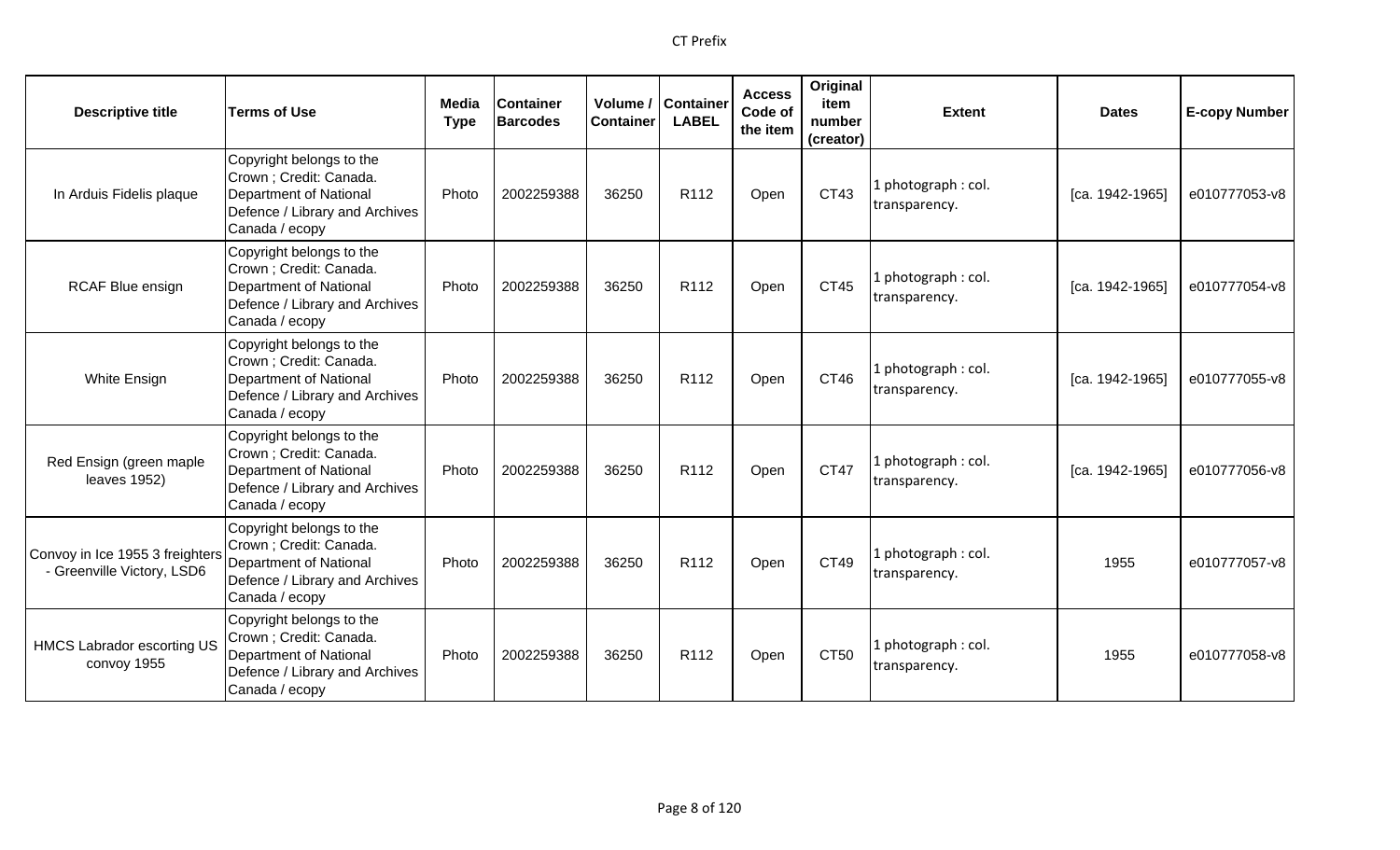| Descriptive title | Terms of Use | Media Type | Container Barcodes | Volume / Container | Container LABEL | Access Code of the item | Original item number (creator) | Extent | Dates | E-copy Number |
|---|---|---|---|---|---|---|---|---|---|---|
| In Arduis Fidelis plaque | Copyright belongs to the Crown ; Credit: Canada. Department of National Defence / Library and Archives Canada / ecopy | Photo | 2002259388 | 36250 | R112 | Open | CT43 | 1 photograph : col. transparency. | [ca. 1942-1965] | e010777053-v8 |
| RCAF Blue ensign | Copyright belongs to the Crown ; Credit: Canada. Department of National Defence / Library and Archives Canada / ecopy | Photo | 2002259388 | 36250 | R112 | Open | CT45 | 1 photograph : col. transparency. | [ca. 1942-1965] | e010777054-v8 |
| White Ensign | Copyright belongs to the Crown ; Credit: Canada. Department of National Defence / Library and Archives Canada / ecopy | Photo | 2002259388 | 36250 | R112 | Open | CT46 | 1 photograph : col. transparency. | [ca. 1942-1965] | e010777055-v8 |
| Red Ensign (green maple leaves 1952) | Copyright belongs to the Crown ; Credit: Canada. Department of National Defence / Library and Archives Canada / ecopy | Photo | 2002259388 | 36250 | R112 | Open | CT47 | 1 photograph : col. transparency. | [ca. 1942-1965] | e010777056-v8 |
| Convoy in Ice 1955 3 freighters - Greenville Victory, LSD6 | Copyright belongs to the Crown ; Credit: Canada. Department of National Defence / Library and Archives Canada / ecopy | Photo | 2002259388 | 36250 | R112 | Open | CT49 | 1 photograph : col. transparency. | 1955 | e010777057-v8 |
| HMCS Labrador escorting US convoy 1955 | Copyright belongs to the Crown ; Credit: Canada. Department of National Defence / Library and Archives Canada / ecopy | Photo | 2002259388 | 36250 | R112 | Open | CT50 | 1 photograph : col. transparency. | 1955 | e010777058-v8 |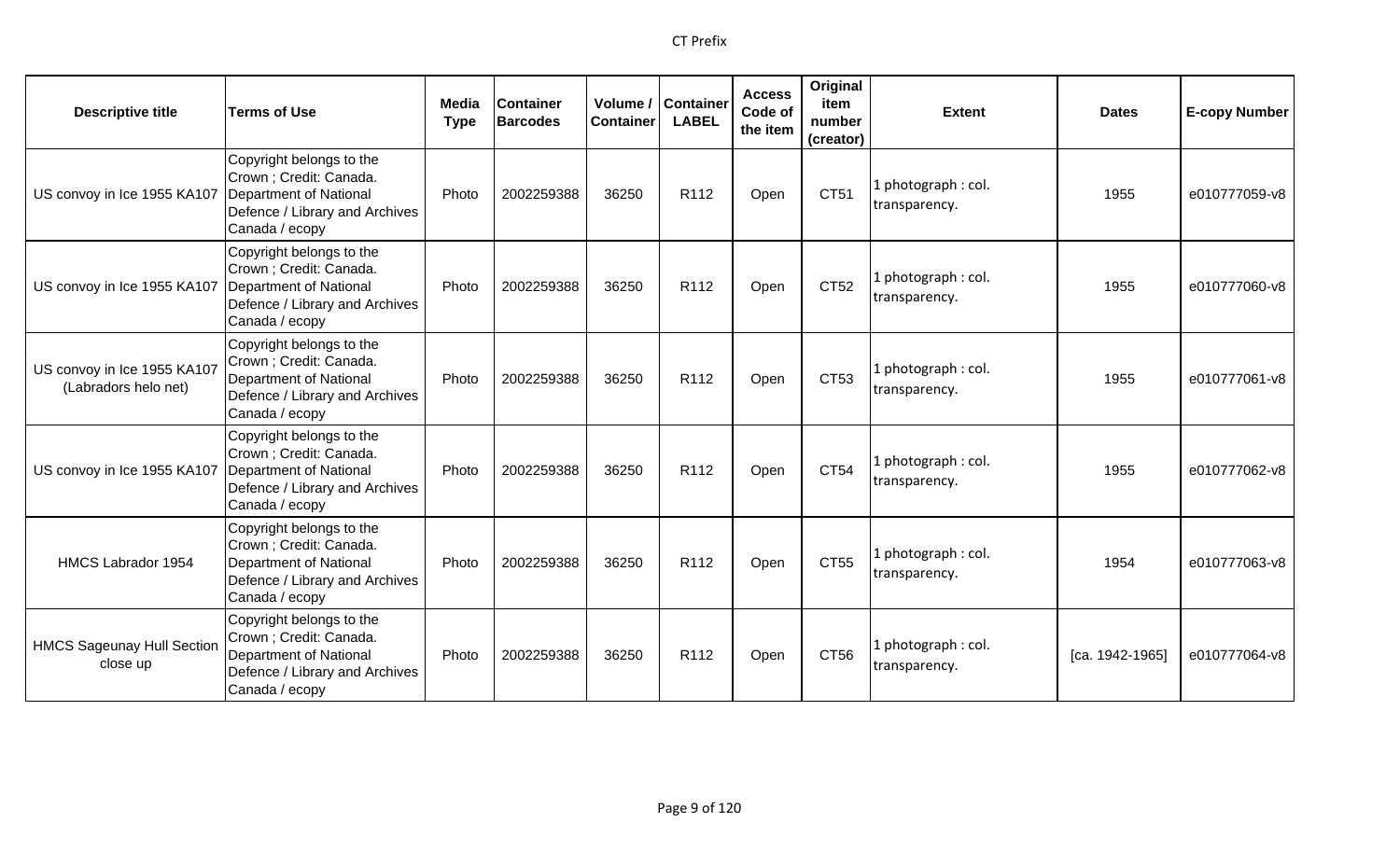| Descriptive title | Terms of Use | Media Type | Container Barcodes | Volume / Container | Container LABEL | Access Code of the item | Original item number (creator) | Extent | Dates | E-copy Number |
|---|---|---|---|---|---|---|---|---|---|---|
| US convoy in Ice 1955 KA107 | Copyright belongs to the Crown ; Credit: Canada. Department of National Defence / Library and Archives Canada / ecopy | Photo | 2002259388 | 36250 | R112 | Open | CT51 | 1 photograph : col. transparency. | 1955 | e010777059-v8 |
| US convoy in Ice 1955 KA107 | Copyright belongs to the Crown ; Credit: Canada. Department of National Defence / Library and Archives Canada / ecopy | Photo | 2002259388 | 36250 | R112 | Open | CT52 | 1 photograph : col. transparency. | 1955 | e010777060-v8 |
| US convoy in Ice 1955 KA107 (Labradors helo net) | Copyright belongs to the Crown ; Credit: Canada. Department of National Defence / Library and Archives Canada / ecopy | Photo | 2002259388 | 36250 | R112 | Open | CT53 | 1 photograph : col. transparency. | 1955 | e010777061-v8 |
| US convoy in Ice 1955 KA107 | Copyright belongs to the Crown ; Credit: Canada. Department of National Defence / Library and Archives Canada / ecopy | Photo | 2002259388 | 36250 | R112 | Open | CT54 | 1 photograph : col. transparency. | 1955 | e010777062-v8 |
| HMCS Labrador 1954 | Copyright belongs to the Crown ; Credit: Canada. Department of National Defence / Library and Archives Canada / ecopy | Photo | 2002259388 | 36250 | R112 | Open | CT55 | 1 photograph : col. transparency. | 1954 | e010777063-v8 |
| HMCS Sageunay Hull Section close up | Copyright belongs to the Crown ; Credit: Canada. Department of National Defence / Library and Archives Canada / ecopy | Photo | 2002259388 | 36250 | R112 | Open | CT56 | 1 photograph : col. transparency. | [ca. 1942-1965] | e010777064-v8 |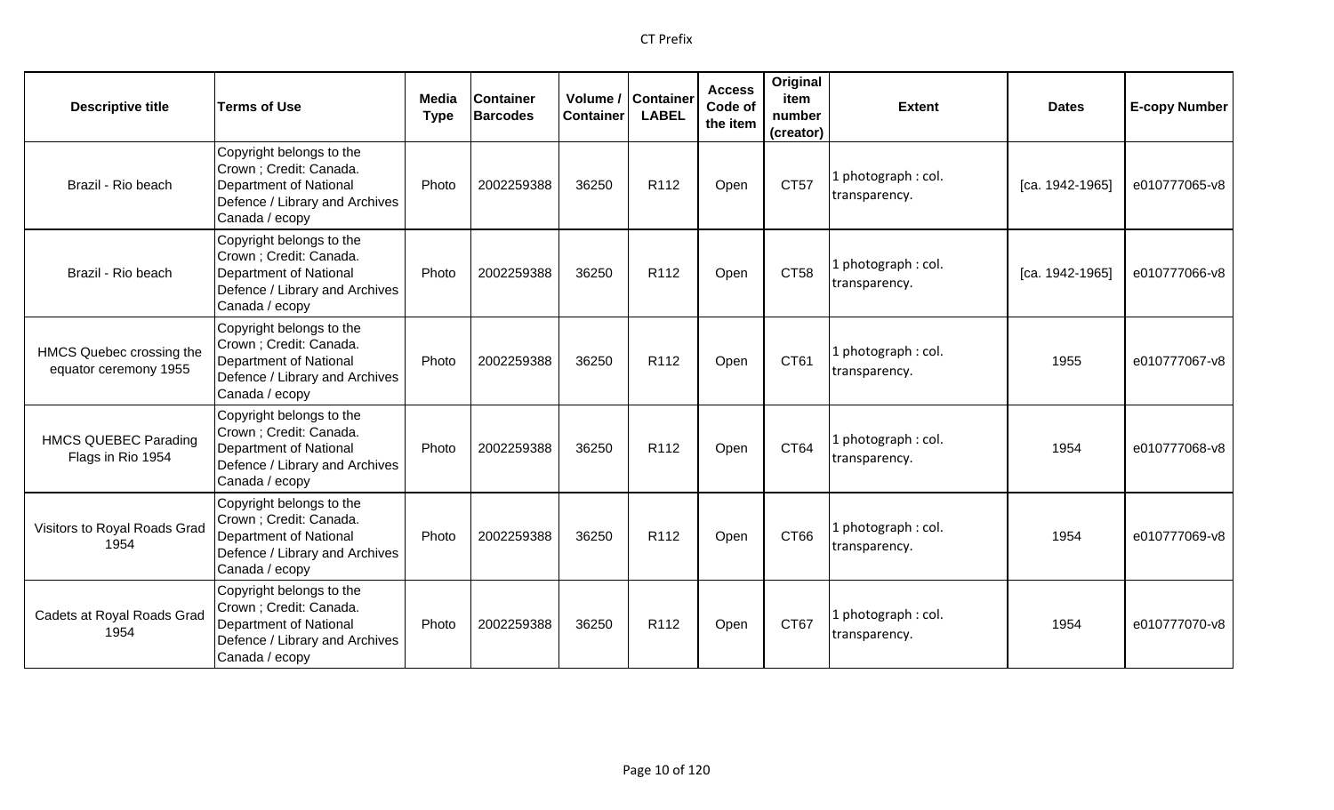| Descriptive title | Terms of Use | Media Type | Container Barcodes | Volume / Container | Container LABEL | Access Code of the item | Original item number (creator) | Extent | Dates | E-copy Number |
|---|---|---|---|---|---|---|---|---|---|---|
| Brazil - Rio beach | Copyright belongs to the Crown ; Credit: Canada. Department of National Defence / Library and Archives Canada / ecopy | Photo | 2002259388 | 36250 | R112 | Open | CT57 | 1 photograph : col. transparency. | [ca. 1942-1965] | e010777065-v8 |
| Brazil - Rio beach | Copyright belongs to the Crown ; Credit: Canada. Department of National Defence / Library and Archives Canada / ecopy | Photo | 2002259388 | 36250 | R112 | Open | CT58 | 1 photograph : col. transparency. | [ca. 1942-1965] | e010777066-v8 |
| HMCS Quebec crossing the equator ceremony 1955 | Copyright belongs to the Crown ; Credit: Canada. Department of National Defence / Library and Archives Canada / ecopy | Photo | 2002259388 | 36250 | R112 | Open | CT61 | 1 photograph : col. transparency. | 1955 | e010777067-v8 |
| HMCS QUEBEC Parading Flags in Rio 1954 | Copyright belongs to the Crown ; Credit: Canada. Department of National Defence / Library and Archives Canada / ecopy | Photo | 2002259388 | 36250 | R112 | Open | CT64 | 1 photograph : col. transparency. | 1954 | e010777068-v8 |
| Visitors to Royal Roads Grad 1954 | Copyright belongs to the Crown ; Credit: Canada. Department of National Defence / Library and Archives Canada / ecopy | Photo | 2002259388 | 36250 | R112 | Open | CT66 | 1 photograph : col. transparency. | 1954 | e010777069-v8 |
| Cadets at Royal Roads Grad 1954 | Copyright belongs to the Crown ; Credit: Canada. Department of National Defence / Library and Archives Canada / ecopy | Photo | 2002259388 | 36250 | R112 | Open | CT67 | 1 photograph : col. transparency. | 1954 | e010777070-v8 |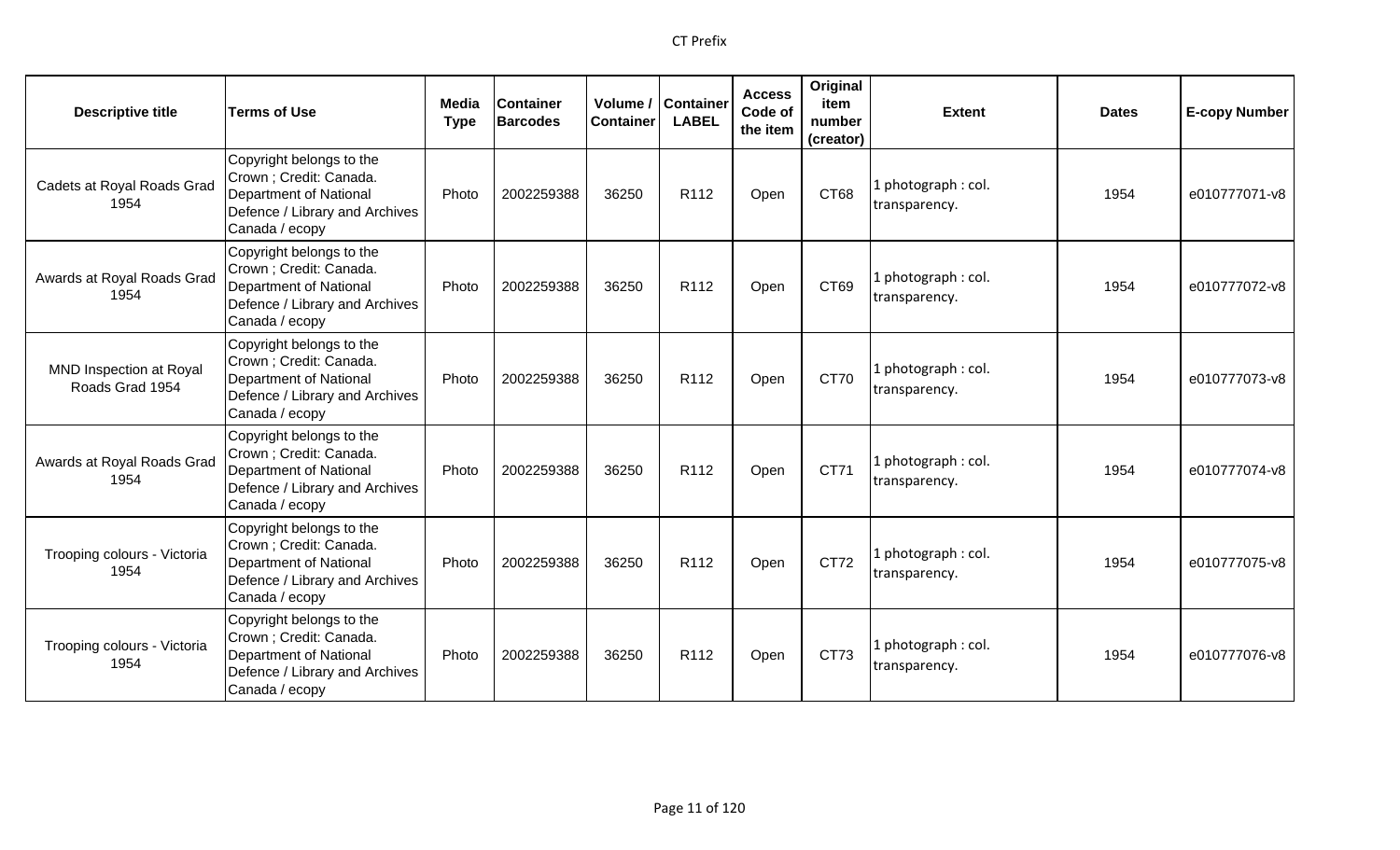| Descriptive title | Terms of Use | Media Type | Container Barcodes | Volume / Container | Container LABEL | Access Code of the item | Original item number (creator) | Extent | Dates | E-copy Number |
|---|---|---|---|---|---|---|---|---|---|---|
| Cadets at Royal Roads Grad 1954 | Copyright belongs to the Crown ; Credit: Canada. Department of National Defence / Library and Archives Canada / ecopy | Photo | 2002259388 | 36250 | R112 | Open | CT68 | 1 photograph : col. transparency. | 1954 | e010777071-v8 |
| Awards at Royal Roads Grad 1954 | Copyright belongs to the Crown ; Credit: Canada. Department of National Defence / Library and Archives Canada / ecopy | Photo | 2002259388 | 36250 | R112 | Open | CT69 | 1 photograph : col. transparency. | 1954 | e010777072-v8 |
| MND Inspection at Royal Roads Grad 1954 | Copyright belongs to the Crown ; Credit: Canada. Department of National Defence / Library and Archives Canada / ecopy | Photo | 2002259388 | 36250 | R112 | Open | CT70 | 1 photograph : col. transparency. | 1954 | e010777073-v8 |
| Awards at Royal Roads Grad 1954 | Copyright belongs to the Crown ; Credit: Canada. Department of National Defence / Library and Archives Canada / ecopy | Photo | 2002259388 | 36250 | R112 | Open | CT71 | 1 photograph : col. transparency. | 1954 | e010777074-v8 |
| Trooping colours - Victoria 1954 | Copyright belongs to the Crown ; Credit: Canada. Department of National Defence / Library and Archives Canada / ecopy | Photo | 2002259388 | 36250 | R112 | Open | CT72 | 1 photograph : col. transparency. | 1954 | e010777075-v8 |
| Trooping colours - Victoria 1954 | Copyright belongs to the Crown ; Credit: Canada. Department of National Defence / Library and Archives Canada / ecopy | Photo | 2002259388 | 36250 | R112 | Open | CT73 | 1 photograph : col. transparency. | 1954 | e010777076-v8 |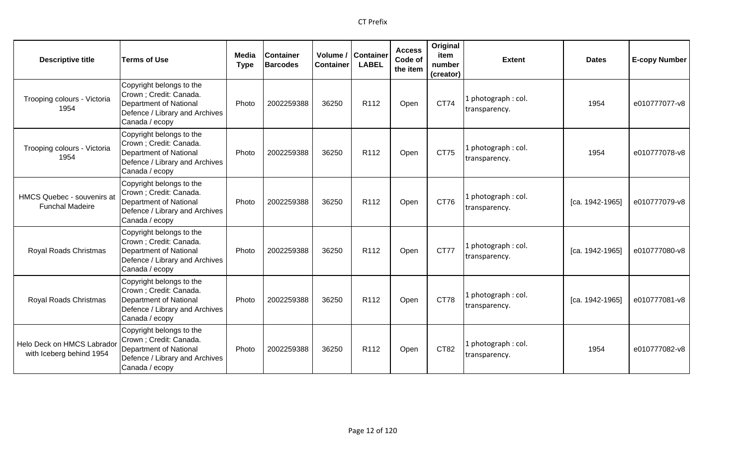| Descriptive title | Terms of Use | Media Type | Container Barcodes | Volume / Container | Container LABEL | Access Code of the item | Original item number (creator) | Extent | Dates | E-copy Number |
|---|---|---|---|---|---|---|---|---|---|---|
| Trooping colours - Victoria 1954 | Copyright belongs to the Crown ; Credit: Canada. Department of National Defence / Library and Archives Canada / ecopy | Photo | 2002259388 | 36250 | R112 | Open | CT74 | 1 photograph : col. transparency. | 1954 | e010777077-v8 |
| Trooping colours - Victoria 1954 | Copyright belongs to the Crown ; Credit: Canada. Department of National Defence / Library and Archives Canada / ecopy | Photo | 2002259388 | 36250 | R112 | Open | CT75 | 1 photograph : col. transparency. | 1954 | e010777078-v8 |
| HMCS Quebec - souvenirs at Funchal Madeire | Copyright belongs to the Crown ; Credit: Canada. Department of National Defence / Library and Archives Canada / ecopy | Photo | 2002259388 | 36250 | R112 | Open | CT76 | 1 photograph : col. transparency. | [ca. 1942-1965] | e010777079-v8 |
| Royal Roads Christmas | Copyright belongs to the Crown ; Credit: Canada. Department of National Defence / Library and Archives Canada / ecopy | Photo | 2002259388 | 36250 | R112 | Open | CT77 | 1 photograph : col. transparency. | [ca. 1942-1965] | e010777080-v8 |
| Royal Roads Christmas | Copyright belongs to the Crown ; Credit: Canada. Department of National Defence / Library and Archives Canada / ecopy | Photo | 2002259388 | 36250 | R112 | Open | CT78 | 1 photograph : col. transparency. | [ca. 1942-1965] | e010777081-v8 |
| Helo Deck on HMCS Labrador with Iceberg behind 1954 | Copyright belongs to the Crown ; Credit: Canada. Department of National Defence / Library and Archives Canada / ecopy | Photo | 2002259388 | 36250 | R112 | Open | CT82 | 1 photograph : col. transparency. | 1954 | e010777082-v8 |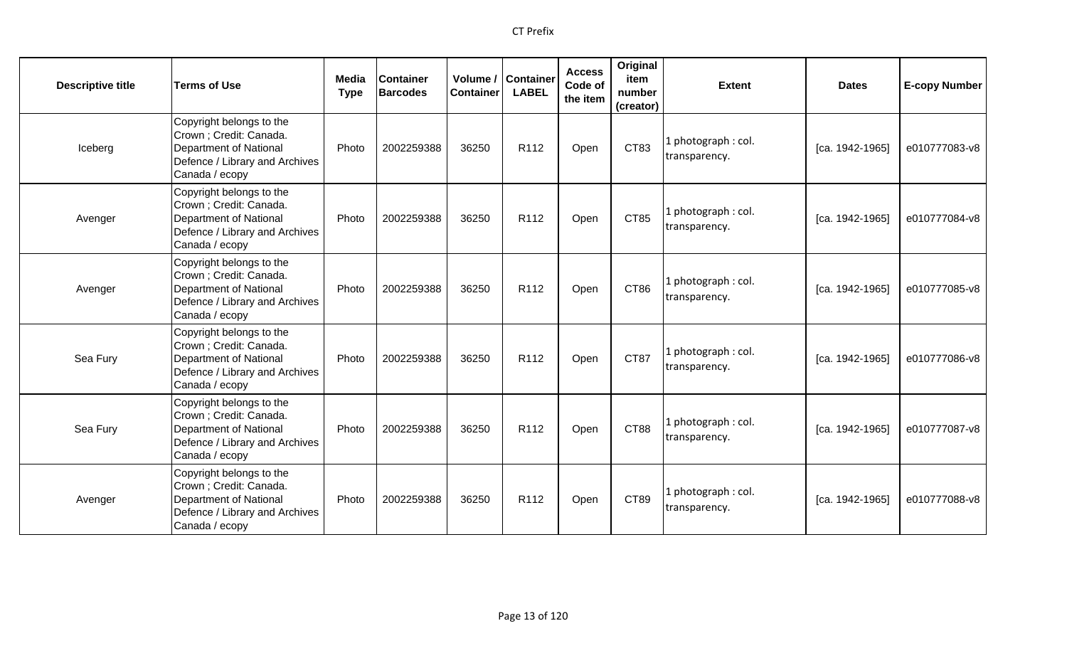| Descriptive title | Terms of Use | Media Type | Container Barcodes | Volume / Container | Container LABEL | Access Code of the item | Original item number (creator) | Extent | Dates | E-copy Number |
|---|---|---|---|---|---|---|---|---|---|---|
| Iceberg | Copyright belongs to the Crown ; Credit: Canada. Department of National Defence / Library and Archives Canada / ecopy | Photo | 2002259388 | 36250 | R112 | Open | CT83 | 1 photograph : col. transparency. | [ca. 1942-1965] | e010777083-v8 |
| Avenger | Copyright belongs to the Crown ; Credit: Canada. Department of National Defence / Library and Archives Canada / ecopy | Photo | 2002259388 | 36250 | R112 | Open | CT85 | 1 photograph : col. transparency. | [ca. 1942-1965] | e010777084-v8 |
| Avenger | Copyright belongs to the Crown ; Credit: Canada. Department of National Defence / Library and Archives Canada / ecopy | Photo | 2002259388 | 36250 | R112 | Open | CT86 | 1 photograph : col. transparency. | [ca. 1942-1965] | e010777085-v8 |
| Sea Fury | Copyright belongs to the Crown ; Credit: Canada. Department of National Defence / Library and Archives Canada / ecopy | Photo | 2002259388 | 36250 | R112 | Open | CT87 | 1 photograph : col. transparency. | [ca. 1942-1965] | e010777086-v8 |
| Sea Fury | Copyright belongs to the Crown ; Credit: Canada. Department of National Defence / Library and Archives Canada / ecopy | Photo | 2002259388 | 36250 | R112 | Open | CT88 | 1 photograph : col. transparency. | [ca. 1942-1965] | e010777087-v8 |
| Avenger | Copyright belongs to the Crown ; Credit: Canada. Department of National Defence / Library and Archives Canada / ecopy | Photo | 2002259388 | 36250 | R112 | Open | CT89 | 1 photograph : col. transparency. | [ca. 1942-1965] | e010777088-v8 |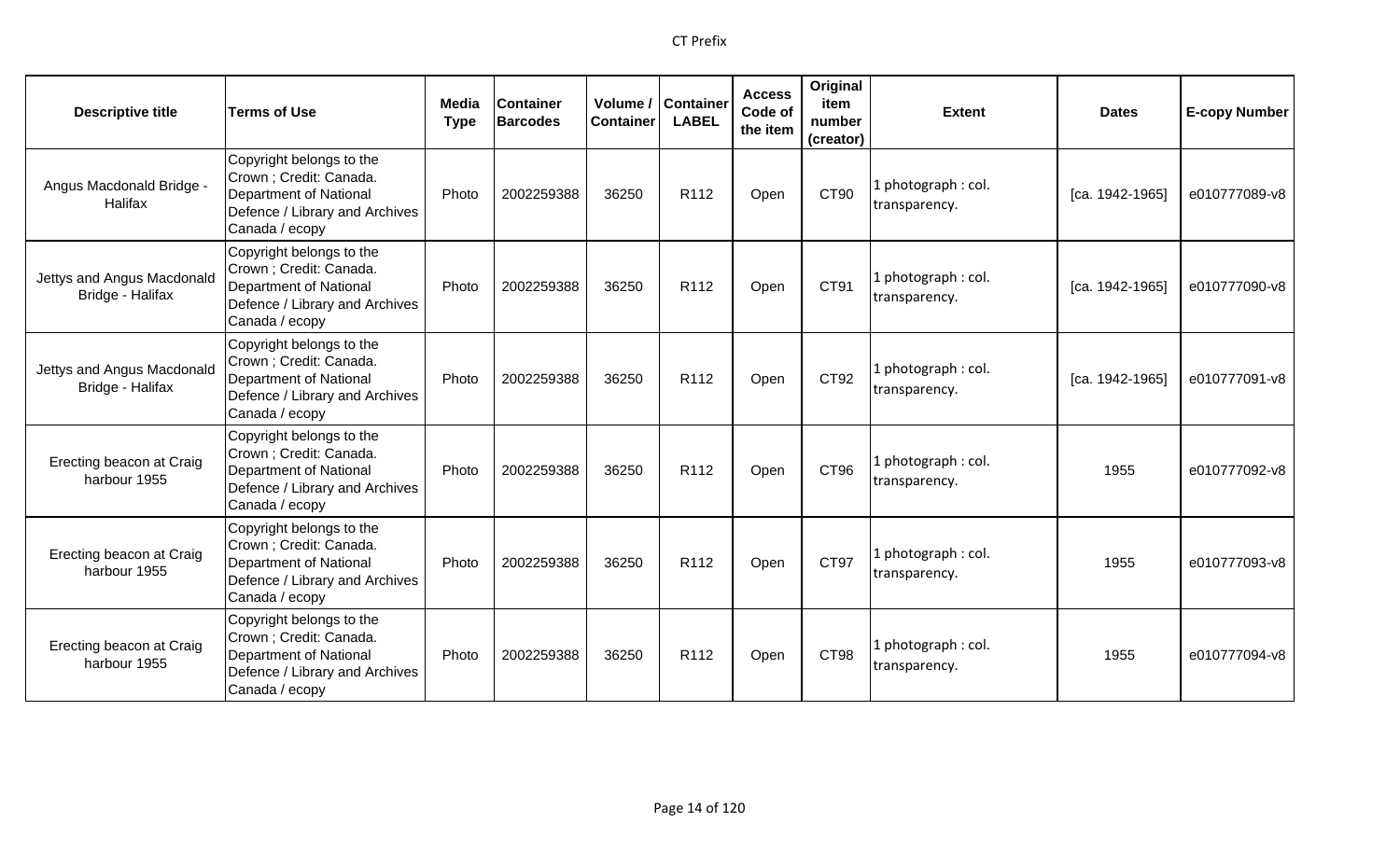| Descriptive title | Terms of Use | Media Type | Container Barcodes | Volume / Container | Container LABEL | Access Code of the item | Original item number (creator) | Extent | Dates | E-copy Number |
|---|---|---|---|---|---|---|---|---|---|---|
| Angus Macdonald Bridge - Halifax | Copyright belongs to the Crown ; Credit: Canada. Department of National Defence / Library and Archives Canada / ecopy | Photo | 2002259388 | 36250 | R112 | Open | CT90 | 1 photograph : col. transparency. | [ca. 1942-1965] | e010777089-v8 |
| Jettys and Angus Macdonald Bridge - Halifax | Copyright belongs to the Crown ; Credit: Canada. Department of National Defence / Library and Archives Canada / ecopy | Photo | 2002259388 | 36250 | R112 | Open | CT91 | 1 photograph : col. transparency. | [ca. 1942-1965] | e010777090-v8 |
| Jettys and Angus Macdonald Bridge - Halifax | Copyright belongs to the Crown ; Credit: Canada. Department of National Defence / Library and Archives Canada / ecopy | Photo | 2002259388 | 36250 | R112 | Open | CT92 | 1 photograph : col. transparency. | [ca. 1942-1965] | e010777091-v8 |
| Erecting beacon at Craig harbour 1955 | Copyright belongs to the Crown ; Credit: Canada. Department of National Defence / Library and Archives Canada / ecopy | Photo | 2002259388 | 36250 | R112 | Open | CT96 | 1 photograph : col. transparency. | 1955 | e010777092-v8 |
| Erecting beacon at Craig harbour 1955 | Copyright belongs to the Crown ; Credit: Canada. Department of National Defence / Library and Archives Canada / ecopy | Photo | 2002259388 | 36250 | R112 | Open | CT97 | 1 photograph : col. transparency. | 1955 | e010777093-v8 |
| Erecting beacon at Craig harbour 1955 | Copyright belongs to the Crown ; Credit: Canada. Department of National Defence / Library and Archives Canada / ecopy | Photo | 2002259388 | 36250 | R112 | Open | CT98 | 1 photograph : col. transparency. | 1955 | e010777094-v8 |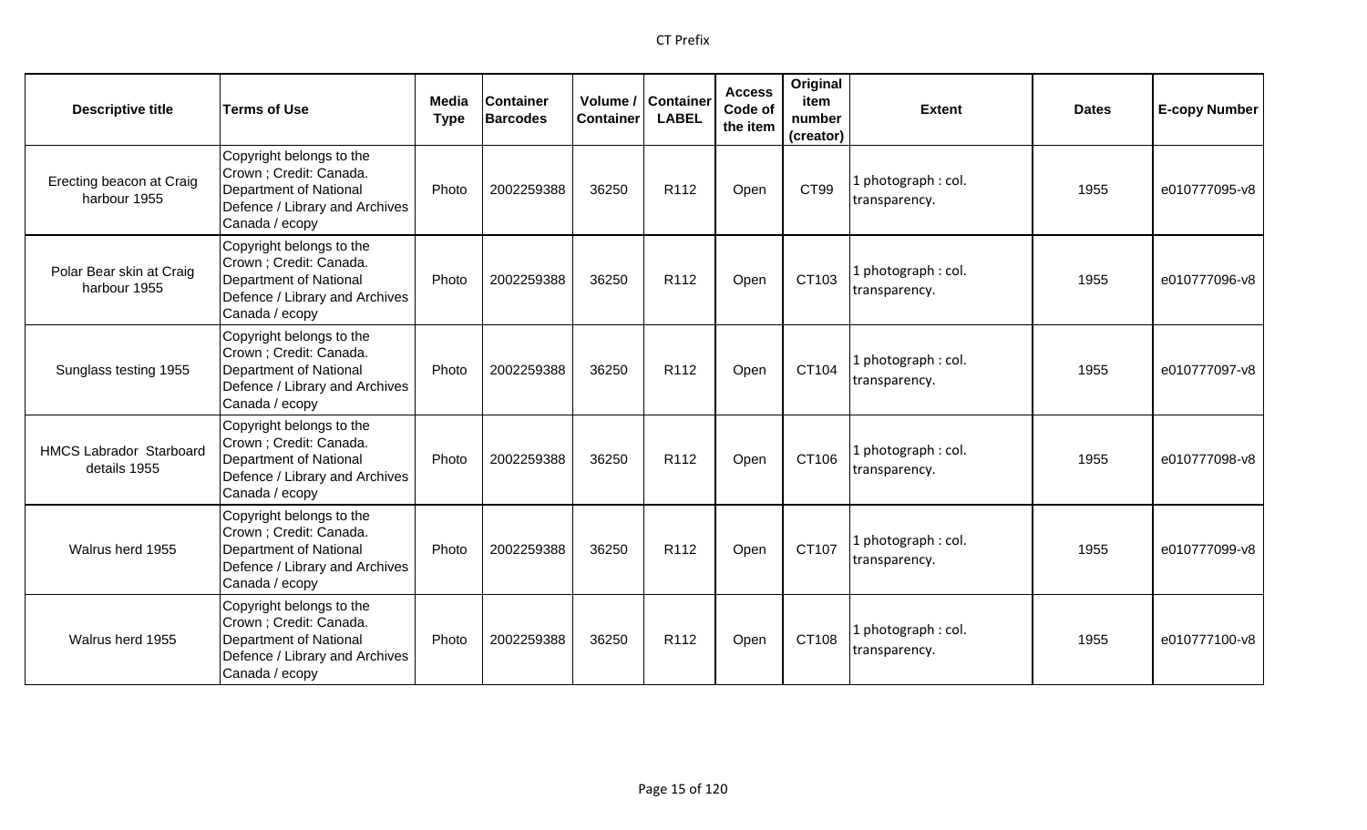| Descriptive title | Terms of Use | Media Type | Container Barcodes | Volume / Container | Container LABEL | Access Code of the item | Original item number (creator) | Extent | Dates | E-copy Number |
|---|---|---|---|---|---|---|---|---|---|---|
| Erecting beacon at Craig harbour 1955 | Copyright belongs to the Crown ; Credit: Canada. Department of National Defence / Library and Archives Canada / ecopy | Photo | 2002259388 | 36250 | R112 | Open | CT99 | 1 photograph : col. transparency. | 1955 | e010777095-v8 |
| Polar Bear skin at Craig harbour 1955 | Copyright belongs to the Crown ; Credit: Canada. Department of National Defence / Library and Archives Canada / ecopy | Photo | 2002259388 | 36250 | R112 | Open | CT103 | 1 photograph : col. transparency. | 1955 | e010777096-v8 |
| Sunglass testing 1955 | Copyright belongs to the Crown ; Credit: Canada. Department of National Defence / Library and Archives Canada / ecopy | Photo | 2002259388 | 36250 | R112 | Open | CT104 | 1 photograph : col. transparency. | 1955 | e010777097-v8 |
| HMCS Labrador Starboard details 1955 | Copyright belongs to the Crown ; Credit: Canada. Department of National Defence / Library and Archives Canada / ecopy | Photo | 2002259388 | 36250 | R112 | Open | CT106 | 1 photograph : col. transparency. | 1955 | e010777098-v8 |
| Walrus herd 1955 | Copyright belongs to the Crown ; Credit: Canada. Department of National Defence / Library and Archives Canada / ecopy | Photo | 2002259388 | 36250 | R112 | Open | CT107 | 1 photograph : col. transparency. | 1955 | e010777099-v8 |
| Walrus herd 1955 | Copyright belongs to the Crown ; Credit: Canada. Department of National Defence / Library and Archives Canada / ecopy | Photo | 2002259388 | 36250 | R112 | Open | CT108 | 1 photograph : col. transparency. | 1955 | e010777100-v8 |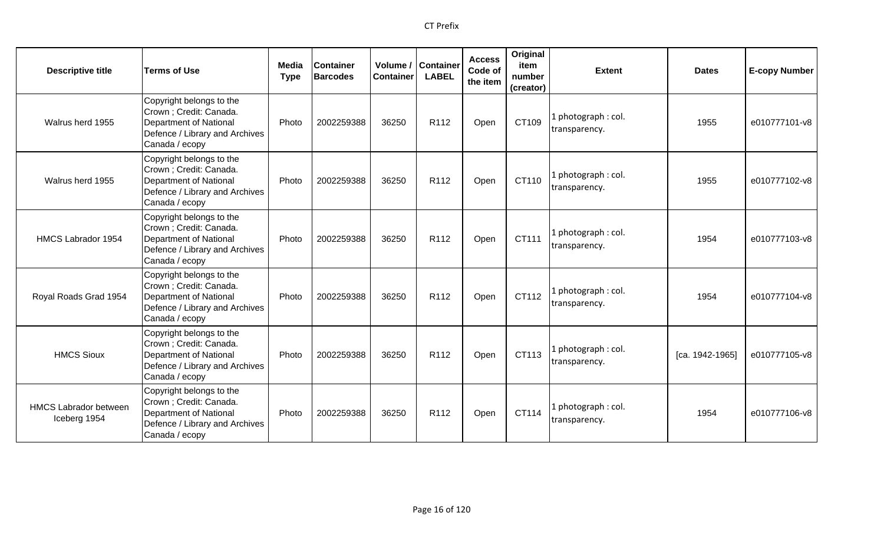| Descriptive title | Terms of Use | Media Type | Container Barcodes | Volume / Container | Container LABEL | Access Code of the item | Original item number (creator) | Extent | Dates | E-copy Number |
|---|---|---|---|---|---|---|---|---|---|---|
| Walrus herd 1955 | Copyright belongs to the Crown ; Credit: Canada. Department of National Defence / Library and Archives Canada / ecopy | Photo | 2002259388 | 36250 | R112 | Open | CT109 | 1 photograph : col. transparency. | 1955 | e010777101-v8 |
| Walrus herd 1955 | Copyright belongs to the Crown ; Credit: Canada. Department of National Defence / Library and Archives Canada / ecopy | Photo | 2002259388 | 36250 | R112 | Open | CT110 | 1 photograph : col. transparency. | 1955 | e010777102-v8 |
| HMCS Labrador 1954 | Copyright belongs to the Crown ; Credit: Canada. Department of National Defence / Library and Archives Canada / ecopy | Photo | 2002259388 | 36250 | R112 | Open | CT111 | 1 photograph : col. transparency. | 1954 | e010777103-v8 |
| Royal Roads Grad 1954 | Copyright belongs to the Crown ; Credit: Canada. Department of National Defence / Library and Archives Canada / ecopy | Photo | 2002259388 | 36250 | R112 | Open | CT112 | 1 photograph : col. transparency. | 1954 | e010777104-v8 |
| HMCS Sioux | Copyright belongs to the Crown ; Credit: Canada. Department of National Defence / Library and Archives Canada / ecopy | Photo | 2002259388 | 36250 | R112 | Open | CT113 | 1 photograph : col. transparency. | [ca. 1942-1965] | e010777105-v8 |
| HMCS Labrador between Iceberg 1954 | Copyright belongs to the Crown ; Credit: Canada. Department of National Defence / Library and Archives Canada / ecopy | Photo | 2002259388 | 36250 | R112 | Open | CT114 | 1 photograph : col. transparency. | 1954 | e010777106-v8 |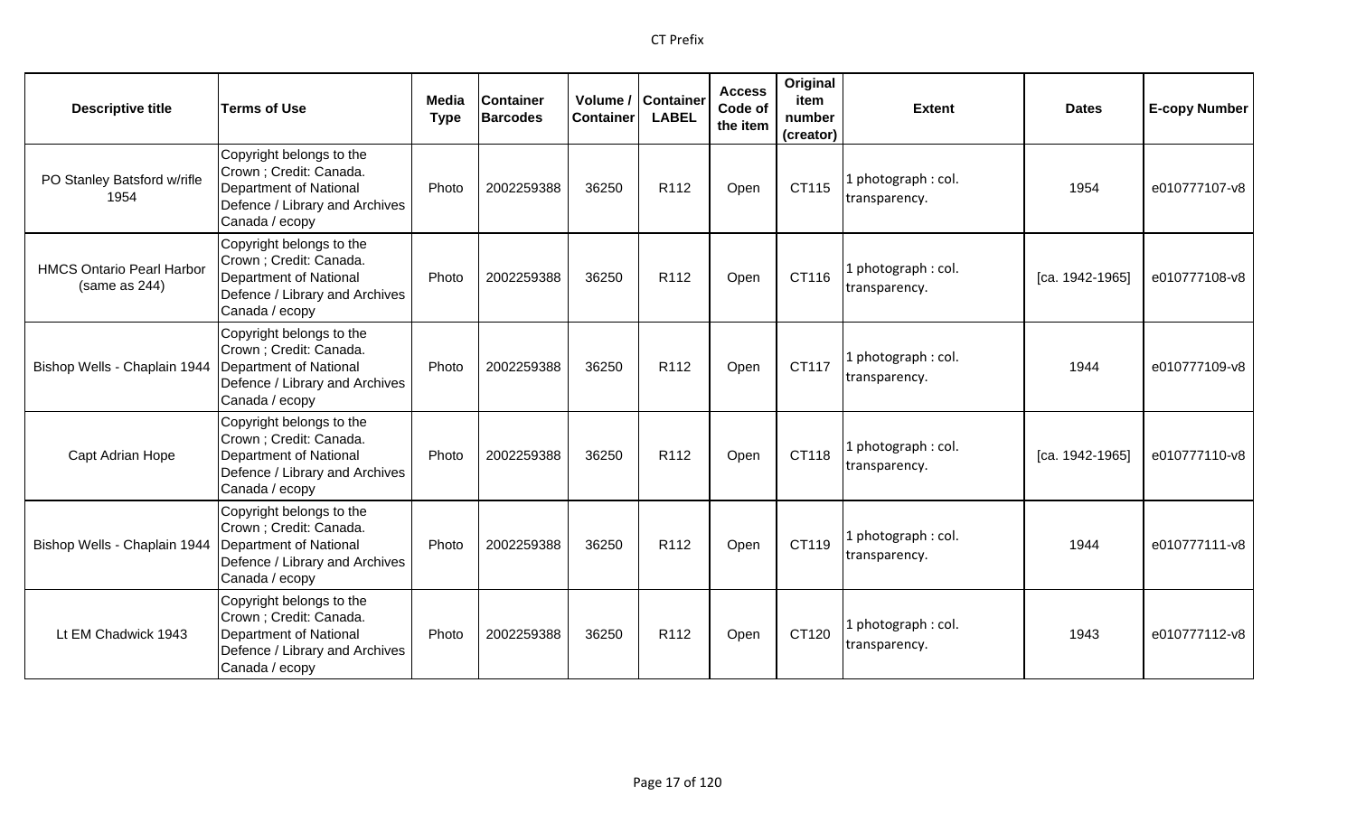| Descriptive title | Terms of Use | Media Type | Container Barcodes | Volume / Container | Container LABEL | Access Code of the item | Original item number (creator) | Extent | Dates | E-copy Number |
|---|---|---|---|---|---|---|---|---|---|---|
| PO Stanley Batsford w/rifle 1954 | Copyright belongs to the Crown ; Credit: Canada. Department of National Defence / Library and Archives Canada / ecopy | Photo | 2002259388 | 36250 | R112 | Open | CT115 | 1 photograph : col. transparency. | 1954 | e010777107-v8 |
| HMCS Ontario Pearl Harbor (same as 244) | Copyright belongs to the Crown ; Credit: Canada. Department of National Defence / Library and Archives Canada / ecopy | Photo | 2002259388 | 36250 | R112 | Open | CT116 | 1 photograph : col. transparency. | [ca. 1942-1965] | e010777108-v8 |
| Bishop Wells - Chaplain 1944 | Copyright belongs to the Crown ; Credit: Canada. Department of National Defence / Library and Archives Canada / ecopy | Photo | 2002259388 | 36250 | R112 | Open | CT117 | 1 photograph : col. transparency. | 1944 | e010777109-v8 |
| Capt Adrian Hope | Copyright belongs to the Crown ; Credit: Canada. Department of National Defence / Library and Archives Canada / ecopy | Photo | 2002259388 | 36250 | R112 | Open | CT118 | 1 photograph : col. transparency. | [ca. 1942-1965] | e010777110-v8 |
| Bishop Wells - Chaplain 1944 | Copyright belongs to the Crown ; Credit: Canada. Department of National Defence / Library and Archives Canada / ecopy | Photo | 2002259388 | 36250 | R112 | Open | CT119 | 1 photograph : col. transparency. | 1944 | e010777111-v8 |
| Lt EM Chadwick 1943 | Copyright belongs to the Crown ; Credit: Canada. Department of National Defence / Library and Archives Canada / ecopy | Photo | 2002259388 | 36250 | R112 | Open | CT120 | 1 photograph : col. transparency. | 1943 | e010777112-v8 |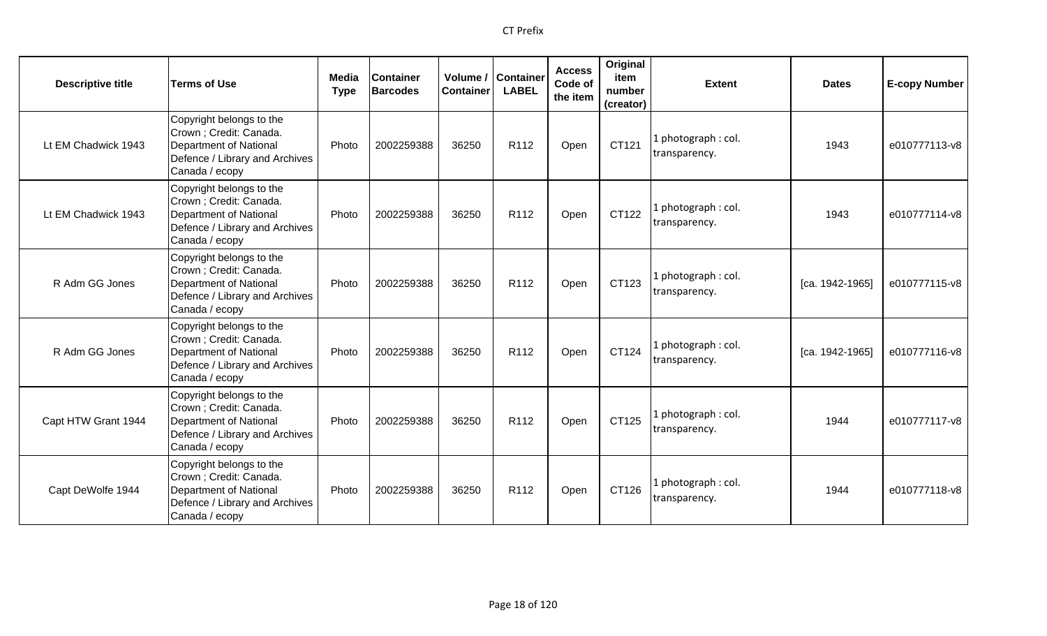| Descriptive title | Terms of Use | Media Type | Container Barcodes | Volume / Container | Container LABEL | Access Code of the item | Original item number (creator) | Extent | Dates | E-copy Number |
|---|---|---|---|---|---|---|---|---|---|---|
| Lt EM Chadwick 1943 | Copyright belongs to the Crown ; Credit: Canada. Department of National Defence / Library and Archives Canada / ecopy | Photo | 2002259388 | 36250 | R112 | Open | CT121 | 1 photograph : col. transparency. | 1943 | e010777113-v8 |
| Lt EM Chadwick 1943 | Copyright belongs to the Crown ; Credit: Canada. Department of National Defence / Library and Archives Canada / ecopy | Photo | 2002259388 | 36250 | R112 | Open | CT122 | 1 photograph : col. transparency. | 1943 | e010777114-v8 |
| R Adm GG Jones | Copyright belongs to the Crown ; Credit: Canada. Department of National Defence / Library and Archives Canada / ecopy | Photo | 2002259388 | 36250 | R112 | Open | CT123 | 1 photograph : col. transparency. | [ca. 1942-1965] | e010777115-v8 |
| R Adm GG Jones | Copyright belongs to the Crown ; Credit: Canada. Department of National Defence / Library and Archives Canada / ecopy | Photo | 2002259388 | 36250 | R112 | Open | CT124 | 1 photograph : col. transparency. | [ca. 1942-1965] | e010777116-v8 |
| Capt HTW Grant 1944 | Copyright belongs to the Crown ; Credit: Canada. Department of National Defence / Library and Archives Canada / ecopy | Photo | 2002259388 | 36250 | R112 | Open | CT125 | 1 photograph : col. transparency. | 1944 | e010777117-v8 |
| Capt DeWolfe 1944 | Copyright belongs to the Crown ; Credit: Canada. Department of National Defence / Library and Archives Canada / ecopy | Photo | 2002259388 | 36250 | R112 | Open | CT126 | 1 photograph : col. transparency. | 1944 | e010777118-v8 |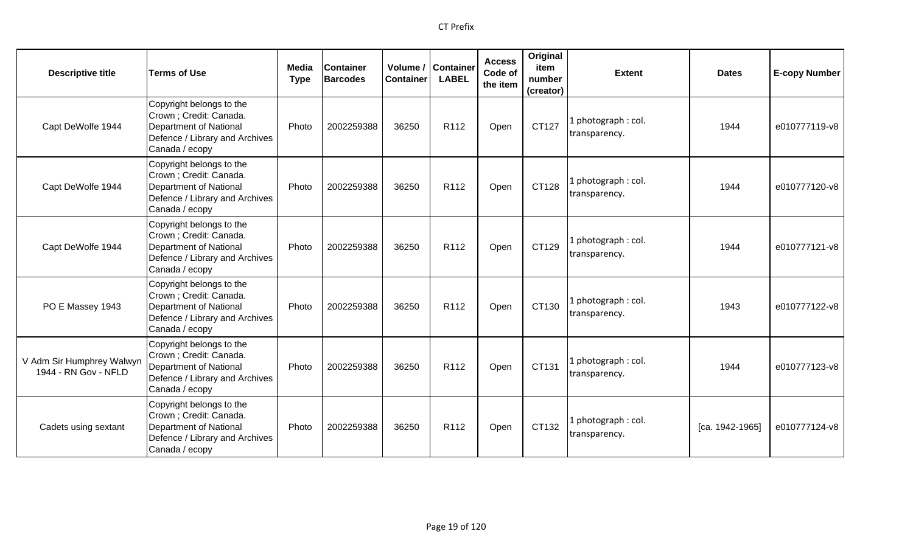| Descriptive title | Terms of Use | Media Type | Container Barcodes | Volume / Container | Container LABEL | Access Code of the item | Original item number (creator) | Extent | Dates | E-copy Number |
|---|---|---|---|---|---|---|---|---|---|---|
| Capt DeWolfe 1944 | Copyright belongs to the Crown ; Credit: Canada. Department of National Defence / Library and Archives Canada / ecopy | Photo | 2002259388 | 36250 | R112 | Open | CT127 | 1 photograph : col. transparency. | 1944 | e010777119-v8 |
| Capt DeWolfe 1944 | Copyright belongs to the Crown ; Credit: Canada. Department of National Defence / Library and Archives Canada / ecopy | Photo | 2002259388 | 36250 | R112 | Open | CT128 | 1 photograph : col. transparency. | 1944 | e010777120-v8 |
| Capt DeWolfe 1944 | Copyright belongs to the Crown ; Credit: Canada. Department of National Defence / Library and Archives Canada / ecopy | Photo | 2002259388 | 36250 | R112 | Open | CT129 | 1 photograph : col. transparency. | 1944 | e010777121-v8 |
| PO E Massey 1943 | Copyright belongs to the Crown ; Credit: Canada. Department of National Defence / Library and Archives Canada / ecopy | Photo | 2002259388 | 36250 | R112 | Open | CT130 | 1 photograph : col. transparency. | 1943 | e010777122-v8 |
| V Adm Sir Humphrey Walwyn 1944 - RN Gov - NFLD | Copyright belongs to the Crown ; Credit: Canada. Department of National Defence / Library and Archives Canada / ecopy | Photo | 2002259388 | 36250 | R112 | Open | CT131 | 1 photograph : col. transparency. | 1944 | e010777123-v8 |
| Cadets using sextant | Copyright belongs to the Crown ; Credit: Canada. Department of National Defence / Library and Archives Canada / ecopy | Photo | 2002259388 | 36250 | R112 | Open | CT132 | 1 photograph : col. transparency. | [ca. 1942-1965] | e010777124-v8 |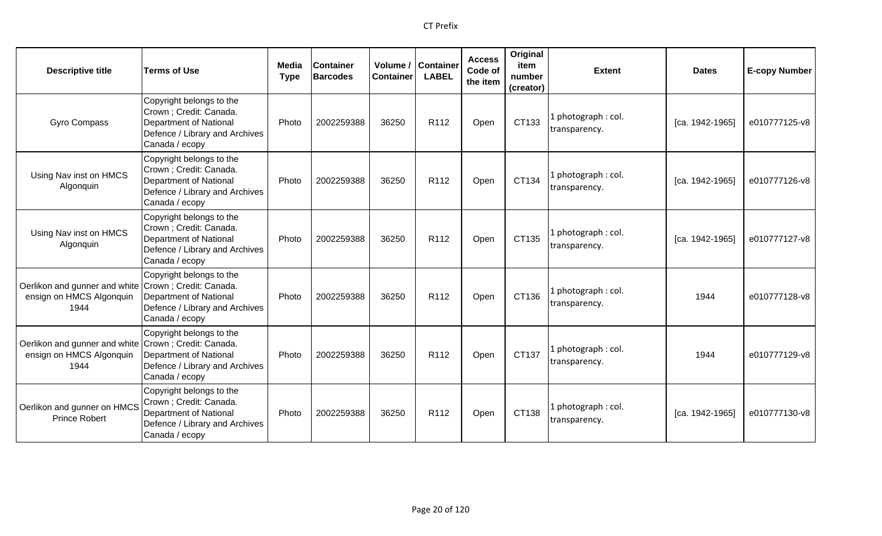| Descriptive title | Terms of Use | Media Type | Container Barcodes | Volume / Container | Container LABEL | Access Code of the item | Original item number (creator) | Extent | Dates | E-copy Number |
|---|---|---|---|---|---|---|---|---|---|---|
| Gyro Compass | Copyright belongs to the Crown ; Credit: Canada. Department of National Defence / Library and Archives Canada / ecopy | Photo | 2002259388 | 36250 | R112 | Open | CT133 | 1 photograph : col. transparency. | [ca. 1942-1965] | e010777125-v8 |
| Using Nav inst on HMCS Algonquin | Copyright belongs to the Crown ; Credit: Canada. Department of National Defence / Library and Archives Canada / ecopy | Photo | 2002259388 | 36250 | R112 | Open | CT134 | 1 photograph : col. transparency. | [ca. 1942-1965] | e010777126-v8 |
| Using Nav inst on HMCS Algonquin | Copyright belongs to the Crown ; Credit: Canada. Department of National Defence / Library and Archives Canada / ecopy | Photo | 2002259388 | 36250 | R112 | Open | CT135 | 1 photograph : col. transparency. | [ca. 1942-1965] | e010777127-v8 |
| Oerlikon and gunner and white ensign on HMCS Algonquin 1944 | Copyright belongs to the Crown ; Credit: Canada. Department of National Defence / Library and Archives Canada / ecopy | Photo | 2002259388 | 36250 | R112 | Open | CT136 | 1 photograph : col. transparency. | 1944 | e010777128-v8 |
| Oerlikon and gunner and white ensign on HMCS Algonquin 1944 | Copyright belongs to the Crown ; Credit: Canada. Department of National Defence / Library and Archives Canada / ecopy | Photo | 2002259388 | 36250 | R112 | Open | CT137 | 1 photograph : col. transparency. | 1944 | e010777129-v8 |
| Oerlikon and gunner on HMCS Prince Robert | Copyright belongs to the Crown ; Credit: Canada. Department of National Defence / Library and Archives Canada / ecopy | Photo | 2002259388 | 36250 | R112 | Open | CT138 | 1 photograph : col. transparency. | [ca. 1942-1965] | e010777130-v8 |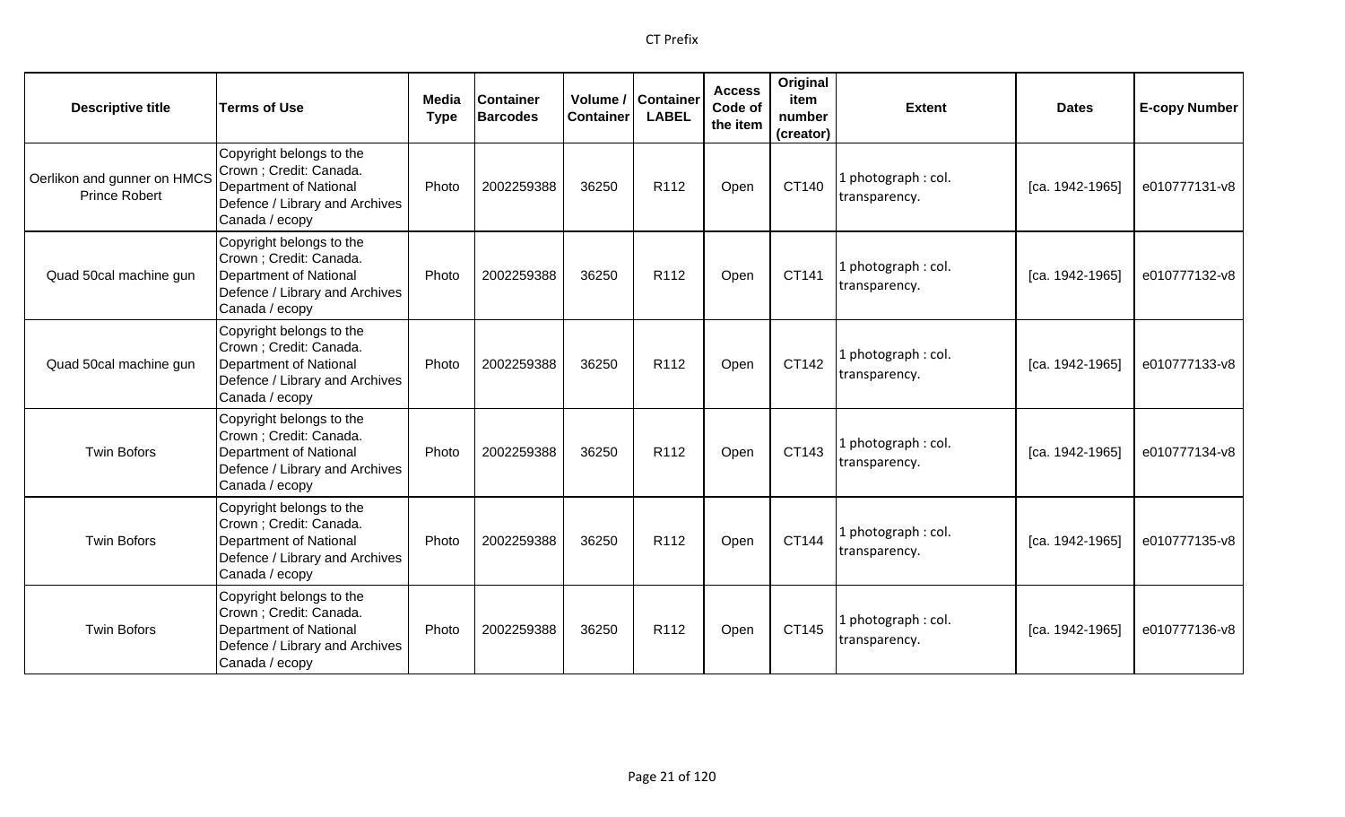| Descriptive title | Terms of Use | Media Type | Container Barcodes | Volume / Container | Container LABEL | Access Code of the item | Original item number (creator) | Extent | Dates | E-copy Number |
|---|---|---|---|---|---|---|---|---|---|---|
| Oerlikon and gunner on HMCS Prince Robert | Copyright belongs to the Crown ; Credit: Canada. Department of National Defence / Library and Archives Canada / ecopy | Photo | 2002259388 | 36250 | R112 | Open | CT140 | 1 photograph : col. transparency. | [ca. 1942-1965] | e010777131-v8 |
| Quad 50cal machine gun | Copyright belongs to the Crown ; Credit: Canada. Department of National Defence / Library and Archives Canada / ecopy | Photo | 2002259388 | 36250 | R112 | Open | CT141 | 1 photograph : col. transparency. | [ca. 1942-1965] | e010777132-v8 |
| Quad 50cal machine gun | Copyright belongs to the Crown ; Credit: Canada. Department of National Defence / Library and Archives Canada / ecopy | Photo | 2002259388 | 36250 | R112 | Open | CT142 | 1 photograph : col. transparency. | [ca. 1942-1965] | e010777133-v8 |
| Twin Bofors | Copyright belongs to the Crown ; Credit: Canada. Department of National Defence / Library and Archives Canada / ecopy | Photo | 2002259388 | 36250 | R112 | Open | CT143 | 1 photograph : col. transparency. | [ca. 1942-1965] | e010777134-v8 |
| Twin Bofors | Copyright belongs to the Crown ; Credit: Canada. Department of National Defence / Library and Archives Canada / ecopy | Photo | 2002259388 | 36250 | R112 | Open | CT144 | 1 photograph : col. transparency. | [ca. 1942-1965] | e010777135-v8 |
| Twin Bofors | Copyright belongs to the Crown ; Credit: Canada. Department of National Defence / Library and Archives Canada / ecopy | Photo | 2002259388 | 36250 | R112 | Open | CT145 | 1 photograph : col. transparency. | [ca. 1942-1965] | e010777136-v8 |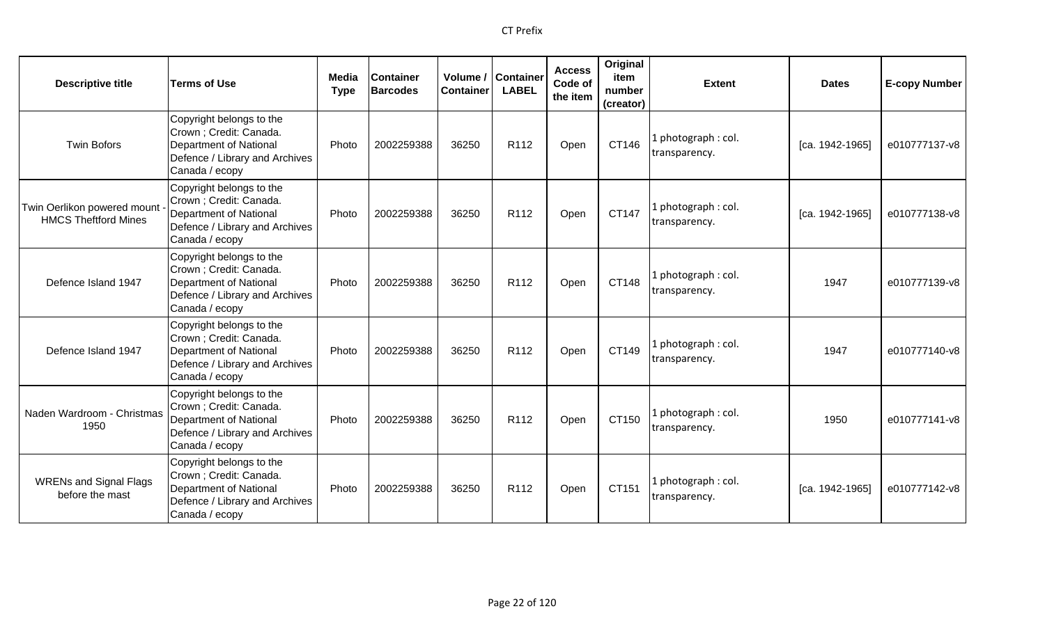| Descriptive title | Terms of Use | Media Type | Container Barcodes | Volume / Container | Container LABEL | Access Code of the item | Original item number (creator) | Extent | Dates | E-copy Number |
|---|---|---|---|---|---|---|---|---|---|---|
| Twin Bofors | Copyright belongs to the Crown ; Credit: Canada. Department of National Defence / Library and Archives Canada / ecopy | Photo | 2002259388 | 36250 | R112 | Open | CT146 | 1 photograph : col. transparency. | [ca. 1942-1965] | e010777137-v8 |
| Twin Oerlikon powered mount - HMCS Theftford Mines | Copyright belongs to the Crown ; Credit: Canada. Department of National Defence / Library and Archives Canada / ecopy | Photo | 2002259388 | 36250 | R112 | Open | CT147 | 1 photograph : col. transparency. | [ca. 1942-1965] | e010777138-v8 |
| Defence Island 1947 | Copyright belongs to the Crown ; Credit: Canada. Department of National Defence / Library and Archives Canada / ecopy | Photo | 2002259388 | 36250 | R112 | Open | CT148 | 1 photograph : col. transparency. | 1947 | e010777139-v8 |
| Defence Island 1947 | Copyright belongs to the Crown ; Credit: Canada. Department of National Defence / Library and Archives Canada / ecopy | Photo | 2002259388 | 36250 | R112 | Open | CT149 | 1 photograph : col. transparency. | 1947 | e010777140-v8 |
| Naden Wardroom - Christmas 1950 | Copyright belongs to the Crown ; Credit: Canada. Department of National Defence / Library and Archives Canada / ecopy | Photo | 2002259388 | 36250 | R112 | Open | CT150 | 1 photograph : col. transparency. | 1950 | e010777141-v8 |
| WRENs and Signal Flags before the mast | Copyright belongs to the Crown ; Credit: Canada. Department of National Defence / Library and Archives Canada / ecopy | Photo | 2002259388 | 36250 | R112 | Open | CT151 | 1 photograph : col. transparency. | [ca. 1942-1965] | e010777142-v8 |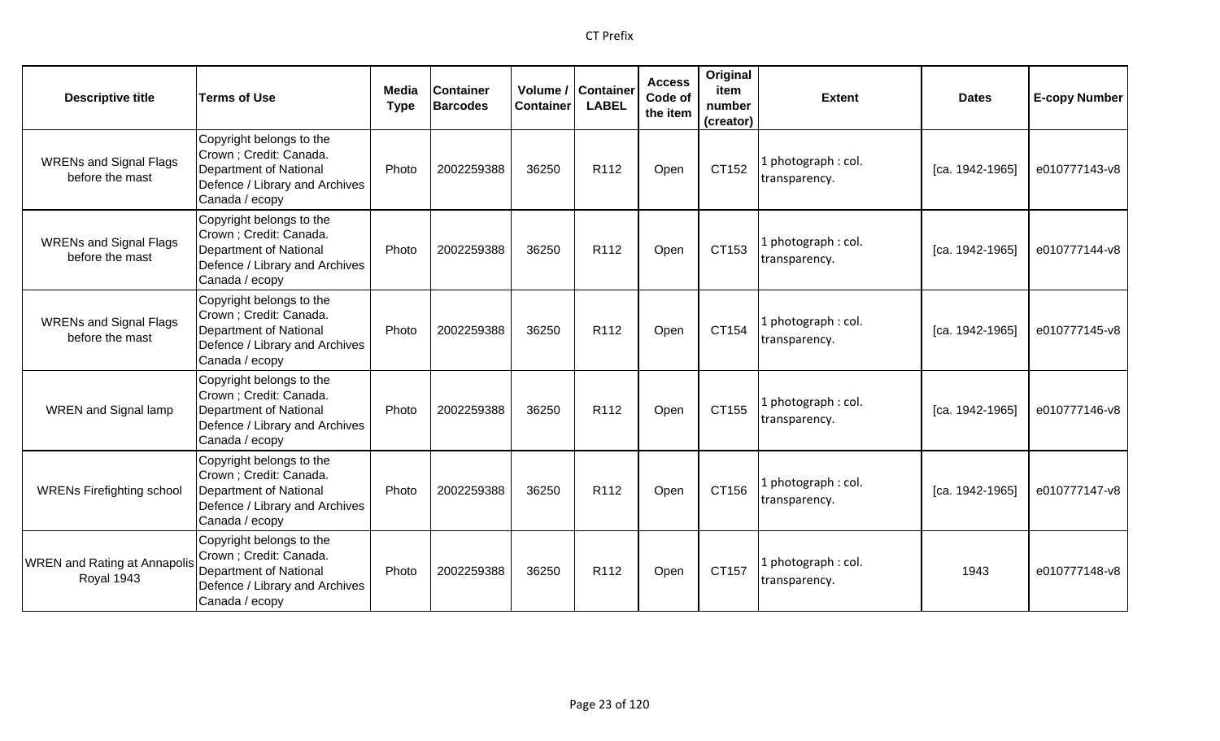| Descriptive title | Terms of Use | Media Type | Container Barcodes | Volume / Container | Container LABEL | Access Code of the item | Original item number (creator) | Extent | Dates | E-copy Number |
|---|---|---|---|---|---|---|---|---|---|---|
| WRENs and Signal Flags before the mast | Copyright belongs to the Crown ; Credit: Canada. Department of National Defence / Library and Archives Canada / ecopy | Photo | 2002259388 | 36250 | R112 | Open | CT152 | 1 photograph : col. transparency. | [ca. 1942-1965] | e010777143-v8 |
| WRENs and Signal Flags before the mast | Copyright belongs to the Crown ; Credit: Canada. Department of National Defence / Library and Archives Canada / ecopy | Photo | 2002259388 | 36250 | R112 | Open | CT153 | 1 photograph : col. transparency. | [ca. 1942-1965] | e010777144-v8 |
| WRENs and Signal Flags before the mast | Copyright belongs to the Crown ; Credit: Canada. Department of National Defence / Library and Archives Canada / ecopy | Photo | 2002259388 | 36250 | R112 | Open | CT154 | 1 photograph : col. transparency. | [ca. 1942-1965] | e010777145-v8 |
| WREN and Signal lamp | Copyright belongs to the Crown ; Credit: Canada. Department of National Defence / Library and Archives Canada / ecopy | Photo | 2002259388 | 36250 | R112 | Open | CT155 | 1 photograph : col. transparency. | [ca. 1942-1965] | e010777146-v8 |
| WRENs Firefighting school | Copyright belongs to the Crown ; Credit: Canada. Department of National Defence / Library and Archives Canada / ecopy | Photo | 2002259388 | 36250 | R112 | Open | CT156 | 1 photograph : col. transparency. | [ca. 1942-1965] | e010777147-v8 |
| WREN and Rating at Annapolis Royal 1943 | Copyright belongs to the Crown ; Credit: Canada. Department of National Defence / Library and Archives Canada / ecopy | Photo | 2002259388 | 36250 | R112 | Open | CT157 | 1 photograph : col. transparency. | 1943 | e010777148-v8 |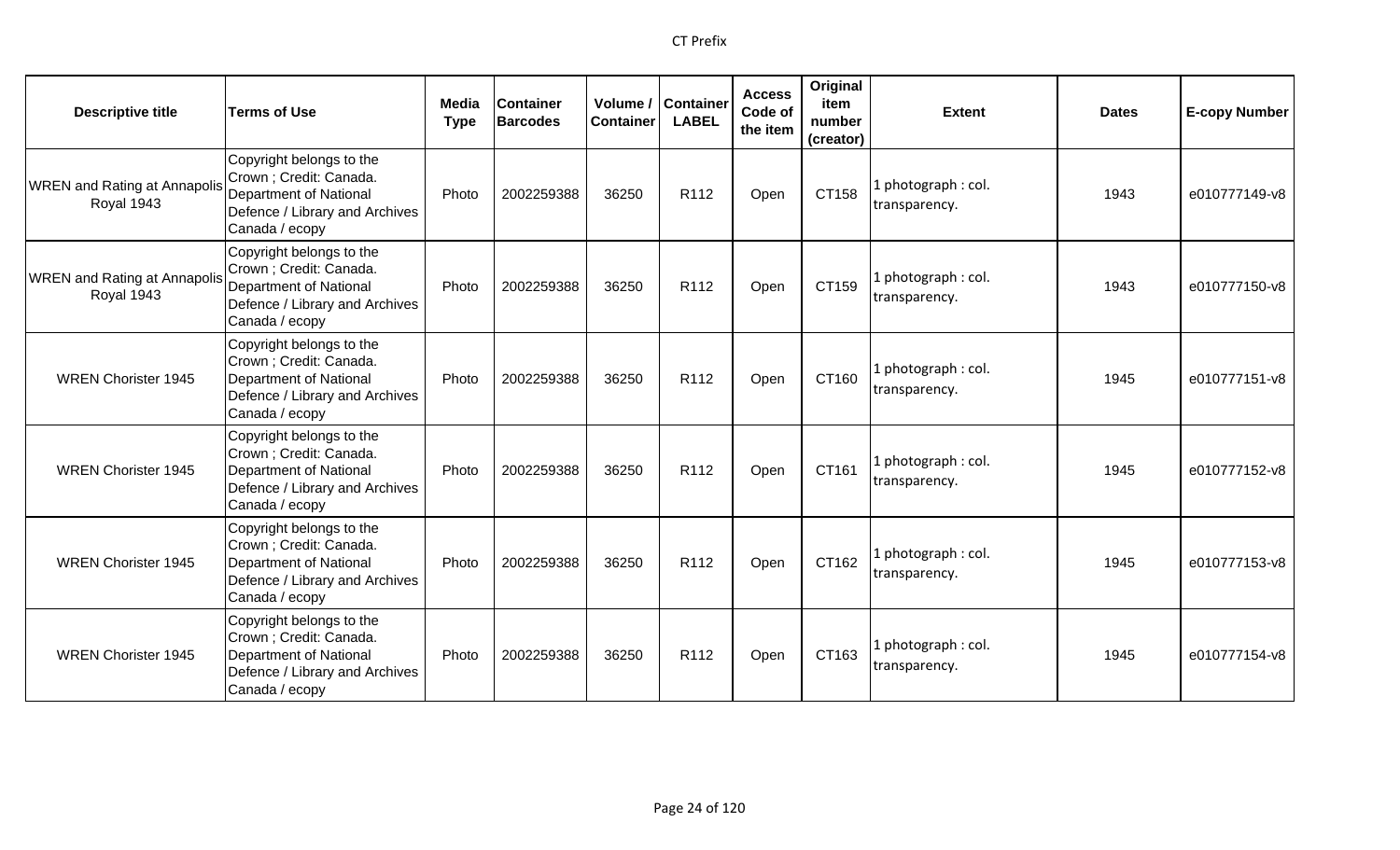| Descriptive title | Terms of Use | Media Type | Container Barcodes | Volume / Container | Container LABEL | Access Code of the item | Original item number (creator) | Extent | Dates | E-copy Number |
|---|---|---|---|---|---|---|---|---|---|---|
| WREN and Rating at Annapolis Royal 1943 | Copyright belongs to the Crown ; Credit: Canada. Department of National Defence / Library and Archives Canada / ecopy | Photo | 2002259388 | 36250 | R112 | Open | CT158 | 1 photograph : col. transparency. | 1943 | e010777149-v8 |
| WREN and Rating at Annapolis Royal 1943 | Copyright belongs to the Crown ; Credit: Canada. Department of National Defence / Library and Archives Canada / ecopy | Photo | 2002259388 | 36250 | R112 | Open | CT159 | 1 photograph : col. transparency. | 1943 | e010777150-v8 |
| WREN Chorister 1945 | Copyright belongs to the Crown ; Credit: Canada. Department of National Defence / Library and Archives Canada / ecopy | Photo | 2002259388 | 36250 | R112 | Open | CT160 | 1 photograph : col. transparency. | 1945 | e010777151-v8 |
| WREN Chorister 1945 | Copyright belongs to the Crown ; Credit: Canada. Department of National Defence / Library and Archives Canada / ecopy | Photo | 2002259388 | 36250 | R112 | Open | CT161 | 1 photograph : col. transparency. | 1945 | e010777152-v8 |
| WREN Chorister 1945 | Copyright belongs to the Crown ; Credit: Canada. Department of National Defence / Library and Archives Canada / ecopy | Photo | 2002259388 | 36250 | R112 | Open | CT162 | 1 photograph : col. transparency. | 1945 | e010777153-v8 |
| WREN Chorister 1945 | Copyright belongs to the Crown ; Credit: Canada. Department of National Defence / Library and Archives Canada / ecopy | Photo | 2002259388 | 36250 | R112 | Open | CT163 | 1 photograph : col. transparency. | 1945 | e010777154-v8 |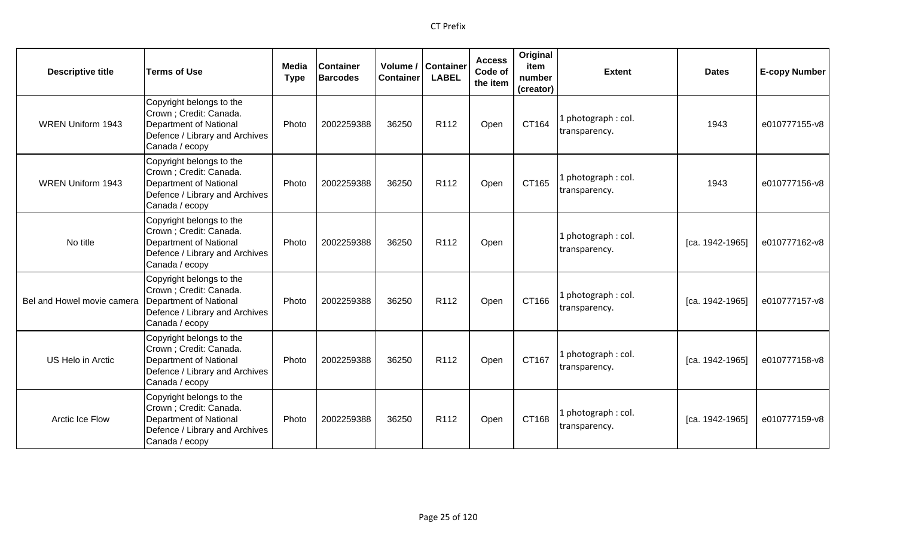| Descriptive title | Terms of Use | Media Type | Container Barcodes | Volume / Container | Container LABEL | Access Code of the item | Original item number (creator) | Extent | Dates | E-copy Number |
|---|---|---|---|---|---|---|---|---|---|---|
| WREN Uniform 1943 | Copyright belongs to the Crown ; Credit: Canada. Department of National Defence / Library and Archives Canada / ecopy | Photo | 2002259388 | 36250 | R112 | Open | CT164 | 1 photograph : col. transparency. | 1943 | e010777155-v8 |
| WREN Uniform 1943 | Copyright belongs to the Crown ; Credit: Canada. Department of National Defence / Library and Archives Canada / ecopy | Photo | 2002259388 | 36250 | R112 | Open | CT165 | 1 photograph : col. transparency. | 1943 | e010777156-v8 |
| No title | Copyright belongs to the Crown ; Credit: Canada. Department of National Defence / Library and Archives Canada / ecopy | Photo | 2002259388 | 36250 | R112 | Open | | 1 photograph : col. transparency. | [ca. 1942-1965] | e010777162-v8 |
| Bel and Howel movie camera | Copyright belongs to the Crown ; Credit: Canada. Department of National Defence / Library and Archives Canada / ecopy | Photo | 2002259388 | 36250 | R112 | Open | CT166 | 1 photograph : col. transparency. | [ca. 1942-1965] | e010777157-v8 |
| US Helo in Arctic | Copyright belongs to the Crown ; Credit: Canada. Department of National Defence / Library and Archives Canada / ecopy | Photo | 2002259388 | 36250 | R112 | Open | CT167 | 1 photograph : col. transparency. | [ca. 1942-1965] | e010777158-v8 |
| Arctic Ice Flow | Copyright belongs to the Crown ; Credit: Canada. Department of National Defence / Library and Archives Canada / ecopy | Photo | 2002259388 | 36250 | R112 | Open | CT168 | 1 photograph : col. transparency. | [ca. 1942-1965] | e010777159-v8 |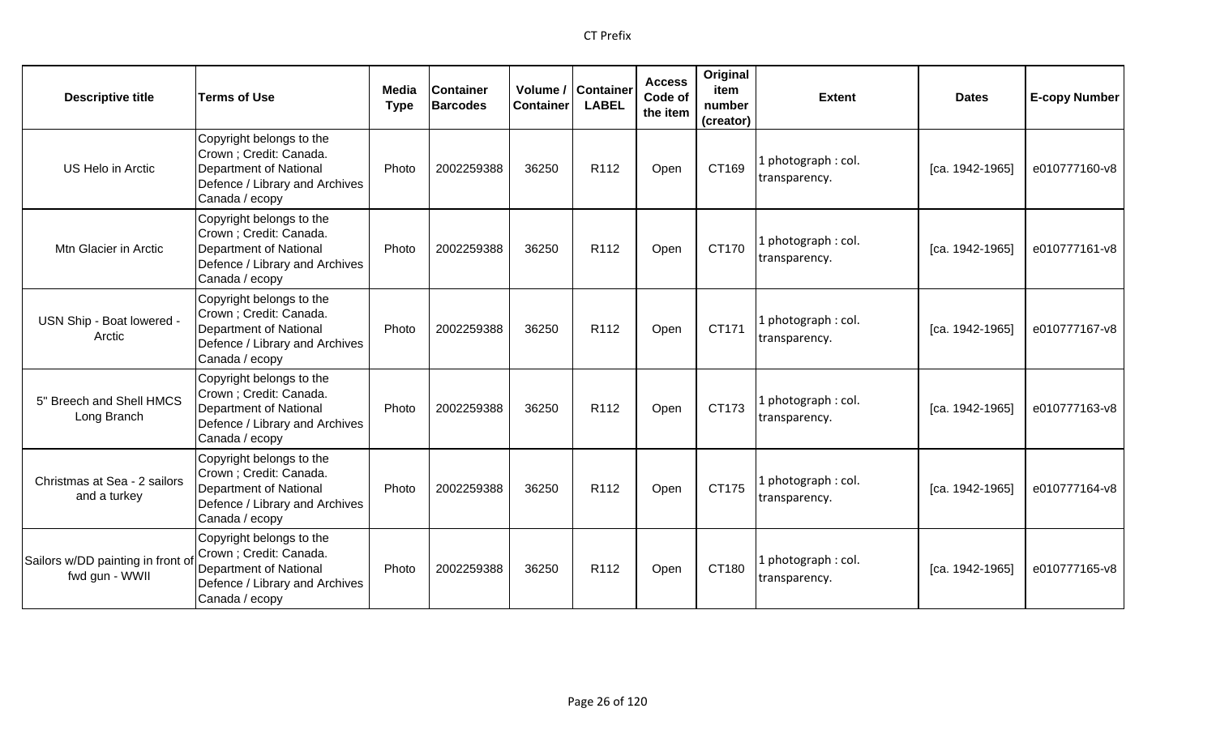| Descriptive title | Terms of Use | Media Type | Container Barcodes | Volume / Container | Container LABEL | Access Code of the item | Original item number (creator) | Extent | Dates | E-copy Number |
|---|---|---|---|---|---|---|---|---|---|---|
| US Helo in Arctic | Copyright belongs to the Crown ; Credit: Canada. Department of National Defence / Library and Archives Canada / ecopy | Photo | 2002259388 | 36250 | R112 | Open | CT169 | 1 photograph : col. transparency. | [ca. 1942-1965] | e010777160-v8 |
| Mtn Glacier in Arctic | Copyright belongs to the Crown ; Credit: Canada. Department of National Defence / Library and Archives Canada / ecopy | Photo | 2002259388 | 36250 | R112 | Open | CT170 | 1 photograph : col. transparency. | [ca. 1942-1965] | e010777161-v8 |
| USN Ship - Boat lowered - Arctic | Copyright belongs to the Crown ; Credit: Canada. Department of National Defence / Library and Archives Canada / ecopy | Photo | 2002259388 | 36250 | R112 | Open | CT171 | 1 photograph : col. transparency. | [ca. 1942-1965] | e010777167-v8 |
| 5" Breech and Shell HMCS Long Branch | Copyright belongs to the Crown ; Credit: Canada. Department of National Defence / Library and Archives Canada / ecopy | Photo | 2002259388 | 36250 | R112 | Open | CT173 | 1 photograph : col. transparency. | [ca. 1942-1965] | e010777163-v8 |
| Christmas at Sea - 2 sailors and a turkey | Copyright belongs to the Crown ; Credit: Canada. Department of National Defence / Library and Archives Canada / ecopy | Photo | 2002259388 | 36250 | R112 | Open | CT175 | 1 photograph : col. transparency. | [ca. 1942-1965] | e010777164-v8 |
| Sailors w/DD painting in front of fwd gun - WWII | Copyright belongs to the Crown ; Credit: Canada. Department of National Defence / Library and Archives Canada / ecopy | Photo | 2002259388 | 36250 | R112 | Open | CT180 | 1 photograph : col. transparency. | [ca. 1942-1965] | e010777165-v8 |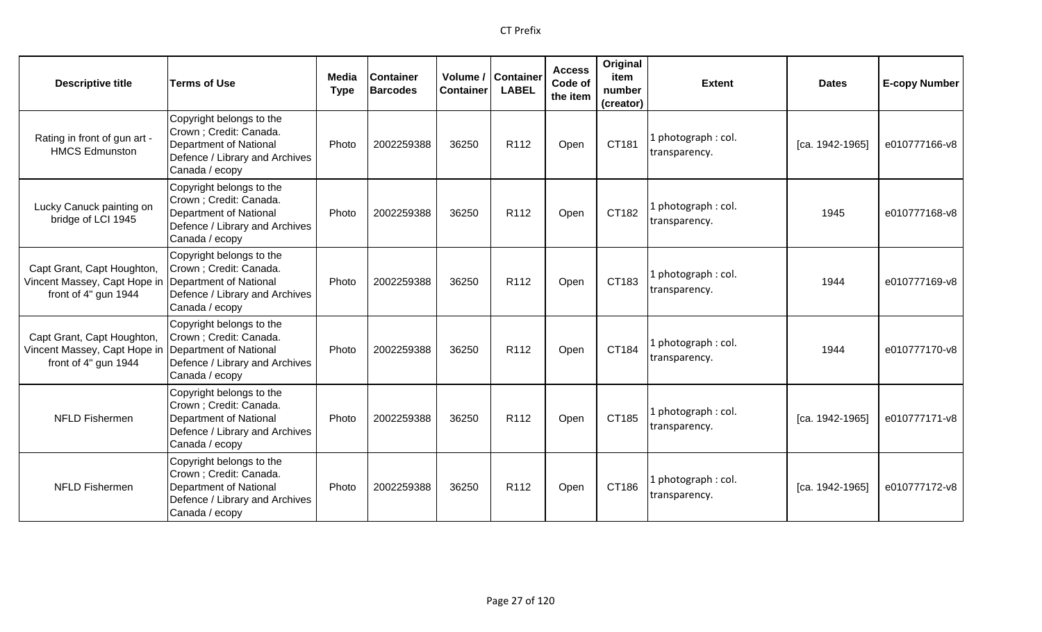| Descriptive title | Terms of Use | Media Type | Container Barcodes | Volume / Container | Container LABEL | Access Code of the item | Original item number (creator) | Extent | Dates | E-copy Number |
|---|---|---|---|---|---|---|---|---|---|---|
| Rating in front of gun art - HMCS Edmunston | Copyright belongs to the Crown ; Credit: Canada. Department of National Defence / Library and Archives Canada / ecopy | Photo | 2002259388 | 36250 | R112 | Open | CT181 | 1 photograph : col. transparency. | [ca. 1942-1965] | e010777166-v8 |
| Lucky Canuck painting on bridge of LCI 1945 | Copyright belongs to the Crown ; Credit: Canada. Department of National Defence / Library and Archives Canada / ecopy | Photo | 2002259388 | 36250 | R112 | Open | CT182 | 1 photograph : col. transparency. | 1945 | e010777168-v8 |
| Capt Grant, Capt Houghton, Vincent Massey, Capt Hope in front of 4" gun 1944 | Copyright belongs to the Crown ; Credit: Canada. Department of National Defence / Library and Archives Canada / ecopy | Photo | 2002259388 | 36250 | R112 | Open | CT183 | 1 photograph : col. transparency. | 1944 | e010777169-v8 |
| Capt Grant, Capt Houghton, Vincent Massey, Capt Hope in front of 4" gun 1944 | Copyright belongs to the Crown ; Credit: Canada. Department of National Defence / Library and Archives Canada / ecopy | Photo | 2002259388 | 36250 | R112 | Open | CT184 | 1 photograph : col. transparency. | 1944 | e010777170-v8 |
| NFLD Fishermen | Copyright belongs to the Crown ; Credit: Canada. Department of National Defence / Library and Archives Canada / ecopy | Photo | 2002259388 | 36250 | R112 | Open | CT185 | 1 photograph : col. transparency. | [ca. 1942-1965] | e010777171-v8 |
| NFLD Fishermen | Copyright belongs to the Crown ; Credit: Canada. Department of National Defence / Library and Archives Canada / ecopy | Photo | 2002259388 | 36250 | R112 | Open | CT186 | 1 photograph : col. transparency. | [ca. 1942-1965] | e010777172-v8 |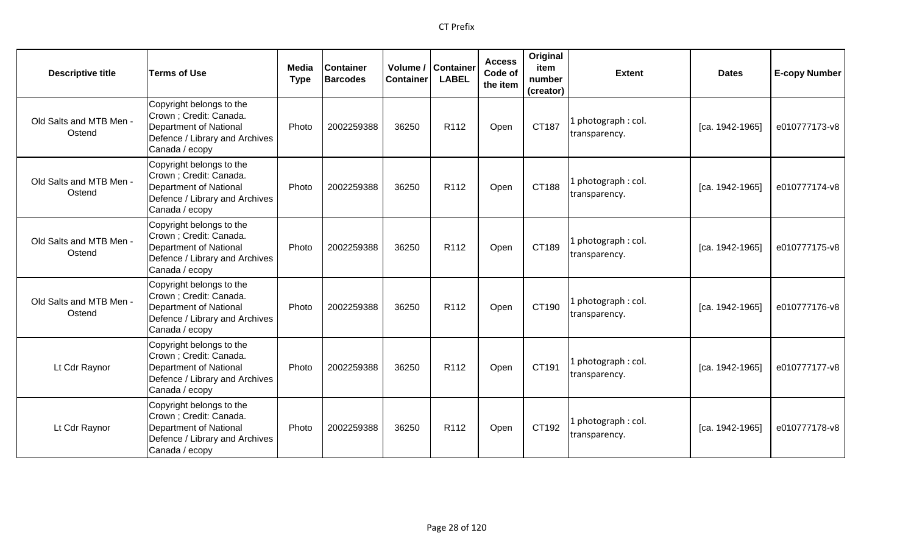| Descriptive title | Terms of Use | Media Type | Container Barcodes | Volume / Container | Container LABEL | Access Code of the item | Original item number (creator) | Extent | Dates | E-copy Number |
|---|---|---|---|---|---|---|---|---|---|---|
| Old Salts and MTB Men - Ostend | Copyright belongs to the Crown ; Credit: Canada. Department of National Defence / Library and Archives Canada / ecopy | Photo | 2002259388 | 36250 | R112 | Open | CT187 | 1 photograph : col. transparency. | [ca. 1942-1965] | e010777173-v8 |
| Old Salts and MTB Men - Ostend | Copyright belongs to the Crown ; Credit: Canada. Department of National Defence / Library and Archives Canada / ecopy | Photo | 2002259388 | 36250 | R112 | Open | CT188 | 1 photograph : col. transparency. | [ca. 1942-1965] | e010777174-v8 |
| Old Salts and MTB Men - Ostend | Copyright belongs to the Crown ; Credit: Canada. Department of National Defence / Library and Archives Canada / ecopy | Photo | 2002259388 | 36250 | R112 | Open | CT189 | 1 photograph : col. transparency. | [ca. 1942-1965] | e010777175-v8 |
| Old Salts and MTB Men - Ostend | Copyright belongs to the Crown ; Credit: Canada. Department of National Defence / Library and Archives Canada / ecopy | Photo | 2002259388 | 36250 | R112 | Open | CT190 | 1 photograph : col. transparency. | [ca. 1942-1965] | e010777176-v8 |
| Lt Cdr Raynor | Copyright belongs to the Crown ; Credit: Canada. Department of National Defence / Library and Archives Canada / ecopy | Photo | 2002259388 | 36250 | R112 | Open | CT191 | 1 photograph : col. transparency. | [ca. 1942-1965] | e010777177-v8 |
| Lt Cdr Raynor | Copyright belongs to the Crown ; Credit: Canada. Department of National Defence / Library and Archives Canada / ecopy | Photo | 2002259388 | 36250 | R112 | Open | CT192 | 1 photograph : col. transparency. | [ca. 1942-1965] | e010777178-v8 |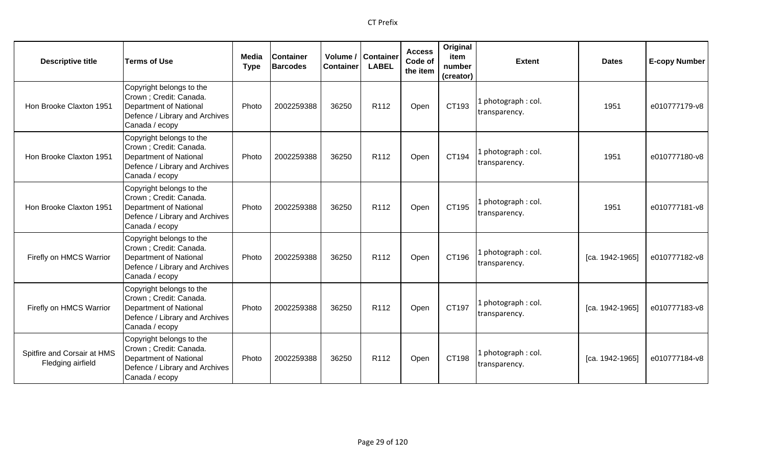| Descriptive title | Terms of Use | Media Type | Container Barcodes | Volume / Container | Container LABEL | Access Code of the item | Original item number (creator) | Extent | Dates | E-copy Number |
|---|---|---|---|---|---|---|---|---|---|---|
| Hon Brooke Claxton 1951 | Copyright belongs to the Crown ; Credit: Canada. Department of National Defence / Library and Archives Canada / ecopy | Photo | 2002259388 | 36250 | R112 | Open | CT193 | 1 photograph : col. transparency. | 1951 | e010777179-v8 |
| Hon Brooke Claxton 1951 | Copyright belongs to the Crown ; Credit: Canada. Department of National Defence / Library and Archives Canada / ecopy | Photo | 2002259388 | 36250 | R112 | Open | CT194 | 1 photograph : col. transparency. | 1951 | e010777180-v8 |
| Hon Brooke Claxton 1951 | Copyright belongs to the Crown ; Credit: Canada. Department of National Defence / Library and Archives Canada / ecopy | Photo | 2002259388 | 36250 | R112 | Open | CT195 | 1 photograph : col. transparency. | 1951 | e010777181-v8 |
| Firefly on HMCS Warrior | Copyright belongs to the Crown ; Credit: Canada. Department of National Defence / Library and Archives Canada / ecopy | Photo | 2002259388 | 36250 | R112 | Open | CT196 | 1 photograph : col. transparency. | [ca. 1942-1965] | e010777182-v8 |
| Firefly on HMCS Warrior | Copyright belongs to the Crown ; Credit: Canada. Department of National Defence / Library and Archives Canada / ecopy | Photo | 2002259388 | 36250 | R112 | Open | CT197 | 1 photograph : col. transparency. | [ca. 1942-1965] | e010777183-v8 |
| Spitfire and Corsair at HMS Fledging airfield | Copyright belongs to the Crown ; Credit: Canada. Department of National Defence / Library and Archives Canada / ecopy | Photo | 2002259388 | 36250 | R112 | Open | CT198 | 1 photograph : col. transparency. | [ca. 1942-1965] | e010777184-v8 |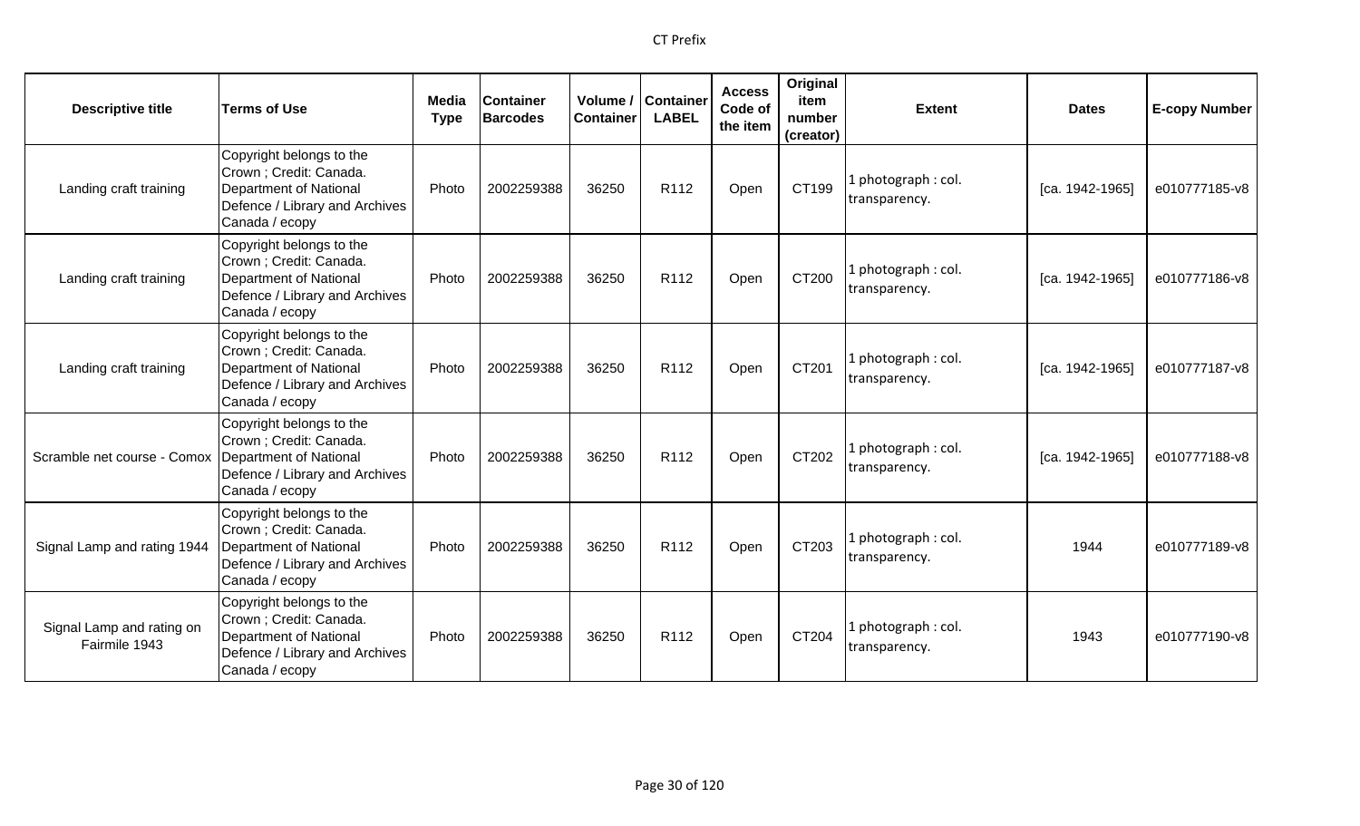| Descriptive title | Terms of Use | Media Type | Container Barcodes | Volume / Container | Container LABEL | Access Code of the item | Original item number (creator) | Extent | Dates | E-copy Number |
|---|---|---|---|---|---|---|---|---|---|---|
| Landing craft training | Copyright belongs to the Crown ; Credit: Canada. Department of National Defence / Library and Archives Canada / ecopy | Photo | 2002259388 | 36250 | R112 | Open | CT199 | 1 photograph : col. transparency. | [ca. 1942-1965] | e010777185-v8 |
| Landing craft training | Copyright belongs to the Crown ; Credit: Canada. Department of National Defence / Library and Archives Canada / ecopy | Photo | 2002259388 | 36250 | R112 | Open | CT200 | 1 photograph : col. transparency. | [ca. 1942-1965] | e010777186-v8 |
| Landing craft training | Copyright belongs to the Crown ; Credit: Canada. Department of National Defence / Library and Archives Canada / ecopy | Photo | 2002259388 | 36250 | R112 | Open | CT201 | 1 photograph : col. transparency. | [ca. 1942-1965] | e010777187-v8 |
| Scramble net course - Comox | Copyright belongs to the Crown ; Credit: Canada. Department of National Defence / Library and Archives Canada / ecopy | Photo | 2002259388 | 36250 | R112 | Open | CT202 | 1 photograph : col. transparency. | [ca. 1942-1965] | e010777188-v8 |
| Signal Lamp and rating 1944 | Copyright belongs to the Crown ; Credit: Canada. Department of National Defence / Library and Archives Canada / ecopy | Photo | 2002259388 | 36250 | R112 | Open | CT203 | 1 photograph : col. transparency. | 1944 | e010777189-v8 |
| Signal Lamp and rating on Fairmile 1943 | Copyright belongs to the Crown ; Credit: Canada. Department of National Defence / Library and Archives Canada / ecopy | Photo | 2002259388 | 36250 | R112 | Open | CT204 | 1 photograph : col. transparency. | 1943 | e010777190-v8 |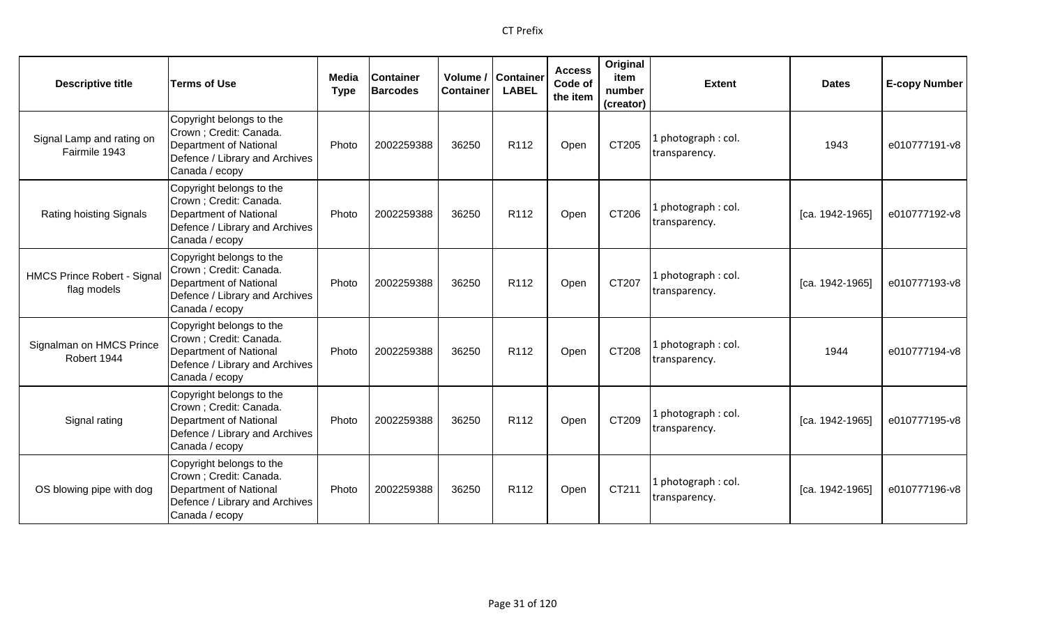| Descriptive title | Terms of Use | Media Type | Container Barcodes | Volume / Container | Container LABEL | Access Code of the item | Original item number (creator) | Extent | Dates | E-copy Number |
|---|---|---|---|---|---|---|---|---|---|---|
| Signal Lamp and rating on Fairmile 1943 | Copyright belongs to the Crown ; Credit: Canada. Department of National Defence / Library and Archives Canada / ecopy | Photo | 2002259388 | 36250 | R112 | Open | CT205 | 1 photograph : col. transparency. | 1943 | e010777191-v8 |
| Rating hoisting Signals | Copyright belongs to the Crown ; Credit: Canada. Department of National Defence / Library and Archives Canada / ecopy | Photo | 2002259388 | 36250 | R112 | Open | CT206 | 1 photograph : col. transparency. | [ca. 1942-1965] | e010777192-v8 |
| HMCS Prince Robert - Signal flag models | Copyright belongs to the Crown ; Credit: Canada. Department of National Defence / Library and Archives Canada / ecopy | Photo | 2002259388 | 36250 | R112 | Open | CT207 | 1 photograph : col. transparency. | [ca. 1942-1965] | e010777193-v8 |
| Signalman on HMCS Prince Robert 1944 | Copyright belongs to the Crown ; Credit: Canada. Department of National Defence / Library and Archives Canada / ecopy | Photo | 2002259388 | 36250 | R112 | Open | CT208 | 1 photograph : col. transparency. | 1944 | e010777194-v8 |
| Signal rating | Copyright belongs to the Crown ; Credit: Canada. Department of National Defence / Library and Archives Canada / ecopy | Photo | 2002259388 | 36250 | R112 | Open | CT209 | 1 photograph : col. transparency. | [ca. 1942-1965] | e010777195-v8 |
| OS blowing pipe with dog | Copyright belongs to the Crown ; Credit: Canada. Department of National Defence / Library and Archives Canada / ecopy | Photo | 2002259388 | 36250 | R112 | Open | CT211 | 1 photograph : col. transparency. | [ca. 1942-1965] | e010777196-v8 |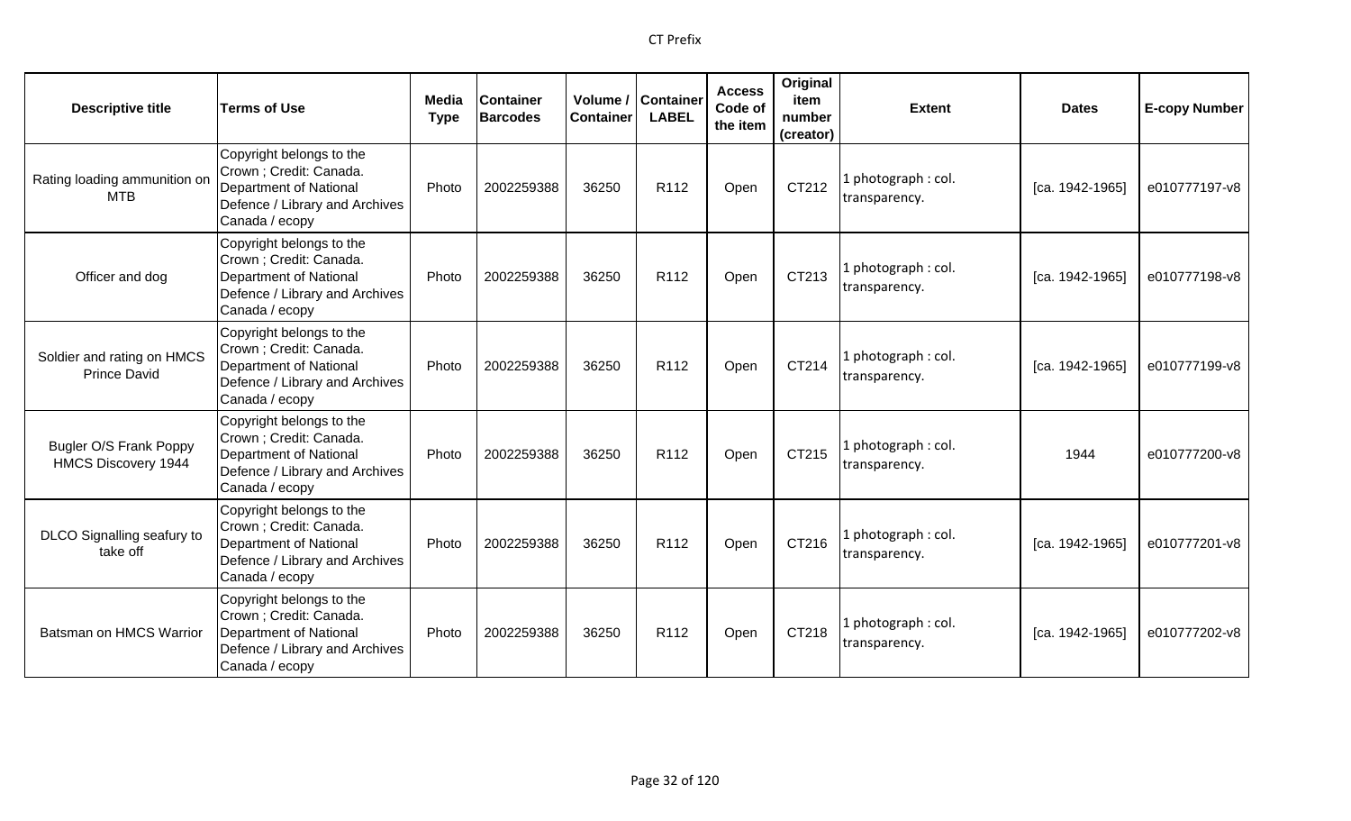| Descriptive title | Terms of Use | Media Type | Container Barcodes | Volume / Container | Container LABEL | Access Code of the item | Original item number (creator) | Extent | Dates | E-copy Number |
|---|---|---|---|---|---|---|---|---|---|---|
| Rating loading ammunition on MTB | Copyright belongs to the Crown ; Credit: Canada. Department of National Defence / Library and Archives Canada / ecopy | Photo | 2002259388 | 36250 | R112 | Open | CT212 | 1 photograph : col. transparency. | [ca. 1942-1965] | e010777197-v8 |
| Officer and dog | Copyright belongs to the Crown ; Credit: Canada. Department of National Defence / Library and Archives Canada / ecopy | Photo | 2002259388 | 36250 | R112 | Open | CT213 | 1 photograph : col. transparency. | [ca. 1942-1965] | e010777198-v8 |
| Soldier and rating on HMCS Prince David | Copyright belongs to the Crown ; Credit: Canada. Department of National Defence / Library and Archives Canada / ecopy | Photo | 2002259388 | 36250 | R112 | Open | CT214 | 1 photograph : col. transparency. | [ca. 1942-1965] | e010777199-v8 |
| Bugler O/S Frank Poppy HMCS Discovery 1944 | Copyright belongs to the Crown ; Credit: Canada. Department of National Defence / Library and Archives Canada / ecopy | Photo | 2002259388 | 36250 | R112 | Open | CT215 | 1 photograph : col. transparency. | 1944 | e010777200-v8 |
| DLCO Signalling seafury to take off | Copyright belongs to the Crown ; Credit: Canada. Department of National Defence / Library and Archives Canada / ecopy | Photo | 2002259388 | 36250 | R112 | Open | CT216 | 1 photograph : col. transparency. | [ca. 1942-1965] | e010777201-v8 |
| Batsman on HMCS Warrior | Copyright belongs to the Crown ; Credit: Canada. Department of National Defence / Library and Archives Canada / ecopy | Photo | 2002259388 | 36250 | R112 | Open | CT218 | 1 photograph : col. transparency. | [ca. 1942-1965] | e010777202-v8 |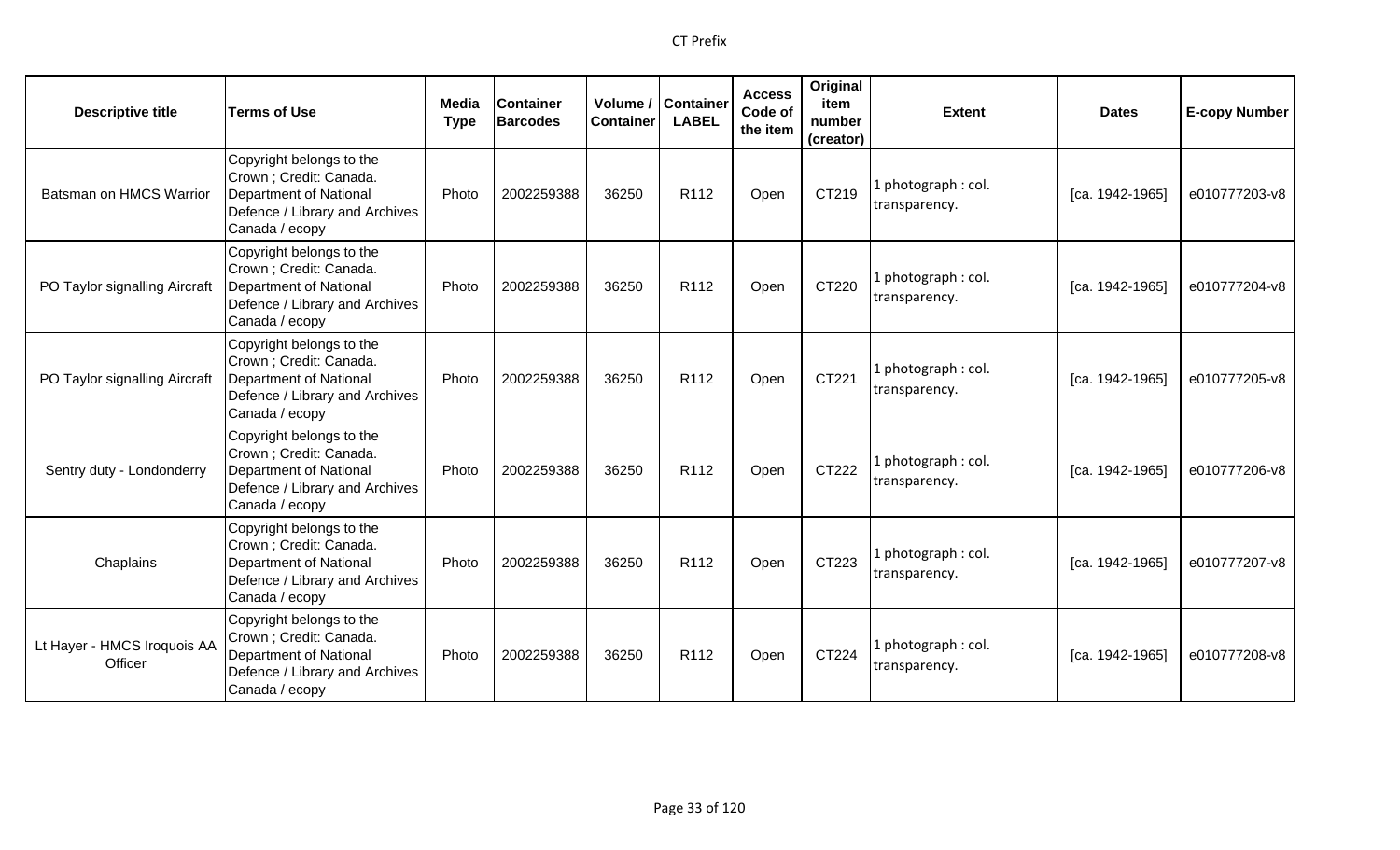| Descriptive title | Terms of Use | Media Type | Container Barcodes | Volume / Container | Container LABEL | Access Code of the item | Original item number (creator) | Extent | Dates | E-copy Number |
|---|---|---|---|---|---|---|---|---|---|---|
| Batsman on HMCS Warrior | Copyright belongs to the Crown ; Credit: Canada. Department of National Defence / Library and Archives Canada / ecopy | Photo | 2002259388 | 36250 | R112 | Open | CT219 | 1 photograph : col. transparency. | [ca. 1942-1965] | e010777203-v8 |
| PO Taylor signalling Aircraft | Copyright belongs to the Crown ; Credit: Canada. Department of National Defence / Library and Archives Canada / ecopy | Photo | 2002259388 | 36250 | R112 | Open | CT220 | 1 photograph : col. transparency. | [ca. 1942-1965] | e010777204-v8 |
| PO Taylor signalling Aircraft | Copyright belongs to the Crown ; Credit: Canada. Department of National Defence / Library and Archives Canada / ecopy | Photo | 2002259388 | 36250 | R112 | Open | CT221 | 1 photograph : col. transparency. | [ca. 1942-1965] | e010777205-v8 |
| Sentry duty - Londonderry | Copyright belongs to the Crown ; Credit: Canada. Department of National Defence / Library and Archives Canada / ecopy | Photo | 2002259388 | 36250 | R112 | Open | CT222 | 1 photograph : col. transparency. | [ca. 1942-1965] | e010777206-v8 |
| Chaplains | Copyright belongs to the Crown ; Credit: Canada. Department of National Defence / Library and Archives Canada / ecopy | Photo | 2002259388 | 36250 | R112 | Open | CT223 | 1 photograph : col. transparency. | [ca. 1942-1965] | e010777207-v8 |
| Lt Hayer - HMCS Iroquois AA Officer | Copyright belongs to the Crown ; Credit: Canada. Department of National Defence / Library and Archives Canada / ecopy | Photo | 2002259388 | 36250 | R112 | Open | CT224 | 1 photograph : col. transparency. | [ca. 1942-1965] | e010777208-v8 |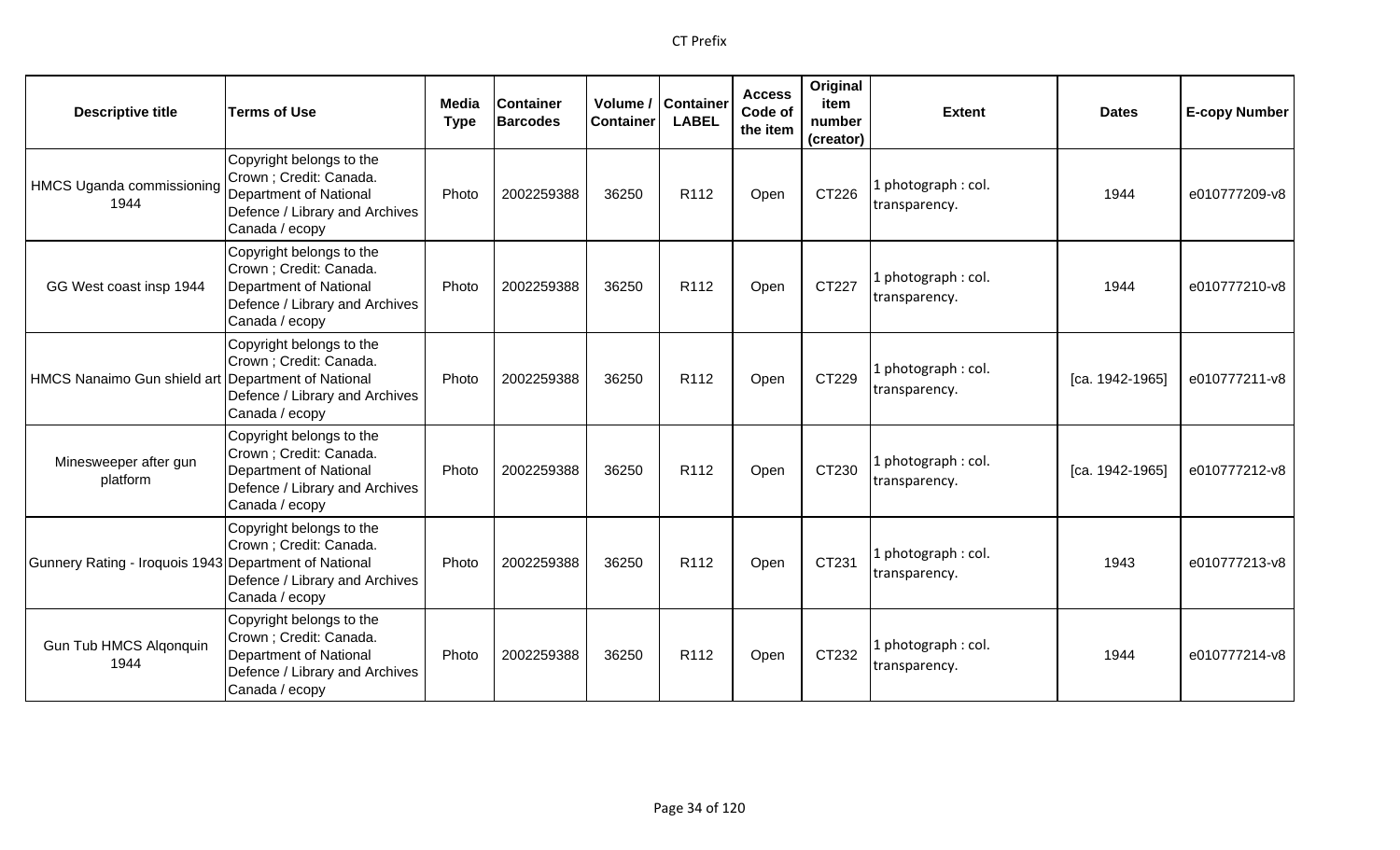| Descriptive title | Terms of Use | Media Type | Container Barcodes | Volume / Container | Container LABEL | Access Code of the item | Original item number (creator) | Extent | Dates | E-copy Number |
|---|---|---|---|---|---|---|---|---|---|---|
| HMCS Uganda commissioning 1944 | Copyright belongs to the Crown ; Credit: Canada. Department of National Defence / Library and Archives Canada / ecopy | Photo | 2002259388 | 36250 | R112 | Open | CT226 | 1 photograph : col. transparency. | 1944 | e010777209-v8 |
| GG West coast insp 1944 | Copyright belongs to the Crown ; Credit: Canada. Department of National Defence / Library and Archives Canada / ecopy | Photo | 2002259388 | 36250 | R112 | Open | CT227 | 1 photograph : col. transparency. | 1944 | e010777210-v8 |
| HMCS Nanaimo Gun shield art | Copyright belongs to the Crown ; Credit: Canada. Department of National Defence / Library and Archives Canada / ecopy | Photo | 2002259388 | 36250 | R112 | Open | CT229 | 1 photograph : col. transparency. | [ca. 1942-1965] | e010777211-v8 |
| Minesweeper after gun platform | Copyright belongs to the Crown ; Credit: Canada. Department of National Defence / Library and Archives Canada / ecopy | Photo | 2002259388 | 36250 | R112 | Open | CT230 | 1 photograph : col. transparency. | [ca. 1942-1965] | e010777212-v8 |
| Gunnery Rating - Iroquois 1943 | Copyright belongs to the Crown ; Credit: Canada. Department of National Defence / Library and Archives Canada / ecopy | Photo | 2002259388 | 36250 | R112 | Open | CT231 | 1 photograph : col. transparency. | 1943 | e010777213-v8 |
| Gun Tub HMCS Alqonquin 1944 | Copyright belongs to the Crown ; Credit: Canada. Department of National Defence / Library and Archives Canada / ecopy | Photo | 2002259388 | 36250 | R112 | Open | CT232 | 1 photograph : col. transparency. | 1944 | e010777214-v8 |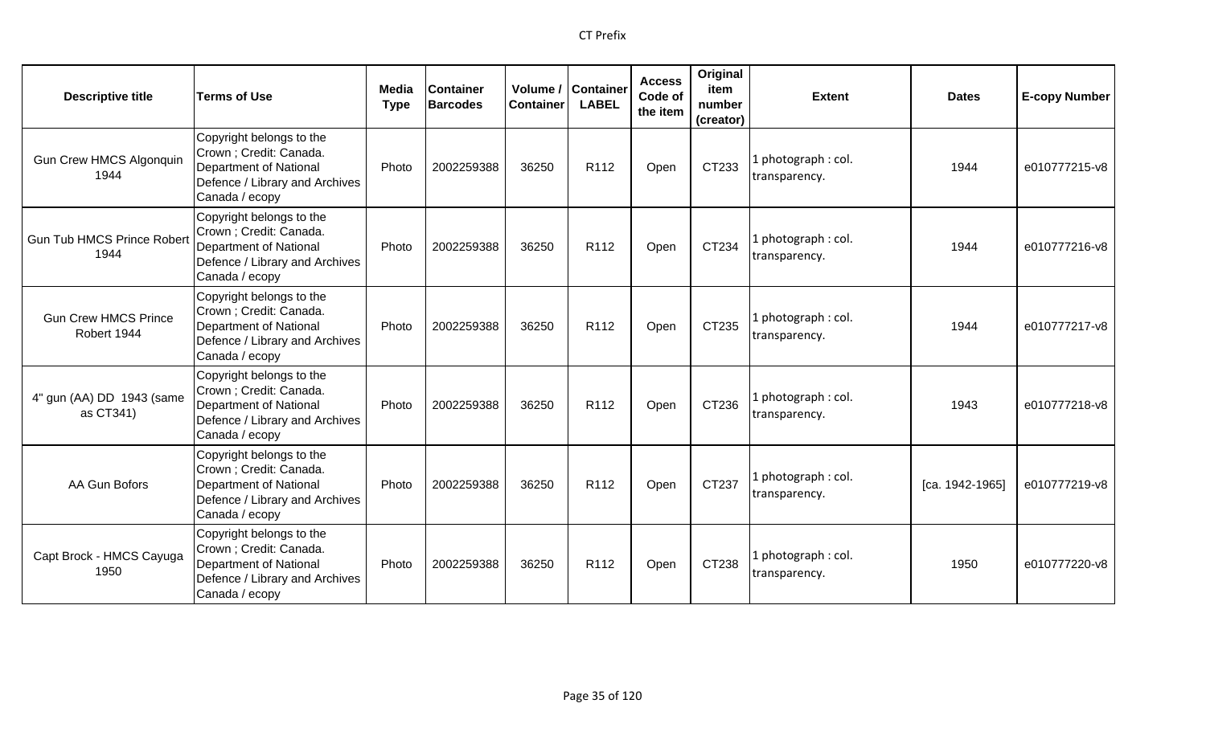| Descriptive title | Terms of Use | Media Type | Container Barcodes | Volume / Container | Container LABEL | Access Code of the item | Original item number (creator) | Extent | Dates | E-copy Number |
|---|---|---|---|---|---|---|---|---|---|---|
| Gun Crew HMCS Algonquin 1944 | Copyright belongs to the Crown ; Credit: Canada. Department of National Defence / Library and Archives Canada / ecopy | Photo | 2002259388 | 36250 | R112 | Open | CT233 | 1 photograph : col. transparency. | 1944 | e010777215-v8 |
| Gun Tub HMCS Prince Robert 1944 | Copyright belongs to the Crown ; Credit: Canada. Department of National Defence / Library and Archives Canada / ecopy | Photo | 2002259388 | 36250 | R112 | Open | CT234 | 1 photograph : col. transparency. | 1944 | e010777216-v8 |
| Gun Crew HMCS Prince Robert 1944 | Copyright belongs to the Crown ; Credit: Canada. Department of National Defence / Library and Archives Canada / ecopy | Photo | 2002259388 | 36250 | R112 | Open | CT235 | 1 photograph : col. transparency. | 1944 | e010777217-v8 |
| 4" gun (AA) DD 1943 (same as CT341) | Copyright belongs to the Crown ; Credit: Canada. Department of National Defence / Library and Archives Canada / ecopy | Photo | 2002259388 | 36250 | R112 | Open | CT236 | 1 photograph : col. transparency. | 1943 | e010777218-v8 |
| AA Gun Bofors | Copyright belongs to the Crown ; Credit: Canada. Department of National Defence / Library and Archives Canada / ecopy | Photo | 2002259388 | 36250 | R112 | Open | CT237 | 1 photograph : col. transparency. | [ca. 1942-1965] | e010777219-v8 |
| Capt Brock - HMCS Cayuga 1950 | Copyright belongs to the Crown ; Credit: Canada. Department of National Defence / Library and Archives Canada / ecopy | Photo | 2002259388 | 36250 | R112 | Open | CT238 | 1 photograph : col. transparency. | 1950 | e010777220-v8 |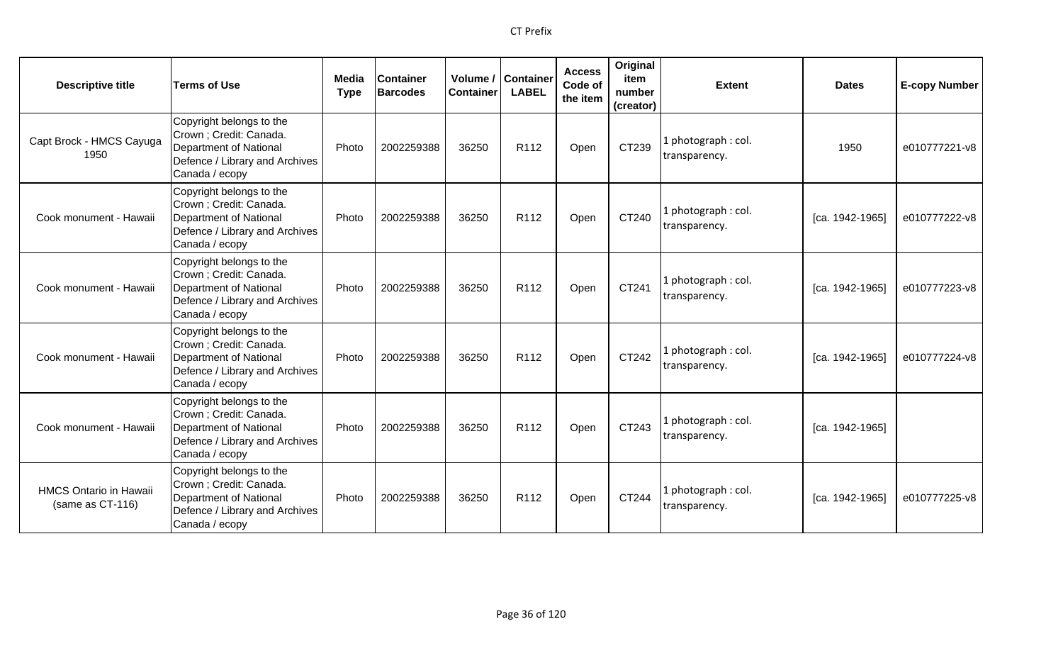| Descriptive title | Terms of Use | Media Type | Container Barcodes | Volume / Container | Container LABEL | Access Code of the item | Original item number (creator) | Extent | Dates | E-copy Number |
|---|---|---|---|---|---|---|---|---|---|---|
| Capt Brock - HMCS Cayuga 1950 | Copyright belongs to the Crown ; Credit: Canada. Department of National Defence / Library and Archives Canada / ecopy | Photo | 2002259388 | 36250 | R112 | Open | CT239 | 1 photograph : col. transparency. | 1950 | e010777221-v8 |
| Cook monument - Hawaii | Copyright belongs to the Crown ; Credit: Canada. Department of National Defence / Library and Archives Canada / ecopy | Photo | 2002259388 | 36250 | R112 | Open | CT240 | 1 photograph : col. transparency. | [ca. 1942-1965] | e010777222-v8 |
| Cook monument - Hawaii | Copyright belongs to the Crown ; Credit: Canada. Department of National Defence / Library and Archives Canada / ecopy | Photo | 2002259388 | 36250 | R112 | Open | CT241 | 1 photograph : col. transparency. | [ca. 1942-1965] | e010777223-v8 |
| Cook monument - Hawaii | Copyright belongs to the Crown ; Credit: Canada. Department of National Defence / Library and Archives Canada / ecopy | Photo | 2002259388 | 36250 | R112 | Open | CT242 | 1 photograph : col. transparency. | [ca. 1942-1965] | e010777224-v8 |
| Cook monument - Hawaii | Copyright belongs to the Crown ; Credit: Canada. Department of National Defence / Library and Archives Canada / ecopy | Photo | 2002259388 | 36250 | R112 | Open | CT243 | 1 photograph : col. transparency. | [ca. 1942-1965] | |
| HMCS Ontario in Hawaii (same as CT-116) | Copyright belongs to the Crown ; Credit: Canada. Department of National Defence / Library and Archives Canada / ecopy | Photo | 2002259388 | 36250 | R112 | Open | CT244 | 1 photograph : col. transparency. | [ca. 1942-1965] | e010777225-v8 |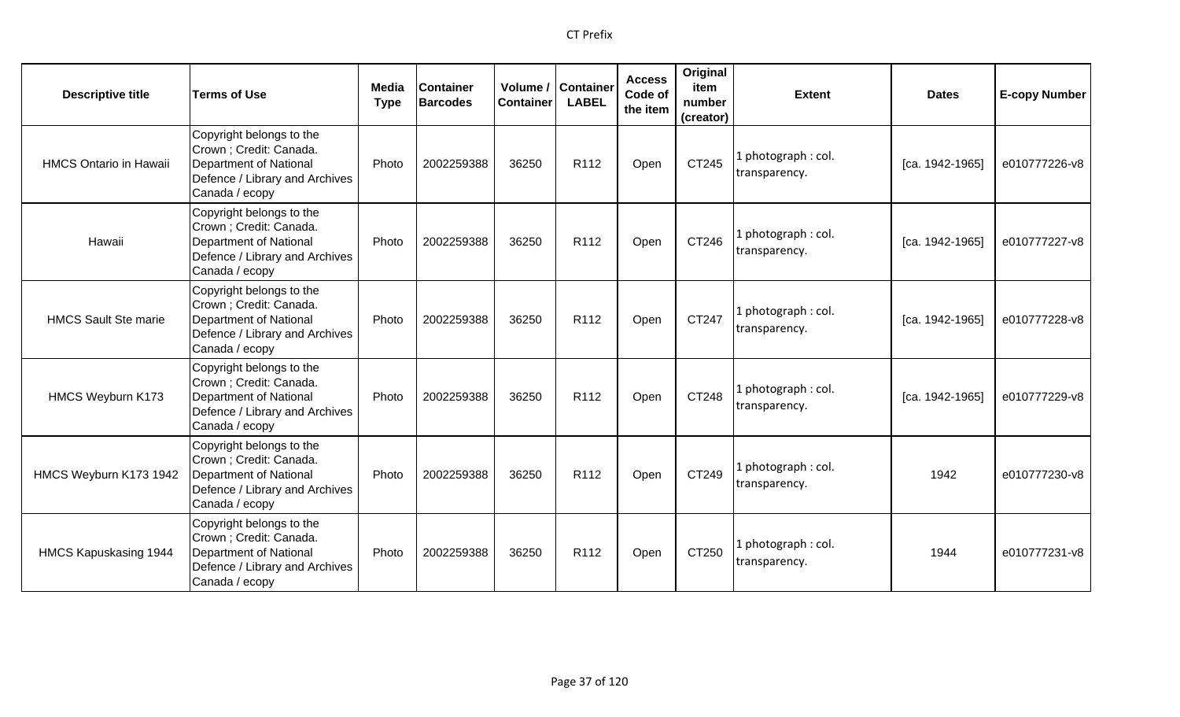| Descriptive title | Terms of Use | Media Type | Container Barcodes | Volume / Container | Container LABEL | Access Code of the item | Original item number (creator) | Extent | Dates | E-copy Number |
|---|---|---|---|---|---|---|---|---|---|---|
| HMCS Ontario in Hawaii | Copyright belongs to the Crown ; Credit: Canada. Department of National Defence / Library and Archives Canada / ecopy | Photo | 2002259388 | 36250 | R112 | Open | CT245 | 1 photograph : col. transparency. | [ca. 1942-1965] | e010777226-v8 |
| Hawaii | Copyright belongs to the Crown ; Credit: Canada. Department of National Defence / Library and Archives Canada / ecopy | Photo | 2002259388 | 36250 | R112 | Open | CT246 | 1 photograph : col. transparency. | [ca. 1942-1965] | e010777227-v8 |
| HMCS Sault Ste marie | Copyright belongs to the Crown ; Credit: Canada. Department of National Defence / Library and Archives Canada / ecopy | Photo | 2002259388 | 36250 | R112 | Open | CT247 | 1 photograph : col. transparency. | [ca. 1942-1965] | e010777228-v8 |
| HMCS Weyburn K173 | Copyright belongs to the Crown ; Credit: Canada. Department of National Defence / Library and Archives Canada / ecopy | Photo | 2002259388 | 36250 | R112 | Open | CT248 | 1 photograph : col. transparency. | [ca. 1942-1965] | e010777229-v8 |
| HMCS Weyburn K173 1942 | Copyright belongs to the Crown ; Credit: Canada. Department of National Defence / Library and Archives Canada / ecopy | Photo | 2002259388 | 36250 | R112 | Open | CT249 | 1 photograph : col. transparency. | 1942 | e010777230-v8 |
| HMCS Kapuskasing 1944 | Copyright belongs to the Crown ; Credit: Canada. Department of National Defence / Library and Archives Canada / ecopy | Photo | 2002259388 | 36250 | R112 | Open | CT250 | 1 photograph : col. transparency. | 1944 | e010777231-v8 |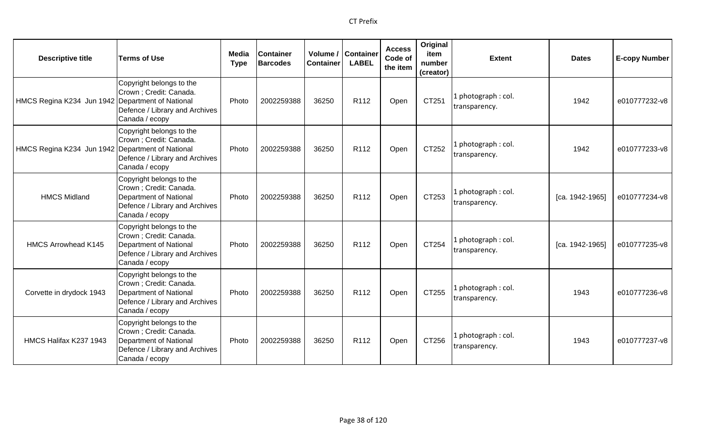| Descriptive title | Terms of Use | Media Type | Container Barcodes | Volume / Container | Container LABEL | Access Code of the item | Original item number (creator) | Extent | Dates | E-copy Number |
|---|---|---|---|---|---|---|---|---|---|---|
| HMCS Regina K234 Jun 1942 | Copyright belongs to the Crown ; Credit: Canada. Department of National Defence / Library and Archives Canada / ecopy | Photo | 2002259388 | 36250 | R112 | Open | CT251 | 1 photograph : col. transparency. | 1942 | e010777232-v8 |
| HMCS Regina K234 Jun 1942 | Copyright belongs to the Crown ; Credit: Canada. Department of National Defence / Library and Archives Canada / ecopy | Photo | 2002259388 | 36250 | R112 | Open | CT252 | 1 photograph : col. transparency. | 1942 | e010777233-v8 |
| HMCS Midland | Copyright belongs to the Crown ; Credit: Canada. Department of National Defence / Library and Archives Canada / ecopy | Photo | 2002259388 | 36250 | R112 | Open | CT253 | 1 photograph : col. transparency. | [ca. 1942-1965] | e010777234-v8 |
| HMCS Arrowhead K145 | Copyright belongs to the Crown ; Credit: Canada. Department of National Defence / Library and Archives Canada / ecopy | Photo | 2002259388 | 36250 | R112 | Open | CT254 | 1 photograph : col. transparency. | [ca. 1942-1965] | e010777235-v8 |
| Corvette in drydock 1943 | Copyright belongs to the Crown ; Credit: Canada. Department of National Defence / Library and Archives Canada / ecopy | Photo | 2002259388 | 36250 | R112 | Open | CT255 | 1 photograph : col. transparency. | 1943 | e010777236-v8 |
| HMCS Halifax K237 1943 | Copyright belongs to the Crown ; Credit: Canada. Department of National Defence / Library and Archives Canada / ecopy | Photo | 2002259388 | 36250 | R112 | Open | CT256 | 1 photograph : col. transparency. | 1943 | e010777237-v8 |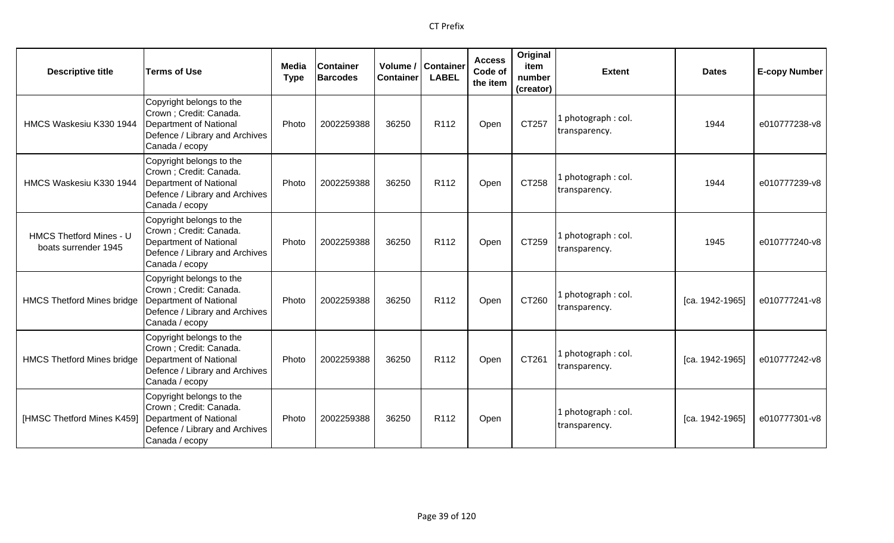| Descriptive title | Terms of Use | Media Type | Container Barcodes | Volume / Container | Container LABEL | Access Code of the item | Original item number (creator) | Extent | Dates | E-copy Number |
|---|---|---|---|---|---|---|---|---|---|---|
| HMCS Waskesiu K330 1944 | Copyright belongs to the Crown ; Credit: Canada. Department of National Defence / Library and Archives Canada / ecopy | Photo | 2002259388 | 36250 | R112 | Open | CT257 | 1 photograph : col. transparency. | 1944 | e010777238-v8 |
| HMCS Waskesiu K330 1944 | Copyright belongs to the Crown ; Credit: Canada. Department of National Defence / Library and Archives Canada / ecopy | Photo | 2002259388 | 36250 | R112 | Open | CT258 | 1 photograph : col. transparency. | 1944 | e010777239-v8 |
| HMCS Thetford Mines - U boats surrender 1945 | Copyright belongs to the Crown ; Credit: Canada. Department of National Defence / Library and Archives Canada / ecopy | Photo | 2002259388 | 36250 | R112 | Open | CT259 | 1 photograph : col. transparency. | 1945 | e010777240-v8 |
| HMCS Thetford Mines bridge | Copyright belongs to the Crown ; Credit: Canada. Department of National Defence / Library and Archives Canada / ecopy | Photo | 2002259388 | 36250 | R112 | Open | CT260 | 1 photograph : col. transparency. | [ca. 1942-1965] | e010777241-v8 |
| HMCS Thetford Mines bridge | Copyright belongs to the Crown ; Credit: Canada. Department of National Defence / Library and Archives Canada / ecopy | Photo | 2002259388 | 36250 | R112 | Open | CT261 | 1 photograph : col. transparency. | [ca. 1942-1965] | e010777242-v8 |
| [HMSC Thetford Mines K459] | Copyright belongs to the Crown ; Credit: Canada. Department of National Defence / Library and Archives Canada / ecopy | Photo | 2002259388 | 36250 | R112 | Open | | 1 photograph : col. transparency. | [ca. 1942-1965] | e010777301-v8 |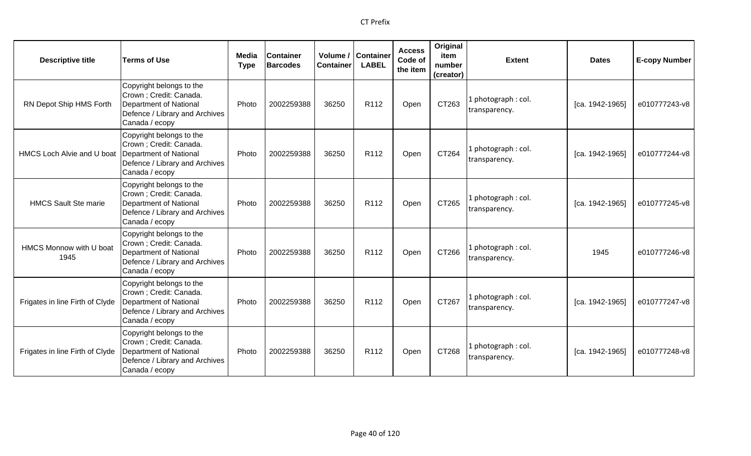| Descriptive title | Terms of Use | Media Type | Container Barcodes | Volume / Container | Container LABEL | Access Code of the item | Original item number (creator) | Extent | Dates | E-copy Number |
|---|---|---|---|---|---|---|---|---|---|---|
| RN Depot Ship HMS Forth | Copyright belongs to the Crown ; Credit: Canada. Department of National Defence / Library and Archives Canada / ecopy | Photo | 2002259388 | 36250 | R112 | Open | CT263 | 1 photograph : col. transparency. | [ca. 1942-1965] | e010777243-v8 |
| HMCS Loch Alvie and U boat | Copyright belongs to the Crown ; Credit: Canada. Department of National Defence / Library and Archives Canada / ecopy | Photo | 2002259388 | 36250 | R112 | Open | CT264 | 1 photograph : col. transparency. | [ca. 1942-1965] | e010777244-v8 |
| HMCS Sault Ste marie | Copyright belongs to the Crown ; Credit: Canada. Department of National Defence / Library and Archives Canada / ecopy | Photo | 2002259388 | 36250 | R112 | Open | CT265 | 1 photograph : col. transparency. | [ca. 1942-1965] | e010777245-v8 |
| HMCS Monnow with U boat 1945 | Copyright belongs to the Crown ; Credit: Canada. Department of National Defence / Library and Archives Canada / ecopy | Photo | 2002259388 | 36250 | R112 | Open | CT266 | 1 photograph : col. transparency. | 1945 | e010777246-v8 |
| Frigates in line Firth of Clyde | Copyright belongs to the Crown ; Credit: Canada. Department of National Defence / Library and Archives Canada / ecopy | Photo | 2002259388 | 36250 | R112 | Open | CT267 | 1 photograph : col. transparency. | [ca. 1942-1965] | e010777247-v8 |
| Frigates in line Firth of Clyde | Copyright belongs to the Crown ; Credit: Canada. Department of National Defence / Library and Archives Canada / ecopy | Photo | 2002259388 | 36250 | R112 | Open | CT268 | 1 photograph : col. transparency. | [ca. 1942-1965] | e010777248-v8 |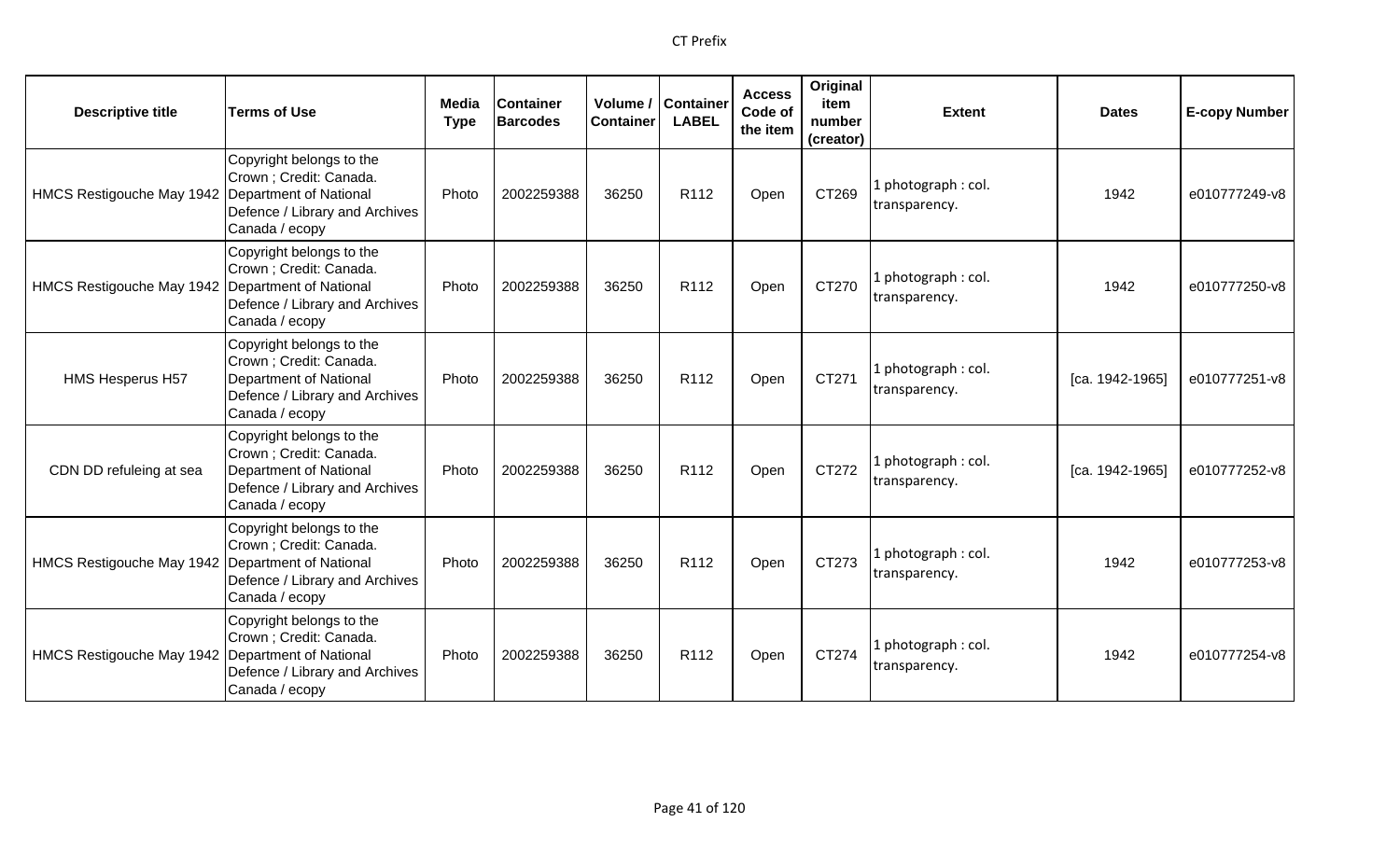| Descriptive title | Terms of Use | Media Type | Container Barcodes | Volume / Container | Container LABEL | Access Code of the item | Original item number (creator) | Extent | Dates | E-copy Number |
|---|---|---|---|---|---|---|---|---|---|---|
| HMCS Restigouche May 1942 | Copyright belongs to the Crown ; Credit: Canada. Department of National Defence / Library and Archives Canada / ecopy | Photo | 2002259388 | 36250 | R112 | Open | CT269 | 1 photograph : col. transparency. | 1942 | e010777249-v8 |
| HMCS Restigouche May 1942 | Copyright belongs to the Crown ; Credit: Canada. Department of National Defence / Library and Archives Canada / ecopy | Photo | 2002259388 | 36250 | R112 | Open | CT270 | 1 photograph : col. transparency. | 1942 | e010777250-v8 |
| HMS Hesperus H57 | Copyright belongs to the Crown ; Credit: Canada. Department of National Defence / Library and Archives Canada / ecopy | Photo | 2002259388 | 36250 | R112 | Open | CT271 | 1 photograph : col. transparency. | [ca. 1942-1965] | e010777251-v8 |
| CDN DD refuleing at sea | Copyright belongs to the Crown ; Credit: Canada. Department of National Defence / Library and Archives Canada / ecopy | Photo | 2002259388 | 36250 | R112 | Open | CT272 | 1 photograph : col. transparency. | [ca. 1942-1965] | e010777252-v8 |
| HMCS Restigouche May 1942 | Copyright belongs to the Crown ; Credit: Canada. Department of National Defence / Library and Archives Canada / ecopy | Photo | 2002259388 | 36250 | R112 | Open | CT273 | 1 photograph : col. transparency. | 1942 | e010777253-v8 |
| HMCS Restigouche May 1942 | Copyright belongs to the Crown ; Credit: Canada. Department of National Defence / Library and Archives Canada / ecopy | Photo | 2002259388 | 36250 | R112 | Open | CT274 | 1 photograph : col. transparency. | 1942 | e010777254-v8 |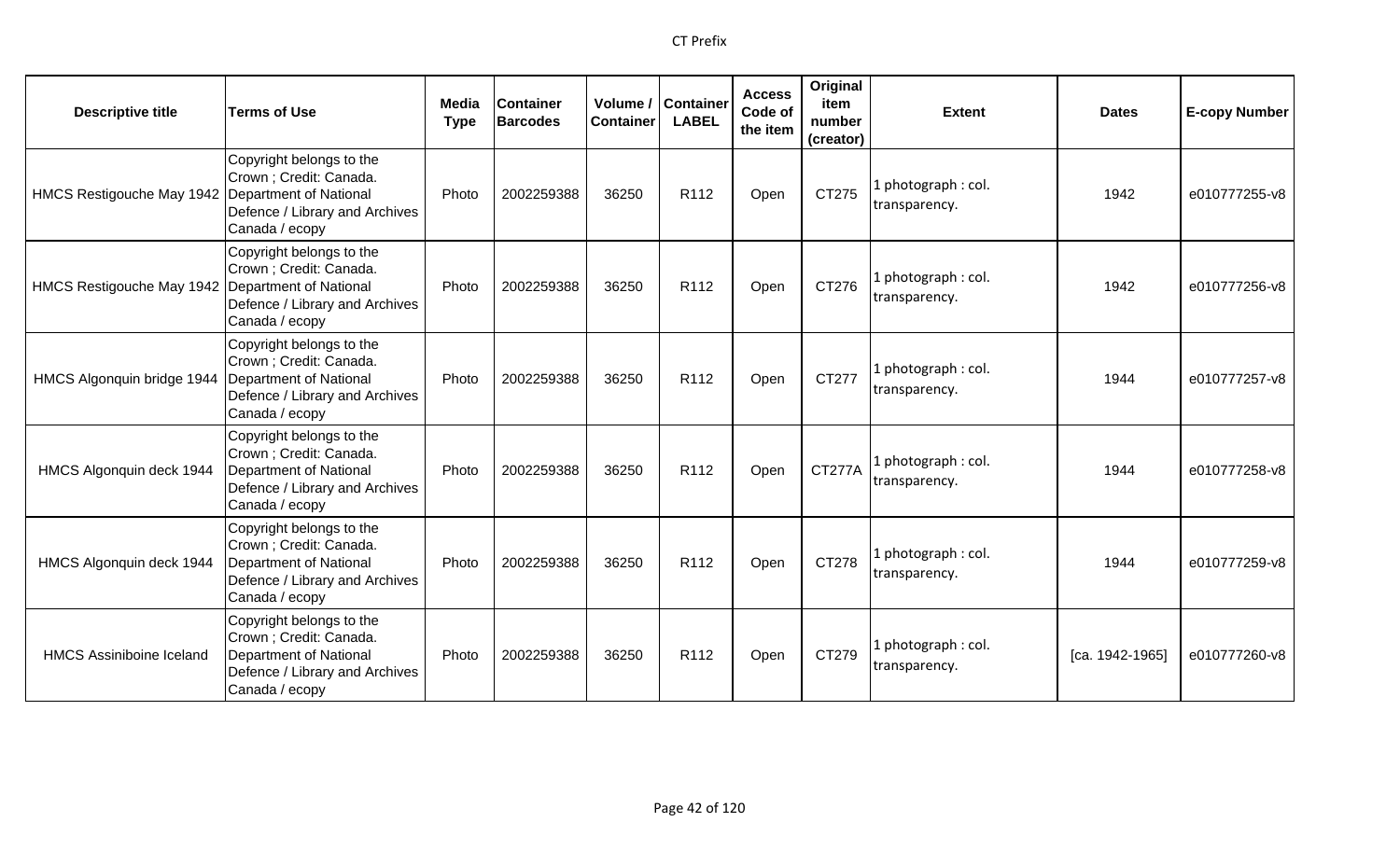| Descriptive title | Terms of Use | Media Type | Container Barcodes | Volume / Container | Container LABEL | Access Code of the item | Original item number (creator) | Extent | Dates | E-copy Number |
|---|---|---|---|---|---|---|---|---|---|---|
| HMCS Restigouche May 1942 | Copyright belongs to the Crown ; Credit: Canada. Department of National Defence / Library and Archives Canada / ecopy | Photo | 2002259388 | 36250 | R112 | Open | CT275 | 1 photograph : col. transparency. | 1942 | e010777255-v8 |
| HMCS Restigouche May 1942 | Copyright belongs to the Crown ; Credit: Canada. Department of National Defence / Library and Archives Canada / ecopy | Photo | 2002259388 | 36250 | R112 | Open | CT276 | 1 photograph : col. transparency. | 1942 | e010777256-v8 |
| HMCS Algonquin bridge 1944 | Copyright belongs to the Crown ; Credit: Canada. Department of National Defence / Library and Archives Canada / ecopy | Photo | 2002259388 | 36250 | R112 | Open | CT277 | 1 photograph : col. transparency. | 1944 | e010777257-v8 |
| HMCS Algonquin deck 1944 | Copyright belongs to the Crown ; Credit: Canada. Department of National Defence / Library and Archives Canada / ecopy | Photo | 2002259388 | 36250 | R112 | Open | CT277A | 1 photograph : col. transparency. | 1944 | e010777258-v8 |
| HMCS Algonquin deck 1944 | Copyright belongs to the Crown ; Credit: Canada. Department of National Defence / Library and Archives Canada / ecopy | Photo | 2002259388 | 36250 | R112 | Open | CT278 | 1 photograph : col. transparency. | 1944 | e010777259-v8 |
| HMCS Assiniboine Iceland | Copyright belongs to the Crown ; Credit: Canada. Department of National Defence / Library and Archives Canada / ecopy | Photo | 2002259388 | 36250 | R112 | Open | CT279 | 1 photograph : col. transparency. | [ca. 1942-1965] | e010777260-v8 |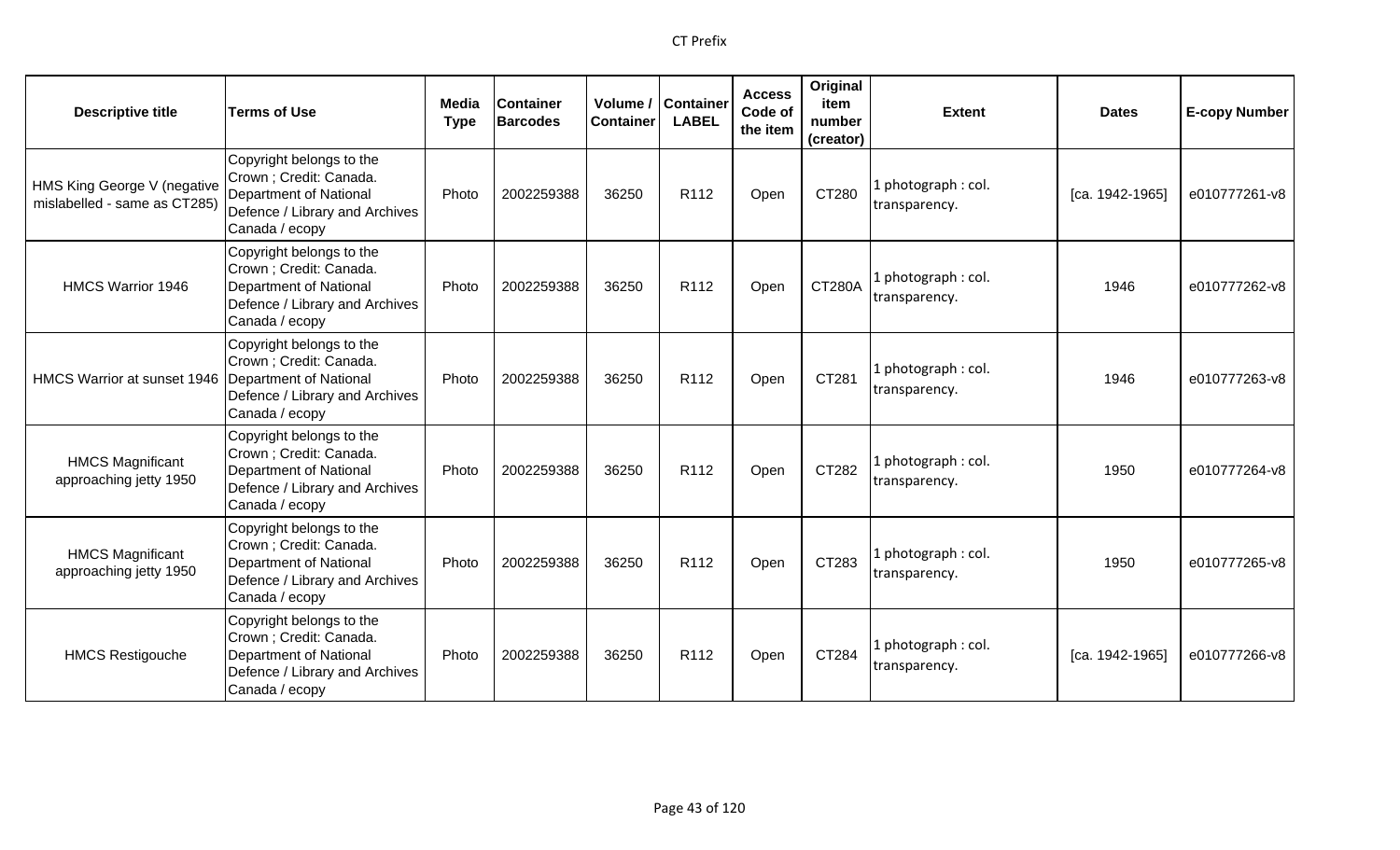| Descriptive title | Terms of Use | Media Type | Container Barcodes | Volume / Container | Container LABEL | Access Code of the item | Original item number (creator) | Extent | Dates | E-copy Number |
|---|---|---|---|---|---|---|---|---|---|---|
| HMS King George V (negative mislabelled - same as CT285) | Copyright belongs to the Crown ; Credit: Canada. Department of National Defence / Library and Archives Canada / ecopy | Photo | 2002259388 | 36250 | R112 | Open | CT280 | 1 photograph : col. transparency. | [ca. 1942-1965] | e010777261-v8 |
| HMCS Warrior 1946 | Copyright belongs to the Crown ; Credit: Canada. Department of National Defence / Library and Archives Canada / ecopy | Photo | 2002259388 | 36250 | R112 | Open | CT280A | 1 photograph : col. transparency. | 1946 | e010777262-v8 |
| HMCS Warrior at sunset 1946 | Copyright belongs to the Crown ; Credit: Canada. Department of National Defence / Library and Archives Canada / ecopy | Photo | 2002259388 | 36250 | R112 | Open | CT281 | 1 photograph : col. transparency. | 1946 | e010777263-v8 |
| HMCS Magnificant approaching jetty 1950 | Copyright belongs to the Crown ; Credit: Canada. Department of National Defence / Library and Archives Canada / ecopy | Photo | 2002259388 | 36250 | R112 | Open | CT282 | 1 photograph : col. transparency. | 1950 | e010777264-v8 |
| HMCS Magnificant approaching jetty 1950 | Copyright belongs to the Crown ; Credit: Canada. Department of National Defence / Library and Archives Canada / ecopy | Photo | 2002259388 | 36250 | R112 | Open | CT283 | 1 photograph : col. transparency. | 1950 | e010777265-v8 |
| HMCS Restigouche | Copyright belongs to the Crown ; Credit: Canada. Department of National Defence / Library and Archives Canada / ecopy | Photo | 2002259388 | 36250 | R112 | Open | CT284 | 1 photograph : col. transparency. | [ca. 1942-1965] | e010777266-v8 |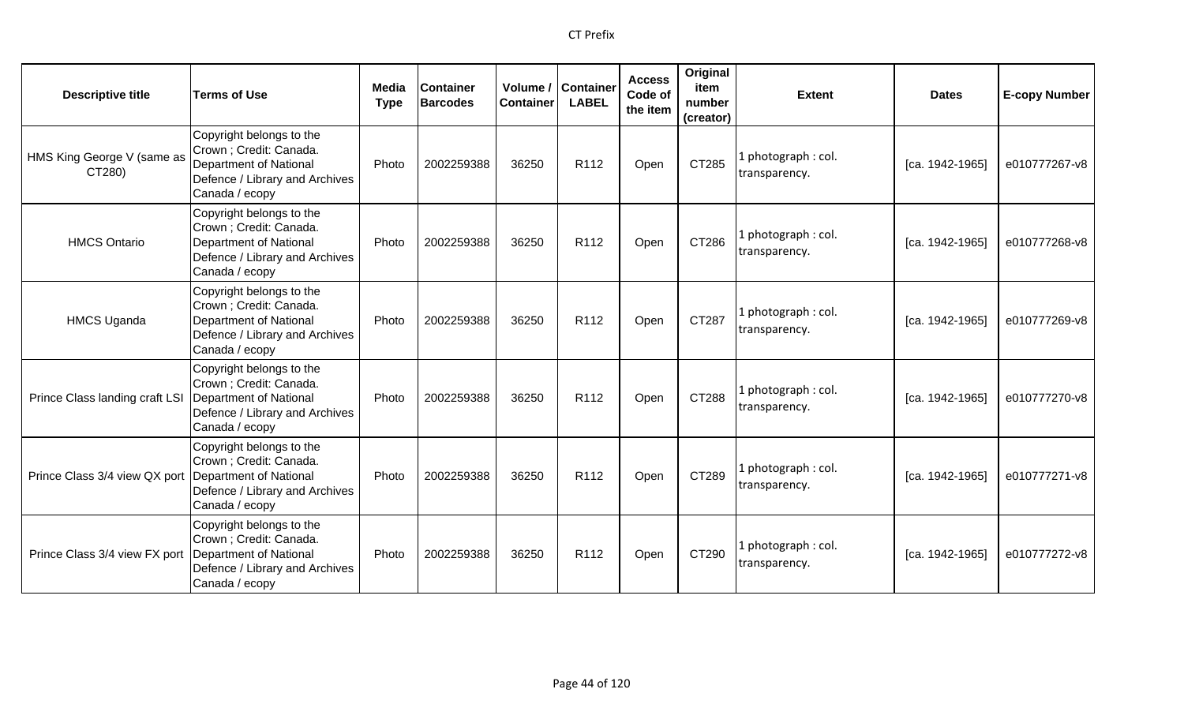| Descriptive title | Terms of Use | Media Type | Container Barcodes | Volume / Container | Container LABEL | Access Code of the item | Original item number (creator) | Extent | Dates | E-copy Number |
|---|---|---|---|---|---|---|---|---|---|---|
| HMS King George V (same as CT280) | Copyright belongs to the Crown ; Credit: Canada. Department of National Defence / Library and Archives Canada / ecopy | Photo | 2002259388 | 36250 | R112 | Open | CT285 | 1 photograph : col. transparency. | [ca. 1942-1965] | e010777267-v8 |
| HMCS Ontario | Copyright belongs to the Crown ; Credit: Canada. Department of National Defence / Library and Archives Canada / ecopy | Photo | 2002259388 | 36250 | R112 | Open | CT286 | 1 photograph : col. transparency. | [ca. 1942-1965] | e010777268-v8 |
| HMCS Uganda | Copyright belongs to the Crown ; Credit: Canada. Department of National Defence / Library and Archives Canada / ecopy | Photo | 2002259388 | 36250 | R112 | Open | CT287 | 1 photograph : col. transparency. | [ca. 1942-1965] | e010777269-v8 |
| Prince Class landing craft LSI | Copyright belongs to the Crown ; Credit: Canada. Department of National Defence / Library and Archives Canada / ecopy | Photo | 2002259388 | 36250 | R112 | Open | CT288 | 1 photograph : col. transparency. | [ca. 1942-1965] | e010777270-v8 |
| Prince Class 3/4 view QX port | Copyright belongs to the Crown ; Credit: Canada. Department of National Defence / Library and Archives Canada / ecopy | Photo | 2002259388 | 36250 | R112 | Open | CT289 | 1 photograph : col. transparency. | [ca. 1942-1965] | e010777271-v8 |
| Prince Class 3/4 view FX port | Copyright belongs to the Crown ; Credit: Canada. Department of National Defence / Library and Archives Canada / ecopy | Photo | 2002259388 | 36250 | R112 | Open | CT290 | 1 photograph : col. transparency. | [ca. 1942-1965] | e010777272-v8 |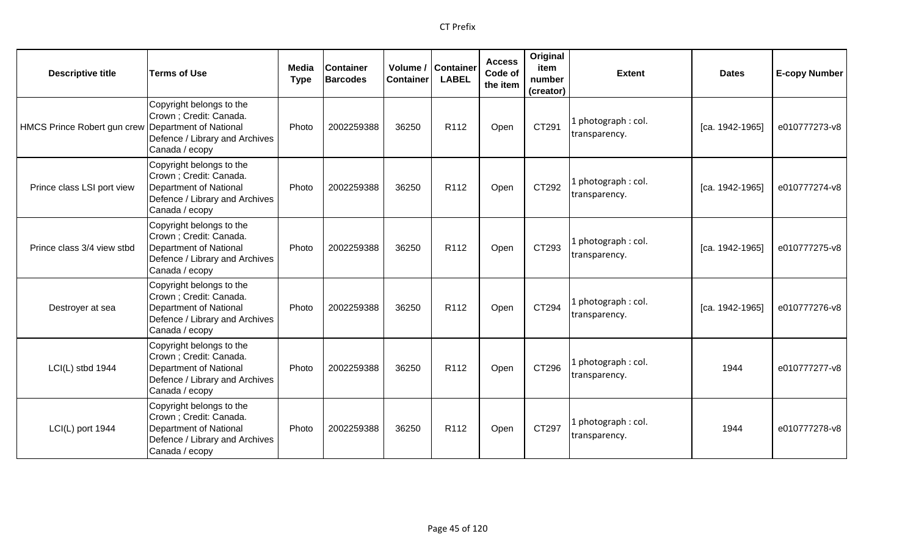| Descriptive title | Terms of Use | Media Type | Container Barcodes | Volume / Container | Container LABEL | Access Code of the item | Original item number (creator) | Extent | Dates | E-copy Number |
|---|---|---|---|---|---|---|---|---|---|---|
| HMCS Prince Robert gun crew | Copyright belongs to the Crown ; Credit: Canada. Department of National Defence / Library and Archives Canada / ecopy | Photo | 2002259388 | 36250 | R112 | Open | CT291 | 1 photograph : col. transparency. | [ca. 1942-1965] | e010777273-v8 |
| Prince class LSI port view | Copyright belongs to the Crown ; Credit: Canada. Department of National Defence / Library and Archives Canada / ecopy | Photo | 2002259388 | 36250 | R112 | Open | CT292 | 1 photograph : col. transparency. | [ca. 1942-1965] | e010777274-v8 |
| Prince class 3/4 view stbd | Copyright belongs to the Crown ; Credit: Canada. Department of National Defence / Library and Archives Canada / ecopy | Photo | 2002259388 | 36250 | R112 | Open | CT293 | 1 photograph : col. transparency. | [ca. 1942-1965] | e010777275-v8 |
| Destroyer at sea | Copyright belongs to the Crown ; Credit: Canada. Department of National Defence / Library and Archives Canada / ecopy | Photo | 2002259388 | 36250 | R112 | Open | CT294 | 1 photograph : col. transparency. | [ca. 1942-1965] | e010777276-v8 |
| LCI(L) stbd 1944 | Copyright belongs to the Crown ; Credit: Canada. Department of National Defence / Library and Archives Canada / ecopy | Photo | 2002259388 | 36250 | R112 | Open | CT296 | 1 photograph : col. transparency. | 1944 | e010777277-v8 |
| LCI(L) port 1944 | Copyright belongs to the Crown ; Credit: Canada. Department of National Defence / Library and Archives Canada / ecopy | Photo | 2002259388 | 36250 | R112 | Open | CT297 | 1 photograph : col. transparency. | 1944 | e010777278-v8 |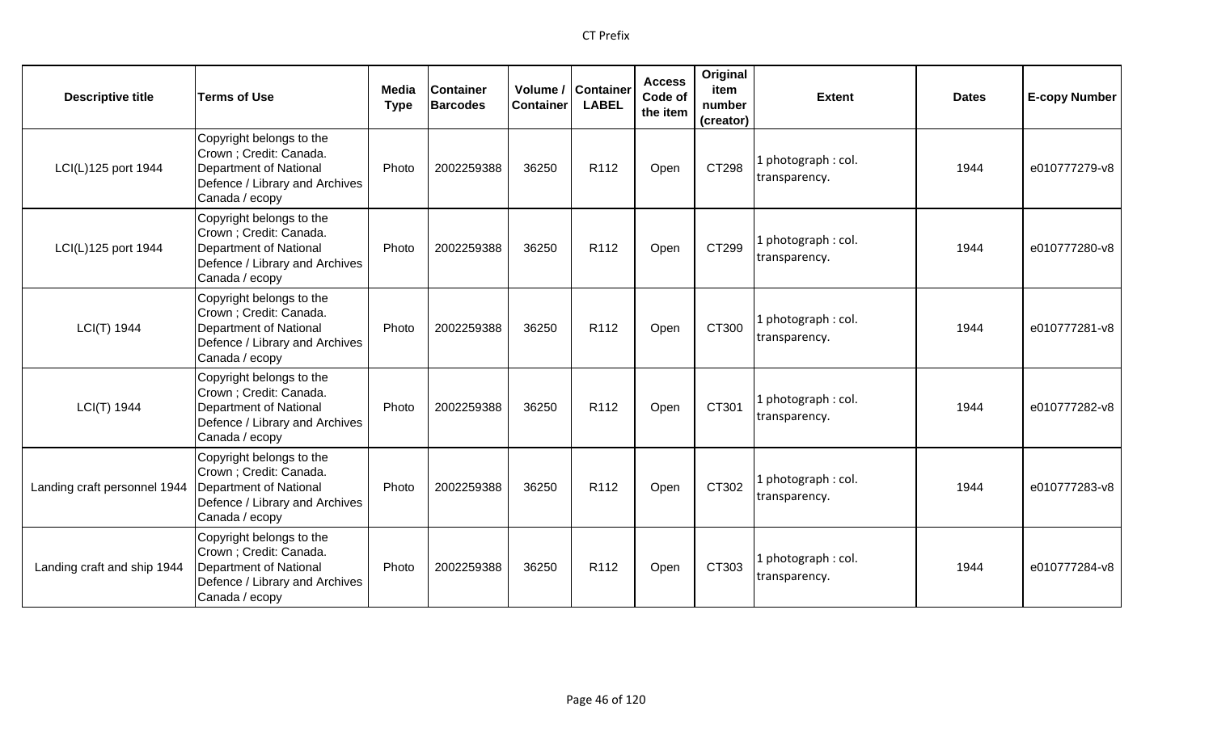| Descriptive title | Terms of Use | Media Type | Container Barcodes | Volume / Container | Container LABEL | Access Code of the item | Original item number (creator) | Extent | Dates | E-copy Number |
|---|---|---|---|---|---|---|---|---|---|---|
| LCI(L)125 port 1944 | Copyright belongs to the Crown ; Credit: Canada. Department of National Defence / Library and Archives Canada / ecopy | Photo | 2002259388 | 36250 | R112 | Open | CT298 | 1 photograph : col. transparency. | 1944 | e010777279-v8 |
| LCI(L)125 port 1944 | Copyright belongs to the Crown ; Credit: Canada. Department of National Defence / Library and Archives Canada / ecopy | Photo | 2002259388 | 36250 | R112 | Open | CT299 | 1 photograph : col. transparency. | 1944 | e010777280-v8 |
| LCI(T) 1944 | Copyright belongs to the Crown ; Credit: Canada. Department of National Defence / Library and Archives Canada / ecopy | Photo | 2002259388 | 36250 | R112 | Open | CT300 | 1 photograph : col. transparency. | 1944 | e010777281-v8 |
| LCI(T) 1944 | Copyright belongs to the Crown ; Credit: Canada. Department of National Defence / Library and Archives Canada / ecopy | Photo | 2002259388 | 36250 | R112 | Open | CT301 | 1 photograph : col. transparency. | 1944 | e010777282-v8 |
| Landing craft personnel 1944 | Copyright belongs to the Crown ; Credit: Canada. Department of National Defence / Library and Archives Canada / ecopy | Photo | 2002259388 | 36250 | R112 | Open | CT302 | 1 photograph : col. transparency. | 1944 | e010777283-v8 |
| Landing craft and ship 1944 | Copyright belongs to the Crown ; Credit: Canada. Department of National Defence / Library and Archives Canada / ecopy | Photo | 2002259388 | 36250 | R112 | Open | CT303 | 1 photograph : col. transparency. | 1944 | e010777284-v8 |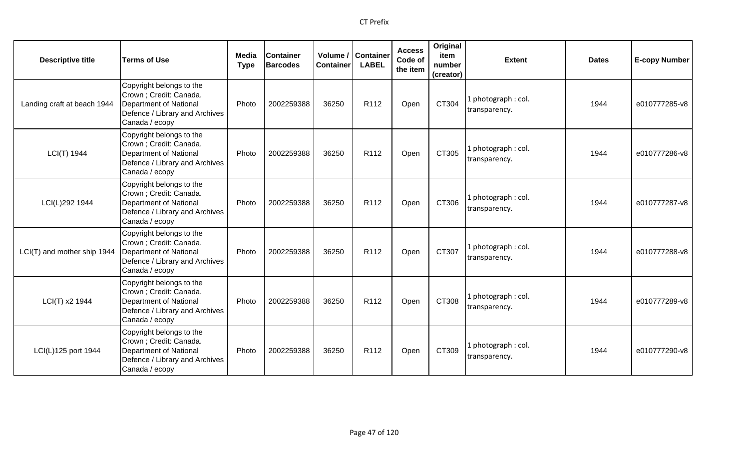| Descriptive title | Terms of Use | Media Type | Container Barcodes | Volume / Container | Container LABEL | Access Code of the item | Original item number (creator) | Extent | Dates | E-copy Number |
|---|---|---|---|---|---|---|---|---|---|---|
| Landing craft at beach 1944 | Copyright belongs to the Crown ; Credit: Canada. Department of National Defence / Library and Archives Canada / ecopy | Photo | 2002259388 | 36250 | R112 | Open | CT304 | 1 photograph : col. transparency. | 1944 | e010777285-v8 |
| LCI(T) 1944 | Copyright belongs to the Crown ; Credit: Canada. Department of National Defence / Library and Archives Canada / ecopy | Photo | 2002259388 | 36250 | R112 | Open | CT305 | 1 photograph : col. transparency. | 1944 | e010777286-v8 |
| LCI(L)292 1944 | Copyright belongs to the Crown ; Credit: Canada. Department of National Defence / Library and Archives Canada / ecopy | Photo | 2002259388 | 36250 | R112 | Open | CT306 | 1 photograph : col. transparency. | 1944 | e010777287-v8 |
| LCI(T) and mother ship 1944 | Copyright belongs to the Crown ; Credit: Canada. Department of National Defence / Library and Archives Canada / ecopy | Photo | 2002259388 | 36250 | R112 | Open | CT307 | 1 photograph : col. transparency. | 1944 | e010777288-v8 |
| LCI(T) x2 1944 | Copyright belongs to the Crown ; Credit: Canada. Department of National Defence / Library and Archives Canada / ecopy | Photo | 2002259388 | 36250 | R112 | Open | CT308 | 1 photograph : col. transparency. | 1944 | e010777289-v8 |
| LCI(L)125 port 1944 | Copyright belongs to the Crown ; Credit: Canada. Department of National Defence / Library and Archives Canada / ecopy | Photo | 2002259388 | 36250 | R112 | Open | CT309 | 1 photograph : col. transparency. | 1944 | e010777290-v8 |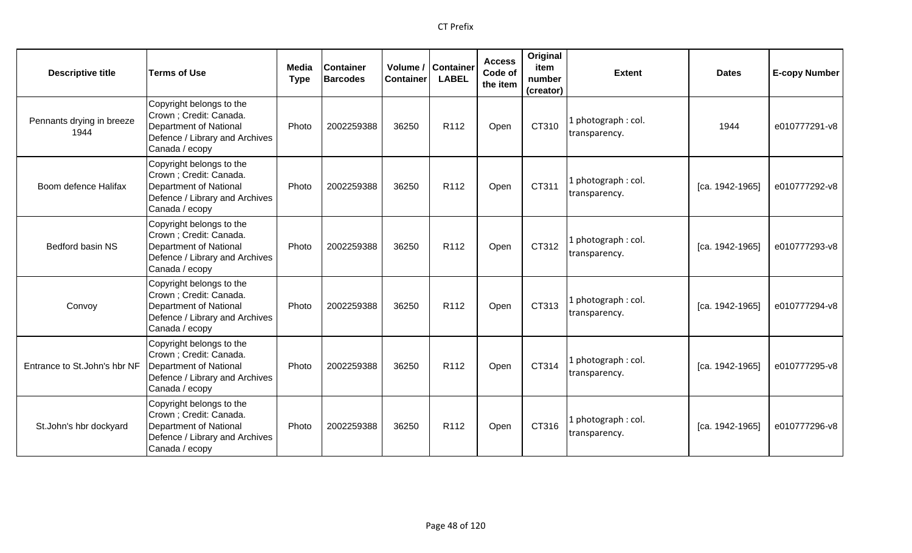| Descriptive title | Terms of Use | Media Type | Container Barcodes | Volume / Container | Container LABEL | Access Code of the item | Original item number (creator) | Extent | Dates | E-copy Number |
|---|---|---|---|---|---|---|---|---|---|---|
| Pennants drying in breeze 1944 | Copyright belongs to the Crown ; Credit: Canada. Department of National Defence / Library and Archives Canada / ecopy | Photo | 2002259388 | 36250 | R112 | Open | CT310 | 1 photograph : col. transparency. | 1944 | e010777291-v8 |
| Boom defence Halifax | Copyright belongs to the Crown ; Credit: Canada. Department of National Defence / Library and Archives Canada / ecopy | Photo | 2002259388 | 36250 | R112 | Open | CT311 | 1 photograph : col. transparency. | [ca. 1942-1965] | e010777292-v8 |
| Bedford basin NS | Copyright belongs to the Crown ; Credit: Canada. Department of National Defence / Library and Archives Canada / ecopy | Photo | 2002259388 | 36250 | R112 | Open | CT312 | 1 photograph : col. transparency. | [ca. 1942-1965] | e010777293-v8 |
| Convoy | Copyright belongs to the Crown ; Credit: Canada. Department of National Defence / Library and Archives Canada / ecopy | Photo | 2002259388 | 36250 | R112 | Open | CT313 | 1 photograph : col. transparency. | [ca. 1942-1965] | e010777294-v8 |
| Entrance to St.John's hbr NF | Copyright belongs to the Crown ; Credit: Canada. Department of National Defence / Library and Archives Canada / ecopy | Photo | 2002259388 | 36250 | R112 | Open | CT314 | 1 photograph : col. transparency. | [ca. 1942-1965] | e010777295-v8 |
| St.John's hbr dockyard | Copyright belongs to the Crown ; Credit: Canada. Department of National Defence / Library and Archives Canada / ecopy | Photo | 2002259388 | 36250 | R112 | Open | CT316 | 1 photograph : col. transparency. | [ca. 1942-1965] | e010777296-v8 |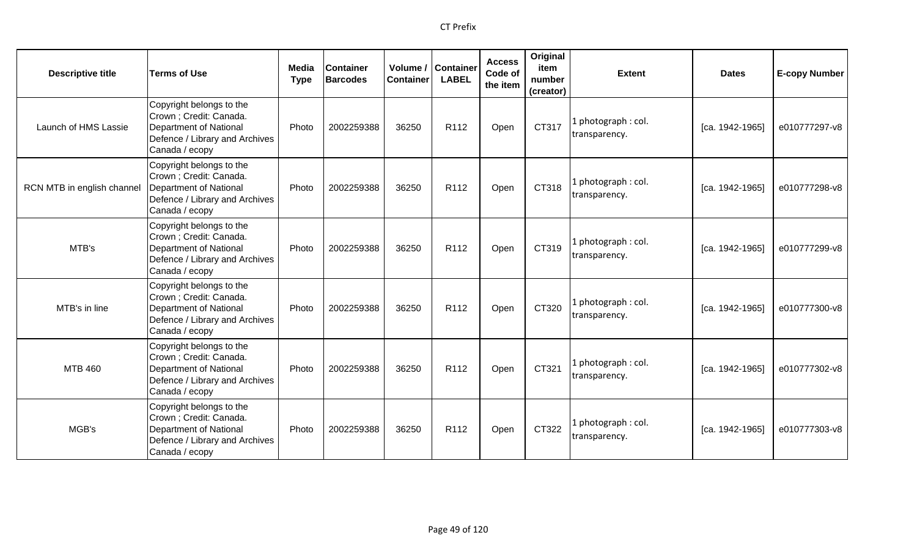| Descriptive title | Terms of Use | Media Type | Container Barcodes | Volume / Container | Container LABEL | Access Code of the item | Original item number (creator) | Extent | Dates | E-copy Number |
|---|---|---|---|---|---|---|---|---|---|---|
| Launch of HMS Lassie | Copyright belongs to the Crown ; Credit: Canada. Department of National Defence / Library and Archives Canada / ecopy | Photo | 2002259388 | 36250 | R112 | Open | CT317 | 1 photograph : col. transparency. | [ca. 1942-1965] | e010777297-v8 |
| RCN MTB in english channel | Copyright belongs to the Crown ; Credit: Canada. Department of National Defence / Library and Archives Canada / ecopy | Photo | 2002259388 | 36250 | R112 | Open | CT318 | 1 photograph : col. transparency. | [ca. 1942-1965] | e010777298-v8 |
| MTB's | Copyright belongs to the Crown ; Credit: Canada. Department of National Defence / Library and Archives Canada / ecopy | Photo | 2002259388 | 36250 | R112 | Open | CT319 | 1 photograph : col. transparency. | [ca. 1942-1965] | e010777299-v8 |
| MTB's in line | Copyright belongs to the Crown ; Credit: Canada. Department of National Defence / Library and Archives Canada / ecopy | Photo | 2002259388 | 36250 | R112 | Open | CT320 | 1 photograph : col. transparency. | [ca. 1942-1965] | e010777300-v8 |
| MTB 460 | Copyright belongs to the Crown ; Credit: Canada. Department of National Defence / Library and Archives Canada / ecopy | Photo | 2002259388 | 36250 | R112 | Open | CT321 | 1 photograph : col. transparency. | [ca. 1942-1965] | e010777302-v8 |
| MGB's | Copyright belongs to the Crown ; Credit: Canada. Department of National Defence / Library and Archives Canada / ecopy | Photo | 2002259388 | 36250 | R112 | Open | CT322 | 1 photograph : col. transparency. | [ca. 1942-1965] | e010777303-v8 |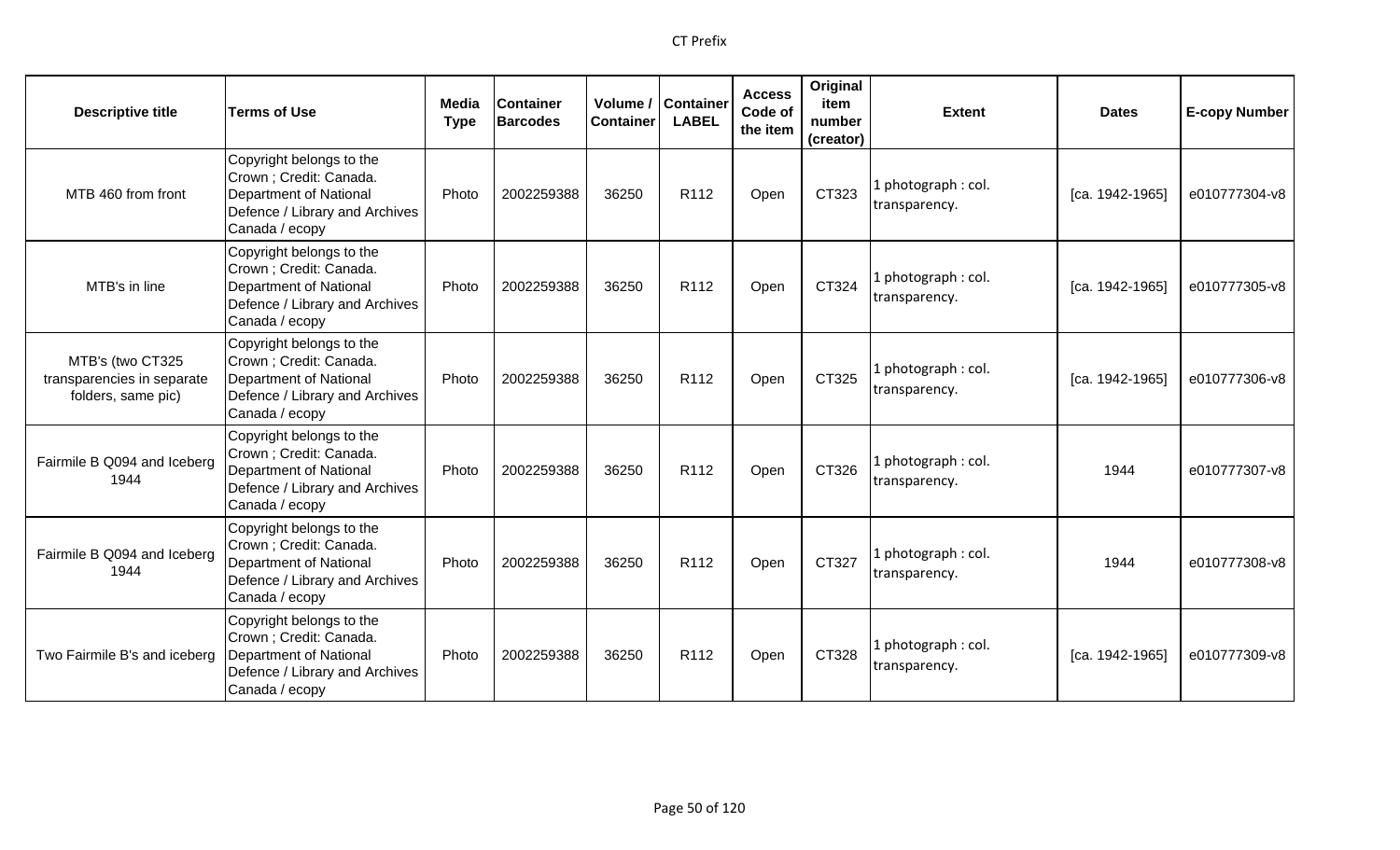| Descriptive title | Terms of Use | Media Type | Container Barcodes | Volume / Container | Container LABEL | Access Code of the item | Original item number (creator) | Extent | Dates | E-copy Number |
|---|---|---|---|---|---|---|---|---|---|---|
| MTB 460 from front | Copyright belongs to the Crown ; Credit: Canada. Department of National Defence / Library and Archives Canada / ecopy | Photo | 2002259388 | 36250 | R112 | Open | CT323 | 1 photograph : col. transparency. | [ca. 1942-1965] | e010777304-v8 |
| MTB's in line | Copyright belongs to the Crown ; Credit: Canada. Department of National Defence / Library and Archives Canada / ecopy | Photo | 2002259388 | 36250 | R112 | Open | CT324 | 1 photograph : col. transparency. | [ca. 1942-1965] | e010777305-v8 |
| MTB's (two CT325 transparencies in separate folders, same pic) | Copyright belongs to the Crown ; Credit: Canada. Department of National Defence / Library and Archives Canada / ecopy | Photo | 2002259388 | 36250 | R112 | Open | CT325 | 1 photograph : col. transparency. | [ca. 1942-1965] | e010777306-v8 |
| Fairmile B Q094 and Iceberg 1944 | Copyright belongs to the Crown ; Credit: Canada. Department of National Defence / Library and Archives Canada / ecopy | Photo | 2002259388 | 36250 | R112 | Open | CT326 | 1 photograph : col. transparency. | 1944 | e010777307-v8 |
| Fairmile B Q094 and Iceberg 1944 | Copyright belongs to the Crown ; Credit: Canada. Department of National Defence / Library and Archives Canada / ecopy | Photo | 2002259388 | 36250 | R112 | Open | CT327 | 1 photograph : col. transparency. | 1944 | e010777308-v8 |
| Two Fairmile B's and iceberg | Copyright belongs to the Crown ; Credit: Canada. Department of National Defence / Library and Archives Canada / ecopy | Photo | 2002259388 | 36250 | R112 | Open | CT328 | 1 photograph : col. transparency. | [ca. 1942-1965] | e010777309-v8 |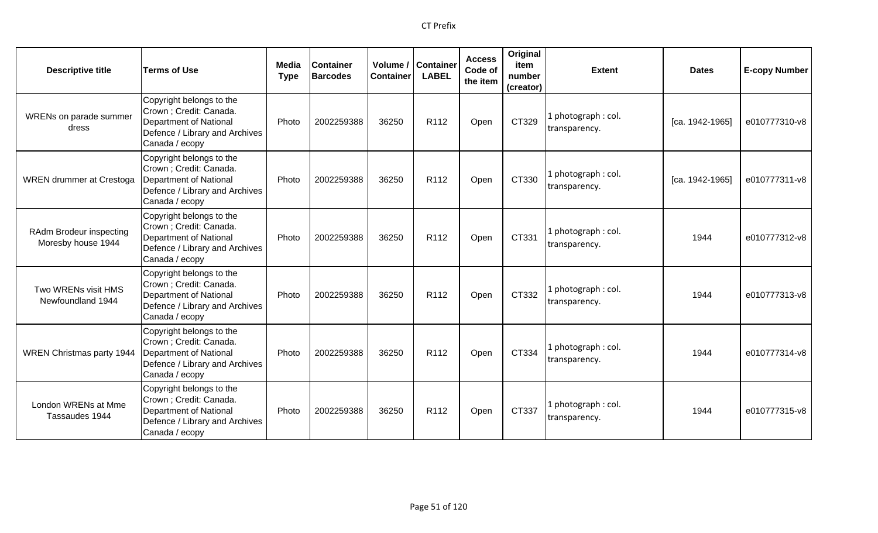| Descriptive title | Terms of Use | Media Type | Container Barcodes | Volume / Container | Container LABEL | Access Code of the item | Original item number (creator) | Extent | Dates | E-copy Number |
|---|---|---|---|---|---|---|---|---|---|---|
| WRENs on parade summer dress | Copyright belongs to the Crown ; Credit: Canada. Department of National Defence / Library and Archives Canada / ecopy | Photo | 2002259388 | 36250 | R112 | Open | CT329 | 1 photograph : col. transparency. | [ca. 1942-1965] | e010777310-v8 |
| WREN drummer at Crestoga | Copyright belongs to the Crown ; Credit: Canada. Department of National Defence / Library and Archives Canada / ecopy | Photo | 2002259388 | 36250 | R112 | Open | CT330 | 1 photograph : col. transparency. | [ca. 1942-1965] | e010777311-v8 |
| RAdm Brodeur inspecting Moresby house 1944 | Copyright belongs to the Crown ; Credit: Canada. Department of National Defence / Library and Archives Canada / ecopy | Photo | 2002259388 | 36250 | R112 | Open | CT331 | 1 photograph : col. transparency. | 1944 | e010777312-v8 |
| Two WRENs visit HMS Newfoundland 1944 | Copyright belongs to the Crown ; Credit: Canada. Department of National Defence / Library and Archives Canada / ecopy | Photo | 2002259388 | 36250 | R112 | Open | CT332 | 1 photograph : col. transparency. | 1944 | e010777313-v8 |
| WREN Christmas party 1944 | Copyright belongs to the Crown ; Credit: Canada. Department of National Defence / Library and Archives Canada / ecopy | Photo | 2002259388 | 36250 | R112 | Open | CT334 | 1 photograph : col. transparency. | 1944 | e010777314-v8 |
| London WRENs at Mme Tassaudes 1944 | Copyright belongs to the Crown ; Credit: Canada. Department of National Defence / Library and Archives Canada / ecopy | Photo | 2002259388 | 36250 | R112 | Open | CT337 | 1 photograph : col. transparency. | 1944 | e010777315-v8 |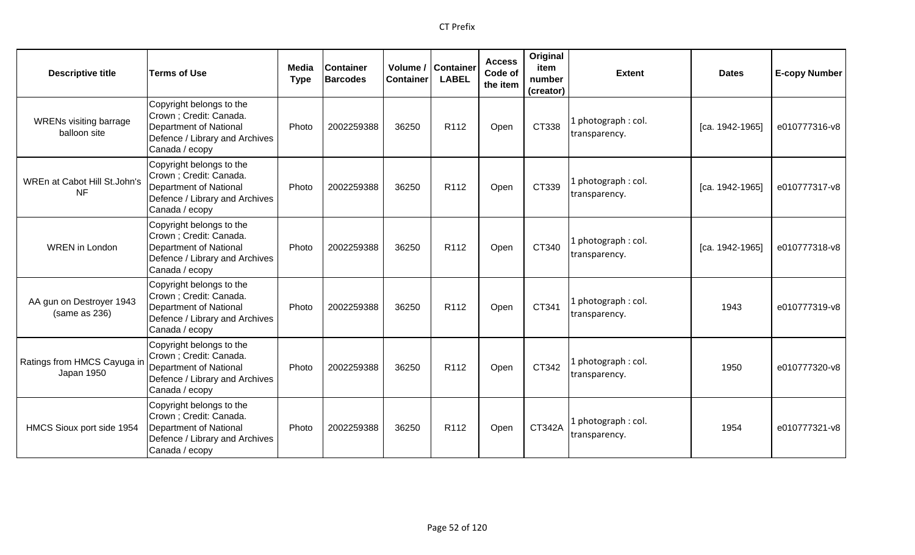CT Prefix

| Descriptive title | Terms of Use | Media Type | Container Barcodes | Volume / Container | Container LABEL | Access Code of the item | Original item number (creator) | Extent | Dates | E-copy Number |
|---|---|---|---|---|---|---|---|---|---|---|
| WRENs visiting barrage balloon site | Copyright belongs to the Crown ; Credit: Canada. Department of National Defence / Library and Archives Canada / ecopy | Photo | 2002259388 | 36250 | R112 | Open | CT338 | 1 photograph : col. transparency. | [ca. 1942-1965] | e010777316-v8 |
| WREn at Cabot Hill St.John's NF | Copyright belongs to the Crown ; Credit: Canada. Department of National Defence / Library and Archives Canada / ecopy | Photo | 2002259388 | 36250 | R112 | Open | CT339 | 1 photograph : col. transparency. | [ca. 1942-1965] | e010777317-v8 |
| WREN in London | Copyright belongs to the Crown ; Credit: Canada. Department of National Defence / Library and Archives Canada / ecopy | Photo | 2002259388 | 36250 | R112 | Open | CT340 | 1 photograph : col. transparency. | [ca. 1942-1965] | e010777318-v8 |
| AA gun on Destroyer 1943 (same as 236) | Copyright belongs to the Crown ; Credit: Canada. Department of National Defence / Library and Archives Canada / ecopy | Photo | 2002259388 | 36250 | R112 | Open | CT341 | 1 photograph : col. transparency. | 1943 | e010777319-v8 |
| Ratings from HMCS Cayuga in Japan 1950 | Copyright belongs to the Crown ; Credit: Canada. Department of National Defence / Library and Archives Canada / ecopy | Photo | 2002259388 | 36250 | R112 | Open | CT342 | 1 photograph : col. transparency. | 1950 | e010777320-v8 |
| HMCS Sioux port side 1954 | Copyright belongs to the Crown ; Credit: Canada. Department of National Defence / Library and Archives Canada / ecopy | Photo | 2002259388 | 36250 | R112 | Open | CT342A | 1 photograph : col. transparency. | 1954 | e010777321-v8 |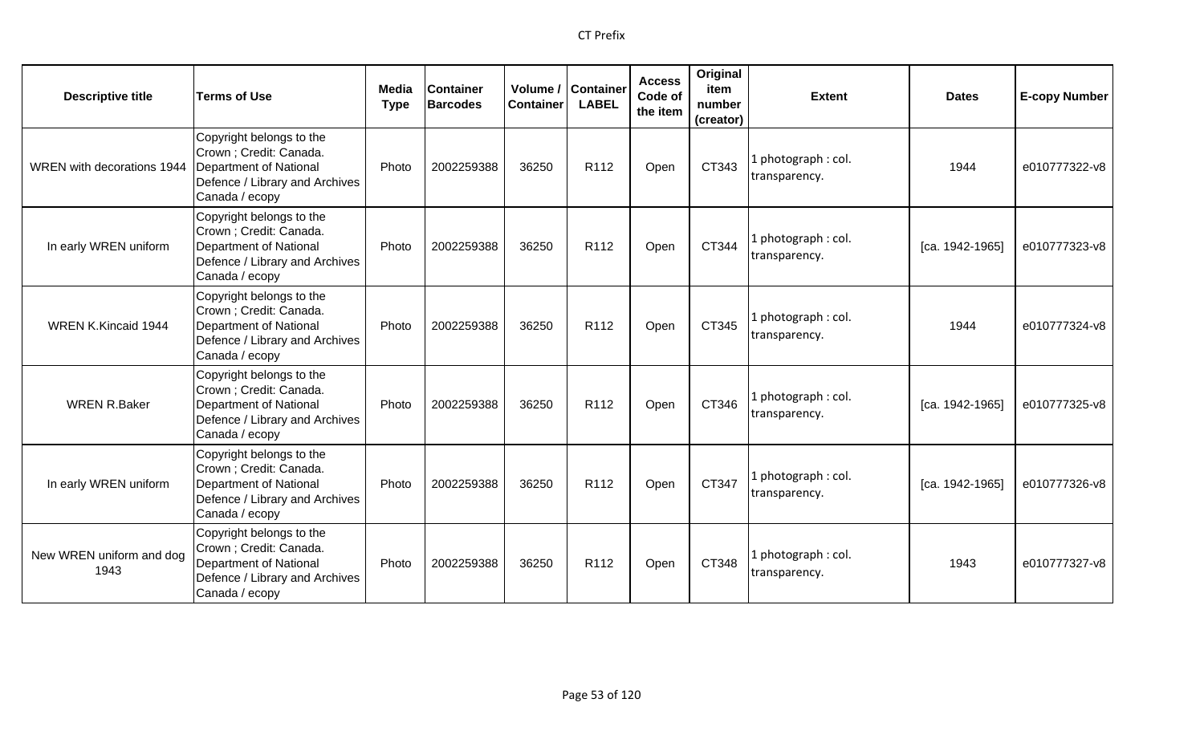| Descriptive title | Terms of Use | Media Type | Container Barcodes | Volume / Container | Container LABEL | Access Code of the item | Original item number (creator) | Extent | Dates | E-copy Number |
|---|---|---|---|---|---|---|---|---|---|---|
| WREN with decorations 1944 | Copyright belongs to the Crown ; Credit: Canada. Department of National Defence / Library and Archives Canada / ecopy | Photo | 2002259388 | 36250 | R112 | Open | CT343 | 1 photograph : col. transparency. | 1944 | e010777322-v8 |
| In early WREN uniform | Copyright belongs to the Crown ; Credit: Canada. Department of National Defence / Library and Archives Canada / ecopy | Photo | 2002259388 | 36250 | R112 | Open | CT344 | 1 photograph : col. transparency. | [ca. 1942-1965] | e010777323-v8 |
| WREN K.Kincaid 1944 | Copyright belongs to the Crown ; Credit: Canada. Department of National Defence / Library and Archives Canada / ecopy | Photo | 2002259388 | 36250 | R112 | Open | CT345 | 1 photograph : col. transparency. | 1944 | e010777324-v8 |
| WREN R.Baker | Copyright belongs to the Crown ; Credit: Canada. Department of National Defence / Library and Archives Canada / ecopy | Photo | 2002259388 | 36250 | R112 | Open | CT346 | 1 photograph : col. transparency. | [ca. 1942-1965] | e010777325-v8 |
| In early WREN uniform | Copyright belongs to the Crown ; Credit: Canada. Department of National Defence / Library and Archives Canada / ecopy | Photo | 2002259388 | 36250 | R112 | Open | CT347 | 1 photograph : col. transparency. | [ca. 1942-1965] | e010777326-v8 |
| New WREN uniform and dog 1943 | Copyright belongs to the Crown ; Credit: Canada. Department of National Defence / Library and Archives Canada / ecopy | Photo | 2002259388 | 36250 | R112 | Open | CT348 | 1 photograph : col. transparency. | 1943 | e010777327-v8 |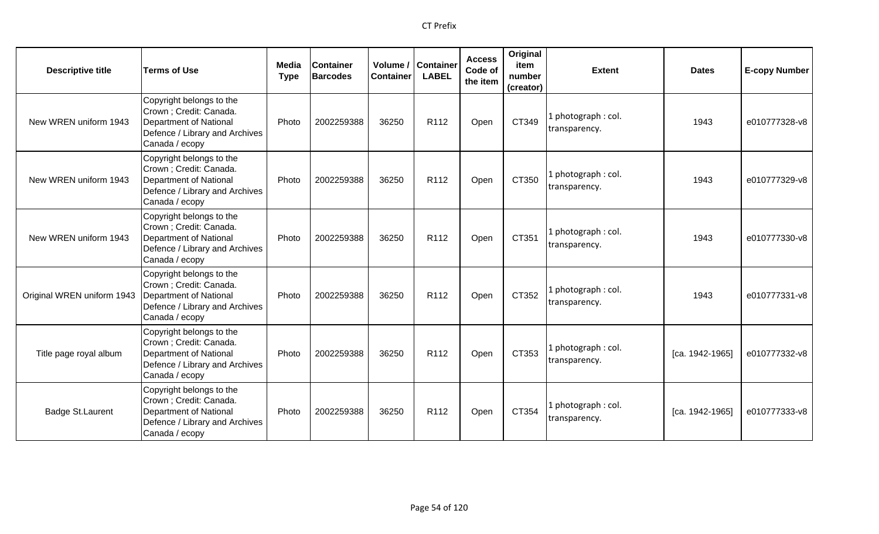| Descriptive title | Terms of Use | Media Type | Container Barcodes | Volume / Container | Container LABEL | Access Code of the item | Original item number (creator) | Extent | Dates | E-copy Number |
|---|---|---|---|---|---|---|---|---|---|---|
| New WREN uniform 1943 | Copyright belongs to the Crown ; Credit: Canada. Department of National Defence / Library and Archives Canada / ecopy | Photo | 2002259388 | 36250 | R112 | Open | CT349 | 1 photograph : col. transparency. | 1943 | e010777328-v8 |
| New WREN uniform 1943 | Copyright belongs to the Crown ; Credit: Canada. Department of National Defence / Library and Archives Canada / ecopy | Photo | 2002259388 | 36250 | R112 | Open | CT350 | 1 photograph : col. transparency. | 1943 | e010777329-v8 |
| New WREN uniform 1943 | Copyright belongs to the Crown ; Credit: Canada. Department of National Defence / Library and Archives Canada / ecopy | Photo | 2002259388 | 36250 | R112 | Open | CT351 | 1 photograph : col. transparency. | 1943 | e010777330-v8 |
| Original WREN uniform 1943 | Copyright belongs to the Crown ; Credit: Canada. Department of National Defence / Library and Archives Canada / ecopy | Photo | 2002259388 | 36250 | R112 | Open | CT352 | 1 photograph : col. transparency. | 1943 | e010777331-v8 |
| Title page royal album | Copyright belongs to the Crown ; Credit: Canada. Department of National Defence / Library and Archives Canada / ecopy | Photo | 2002259388 | 36250 | R112 | Open | CT353 | 1 photograph : col. transparency. | [ca. 1942-1965] | e010777332-v8 |
| Badge St.Laurent | Copyright belongs to the Crown ; Credit: Canada. Department of National Defence / Library and Archives Canada / ecopy | Photo | 2002259388 | 36250 | R112 | Open | CT354 | 1 photograph : col. transparency. | [ca. 1942-1965] | e010777333-v8 |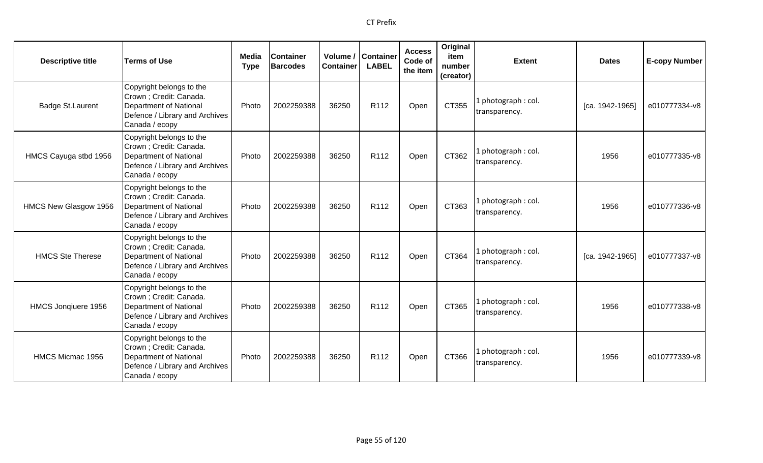| Descriptive title | Terms of Use | Media Type | Container Barcodes | Volume / Container | Container LABEL | Access Code of the item | Original item number (creator) | Extent | Dates | E-copy Number |
|---|---|---|---|---|---|---|---|---|---|---|
| Badge St.Laurent | Copyright belongs to the Crown ; Credit: Canada. Department of National Defence / Library and Archives Canada / ecopy | Photo | 2002259388 | 36250 | R112 | Open | CT355 | 1 photograph : col. transparency. | [ca. 1942-1965] | e010777334-v8 |
| HMCS Cayuga stbd 1956 | Copyright belongs to the Crown ; Credit: Canada. Department of National Defence / Library and Archives Canada / ecopy | Photo | 2002259388 | 36250 | R112 | Open | CT362 | 1 photograph : col. transparency. | 1956 | e010777335-v8 |
| HMCS New Glasgow 1956 | Copyright belongs to the Crown ; Credit: Canada. Department of National Defence / Library and Archives Canada / ecopy | Photo | 2002259388 | 36250 | R112 | Open | CT363 | 1 photograph : col. transparency. | 1956 | e010777336-v8 |
| HMCS Ste Therese | Copyright belongs to the Crown ; Credit: Canada. Department of National Defence / Library and Archives Canada / ecopy | Photo | 2002259388 | 36250 | R112 | Open | CT364 | 1 photograph : col. transparency. | [ca. 1942-1965] | e010777337-v8 |
| HMCS Jonqiuere 1956 | Copyright belongs to the Crown ; Credit: Canada. Department of National Defence / Library and Archives Canada / ecopy | Photo | 2002259388 | 36250 | R112 | Open | CT365 | 1 photograph : col. transparency. | 1956 | e010777338-v8 |
| HMCS Micmac 1956 | Copyright belongs to the Crown ; Credit: Canada. Department of National Defence / Library and Archives Canada / ecopy | Photo | 2002259388 | 36250 | R112 | Open | CT366 | 1 photograph : col. transparency. | 1956 | e010777339-v8 |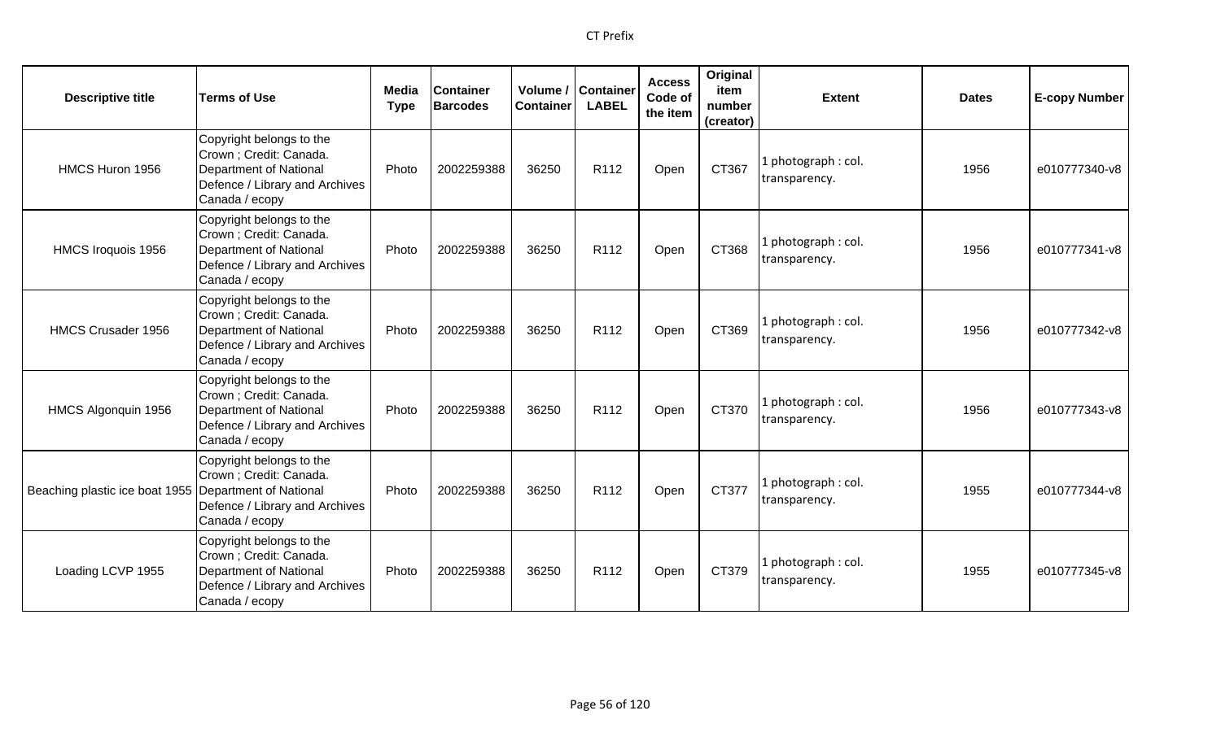| Descriptive title | Terms of Use | Media Type | Container Barcodes | Volume / Container | Container LABEL | Access Code of the item | Original item number (creator) | Extent | Dates | E-copy Number |
|---|---|---|---|---|---|---|---|---|---|---|
| HMCS Huron 1956 | Copyright belongs to the Crown ; Credit: Canada. Department of National Defence / Library and Archives Canada / ecopy | Photo | 2002259388 | 36250 | R112 | Open | CT367 | 1 photograph : col. transparency. | 1956 | e010777340-v8 |
| HMCS Iroquois 1956 | Copyright belongs to the Crown ; Credit: Canada. Department of National Defence / Library and Archives Canada / ecopy | Photo | 2002259388 | 36250 | R112 | Open | CT368 | 1 photograph : col. transparency. | 1956 | e010777341-v8 |
| HMCS Crusader 1956 | Copyright belongs to the Crown ; Credit: Canada. Department of National Defence / Library and Archives Canada / ecopy | Photo | 2002259388 | 36250 | R112 | Open | CT369 | 1 photograph : col. transparency. | 1956 | e010777342-v8 |
| HMCS Algonquin 1956 | Copyright belongs to the Crown ; Credit: Canada. Department of National Defence / Library and Archives Canada / ecopy | Photo | 2002259388 | 36250 | R112 | Open | CT370 | 1 photograph : col. transparency. | 1956 | e010777343-v8 |
| Beaching plastic ice boat 1955 | Copyright belongs to the Crown ; Credit: Canada. Department of National Defence / Library and Archives Canada / ecopy | Photo | 2002259388 | 36250 | R112 | Open | CT377 | 1 photograph : col. transparency. | 1955 | e010777344-v8 |
| Loading LCVP 1955 | Copyright belongs to the Crown ; Credit: Canada. Department of National Defence / Library and Archives Canada / ecopy | Photo | 2002259388 | 36250 | R112 | Open | CT379 | 1 photograph : col. transparency. | 1955 | e010777345-v8 |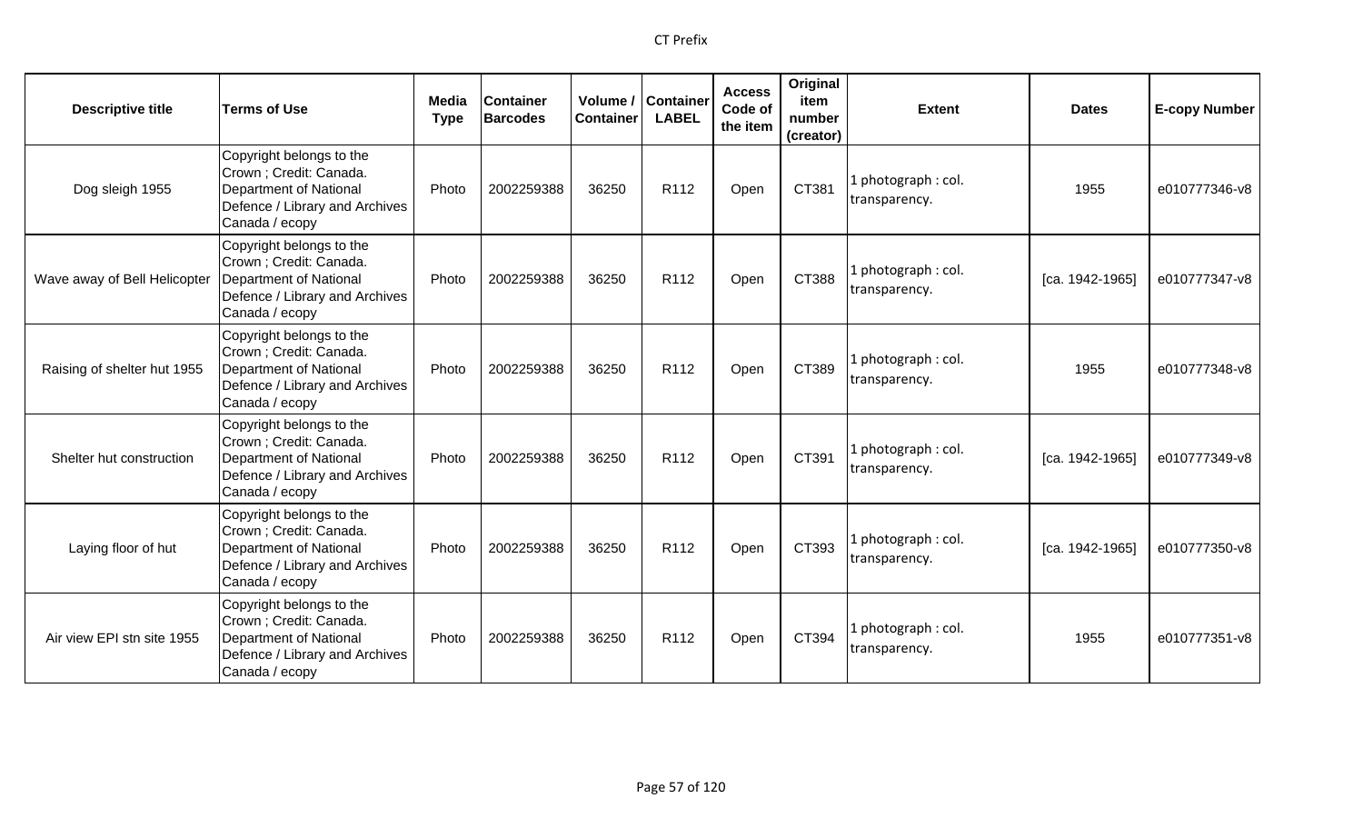| Descriptive title | Terms of Use | Media Type | Container Barcodes | Volume / Container | Container LABEL | Access Code of the item | Original item number (creator) | Extent | Dates | E-copy Number |
|---|---|---|---|---|---|---|---|---|---|---|
| Dog sleigh 1955 | Copyright belongs to the Crown ; Credit: Canada. Department of National Defence / Library and Archives Canada / ecopy | Photo | 2002259388 | 36250 | R112 | Open | CT381 | 1 photograph : col. transparency. | 1955 | e010777346-v8 |
| Wave away of Bell Helicopter | Copyright belongs to the Crown ; Credit: Canada. Department of National Defence / Library and Archives Canada / ecopy | Photo | 2002259388 | 36250 | R112 | Open | CT388 | 1 photograph : col. transparency. | [ca. 1942-1965] | e010777347-v8 |
| Raising of shelter hut 1955 | Copyright belongs to the Crown ; Credit: Canada. Department of National Defence / Library and Archives Canada / ecopy | Photo | 2002259388 | 36250 | R112 | Open | CT389 | 1 photograph : col. transparency. | 1955 | e010777348-v8 |
| Shelter hut construction | Copyright belongs to the Crown ; Credit: Canada. Department of National Defence / Library and Archives Canada / ecopy | Photo | 2002259388 | 36250 | R112 | Open | CT391 | 1 photograph : col. transparency. | [ca. 1942-1965] | e010777349-v8 |
| Laying floor of hut | Copyright belongs to the Crown ; Credit: Canada. Department of National Defence / Library and Archives Canada / ecopy | Photo | 2002259388 | 36250 | R112 | Open | CT393 | 1 photograph : col. transparency. | [ca. 1942-1965] | e010777350-v8 |
| Air view EPI stn site 1955 | Copyright belongs to the Crown ; Credit: Canada. Department of National Defence / Library and Archives Canada / ecopy | Photo | 2002259388 | 36250 | R112 | Open | CT394 | 1 photograph : col. transparency. | 1955 | e010777351-v8 |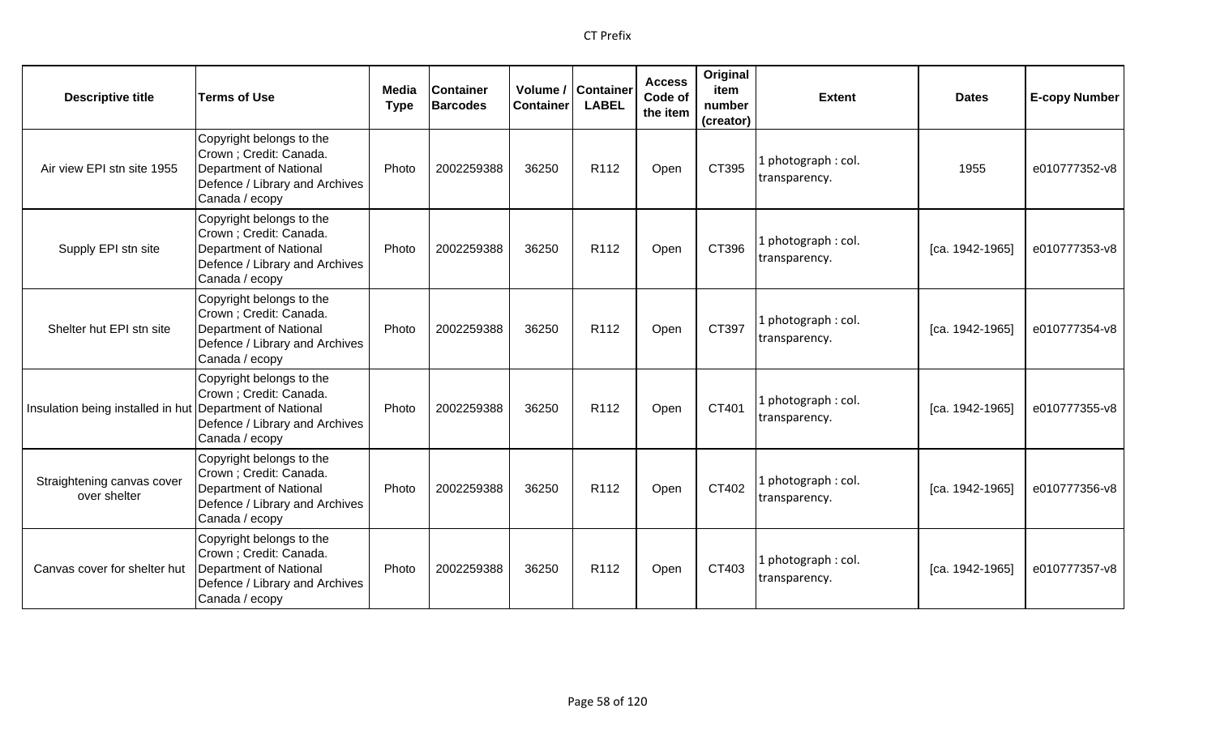| Descriptive title | Terms of Use | Media Type | Container Barcodes | Volume / Container | Container LABEL | Access Code of the item | Original item number (creator) | Extent | Dates | E-copy Number |
|---|---|---|---|---|---|---|---|---|---|---|
| Air view EPI stn site 1955 | Copyright belongs to the Crown ; Credit: Canada. Department of National Defence / Library and Archives Canada / ecopy | Photo | 2002259388 | 36250 | R112 | Open | CT395 | 1 photograph : col. transparency. | 1955 | e010777352-v8 |
| Supply EPI stn site | Copyright belongs to the Crown ; Credit: Canada. Department of National Defence / Library and Archives Canada / ecopy | Photo | 2002259388 | 36250 | R112 | Open | CT396 | 1 photograph : col. transparency. | [ca. 1942-1965] | e010777353-v8 |
| Shelter hut EPI stn site | Copyright belongs to the Crown ; Credit: Canada. Department of National Defence / Library and Archives Canada / ecopy | Photo | 2002259388 | 36250 | R112 | Open | CT397 | 1 photograph : col. transparency. | [ca. 1942-1965] | e010777354-v8 |
| Insulation being installed in hut | Copyright belongs to the Crown ; Credit: Canada. Department of National Defence / Library and Archives Canada / ecopy | Photo | 2002259388 | 36250 | R112 | Open | CT401 | 1 photograph : col. transparency. | [ca. 1942-1965] | e010777355-v8 |
| Straightening canvas cover over shelter | Copyright belongs to the Crown ; Credit: Canada. Department of National Defence / Library and Archives Canada / ecopy | Photo | 2002259388 | 36250 | R112 | Open | CT402 | 1 photograph : col. transparency. | [ca. 1942-1965] | e010777356-v8 |
| Canvas cover for shelter hut | Copyright belongs to the Crown ; Credit: Canada. Department of National Defence / Library and Archives Canada / ecopy | Photo | 2002259388 | 36250 | R112 | Open | CT403 | 1 photograph : col. transparency. | [ca. 1942-1965] | e010777357-v8 |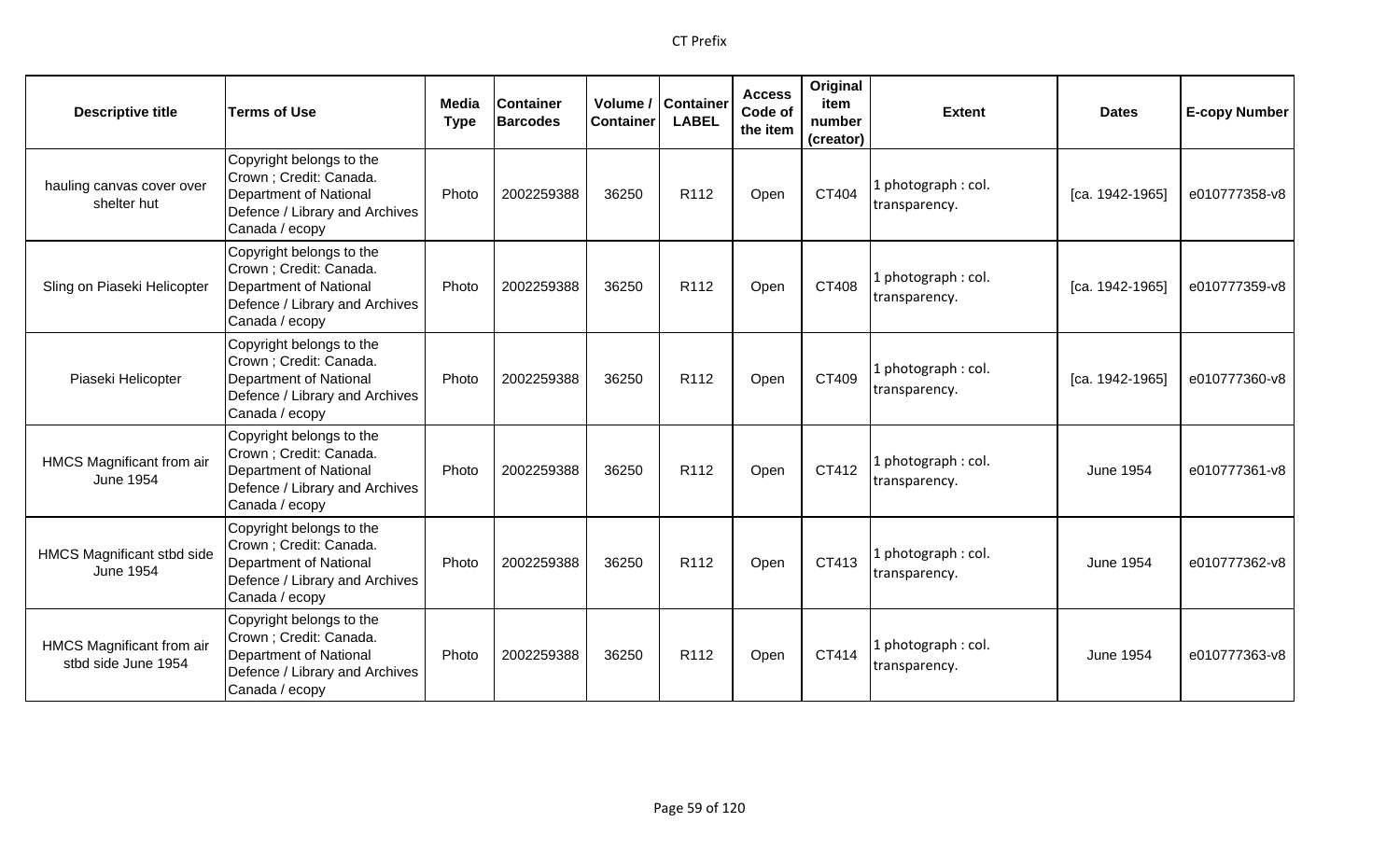| Descriptive title | Terms of Use | Media Type | Container Barcodes | Volume / Container | Container LABEL | Access Code of the item | Original item number (creator) | Extent | Dates | E-copy Number |
|---|---|---|---|---|---|---|---|---|---|---|
| hauling canvas cover over shelter hut | Copyright belongs to the Crown ; Credit: Canada. Department of National Defence / Library and Archives Canada / ecopy | Photo | 2002259388 | 36250 | R112 | Open | CT404 | 1 photograph : col. transparency. | [ca. 1942-1965] | e010777358-v8 |
| Sling on Piaseki Helicopter | Copyright belongs to the Crown ; Credit: Canada. Department of National Defence / Library and Archives Canada / ecopy | Photo | 2002259388 | 36250 | R112 | Open | CT408 | 1 photograph : col. transparency. | [ca. 1942-1965] | e010777359-v8 |
| Piaseki Helicopter | Copyright belongs to the Crown ; Credit: Canada. Department of National Defence / Library and Archives Canada / ecopy | Photo | 2002259388 | 36250 | R112 | Open | CT409 | 1 photograph : col. transparency. | [ca. 1942-1965] | e010777360-v8 |
| HMCS Magnificant from air June 1954 | Copyright belongs to the Crown ; Credit: Canada. Department of National Defence / Library and Archives Canada / ecopy | Photo | 2002259388 | 36250 | R112 | Open | CT412 | 1 photograph : col. transparency. | June 1954 | e010777361-v8 |
| HMCS Magnificant stbd side June 1954 | Copyright belongs to the Crown ; Credit: Canada. Department of National Defence / Library and Archives Canada / ecopy | Photo | 2002259388 | 36250 | R112 | Open | CT413 | 1 photograph : col. transparency. | June 1954 | e010777362-v8 |
| HMCS Magnificant from air stbd side June 1954 | Copyright belongs to the Crown ; Credit: Canada. Department of National Defence / Library and Archives Canada / ecopy | Photo | 2002259388 | 36250 | R112 | Open | CT414 | 1 photograph : col. transparency. | June 1954 | e010777363-v8 |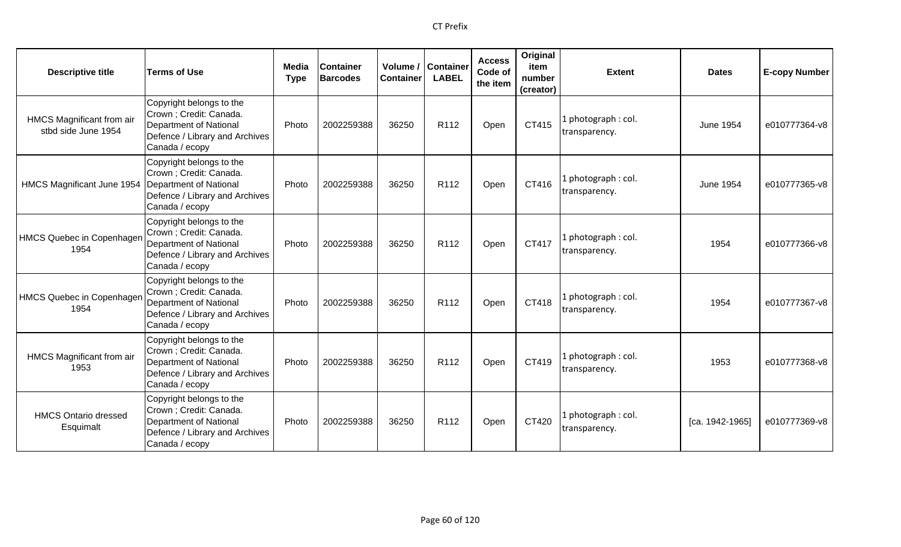| Descriptive title | Terms of Use | Media Type | Container Barcodes | Volume / Container | Container LABEL | Access Code of the item | Original item number (creator) | Extent | Dates | E-copy Number |
|---|---|---|---|---|---|---|---|---|---|---|
| HMCS Magnificant from air stbd side June 1954 | Copyright belongs to the Crown ; Credit: Canada. Department of National Defence / Library and Archives Canada / ecopy | Photo | 2002259388 | 36250 | R112 | Open | CT415 | 1 photograph : col. transparency. | June 1954 | e010777364-v8 |
| HMCS Magnificant June 1954 | Copyright belongs to the Crown ; Credit: Canada. Department of National Defence / Library and Archives Canada / ecopy | Photo | 2002259388 | 36250 | R112 | Open | CT416 | 1 photograph : col. transparency. | June 1954 | e010777365-v8 |
| HMCS Quebec in Copenhagen 1954 | Copyright belongs to the Crown ; Credit: Canada. Department of National Defence / Library and Archives Canada / ecopy | Photo | 2002259388 | 36250 | R112 | Open | CT417 | 1 photograph : col. transparency. | 1954 | e010777366-v8 |
| HMCS Quebec in Copenhagen 1954 | Copyright belongs to the Crown ; Credit: Canada. Department of National Defence / Library and Archives Canada / ecopy | Photo | 2002259388 | 36250 | R112 | Open | CT418 | 1 photograph : col. transparency. | 1954 | e010777367-v8 |
| HMCS Magnificant from air 1953 | Copyright belongs to the Crown ; Credit: Canada. Department of National Defence / Library and Archives Canada / ecopy | Photo | 2002259388 | 36250 | R112 | Open | CT419 | 1 photograph : col. transparency. | 1953 | e010777368-v8 |
| HMCS Ontario dressed Esquimalt | Copyright belongs to the Crown ; Credit: Canada. Department of National Defence / Library and Archives Canada / ecopy | Photo | 2002259388 | 36250 | R112 | Open | CT420 | 1 photograph : col. transparency. | [ca. 1942-1965] | e010777369-v8 |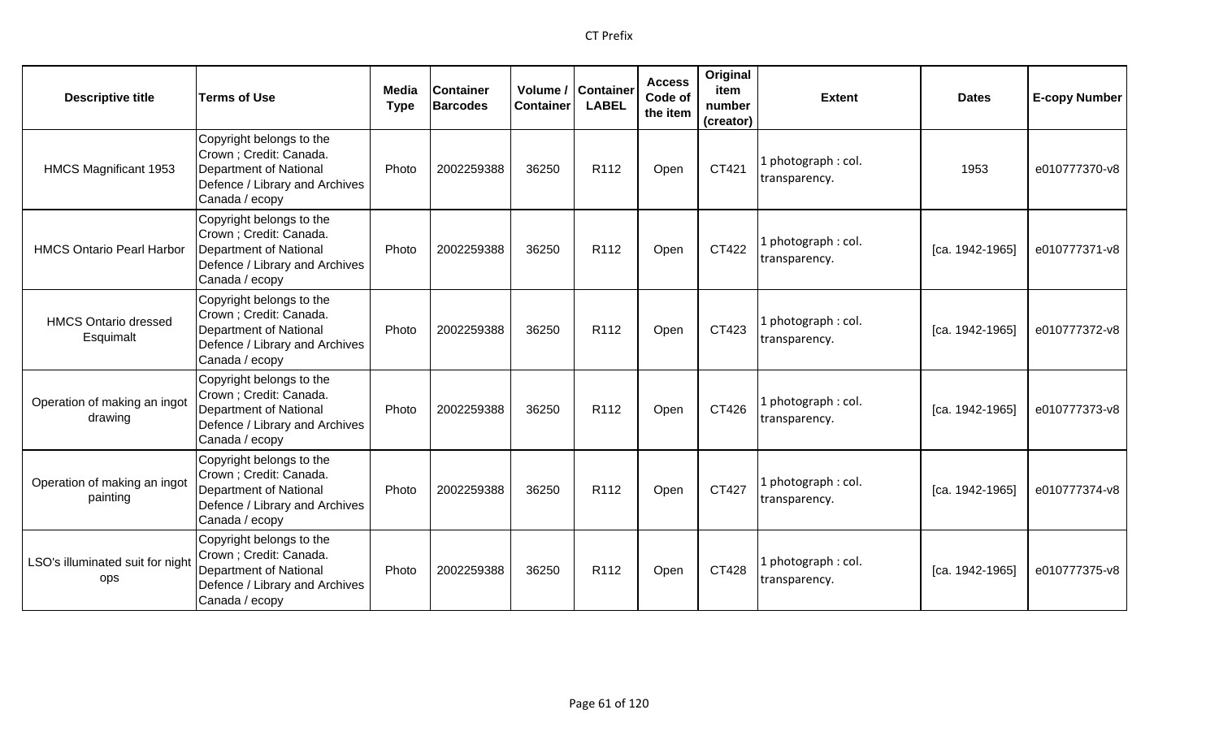| Descriptive title | Terms of Use | Media Type | Container Barcodes | Volume / Container | Container LABEL | Access Code of the item | Original item number (creator) | Extent | Dates | E-copy Number |
|---|---|---|---|---|---|---|---|---|---|---|
| HMCS Magnificant 1953 | Copyright belongs to the Crown ; Credit: Canada. Department of National Defence / Library and Archives Canada / ecopy | Photo | 2002259388 | 36250 | R112 | Open | CT421 | 1 photograph : col. transparency. | 1953 | e010777370-v8 |
| HMCS Ontario Pearl Harbor | Copyright belongs to the Crown ; Credit: Canada. Department of National Defence / Library and Archives Canada / ecopy | Photo | 2002259388 | 36250 | R112 | Open | CT422 | 1 photograph : col. transparency. | [ca. 1942-1965] | e010777371-v8 |
| HMCS Ontario dressed Esquimalt | Copyright belongs to the Crown ; Credit: Canada. Department of National Defence / Library and Archives Canada / ecopy | Photo | 2002259388 | 36250 | R112 | Open | CT423 | 1 photograph : col. transparency. | [ca. 1942-1965] | e010777372-v8 |
| Operation of making an ingot drawing | Copyright belongs to the Crown ; Credit: Canada. Department of National Defence / Library and Archives Canada / ecopy | Photo | 2002259388 | 36250 | R112 | Open | CT426 | 1 photograph : col. transparency. | [ca. 1942-1965] | e010777373-v8 |
| Operation of making an ingot painting | Copyright belongs to the Crown ; Credit: Canada. Department of National Defence / Library and Archives Canada / ecopy | Photo | 2002259388 | 36250 | R112 | Open | CT427 | 1 photograph : col. transparency. | [ca. 1942-1965] | e010777374-v8 |
| LSO's illuminated suit for night ops | Copyright belongs to the Crown ; Credit: Canada. Department of National Defence / Library and Archives Canada / ecopy | Photo | 2002259388 | 36250 | R112 | Open | CT428 | 1 photograph : col. transparency. | [ca. 1942-1965] | e010777375-v8 |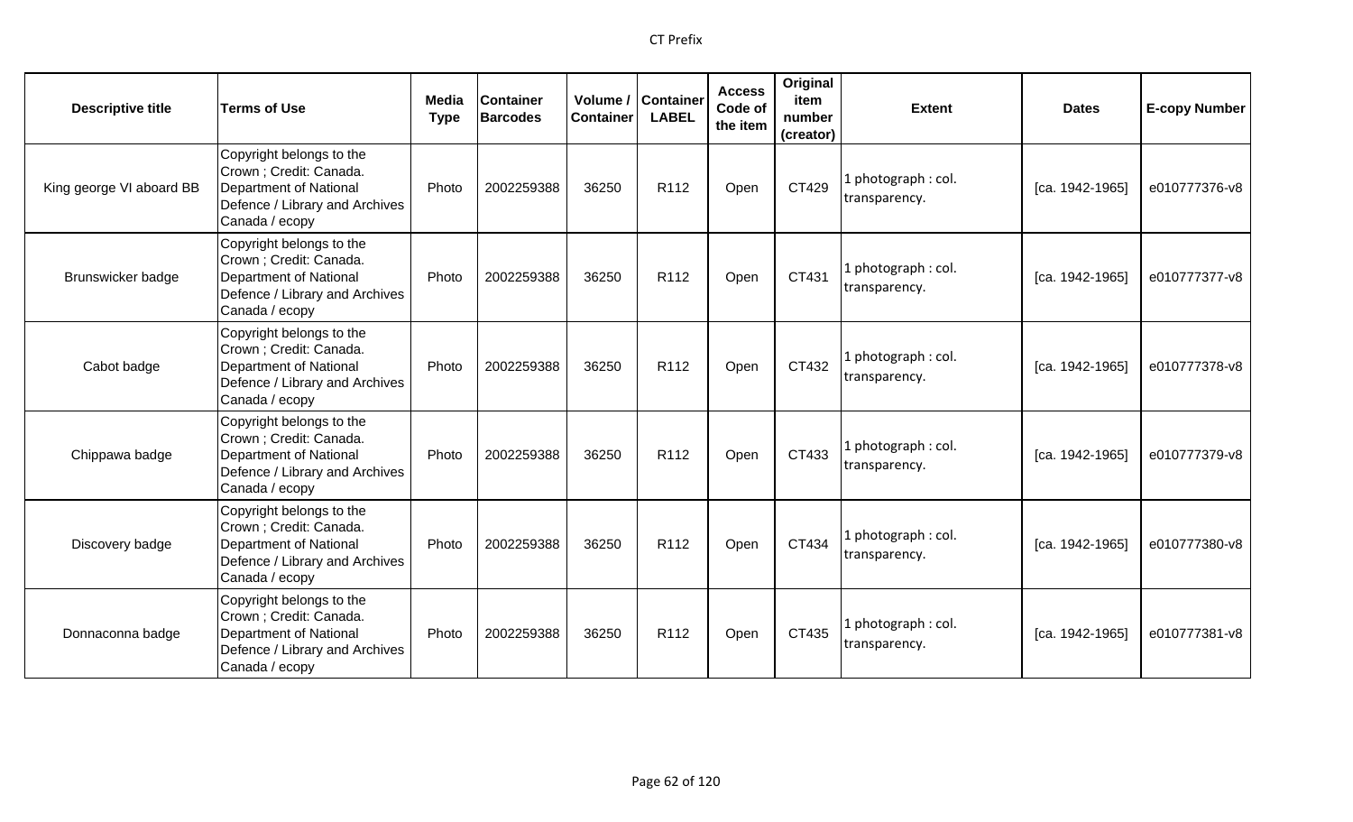| Descriptive title | Terms of Use | Media Type | Container Barcodes | Volume / Container | Container LABEL | Access Code of the item | Original item number (creator) | Extent | Dates | E-copy Number |
|---|---|---|---|---|---|---|---|---|---|---|
| King george VI aboard BB | Copyright belongs to the Crown ; Credit: Canada. Department of National Defence / Library and Archives Canada / ecopy | Photo | 2002259388 | 36250 | R112 | Open | CT429 | 1 photograph : col. transparency. | [ca. 1942-1965] | e010777376-v8 |
| Brunswicker badge | Copyright belongs to the Crown ; Credit: Canada. Department of National Defence / Library and Archives Canada / ecopy | Photo | 2002259388 | 36250 | R112 | Open | CT431 | 1 photograph : col. transparency. | [ca. 1942-1965] | e010777377-v8 |
| Cabot badge | Copyright belongs to the Crown ; Credit: Canada. Department of National Defence / Library and Archives Canada / ecopy | Photo | 2002259388 | 36250 | R112 | Open | CT432 | 1 photograph : col. transparency. | [ca. 1942-1965] | e010777378-v8 |
| Chippawa badge | Copyright belongs to the Crown ; Credit: Canada. Department of National Defence / Library and Archives Canada / ecopy | Photo | 2002259388 | 36250 | R112 | Open | CT433 | 1 photograph : col. transparency. | [ca. 1942-1965] | e010777379-v8 |
| Discovery badge | Copyright belongs to the Crown ; Credit: Canada. Department of National Defence / Library and Archives Canada / ecopy | Photo | 2002259388 | 36250 | R112 | Open | CT434 | 1 photograph : col. transparency. | [ca. 1942-1965] | e010777380-v8 |
| Donnaconna badge | Copyright belongs to the Crown ; Credit: Canada. Department of National Defence / Library and Archives Canada / ecopy | Photo | 2002259388 | 36250 | R112 | Open | CT435 | 1 photograph : col. transparency. | [ca. 1942-1965] | e010777381-v8 |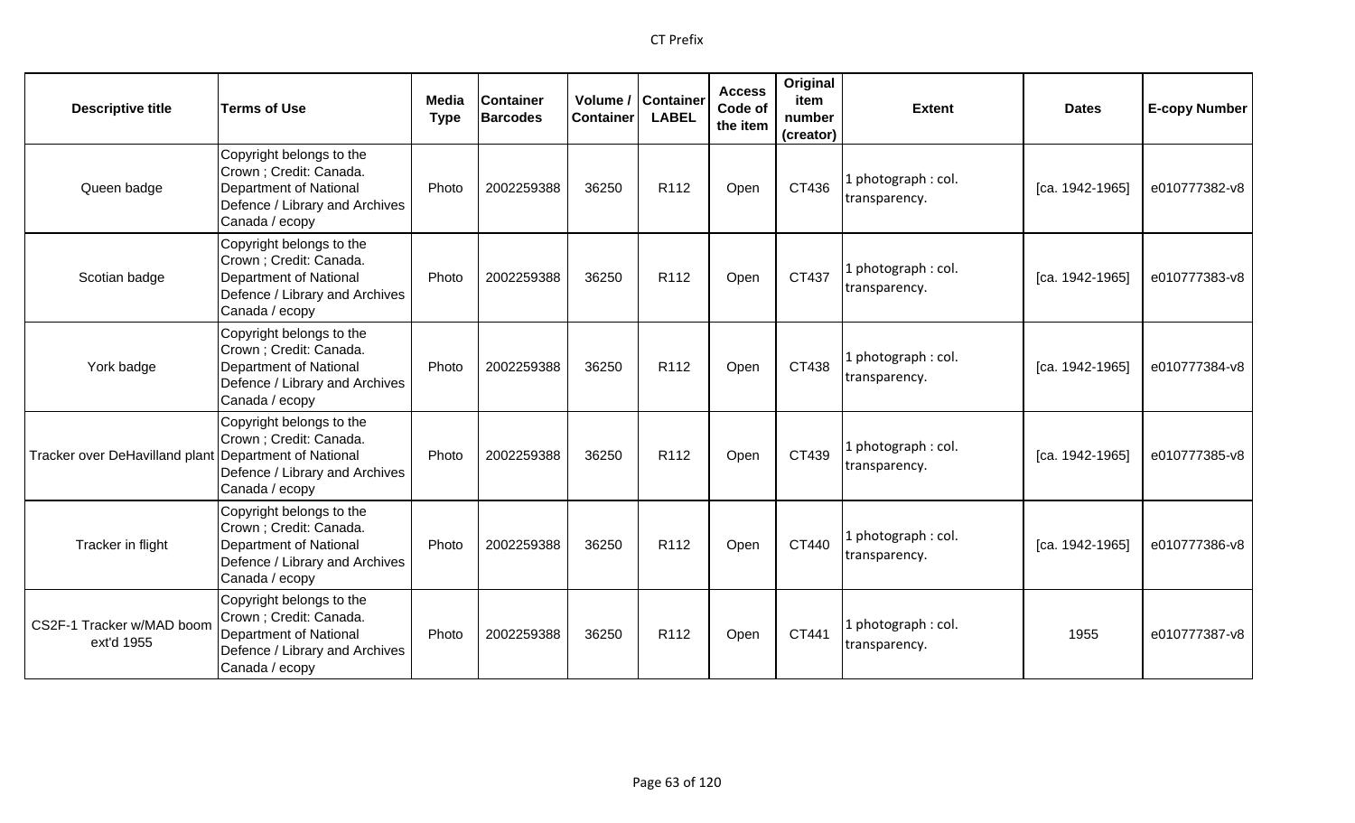| Descriptive title | Terms of Use | Media Type | Container Barcodes | Volume / Container | Container LABEL | Access Code of the item | Original item number (creator) | Extent | Dates | E-copy Number |
|---|---|---|---|---|---|---|---|---|---|---|
| Queen badge | Copyright belongs to the Crown ; Credit: Canada. Department of National Defence / Library and Archives Canada / ecopy | Photo | 2002259388 | 36250 | R112 | Open | CT436 | 1 photograph : col. transparency. | [ca. 1942-1965] | e010777382-v8 |
| Scotian badge | Copyright belongs to the Crown ; Credit: Canada. Department of National Defence / Library and Archives Canada / ecopy | Photo | 2002259388 | 36250 | R112 | Open | CT437 | 1 photograph : col. transparency. | [ca. 1942-1965] | e010777383-v8 |
| York badge | Copyright belongs to the Crown ; Credit: Canada. Department of National Defence / Library and Archives Canada / ecopy | Photo | 2002259388 | 36250 | R112 | Open | CT438 | 1 photograph : col. transparency. | [ca. 1942-1965] | e010777384-v8 |
| Tracker over DeHavilland plant | Copyright belongs to the Crown ; Credit: Canada. Department of National Defence / Library and Archives Canada / ecopy | Photo | 2002259388 | 36250 | R112 | Open | CT439 | 1 photograph : col. transparency. | [ca. 1942-1965] | e010777385-v8 |
| Tracker in flight | Copyright belongs to the Crown ; Credit: Canada. Department of National Defence / Library and Archives Canada / ecopy | Photo | 2002259388 | 36250 | R112 | Open | CT440 | 1 photograph : col. transparency. | [ca. 1942-1965] | e010777386-v8 |
| CS2F-1 Tracker w/MAD boom ext'd 1955 | Copyright belongs to the Crown ; Credit: Canada. Department of National Defence / Library and Archives Canada / ecopy | Photo | 2002259388 | 36250 | R112 | Open | CT441 | 1 photograph : col. transparency. | 1955 | e010777387-v8 |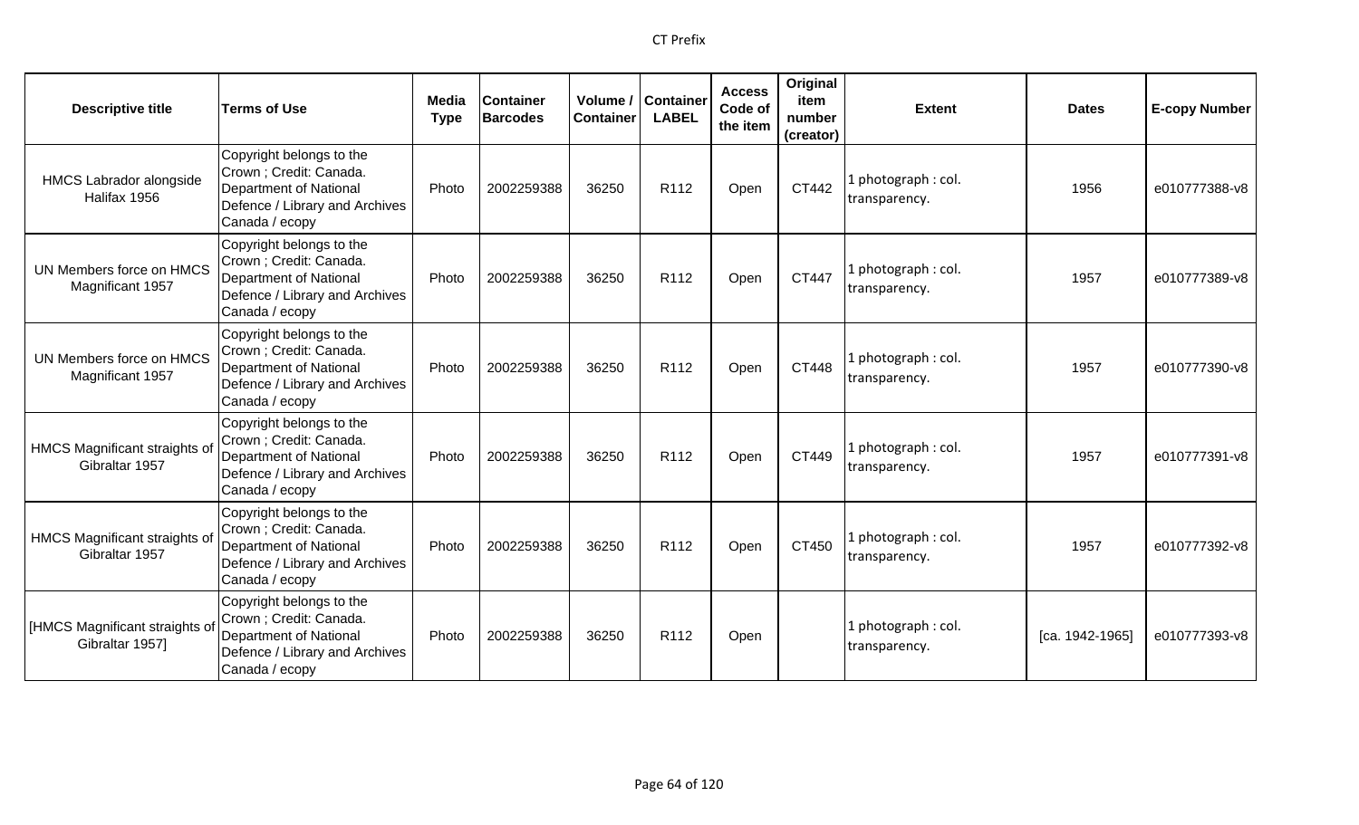| Descriptive title | Terms of Use | Media Type | Container Barcodes | Volume / Container | Container LABEL | Access Code of the item | Original item number (creator) | Extent | Dates | E-copy Number |
|---|---|---|---|---|---|---|---|---|---|---|
| HMCS Labrador alongside Halifax 1956 | Copyright belongs to the Crown ; Credit: Canada. Department of National Defence / Library and Archives Canada / ecopy | Photo | 2002259388 | 36250 | R112 | Open | CT442 | 1 photograph : col. transparency. | 1956 | e010777388-v8 |
| UN Members force on HMCS Magnificant 1957 | Copyright belongs to the Crown ; Credit: Canada. Department of National Defence / Library and Archives Canada / ecopy | Photo | 2002259388 | 36250 | R112 | Open | CT447 | 1 photograph : col. transparency. | 1957 | e010777389-v8 |
| UN Members force on HMCS Magnificant 1957 | Copyright belongs to the Crown ; Credit: Canada. Department of National Defence / Library and Archives Canada / ecopy | Photo | 2002259388 | 36250 | R112 | Open | CT448 | 1 photograph : col. transparency. | 1957 | e010777390-v8 |
| HMCS Magnificant straights of Gibraltar 1957 | Copyright belongs to the Crown ; Credit: Canada. Department of National Defence / Library and Archives Canada / ecopy | Photo | 2002259388 | 36250 | R112 | Open | CT449 | 1 photograph : col. transparency. | 1957 | e010777391-v8 |
| HMCS Magnificant straights of Gibraltar 1957 | Copyright belongs to the Crown ; Credit: Canada. Department of National Defence / Library and Archives Canada / ecopy | Photo | 2002259388 | 36250 | R112 | Open | CT450 | 1 photograph : col. transparency. | 1957 | e010777392-v8 |
| [HMCS Magnificant straights of Gibraltar 1957] | Copyright belongs to the Crown ; Credit: Canada. Department of National Defence / Library and Archives Canada / ecopy | Photo | 2002259388 | 36250 | R112 | Open | | 1 photograph : col. transparency. | [ca. 1942-1965] | e010777393-v8 |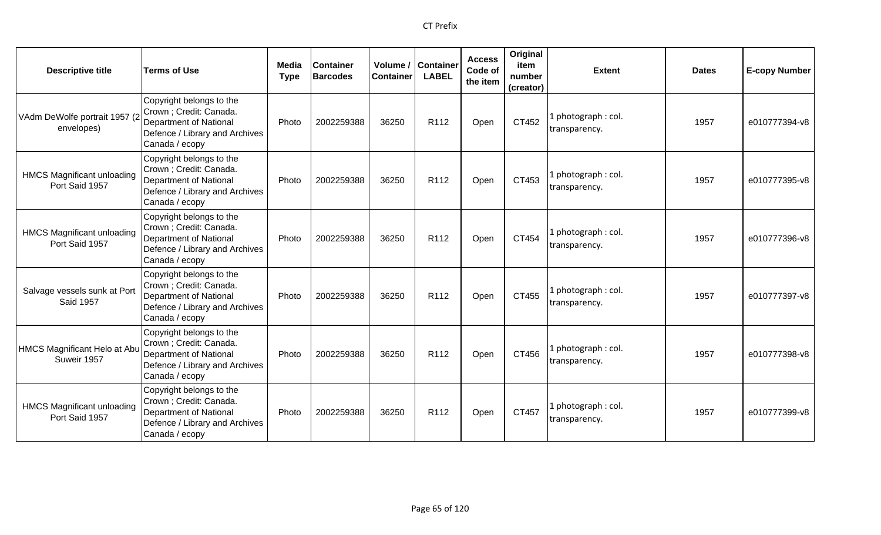| Descriptive title | Terms of Use | Media Type | Container Barcodes | Volume / Container | Container LABEL | Access Code of the item | Original item number (creator) | Extent | Dates | E-copy Number |
|---|---|---|---|---|---|---|---|---|---|---|
| VAdm DeWolfe portrait 1957 (2 envelopes) | Copyright belongs to the Crown ; Credit: Canada. Department of National Defence / Library and Archives Canada / ecopy | Photo | 2002259388 | 36250 | R112 | Open | CT452 | 1 photograph : col. transparency. | 1957 | e010777394-v8 |
| HMCS Magnificant unloading Port Said 1957 | Copyright belongs to the Crown ; Credit: Canada. Department of National Defence / Library and Archives Canada / ecopy | Photo | 2002259388 | 36250 | R112 | Open | CT453 | 1 photograph : col. transparency. | 1957 | e010777395-v8 |
| HMCS Magnificant unloading Port Said 1957 | Copyright belongs to the Crown ; Credit: Canada. Department of National Defence / Library and Archives Canada / ecopy | Photo | 2002259388 | 36250 | R112 | Open | CT454 | 1 photograph : col. transparency. | 1957 | e010777396-v8 |
| Salvage vessels sunk at Port Said 1957 | Copyright belongs to the Crown ; Credit: Canada. Department of National Defence / Library and Archives Canada / ecopy | Photo | 2002259388 | 36250 | R112 | Open | CT455 | 1 photograph : col. transparency. | 1957 | e010777397-v8 |
| HMCS Magnificant Helo at Abu Suweir 1957 | Copyright belongs to the Crown ; Credit: Canada. Department of National Defence / Library and Archives Canada / ecopy | Photo | 2002259388 | 36250 | R112 | Open | CT456 | 1 photograph : col. transparency. | 1957 | e010777398-v8 |
| HMCS Magnificant unloading Port Said 1957 | Copyright belongs to the Crown ; Credit: Canada. Department of National Defence / Library and Archives Canada / ecopy | Photo | 2002259388 | 36250 | R112 | Open | CT457 | 1 photograph : col. transparency. | 1957 | e010777399-v8 |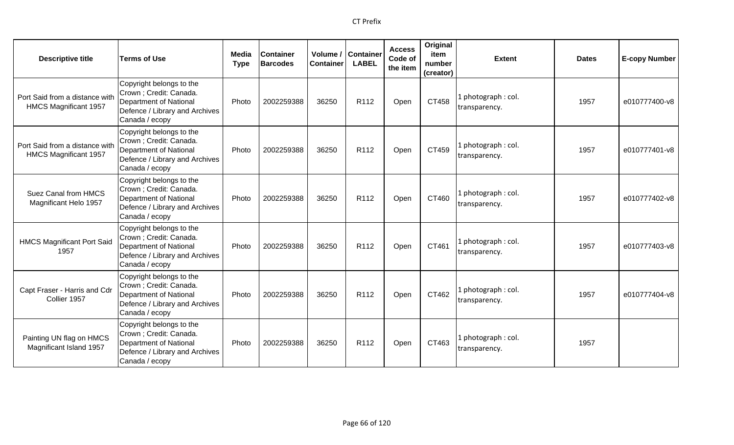| Descriptive title | Terms of Use | Media Type | Container Barcodes | Volume / Container | Container LABEL | Access Code of the item | Original item number (creator) | Extent | Dates | E-copy Number |
|---|---|---|---|---|---|---|---|---|---|---|
| Port Said from a distance with HMCS Magnificant 1957 | Copyright belongs to the Crown ; Credit: Canada. Department of National Defence / Library and Archives Canada / ecopy | Photo | 2002259388 | 36250 | R112 | Open | CT458 | 1 photograph : col. transparency. | 1957 | e010777400-v8 |
| Port Said from a distance with HMCS Magnificant 1957 | Copyright belongs to the Crown ; Credit: Canada. Department of National Defence / Library and Archives Canada / ecopy | Photo | 2002259388 | 36250 | R112 | Open | CT459 | 1 photograph : col. transparency. | 1957 | e010777401-v8 |
| Suez Canal from HMCS Magnificant Helo 1957 | Copyright belongs to the Crown ; Credit: Canada. Department of National Defence / Library and Archives Canada / ecopy | Photo | 2002259388 | 36250 | R112 | Open | CT460 | 1 photograph : col. transparency. | 1957 | e010777402-v8 |
| HMCS Magnificant Port Said 1957 | Copyright belongs to the Crown ; Credit: Canada. Department of National Defence / Library and Archives Canada / ecopy | Photo | 2002259388 | 36250 | R112 | Open | CT461 | 1 photograph : col. transparency. | 1957 | e010777403-v8 |
| Capt Fraser - Harris and Cdr Collier 1957 | Copyright belongs to the Crown ; Credit: Canada. Department of National Defence / Library and Archives Canada / ecopy | Photo | 2002259388 | 36250 | R112 | Open | CT462 | 1 photograph : col. transparency. | 1957 | e010777404-v8 |
| Painting UN flag on HMCS Magnificant Island 1957 | Copyright belongs to the Crown ; Credit: Canada. Department of National Defence / Library and Archives Canada / ecopy | Photo | 2002259388 | 36250 | R112 | Open | CT463 | 1 photograph : col. transparency. | 1957 | |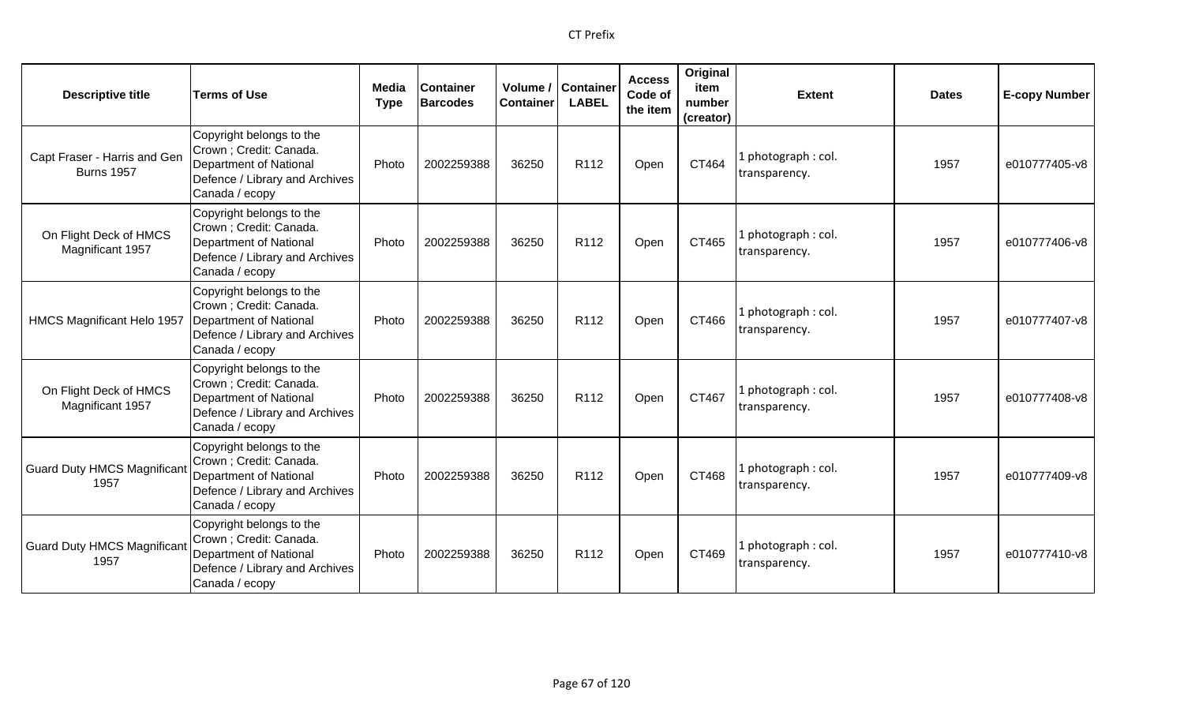CT Prefix

| Descriptive title | Terms of Use | Media Type | Container Barcodes | Volume / Container | Container LABEL | Access Code of the item | Original item number (creator) | Extent | Dates | E-copy Number |
|---|---|---|---|---|---|---|---|---|---|---|
| Capt Fraser - Harris and Gen Burns 1957 | Copyright belongs to the Crown ; Credit: Canada. Department of National Defence / Library and Archives Canada / ecopy | Photo | 2002259388 | 36250 | R112 | Open | CT464 | 1 photograph : col. transparency. | 1957 | e010777405-v8 |
| On Flight Deck of HMCS Magnificant 1957 | Copyright belongs to the Crown ; Credit: Canada. Department of National Defence / Library and Archives Canada / ecopy | Photo | 2002259388 | 36250 | R112 | Open | CT465 | 1 photograph : col. transparency. | 1957 | e010777406-v8 |
| HMCS Magnificant Helo 1957 | Copyright belongs to the Crown ; Credit: Canada. Department of National Defence / Library and Archives Canada / ecopy | Photo | 2002259388 | 36250 | R112 | Open | CT466 | 1 photograph : col. transparency. | 1957 | e010777407-v8 |
| On Flight Deck of HMCS Magnificant 1957 | Copyright belongs to the Crown ; Credit: Canada. Department of National Defence / Library and Archives Canada / ecopy | Photo | 2002259388 | 36250 | R112 | Open | CT467 | 1 photograph : col. transparency. | 1957 | e010777408-v8 |
| Guard Duty HMCS Magnificant 1957 | Copyright belongs to the Crown ; Credit: Canada. Department of National Defence / Library and Archives Canada / ecopy | Photo | 2002259388 | 36250 | R112 | Open | CT468 | 1 photograph : col. transparency. | 1957 | e010777409-v8 |
| Guard Duty HMCS Magnificant 1957 | Copyright belongs to the Crown ; Credit: Canada. Department of National Defence / Library and Archives Canada / ecopy | Photo | 2002259388 | 36250 | R112 | Open | CT469 | 1 photograph : col. transparency. | 1957 | e010777410-v8 |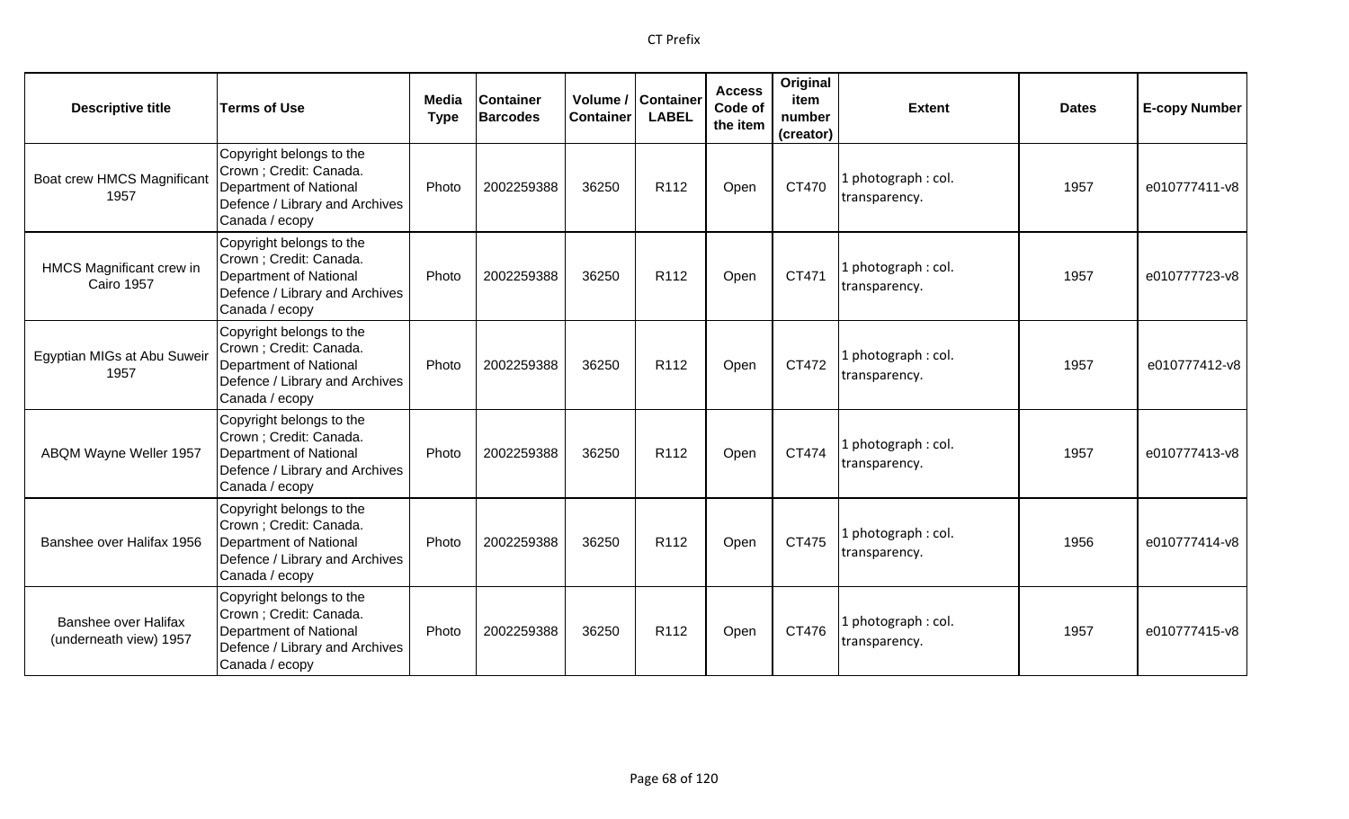| Descriptive title | Terms of Use | Media Type | Container Barcodes | Volume / Container | Container LABEL | Access Code of the item | Original item number (creator) | Extent | Dates | E-copy Number |
|---|---|---|---|---|---|---|---|---|---|---|
| Boat crew HMCS Magnificant 1957 | Copyright belongs to the Crown ; Credit: Canada. Department of National Defence / Library and Archives Canada / ecopy | Photo | 2002259388 | 36250 | R112 | Open | CT470 | 1 photograph : col. transparency. | 1957 | e010777411-v8 |
| HMCS Magnificant crew in Cairo 1957 | Copyright belongs to the Crown ; Credit: Canada. Department of National Defence / Library and Archives Canada / ecopy | Photo | 2002259388 | 36250 | R112 | Open | CT471 | 1 photograph : col. transparency. | 1957 | e010777723-v8 |
| Egyptian MIGs at Abu Suweir 1957 | Copyright belongs to the Crown ; Credit: Canada. Department of National Defence / Library and Archives Canada / ecopy | Photo | 2002259388 | 36250 | R112 | Open | CT472 | 1 photograph : col. transparency. | 1957 | e010777412-v8 |
| ABQM Wayne Weller 1957 | Copyright belongs to the Crown ; Credit: Canada. Department of National Defence / Library and Archives Canada / ecopy | Photo | 2002259388 | 36250 | R112 | Open | CT474 | 1 photograph : col. transparency. | 1957 | e010777413-v8 |
| Banshee over Halifax 1956 | Copyright belongs to the Crown ; Credit: Canada. Department of National Defence / Library and Archives Canada / ecopy | Photo | 2002259388 | 36250 | R112 | Open | CT475 | 1 photograph : col. transparency. | 1956 | e010777414-v8 |
| Banshee over Halifax (underneath view) 1957 | Copyright belongs to the Crown ; Credit: Canada. Department of National Defence / Library and Archives Canada / ecopy | Photo | 2002259388 | 36250 | R112 | Open | CT476 | 1 photograph : col. transparency. | 1957 | e010777415-v8 |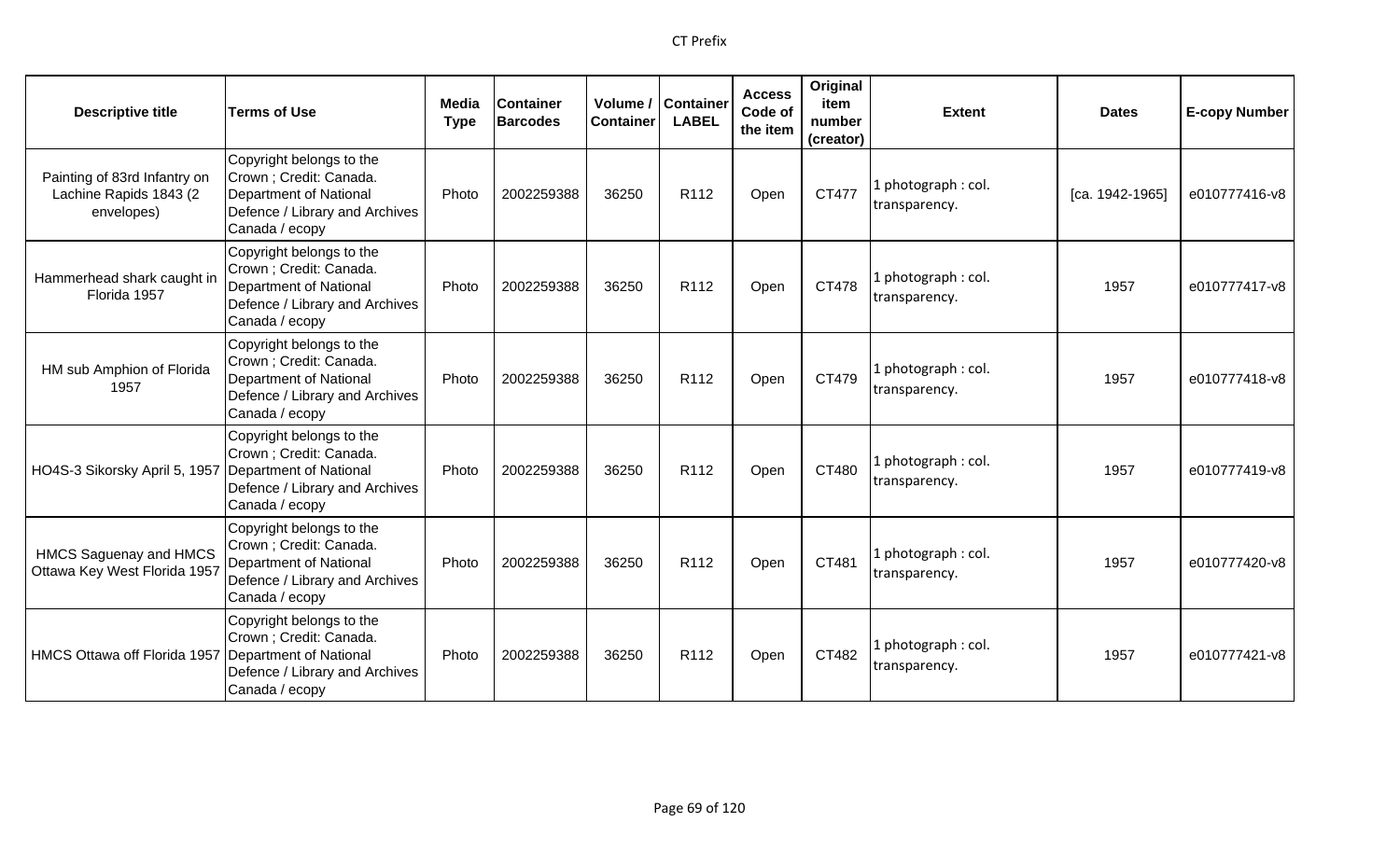| Descriptive title | Terms of Use | Media Type | Container Barcodes | Volume / Container | Container LABEL | Access Code of the item | Original item number (creator) | Extent | Dates | E-copy Number |
|---|---|---|---|---|---|---|---|---|---|---|
| Painting of 83rd Infantry on Lachine Rapids 1843 (2 envelopes) | Copyright belongs to the Crown ; Credit: Canada. Department of National Defence / Library and Archives Canada / ecopy | Photo | 2002259388 | 36250 | R112 | Open | CT477 | 1 photograph : col. transparency. | [ca. 1942-1965] | e010777416-v8 |
| Hammerhead shark caught in Florida 1957 | Copyright belongs to the Crown ; Credit: Canada. Department of National Defence / Library and Archives Canada / ecopy | Photo | 2002259388 | 36250 | R112 | Open | CT478 | 1 photograph : col. transparency. | 1957 | e010777417-v8 |
| HM sub Amphion of Florida 1957 | Copyright belongs to the Crown ; Credit: Canada. Department of National Defence / Library and Archives Canada / ecopy | Photo | 2002259388 | 36250 | R112 | Open | CT479 | 1 photograph : col. transparency. | 1957 | e010777418-v8 |
| HO4S-3 Sikorsky April 5, 1957 | Copyright belongs to the Crown ; Credit: Canada. Department of National Defence / Library and Archives Canada / ecopy | Photo | 2002259388 | 36250 | R112 | Open | CT480 | 1 photograph : col. transparency. | 1957 | e010777419-v8 |
| HMCS Saguenay and HMCS Ottawa Key West Florida 1957 | Copyright belongs to the Crown ; Credit: Canada. Department of National Defence / Library and Archives Canada / ecopy | Photo | 2002259388 | 36250 | R112 | Open | CT481 | 1 photograph : col. transparency. | 1957 | e010777420-v8 |
| HMCS Ottawa off Florida 1957 | Copyright belongs to the Crown ; Credit: Canada. Department of National Defence / Library and Archives Canada / ecopy | Photo | 2002259388 | 36250 | R112 | Open | CT482 | 1 photograph : col. transparency. | 1957 | e010777421-v8 |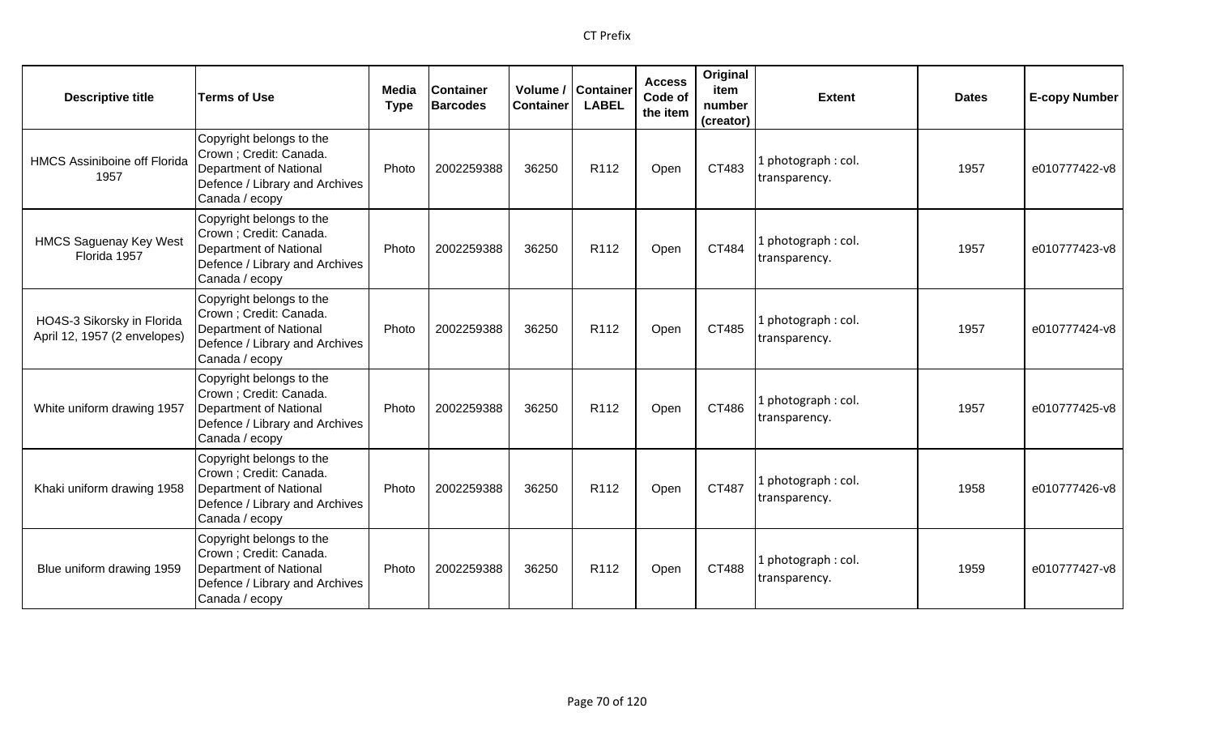| Descriptive title | Terms of Use | Media Type | Container Barcodes | Volume / Container | Container LABEL | Access Code of the item | Original item number (creator) | Extent | Dates | E-copy Number |
|---|---|---|---|---|---|---|---|---|---|---|
| HMCS Assiniboine off Florida 1957 | Copyright belongs to the Crown ; Credit: Canada. Department of National Defence / Library and Archives Canada / ecopy | Photo | 2002259388 | 36250 | R112 | Open | CT483 | 1 photograph : col. transparency. | 1957 | e010777422-v8 |
| HMCS Saguenay Key West Florida 1957 | Copyright belongs to the Crown ; Credit: Canada. Department of National Defence / Library and Archives Canada / ecopy | Photo | 2002259388 | 36250 | R112 | Open | CT484 | 1 photograph : col. transparency. | 1957 | e010777423-v8 |
| HO4S-3 Sikorsky in Florida April 12, 1957 (2 envelopes) | Copyright belongs to the Crown ; Credit: Canada. Department of National Defence / Library and Archives Canada / ecopy | Photo | 2002259388 | 36250 | R112 | Open | CT485 | 1 photograph : col. transparency. | 1957 | e010777424-v8 |
| White uniform drawing 1957 | Copyright belongs to the Crown ; Credit: Canada. Department of National Defence / Library and Archives Canada / ecopy | Photo | 2002259388 | 36250 | R112 | Open | CT486 | 1 photograph : col. transparency. | 1957 | e010777425-v8 |
| Khaki uniform drawing 1958 | Copyright belongs to the Crown ; Credit: Canada. Department of National Defence / Library and Archives Canada / ecopy | Photo | 2002259388 | 36250 | R112 | Open | CT487 | 1 photograph : col. transparency. | 1958 | e010777426-v8 |
| Blue uniform drawing 1959 | Copyright belongs to the Crown ; Credit: Canada. Department of National Defence / Library and Archives Canada / ecopy | Photo | 2002259388 | 36250 | R112 | Open | CT488 | 1 photograph : col. transparency. | 1959 | e010777427-v8 |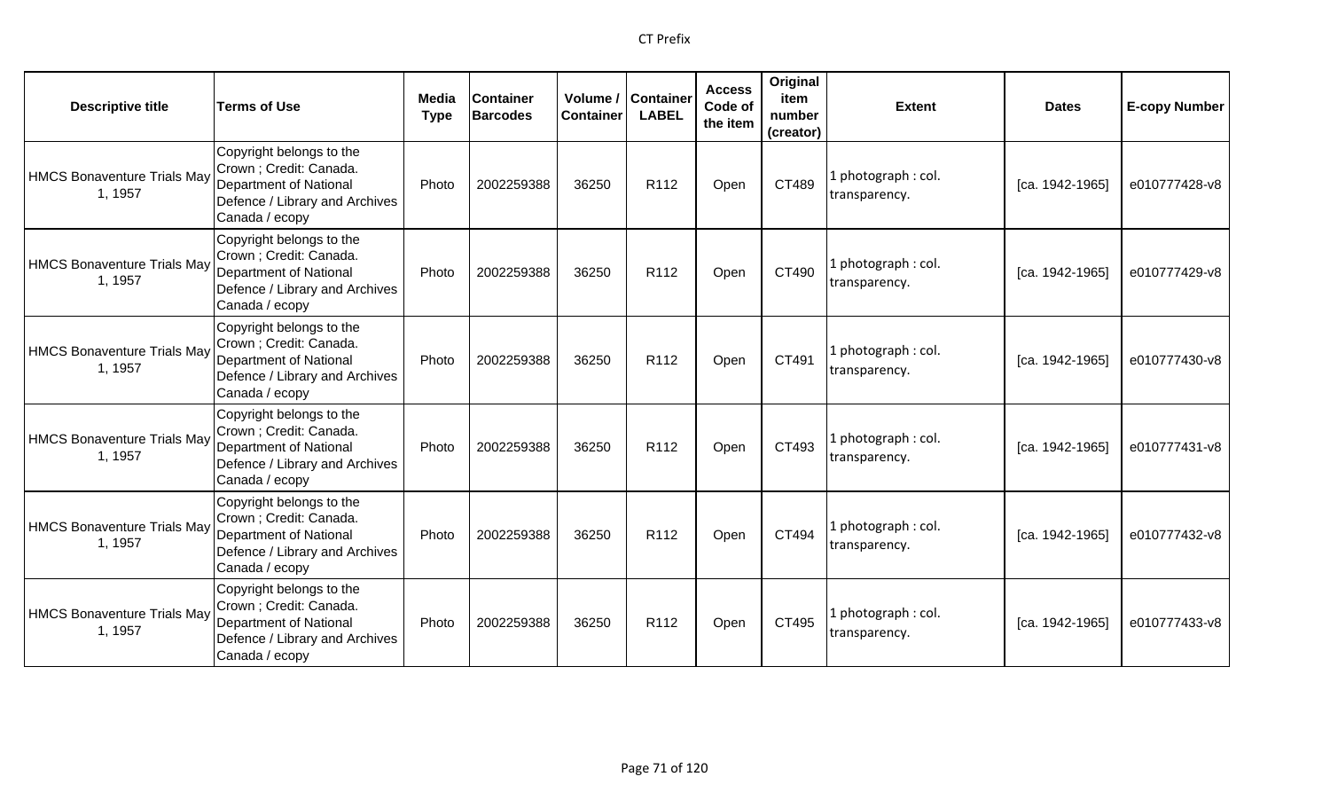| Descriptive title | Terms of Use | Media Type | Container Barcodes | Volume / Container | Container LABEL | Access Code of the item | Original item number (creator) | Extent | Dates | E-copy Number |
|---|---|---|---|---|---|---|---|---|---|---|
| HMCS Bonaventure Trials May 1, 1957 | Copyright belongs to the Crown ; Credit: Canada. Department of National Defence / Library and Archives Canada / ecopy | Photo | 2002259388 | 36250 | R112 | Open | CT489 | 1 photograph : col. transparency. | [ca. 1942-1965] | e010777428-v8 |
| HMCS Bonaventure Trials May 1, 1957 | Copyright belongs to the Crown ; Credit: Canada. Department of National Defence / Library and Archives Canada / ecopy | Photo | 2002259388 | 36250 | R112 | Open | CT490 | 1 photograph : col. transparency. | [ca. 1942-1965] | e010777429-v8 |
| HMCS Bonaventure Trials May 1, 1957 | Copyright belongs to the Crown ; Credit: Canada. Department of National Defence / Library and Archives Canada / ecopy | Photo | 2002259388 | 36250 | R112 | Open | CT491 | 1 photograph : col. transparency. | [ca. 1942-1965] | e010777430-v8 |
| HMCS Bonaventure Trials May 1, 1957 | Copyright belongs to the Crown ; Credit: Canada. Department of National Defence / Library and Archives Canada / ecopy | Photo | 2002259388 | 36250 | R112 | Open | CT493 | 1 photograph : col. transparency. | [ca. 1942-1965] | e010777431-v8 |
| HMCS Bonaventure Trials May 1, 1957 | Copyright belongs to the Crown ; Credit: Canada. Department of National Defence / Library and Archives Canada / ecopy | Photo | 2002259388 | 36250 | R112 | Open | CT494 | 1 photograph : col. transparency. | [ca. 1942-1965] | e010777432-v8 |
| HMCS Bonaventure Trials May 1, 1957 | Copyright belongs to the Crown ; Credit: Canada. Department of National Defence / Library and Archives Canada / ecopy | Photo | 2002259388 | 36250 | R112 | Open | CT495 | 1 photograph : col. transparency. | [ca. 1942-1965] | e010777433-v8 |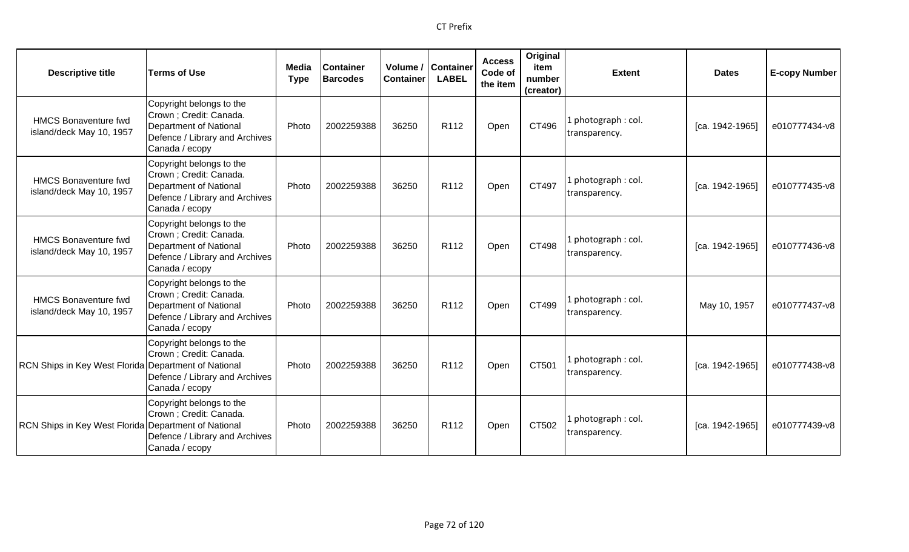| Descriptive title | Terms of Use | Media Type | Container Barcodes | Volume / Container | Container LABEL | Access Code of the item | Original item number (creator) | Extent | Dates | E-copy Number |
| --- | --- | --- | --- | --- | --- | --- | --- | --- | --- | --- |
| HMCS Bonaventure fwd island/deck May 10, 1957 | Copyright belongs to the Crown ; Credit: Canada. Department of National Defence / Library and Archives Canada / ecopy | Photo | 2002259388 | 36250 | R112 | Open | CT496 | 1 photograph : col. transparency. | [ca. 1942-1965] | e010777434-v8 |
| HMCS Bonaventure fwd island/deck May 10, 1957 | Copyright belongs to the Crown ; Credit: Canada. Department of National Defence / Library and Archives Canada / ecopy | Photo | 2002259388 | 36250 | R112 | Open | CT497 | 1 photograph : col. transparency. | [ca. 1942-1965] | e010777435-v8 |
| HMCS Bonaventure fwd island/deck May 10, 1957 | Copyright belongs to the Crown ; Credit: Canada. Department of National Defence / Library and Archives Canada / ecopy | Photo | 2002259388 | 36250 | R112 | Open | CT498 | 1 photograph : col. transparency. | [ca. 1942-1965] | e010777436-v8 |
| HMCS Bonaventure fwd island/deck May 10, 1957 | Copyright belongs to the Crown ; Credit: Canada. Department of National Defence / Library and Archives Canada / ecopy | Photo | 2002259388 | 36250 | R112 | Open | CT499 | 1 photograph : col. transparency. | May 10, 1957 | e010777437-v8 |
| RCN Ships in Key West Florida | Copyright belongs to the Crown ; Credit: Canada. Department of National Defence / Library and Archives Canada / ecopy | Photo | 2002259388 | 36250 | R112 | Open | CT501 | 1 photograph : col. transparency. | [ca. 1942-1965] | e010777438-v8 |
| RCN Ships in Key West Florida | Copyright belongs to the Crown ; Credit: Canada. Department of National Defence / Library and Archives Canada / ecopy | Photo | 2002259388 | 36250 | R112 | Open | CT502 | 1 photograph : col. transparency. | [ca. 1942-1965] | e010777439-v8 |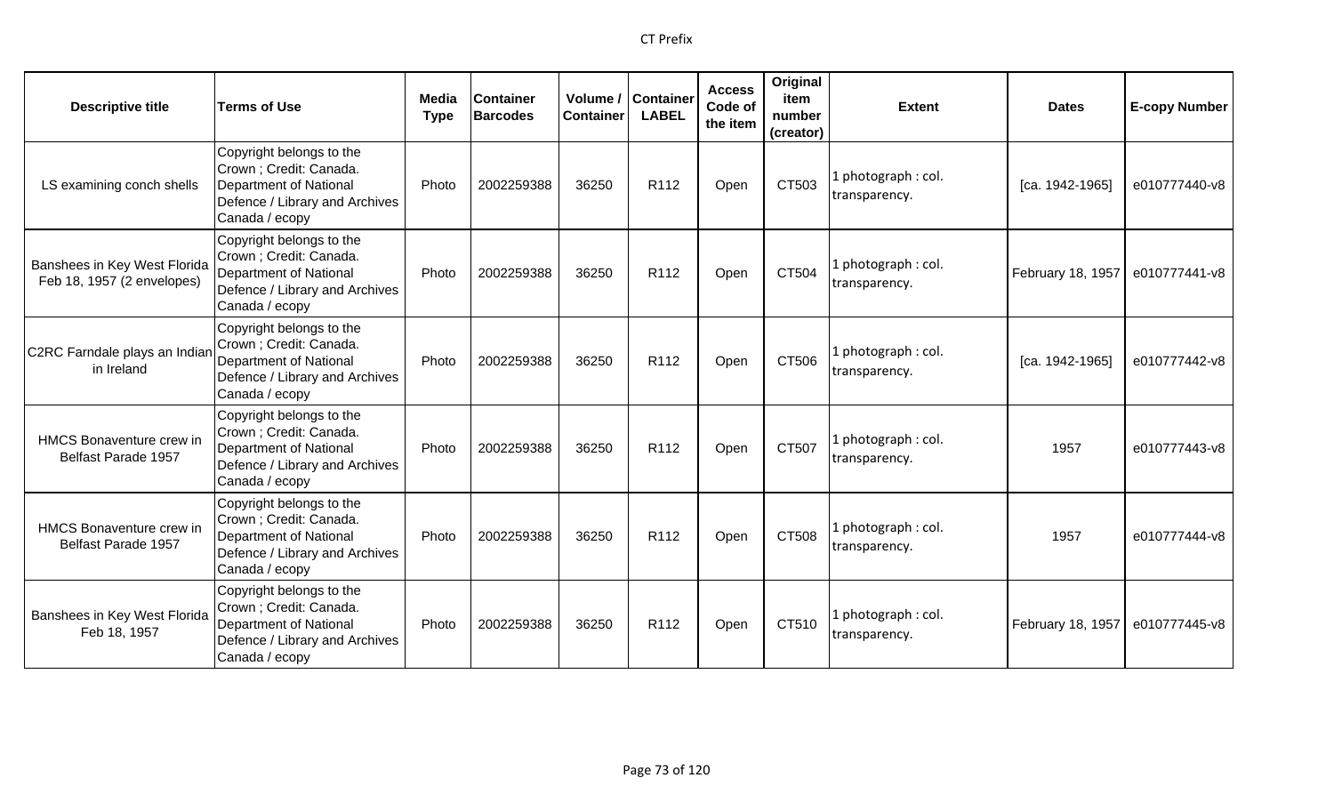| Descriptive title | Terms of Use | Media Type | Container Barcodes | Volume / Container | Container LABEL | Access Code of the item | Original item number (creator) | Extent | Dates | E-copy Number |
|---|---|---|---|---|---|---|---|---|---|---|
| LS examining conch shells | Copyright belongs to the Crown ; Credit: Canada. Department of National Defence / Library and Archives Canada / ecopy | Photo | 2002259388 | 36250 | R112 | Open | CT503 | 1 photograph : col. transparency. | [ca. 1942-1965] | e010777440-v8 |
| Banshees in Key West Florida Feb 18, 1957 (2 envelopes) | Copyright belongs to the Crown ; Credit: Canada. Department of National Defence / Library and Archives Canada / ecopy | Photo | 2002259388 | 36250 | R112 | Open | CT504 | 1 photograph : col. transparency. | February 18, 1957 | e010777441-v8 |
| C2RC Farndale plays an Indian in Ireland | Copyright belongs to the Crown ; Credit: Canada. Department of National Defence / Library and Archives Canada / ecopy | Photo | 2002259388 | 36250 | R112 | Open | CT506 | 1 photograph : col. transparency. | [ca. 1942-1965] | e010777442-v8 |
| HMCS Bonaventure crew in Belfast Parade 1957 | Copyright belongs to the Crown ; Credit: Canada. Department of National Defence / Library and Archives Canada / ecopy | Photo | 2002259388 | 36250 | R112 | Open | CT507 | 1 photograph : col. transparency. | 1957 | e010777443-v8 |
| HMCS Bonaventure crew in Belfast Parade 1957 | Copyright belongs to the Crown ; Credit: Canada. Department of National Defence / Library and Archives Canada / ecopy | Photo | 2002259388 | 36250 | R112 | Open | CT508 | 1 photograph : col. transparency. | 1957 | e010777444-v8 |
| Banshees in Key West Florida Feb 18, 1957 | Copyright belongs to the Crown ; Credit: Canada. Department of National Defence / Library and Archives Canada / ecopy | Photo | 2002259388 | 36250 | R112 | Open | CT510 | 1 photograph : col. transparency. | February 18, 1957 | e010777445-v8 |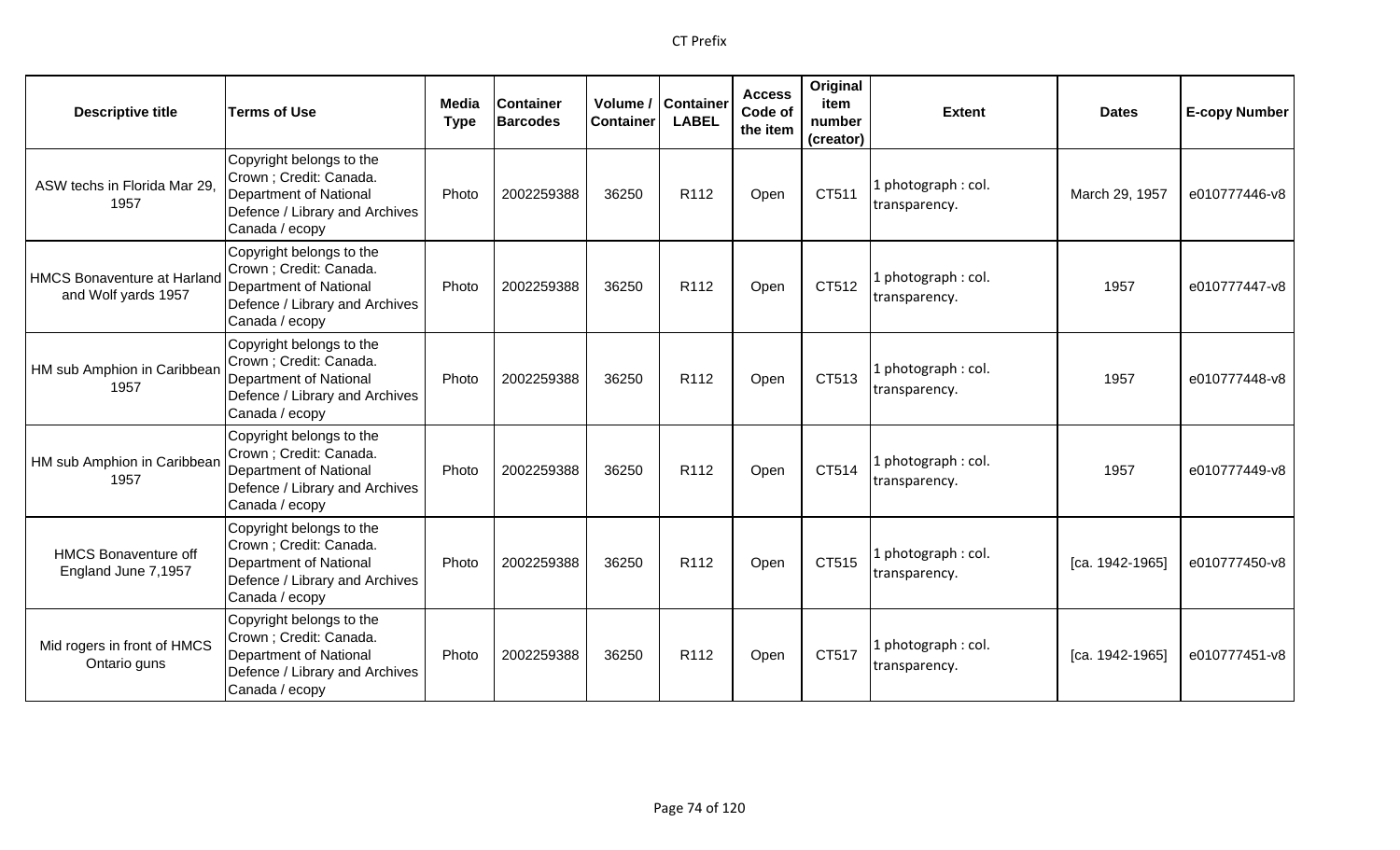| Descriptive title | Terms of Use | Media Type | Container Barcodes | Volume / Container | Container LABEL | Access Code of the item | Original item number (creator) | Extent | Dates | E-copy Number |
|---|---|---|---|---|---|---|---|---|---|---|
| ASW techs in Florida Mar 29, 1957 | Copyright belongs to the Crown ; Credit: Canada. Department of National Defence / Library and Archives Canada / ecopy | Photo | 2002259388 | 36250 | R112 | Open | CT511 | 1 photograph : col. transparency. | March 29, 1957 | e010777446-v8 |
| HMCS Bonaventure at Harland and Wolf yards 1957 | Copyright belongs to the Crown ; Credit: Canada. Department of National Defence / Library and Archives Canada / ecopy | Photo | 2002259388 | 36250 | R112 | Open | CT512 | 1 photograph : col. transparency. | 1957 | e010777447-v8 |
| HM sub Amphion in Caribbean 1957 | Copyright belongs to the Crown ; Credit: Canada. Department of National Defence / Library and Archives Canada / ecopy | Photo | 2002259388 | 36250 | R112 | Open | CT513 | 1 photograph : col. transparency. | 1957 | e010777448-v8 |
| HM sub Amphion in Caribbean 1957 | Copyright belongs to the Crown ; Credit: Canada. Department of National Defence / Library and Archives Canada / ecopy | Photo | 2002259388 | 36250 | R112 | Open | CT514 | 1 photograph : col. transparency. | 1957 | e010777449-v8 |
| HMCS Bonaventure off England June 7,1957 | Copyright belongs to the Crown ; Credit: Canada. Department of National Defence / Library and Archives Canada / ecopy | Photo | 2002259388 | 36250 | R112 | Open | CT515 | 1 photograph : col. transparency. | [ca. 1942-1965] | e010777450-v8 |
| Mid rogers in front of HMCS Ontario guns | Copyright belongs to the Crown ; Credit: Canada. Department of National Defence / Library and Archives Canada / ecopy | Photo | 2002259388 | 36250 | R112 | Open | CT517 | 1 photograph : col. transparency. | [ca. 1942-1965] | e010777451-v8 |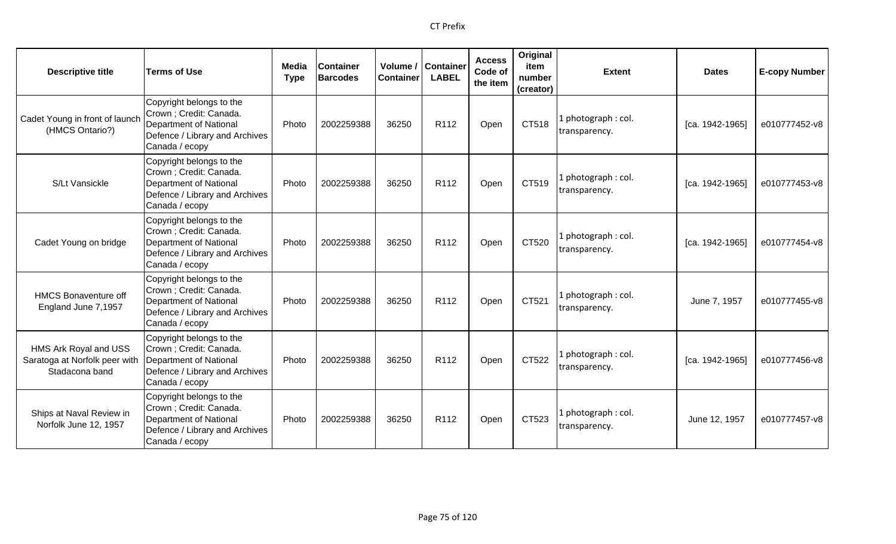CT Prefix

| Descriptive title | Terms of Use | Media Type | Container Barcodes | Volume / Container | Container LABEL | Access Code of the item | Original item number (creator) | Extent | Dates | E-copy Number |
|---|---|---|---|---|---|---|---|---|---|---|
| Cadet Young in front of launch (HMCS Ontario?) | Copyright belongs to the Crown ; Credit: Canada. Department of National Defence / Library and Archives Canada / ecopy | Photo | 2002259388 | 36250 | R112 | Open | CT518 | 1 photograph : col. transparency. | [ca. 1942-1965] | e010777452-v8 |
| S/Lt Vansickle | Copyright belongs to the Crown ; Credit: Canada. Department of National Defence / Library and Archives Canada / ecopy | Photo | 2002259388 | 36250 | R112 | Open | CT519 | 1 photograph : col. transparency. | [ca. 1942-1965] | e010777453-v8 |
| Cadet Young on bridge | Copyright belongs to the Crown ; Credit: Canada. Department of National Defence / Library and Archives Canada / ecopy | Photo | 2002259388 | 36250 | R112 | Open | CT520 | 1 photograph : col. transparency. | [ca. 1942-1965] | e010777454-v8 |
| HMCS Bonaventure off England June 7,1957 | Copyright belongs to the Crown ; Credit: Canada. Department of National Defence / Library and Archives Canada / ecopy | Photo | 2002259388 | 36250 | R112 | Open | CT521 | 1 photograph : col. transparency. | June 7, 1957 | e010777455-v8 |
| HMS Ark Royal and USS Saratoga at Norfolk peer with Stadacona band | Copyright belongs to the Crown ; Credit: Canada. Department of National Defence / Library and Archives Canada / ecopy | Photo | 2002259388 | 36250 | R112 | Open | CT522 | 1 photograph : col. transparency. | [ca. 1942-1965] | e010777456-v8 |
| Ships at Naval Review in Norfolk June 12, 1957 | Copyright belongs to the Crown ; Credit: Canada. Department of National Defence / Library and Archives Canada / ecopy | Photo | 2002259388 | 36250 | R112 | Open | CT523 | 1 photograph : col. transparency. | June 12, 1957 | e010777457-v8 |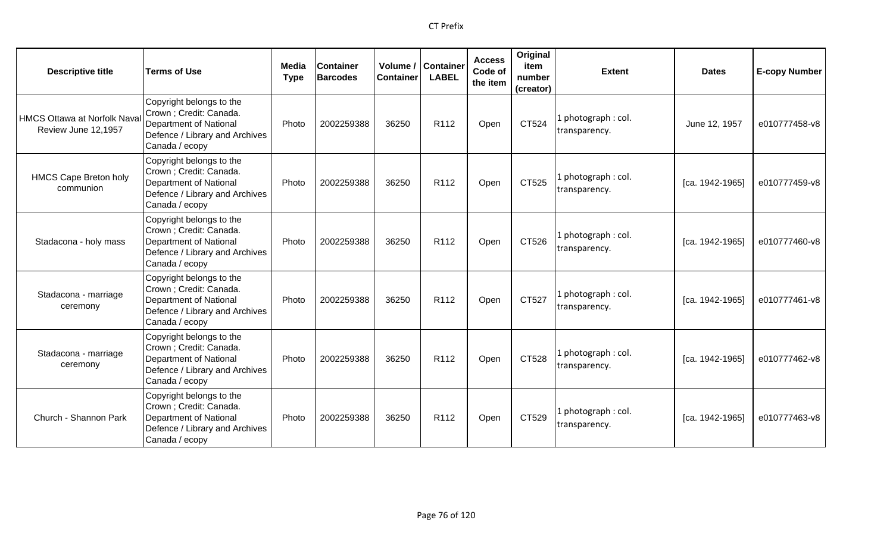| Descriptive title | Terms of Use | Media Type | Container Barcodes | Volume / Container | Container LABEL | Access Code of the item | Original item number (creator) | Extent | Dates | E-copy Number |
|---|---|---|---|---|---|---|---|---|---|---|
| HMCS Ottawa at Norfolk Naval Review June 12,1957 | Copyright belongs to the Crown ; Credit: Canada. Department of National Defence / Library and Archives Canada / ecopy | Photo | 2002259388 | 36250 | R112 | Open | CT524 | 1 photograph : col. transparency. | June 12, 1957 | e010777458-v8 |
| HMCS Cape Breton holy communion | Copyright belongs to the Crown ; Credit: Canada. Department of National Defence / Library and Archives Canada / ecopy | Photo | 2002259388 | 36250 | R112 | Open | CT525 | 1 photograph : col. transparency. | [ca. 1942-1965] | e010777459-v8 |
| Stadacona - holy mass | Copyright belongs to the Crown ; Credit: Canada. Department of National Defence / Library and Archives Canada / ecopy | Photo | 2002259388 | 36250 | R112 | Open | CT526 | 1 photograph : col. transparency. | [ca. 1942-1965] | e010777460-v8 |
| Stadacona - marriage ceremony | Copyright belongs to the Crown ; Credit: Canada. Department of National Defence / Library and Archives Canada / ecopy | Photo | 2002259388 | 36250 | R112 | Open | CT527 | 1 photograph : col. transparency. | [ca. 1942-1965] | e010777461-v8 |
| Stadacona - marriage ceremony | Copyright belongs to the Crown ; Credit: Canada. Department of National Defence / Library and Archives Canada / ecopy | Photo | 2002259388 | 36250 | R112 | Open | CT528 | 1 photograph : col. transparency. | [ca. 1942-1965] | e010777462-v8 |
| Church - Shannon Park | Copyright belongs to the Crown ; Credit: Canada. Department of National Defence / Library and Archives Canada / ecopy | Photo | 2002259388 | 36250 | R112 | Open | CT529 | 1 photograph : col. transparency. | [ca. 1942-1965] | e010777463-v8 |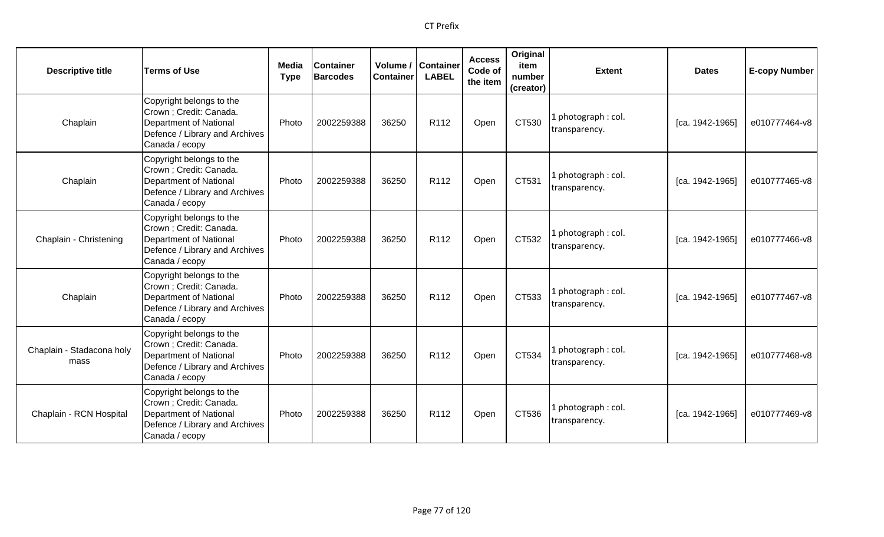| Descriptive title | Terms of Use | Media Type | Container Barcodes | Volume / Container | Container LABEL | Access Code of the item | Original item number (creator) | Extent | Dates | E-copy Number |
|---|---|---|---|---|---|---|---|---|---|---|
| Chaplain | Copyright belongs to the Crown ; Credit: Canada. Department of National Defence / Library and Archives Canada / ecopy | Photo | 2002259388 | 36250 | R112 | Open | CT530 | 1 photograph : col. transparency. | [ca. 1942-1965] | e010777464-v8 |
| Chaplain | Copyright belongs to the Crown ; Credit: Canada. Department of National Defence / Library and Archives Canada / ecopy | Photo | 2002259388 | 36250 | R112 | Open | CT531 | 1 photograph : col. transparency. | [ca. 1942-1965] | e010777465-v8 |
| Chaplain - Christening | Copyright belongs to the Crown ; Credit: Canada. Department of National Defence / Library and Archives Canada / ecopy | Photo | 2002259388 | 36250 | R112 | Open | CT532 | 1 photograph : col. transparency. | [ca. 1942-1965] | e010777466-v8 |
| Chaplain | Copyright belongs to the Crown ; Credit: Canada. Department of National Defence / Library and Archives Canada / ecopy | Photo | 2002259388 | 36250 | R112 | Open | CT533 | 1 photograph : col. transparency. | [ca. 1942-1965] | e010777467-v8 |
| Chaplain - Stadacona holy mass | Copyright belongs to the Crown ; Credit: Canada. Department of National Defence / Library and Archives Canada / ecopy | Photo | 2002259388 | 36250 | R112 | Open | CT534 | 1 photograph : col. transparency. | [ca. 1942-1965] | e010777468-v8 |
| Chaplain - RCN Hospital | Copyright belongs to the Crown ; Credit: Canada. Department of National Defence / Library and Archives Canada / ecopy | Photo | 2002259388 | 36250 | R112 | Open | CT536 | 1 photograph : col. transparency. | [ca. 1942-1965] | e010777469-v8 |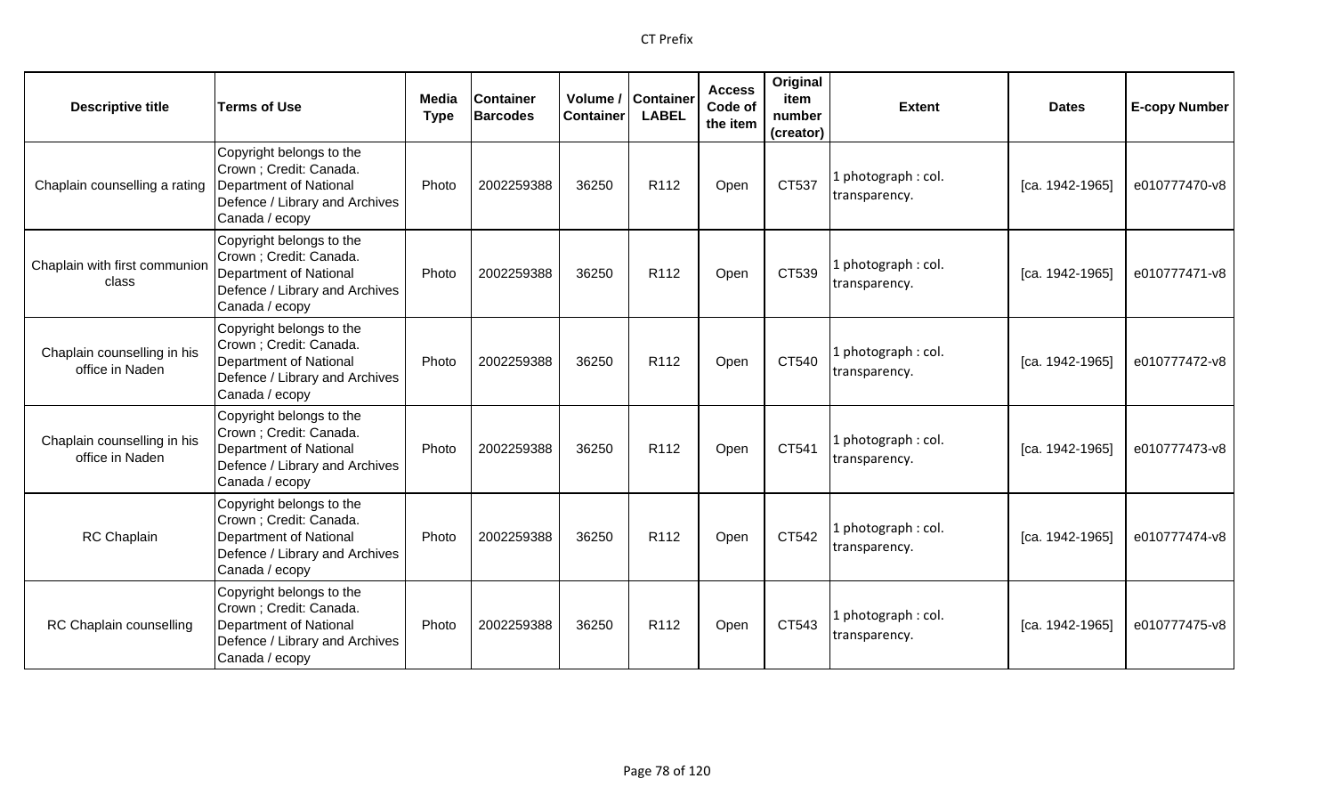| Descriptive title | Terms of Use | Media Type | Container Barcodes | Volume / Container | Container LABEL | Access Code of the item | Original item number (creator) | Extent | Dates | E-copy Number |
|---|---|---|---|---|---|---|---|---|---|---|
| Chaplain counselling a rating | Copyright belongs to the Crown ; Credit: Canada. Department of National Defence / Library and Archives Canada / ecopy | Photo | 2002259388 | 36250 | R112 | Open | CT537 | 1 photograph : col. transparency. | [ca. 1942-1965] | e010777470-v8 |
| Chaplain with first communion class | Copyright belongs to the Crown ; Credit: Canada. Department of National Defence / Library and Archives Canada / ecopy | Photo | 2002259388 | 36250 | R112 | Open | CT539 | 1 photograph : col. transparency. | [ca. 1942-1965] | e010777471-v8 |
| Chaplain counselling in his office in Naden | Copyright belongs to the Crown ; Credit: Canada. Department of National Defence / Library and Archives Canada / ecopy | Photo | 2002259388 | 36250 | R112 | Open | CT540 | 1 photograph : col. transparency. | [ca. 1942-1965] | e010777472-v8 |
| Chaplain counselling in his office in Naden | Copyright belongs to the Crown ; Credit: Canada. Department of National Defence / Library and Archives Canada / ecopy | Photo | 2002259388 | 36250 | R112 | Open | CT541 | 1 photograph : col. transparency. | [ca. 1942-1965] | e010777473-v8 |
| RC Chaplain | Copyright belongs to the Crown ; Credit: Canada. Department of National Defence / Library and Archives Canada / ecopy | Photo | 2002259388 | 36250 | R112 | Open | CT542 | 1 photograph : col. transparency. | [ca. 1942-1965] | e010777474-v8 |
| RC Chaplain counselling | Copyright belongs to the Crown ; Credit: Canada. Department of National Defence / Library and Archives Canada / ecopy | Photo | 2002259388 | 36250 | R112 | Open | CT543 | 1 photograph : col. transparency. | [ca. 1942-1965] | e010777475-v8 |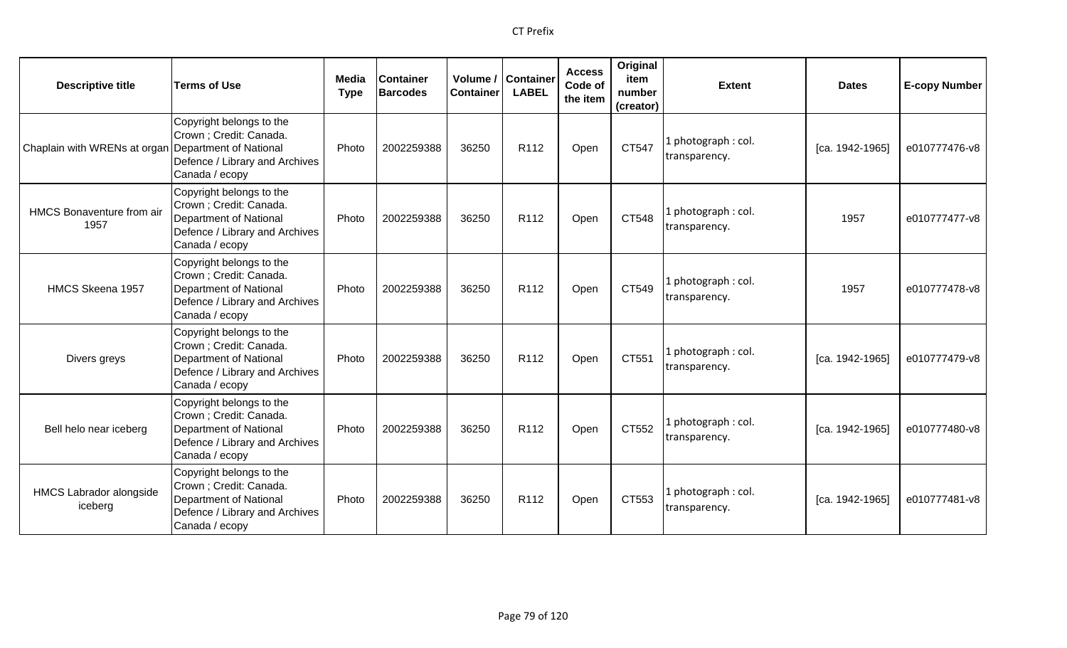| Descriptive title | Terms of Use | Media Type | Container Barcodes | Volume / Container | Container LABEL | Access Code of the item | Original item number (creator) | Extent | Dates | E-copy Number |
|---|---|---|---|---|---|---|---|---|---|---|
| Chaplain with WRENs at organ | Copyright belongs to the Crown ; Credit: Canada. Department of National Defence / Library and Archives Canada / ecopy | Photo | 2002259388 | 36250 | R112 | Open | CT547 | 1 photograph : col. transparency. | [ca. 1942-1965] | e010777476-v8 |
| HMCS Bonaventure from air 1957 | Copyright belongs to the Crown ; Credit: Canada. Department of National Defence / Library and Archives Canada / ecopy | Photo | 2002259388 | 36250 | R112 | Open | CT548 | 1 photograph : col. transparency. | 1957 | e010777477-v8 |
| HMCS Skeena 1957 | Copyright belongs to the Crown ; Credit: Canada. Department of National Defence / Library and Archives Canada / ecopy | Photo | 2002259388 | 36250 | R112 | Open | CT549 | 1 photograph : col. transparency. | 1957 | e010777478-v8 |
| Divers greys | Copyright belongs to the Crown ; Credit: Canada. Department of National Defence / Library and Archives Canada / ecopy | Photo | 2002259388 | 36250 | R112 | Open | CT551 | 1 photograph : col. transparency. | [ca. 1942-1965] | e010777479-v8 |
| Bell helo near iceberg | Copyright belongs to the Crown ; Credit: Canada. Department of National Defence / Library and Archives Canada / ecopy | Photo | 2002259388 | 36250 | R112 | Open | CT552 | 1 photograph : col. transparency. | [ca. 1942-1965] | e010777480-v8 |
| HMCS Labrador alongside iceberg | Copyright belongs to the Crown ; Credit: Canada. Department of National Defence / Library and Archives Canada / ecopy | Photo | 2002259388 | 36250 | R112 | Open | CT553 | 1 photograph : col. transparency. | [ca. 1942-1965] | e010777481-v8 |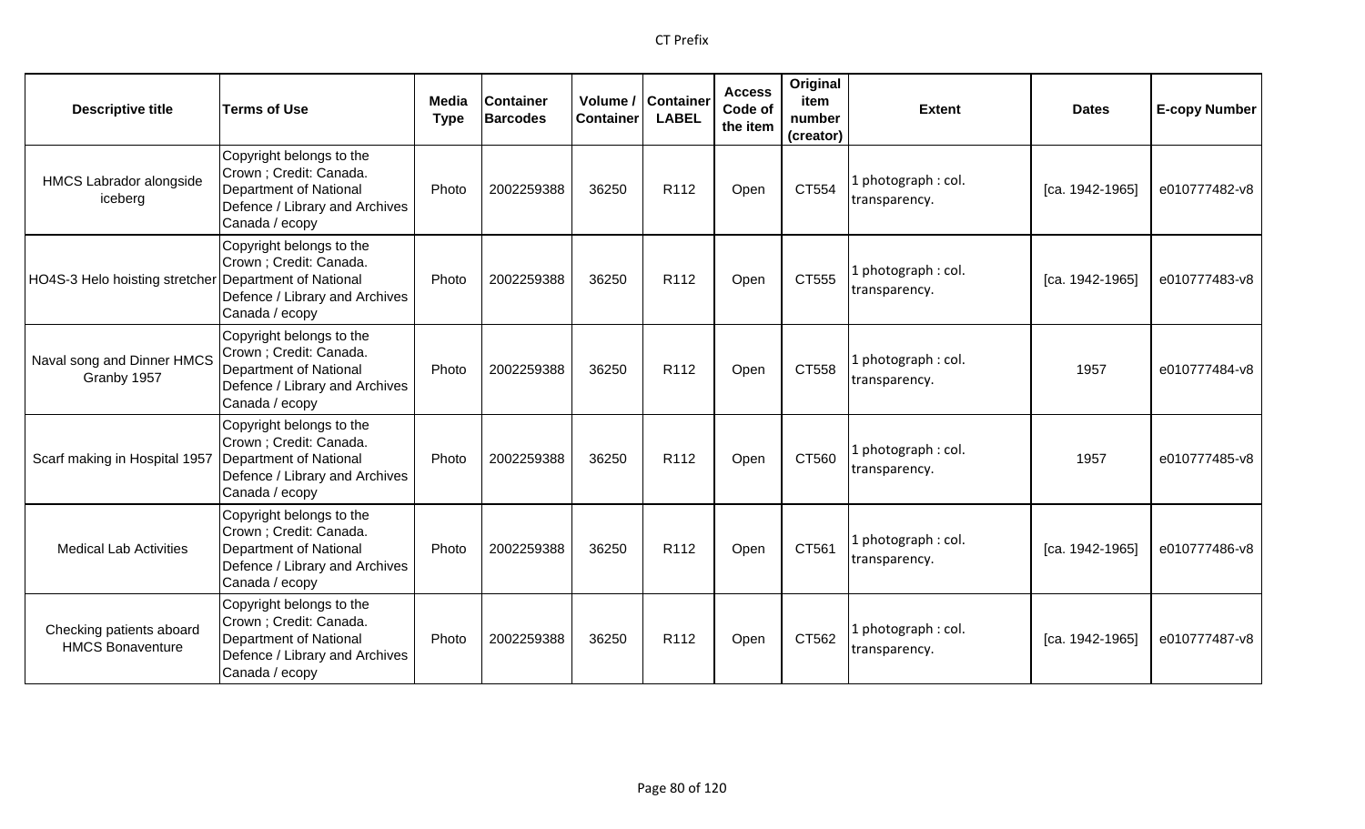| Descriptive title | Terms of Use | Media Type | Container Barcodes | Volume / Container | Container LABEL | Access Code of the item | Original item number (creator) | Extent | Dates | E-copy Number |
|---|---|---|---|---|---|---|---|---|---|---|
| HMCS Labrador alongside iceberg | Copyright belongs to the Crown ; Credit: Canada. Department of National Defence / Library and Archives Canada / ecopy | Photo | 2002259388 | 36250 | R112 | Open | CT554 | 1 photograph : col. transparency. | [ca. 1942-1965] | e010777482-v8 |
| HO4S-3 Helo hoisting stretcher | Copyright belongs to the Crown ; Credit: Canada. Department of National Defence / Library and Archives Canada / ecopy | Photo | 2002259388 | 36250 | R112 | Open | CT555 | 1 photograph : col. transparency. | [ca. 1942-1965] | e010777483-v8 |
| Naval song and Dinner HMCS Granby 1957 | Copyright belongs to the Crown ; Credit: Canada. Department of National Defence / Library and Archives Canada / ecopy | Photo | 2002259388 | 36250 | R112 | Open | CT558 | 1 photograph : col. transparency. | 1957 | e010777484-v8 |
| Scarf making in Hospital 1957 | Copyright belongs to the Crown ; Credit: Canada. Department of National Defence / Library and Archives Canada / ecopy | Photo | 2002259388 | 36250 | R112 | Open | CT560 | 1 photograph : col. transparency. | 1957 | e010777485-v8 |
| Medical Lab Activities | Copyright belongs to the Crown ; Credit: Canada. Department of National Defence / Library and Archives Canada / ecopy | Photo | 2002259388 | 36250 | R112 | Open | CT561 | 1 photograph : col. transparency. | [ca. 1942-1965] | e010777486-v8 |
| Checking patients aboard HMCS Bonaventure | Copyright belongs to the Crown ; Credit: Canada. Department of National Defence / Library and Archives Canada / ecopy | Photo | 2002259388 | 36250 | R112 | Open | CT562 | 1 photograph : col. transparency. | [ca. 1942-1965] | e010777487-v8 |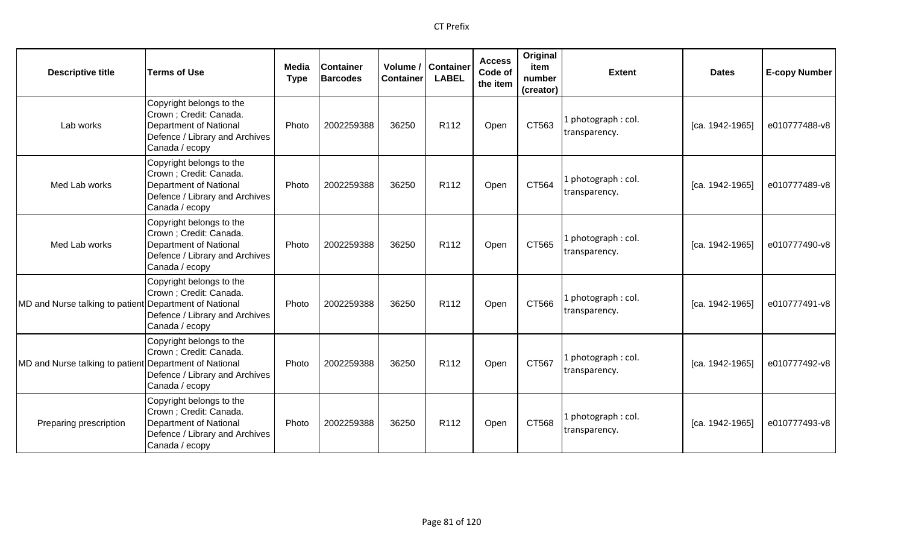| Descriptive title | Terms of Use | Media Type | Container Barcodes | Volume / Container | Container LABEL | Access Code of the item | Original item number (creator) | Extent | Dates | E-copy Number |
|---|---|---|---|---|---|---|---|---|---|---|
| Lab works | Copyright belongs to the Crown ; Credit: Canada. Department of National Defence / Library and Archives Canada / ecopy | Photo | 2002259388 | 36250 | R112 | Open | CT563 | 1 photograph : col. transparency. | [ca. 1942-1965] | e010777488-v8 |
| Med Lab works | Copyright belongs to the Crown ; Credit: Canada. Department of National Defence / Library and Archives Canada / ecopy | Photo | 2002259388 | 36250 | R112 | Open | CT564 | 1 photograph : col. transparency. | [ca. 1942-1965] | e010777489-v8 |
| Med Lab works | Copyright belongs to the Crown ; Credit: Canada. Department of National Defence / Library and Archives Canada / ecopy | Photo | 2002259388 | 36250 | R112 | Open | CT565 | 1 photograph : col. transparency. | [ca. 1942-1965] | e010777490-v8 |
| MD and Nurse talking to patient | Copyright belongs to the Crown ; Credit: Canada. Department of National Defence / Library and Archives Canada / ecopy | Photo | 2002259388 | 36250 | R112 | Open | CT566 | 1 photograph : col. transparency. | [ca. 1942-1965] | e010777491-v8 |
| MD and Nurse talking to patient | Copyright belongs to the Crown ; Credit: Canada. Department of National Defence / Library and Archives Canada / ecopy | Photo | 2002259388 | 36250 | R112 | Open | CT567 | 1 photograph : col. transparency. | [ca. 1942-1965] | e010777492-v8 |
| Preparing prescription | Copyright belongs to the Crown ; Credit: Canada. Department of National Defence / Library and Archives Canada / ecopy | Photo | 2002259388 | 36250 | R112 | Open | CT568 | 1 photograph : col. transparency. | [ca. 1942-1965] | e010777493-v8 |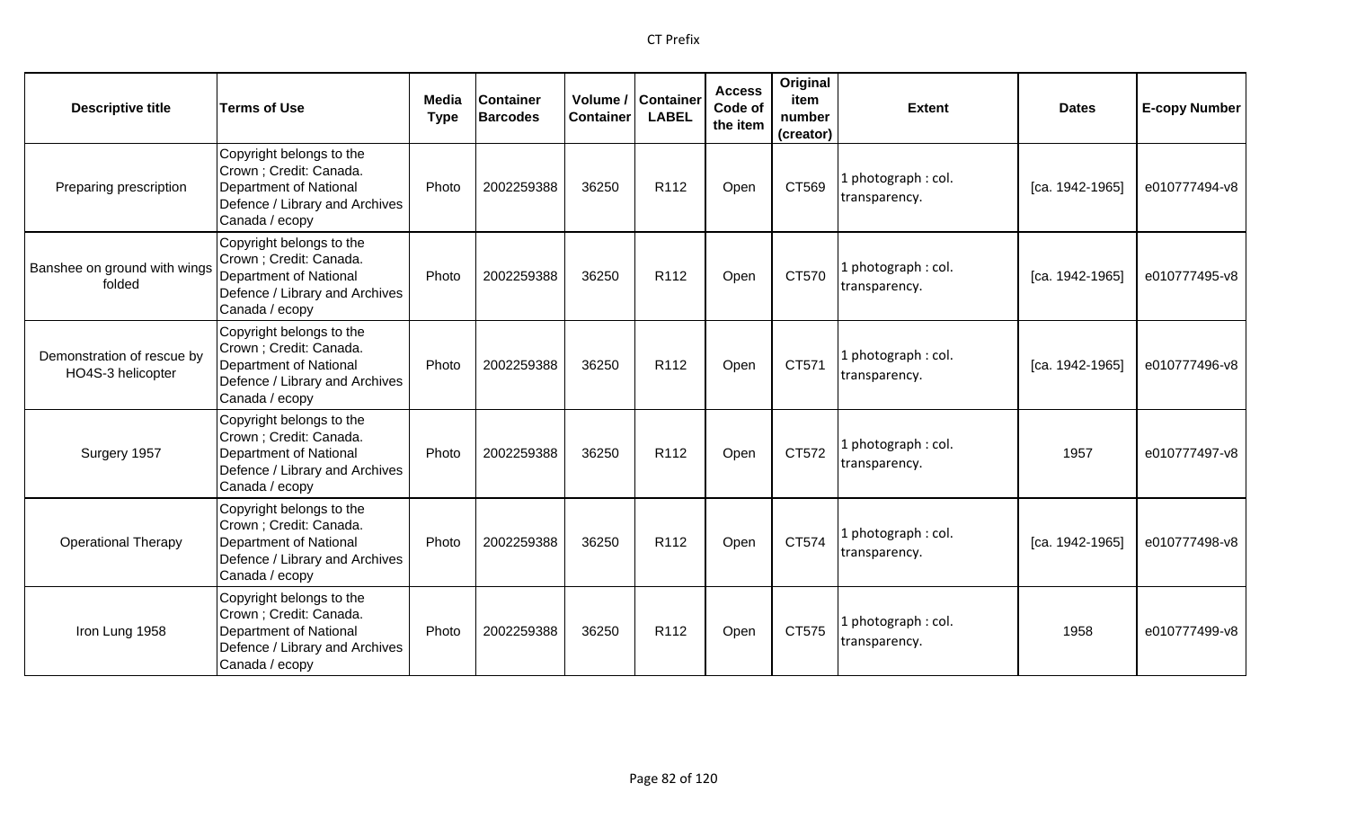| Descriptive title | Terms of Use | Media Type | Container Barcodes | Volume / Container | Container LABEL | Access Code of the item | Original item number (creator) | Extent | Dates | E-copy Number |
|---|---|---|---|---|---|---|---|---|---|---|
| Preparing prescription | Copyright belongs to the Crown ; Credit: Canada. Department of National Defence / Library and Archives Canada / ecopy | Photo | 2002259388 | 36250 | R112 | Open | CT569 | 1 photograph : col. transparency. | [ca. 1942-1965] | e010777494-v8 |
| Banshee on ground with wings folded | Copyright belongs to the Crown ; Credit: Canada. Department of National Defence / Library and Archives Canada / ecopy | Photo | 2002259388 | 36250 | R112 | Open | CT570 | 1 photograph : col. transparency. | [ca. 1942-1965] | e010777495-v8 |
| Demonstration of rescue by HO4S-3 helicopter | Copyright belongs to the Crown ; Credit: Canada. Department of National Defence / Library and Archives Canada / ecopy | Photo | 2002259388 | 36250 | R112 | Open | CT571 | 1 photograph : col. transparency. | [ca. 1942-1965] | e010777496-v8 |
| Surgery 1957 | Copyright belongs to the Crown ; Credit: Canada. Department of National Defence / Library and Archives Canada / ecopy | Photo | 2002259388 | 36250 | R112 | Open | CT572 | 1 photograph : col. transparency. | 1957 | e010777497-v8 |
| Operational Therapy | Copyright belongs to the Crown ; Credit: Canada. Department of National Defence / Library and Archives Canada / ecopy | Photo | 2002259388 | 36250 | R112 | Open | CT574 | 1 photograph : col. transparency. | [ca. 1942-1965] | e010777498-v8 |
| Iron Lung 1958 | Copyright belongs to the Crown ; Credit: Canada. Department of National Defence / Library and Archives Canada / ecopy | Photo | 2002259388 | 36250 | R112 | Open | CT575 | 1 photograph : col. transparency. | 1958 | e010777499-v8 |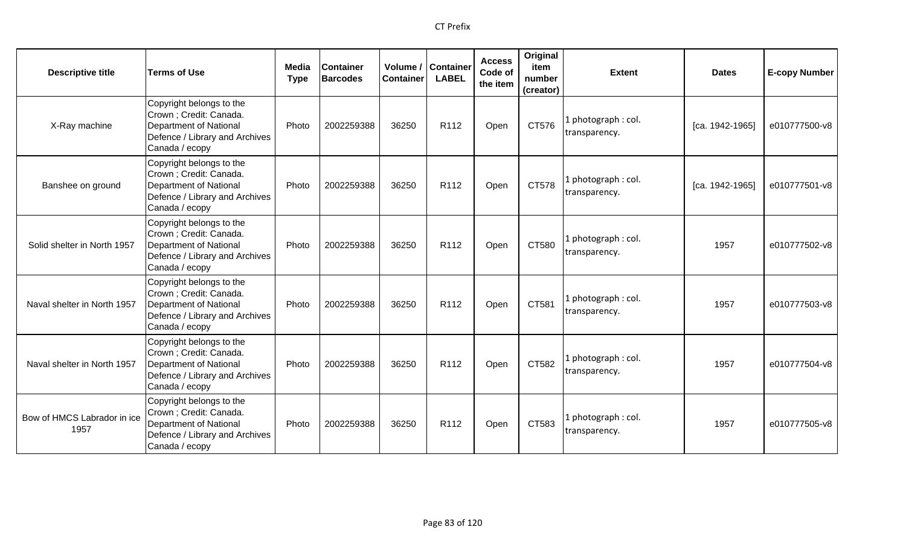| Descriptive title | Terms of Use | Media Type | Container Barcodes | Volume / Container | Container LABEL | Access Code of the item | Original item number (creator) | Extent | Dates | E-copy Number |
|---|---|---|---|---|---|---|---|---|---|---|
| X-Ray machine | Copyright belongs to the Crown ; Credit: Canada. Department of National Defence / Library and Archives Canada / ecopy | Photo | 2002259388 | 36250 | R112 | Open | CT576 | 1 photograph : col. transparency. | [ca. 1942-1965] | e010777500-v8 |
| Banshee on ground | Copyright belongs to the Crown ; Credit: Canada. Department of National Defence / Library and Archives Canada / ecopy | Photo | 2002259388 | 36250 | R112 | Open | CT578 | 1 photograph : col. transparency. | [ca. 1942-1965] | e010777501-v8 |
| Solid shelter in North 1957 | Copyright belongs to the Crown ; Credit: Canada. Department of National Defence / Library and Archives Canada / ecopy | Photo | 2002259388 | 36250 | R112 | Open | CT580 | 1 photograph : col. transparency. | 1957 | e010777502-v8 |
| Naval shelter in North 1957 | Copyright belongs to the Crown ; Credit: Canada. Department of National Defence / Library and Archives Canada / ecopy | Photo | 2002259388 | 36250 | R112 | Open | CT581 | 1 photograph : col. transparency. | 1957 | e010777503-v8 |
| Naval shelter in North 1957 | Copyright belongs to the Crown ; Credit: Canada. Department of National Defence / Library and Archives Canada / ecopy | Photo | 2002259388 | 36250 | R112 | Open | CT582 | 1 photograph : col. transparency. | 1957 | e010777504-v8 |
| Bow of HMCS Labrador in ice 1957 | Copyright belongs to the Crown ; Credit: Canada. Department of National Defence / Library and Archives Canada / ecopy | Photo | 2002259388 | 36250 | R112 | Open | CT583 | 1 photograph : col. transparency. | 1957 | e010777505-v8 |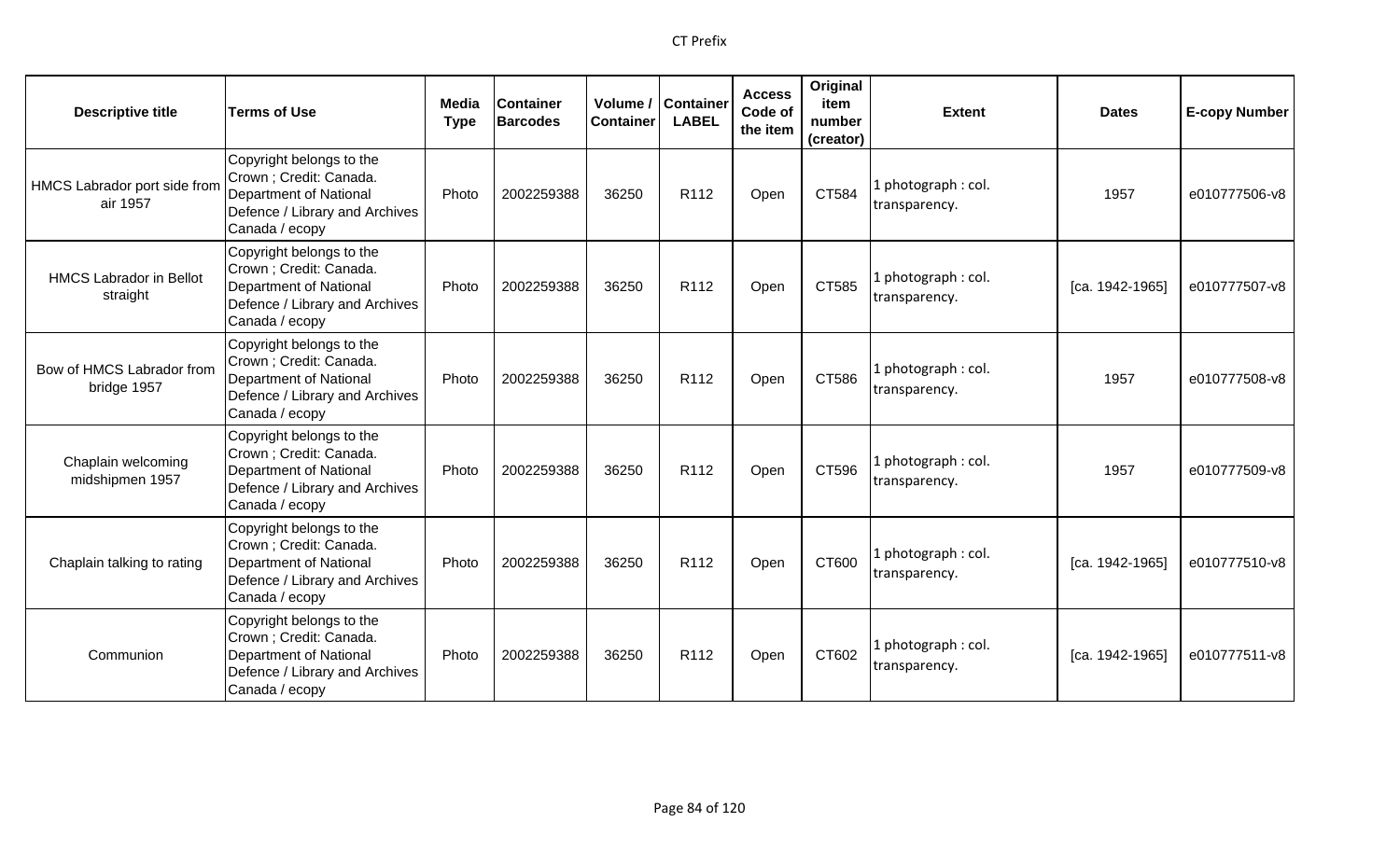| Descriptive title | Terms of Use | Media Type | Container Barcodes | Volume / Container | Container LABEL | Access Code of the item | Original item number (creator) | Extent | Dates | E-copy Number |
|---|---|---|---|---|---|---|---|---|---|---|
| HMCS Labrador port side from air 1957 | Copyright belongs to the Crown ; Credit: Canada. Department of National Defence / Library and Archives Canada / ecopy | Photo | 2002259388 | 36250 | R112 | Open | CT584 | 1 photograph : col. transparency. | 1957 | e010777506-v8 |
| HMCS Labrador in Bellot straight | Copyright belongs to the Crown ; Credit: Canada. Department of National Defence / Library and Archives Canada / ecopy | Photo | 2002259388 | 36250 | R112 | Open | CT585 | 1 photograph : col. transparency. | [ca. 1942-1965] | e010777507-v8 |
| Bow of HMCS Labrador from bridge 1957 | Copyright belongs to the Crown ; Credit: Canada. Department of National Defence / Library and Archives Canada / ecopy | Photo | 2002259388 | 36250 | R112 | Open | CT586 | 1 photograph : col. transparency. | 1957 | e010777508-v8 |
| Chaplain welcoming midshipmen 1957 | Copyright belongs to the Crown ; Credit: Canada. Department of National Defence / Library and Archives Canada / ecopy | Photo | 2002259388 | 36250 | R112 | Open | CT596 | 1 photograph : col. transparency. | 1957 | e010777509-v8 |
| Chaplain talking to rating | Copyright belongs to the Crown ; Credit: Canada. Department of National Defence / Library and Archives Canada / ecopy | Photo | 2002259388 | 36250 | R112 | Open | CT600 | 1 photograph : col. transparency. | [ca. 1942-1965] | e010777510-v8 |
| Communion | Copyright belongs to the Crown ; Credit: Canada. Department of National Defence / Library and Archives Canada / ecopy | Photo | 2002259388 | 36250 | R112 | Open | CT602 | 1 photograph : col. transparency. | [ca. 1942-1965] | e010777511-v8 |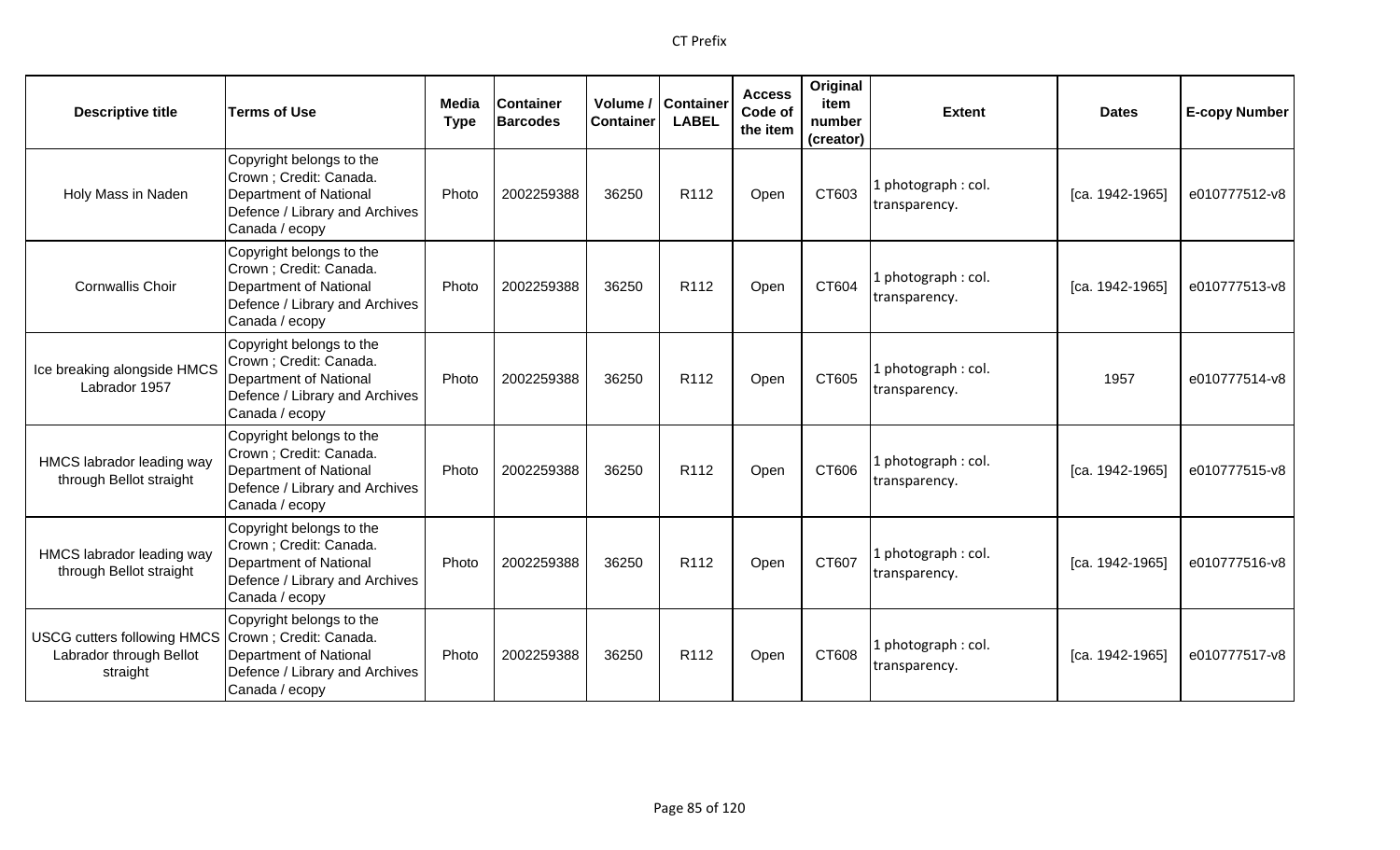| Descriptive title | Terms of Use | Media Type | Container Barcodes | Volume / Container | Container LABEL | Access Code of the item | Original item number (creator) | Extent | Dates | E-copy Number |
|---|---|---|---|---|---|---|---|---|---|---|
| Holy Mass in Naden | Copyright belongs to the Crown ; Credit: Canada. Department of National Defence / Library and Archives Canada / ecopy | Photo | 2002259388 | 36250 | R112 | Open | CT603 | 1 photograph : col. transparency. | [ca. 1942-1965] | e010777512-v8 |
| Cornwallis Choir | Copyright belongs to the Crown ; Credit: Canada. Department of National Defence / Library and Archives Canada / ecopy | Photo | 2002259388 | 36250 | R112 | Open | CT604 | 1 photograph : col. transparency. | [ca. 1942-1965] | e010777513-v8 |
| Ice breaking alongside HMCS Labrador 1957 | Copyright belongs to the Crown ; Credit: Canada. Department of National Defence / Library and Archives Canada / ecopy | Photo | 2002259388 | 36250 | R112 | Open | CT605 | 1 photograph : col. transparency. | 1957 | e010777514-v8 |
| HMCS labrador leading way through Bellot straight | Copyright belongs to the Crown ; Credit: Canada. Department of National Defence / Library and Archives Canada / ecopy | Photo | 2002259388 | 36250 | R112 | Open | CT606 | 1 photograph : col. transparency. | [ca. 1942-1965] | e010777515-v8 |
| HMCS labrador leading way through Bellot straight | Copyright belongs to the Crown ; Credit: Canada. Department of National Defence / Library and Archives Canada / ecopy | Photo | 2002259388 | 36250 | R112 | Open | CT607 | 1 photograph : col. transparency. | [ca. 1942-1965] | e010777516-v8 |
| USCG cutters following HMCS Labrador through Bellot straight | Copyright belongs to the Crown ; Credit: Canada. Department of National Defence / Library and Archives Canada / ecopy | Photo | 2002259388 | 36250 | R112 | Open | CT608 | 1 photograph : col. transparency. | [ca. 1942-1965] | e010777517-v8 |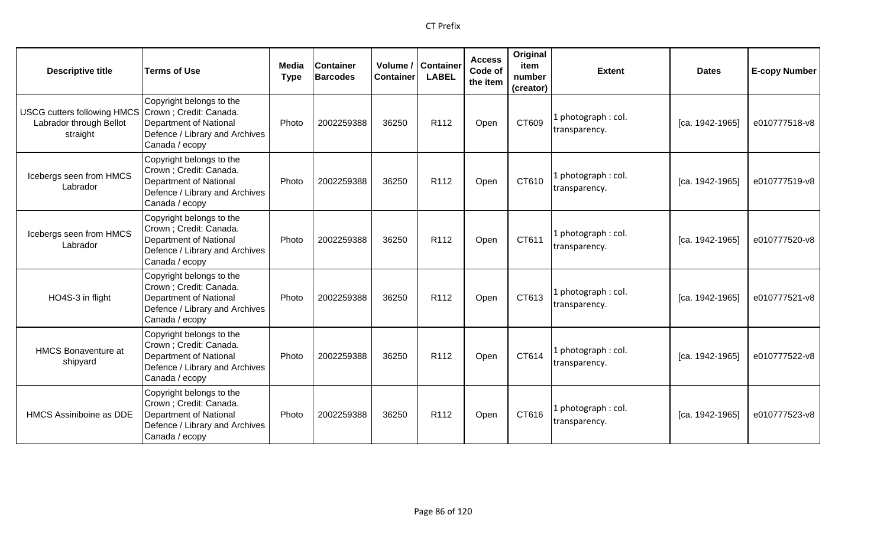| Descriptive title | Terms of Use | Media Type | Container Barcodes | Volume / Container | Container LABEL | Access Code of the item | Original item number (creator) | Extent | Dates | E-copy Number |
|---|---|---|---|---|---|---|---|---|---|---|
| USCG cutters following HMCS Labrador through Bellot straight | Copyright belongs to the Crown ; Credit: Canada. Department of National Defence / Library and Archives Canada / ecopy | Photo | 2002259388 | 36250 | R112 | Open | CT609 | 1 photograph : col. transparency. | [ca. 1942-1965] | e010777518-v8 |
| Icebergs seen from HMCS Labrador | Copyright belongs to the Crown ; Credit: Canada. Department of National Defence / Library and Archives Canada / ecopy | Photo | 2002259388 | 36250 | R112 | Open | CT610 | 1 photograph : col. transparency. | [ca. 1942-1965] | e010777519-v8 |
| Icebergs seen from HMCS Labrador | Copyright belongs to the Crown ; Credit: Canada. Department of National Defence / Library and Archives Canada / ecopy | Photo | 2002259388 | 36250 | R112 | Open | CT611 | 1 photograph : col. transparency. | [ca. 1942-1965] | e010777520-v8 |
| HO4S-3 in flight | Copyright belongs to the Crown ; Credit: Canada. Department of National Defence / Library and Archives Canada / ecopy | Photo | 2002259388 | 36250 | R112 | Open | CT613 | 1 photograph : col. transparency. | [ca. 1942-1965] | e010777521-v8 |
| HMCS Bonaventure at shipyard | Copyright belongs to the Crown ; Credit: Canada. Department of National Defence / Library and Archives Canada / ecopy | Photo | 2002259388 | 36250 | R112 | Open | CT614 | 1 photograph : col. transparency. | [ca. 1942-1965] | e010777522-v8 |
| HMCS Assiniboine as DDE | Copyright belongs to the Crown ; Credit: Canada. Department of National Defence / Library and Archives Canada / ecopy | Photo | 2002259388 | 36250 | R112 | Open | CT616 | 1 photograph : col. transparency. | [ca. 1942-1965] | e010777523-v8 |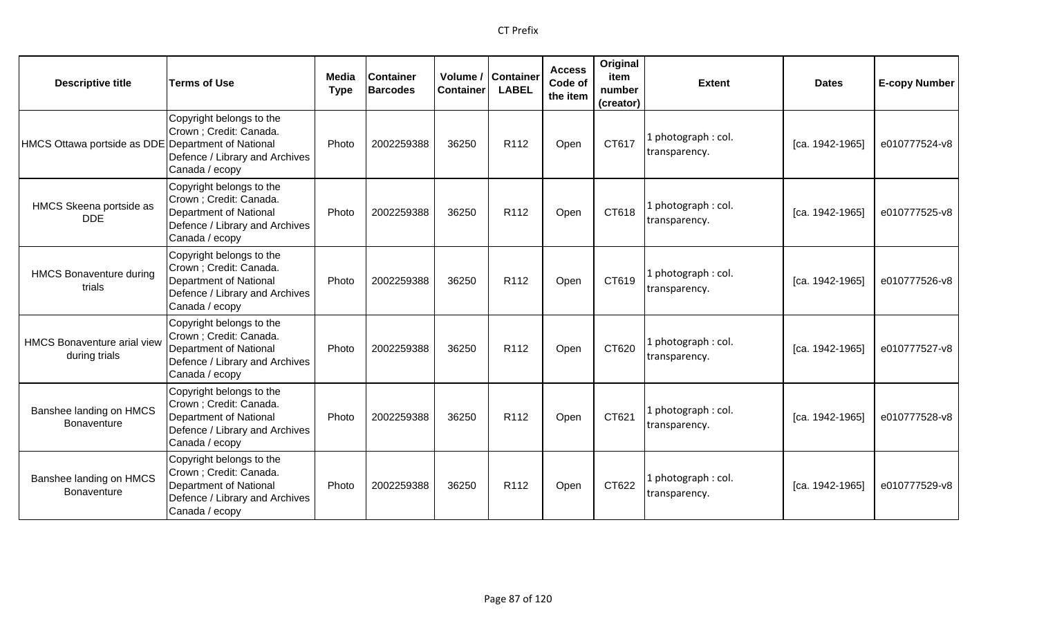| Descriptive title | Terms of Use | Media Type | Container Barcodes | Volume / Container | Container LABEL | Access Code of the item | Original item number (creator) | Extent | Dates | E-copy Number |
|---|---|---|---|---|---|---|---|---|---|---|
| HMCS Ottawa portside as DDE | Copyright belongs to the Crown ; Credit: Canada. Department of National Defence / Library and Archives Canada / ecopy | Photo | 2002259388 | 36250 | R112 | Open | CT617 | 1 photograph : col. transparency. | [ca. 1942-1965] | e010777524-v8 |
| HMCS Skeena portside as DDE | Copyright belongs to the Crown ; Credit: Canada. Department of National Defence / Library and Archives Canada / ecopy | Photo | 2002259388 | 36250 | R112 | Open | CT618 | 1 photograph : col. transparency. | [ca. 1942-1965] | e010777525-v8 |
| HMCS Bonaventure during trials | Copyright belongs to the Crown ; Credit: Canada. Department of National Defence / Library and Archives Canada / ecopy | Photo | 2002259388 | 36250 | R112 | Open | CT619 | 1 photograph : col. transparency. | [ca. 1942-1965] | e010777526-v8 |
| HMCS Bonaventure arial view during trials | Copyright belongs to the Crown ; Credit: Canada. Department of National Defence / Library and Archives Canada / ecopy | Photo | 2002259388 | 36250 | R112 | Open | CT620 | 1 photograph : col. transparency. | [ca. 1942-1965] | e010777527-v8 |
| Banshee landing on HMCS Bonaventure | Copyright belongs to the Crown ; Credit: Canada. Department of National Defence / Library and Archives Canada / ecopy | Photo | 2002259388 | 36250 | R112 | Open | CT621 | 1 photograph : col. transparency. | [ca. 1942-1965] | e010777528-v8 |
| Banshee landing on HMCS Bonaventure | Copyright belongs to the Crown ; Credit: Canada. Department of National Defence / Library and Archives Canada / ecopy | Photo | 2002259388 | 36250 | R112 | Open | CT622 | 1 photograph : col. transparency. | [ca. 1942-1965] | e010777529-v8 |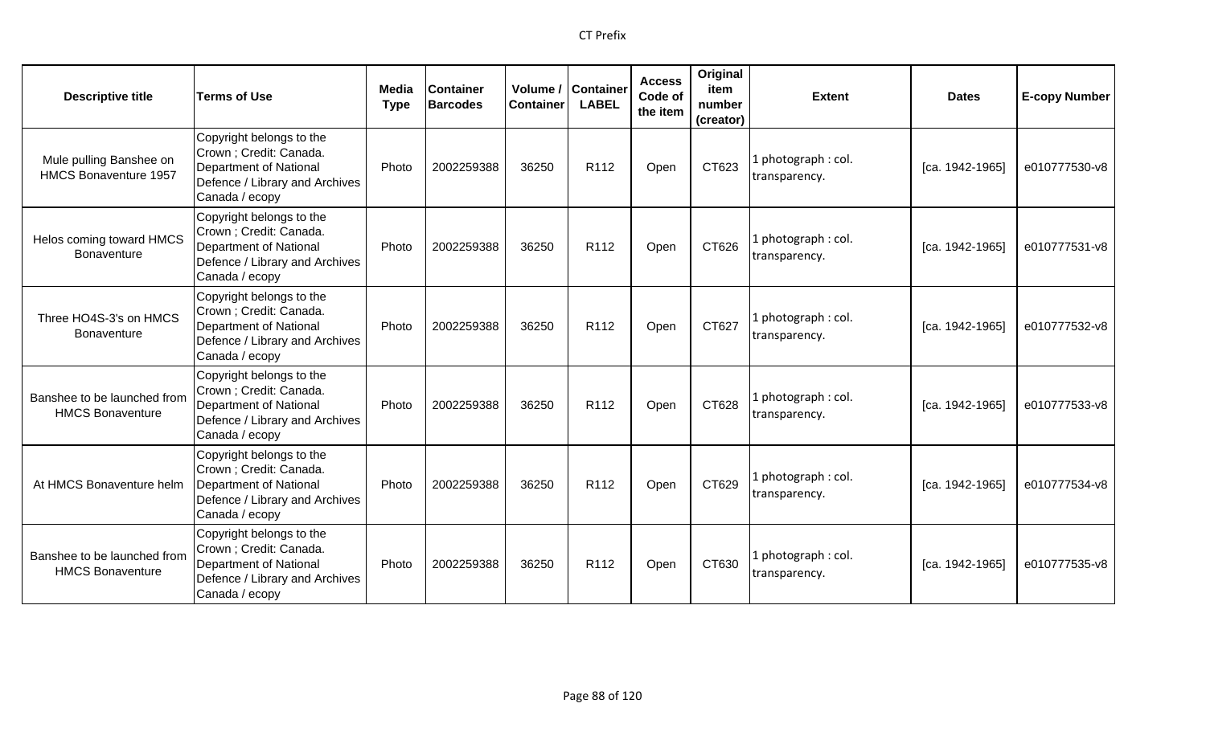| Descriptive title | Terms of Use | Media Type | Container Barcodes | Volume / Container | Container LABEL | Access Code of the item | Original item number (creator) | Extent | Dates | E-copy Number |
|---|---|---|---|---|---|---|---|---|---|---|
| Mule pulling Banshee on HMCS Bonaventure 1957 | Copyright belongs to the Crown ; Credit: Canada. Department of National Defence / Library and Archives Canada / ecopy | Photo | 2002259388 | 36250 | R112 | Open | CT623 | 1 photograph : col. transparency. | [ca. 1942-1965] | e010777530-v8 |
| Helos coming toward HMCS Bonaventure | Copyright belongs to the Crown ; Credit: Canada. Department of National Defence / Library and Archives Canada / ecopy | Photo | 2002259388 | 36250 | R112 | Open | CT626 | 1 photograph : col. transparency. | [ca. 1942-1965] | e010777531-v8 |
| Three HO4S-3's on HMCS Bonaventure | Copyright belongs to the Crown ; Credit: Canada. Department of National Defence / Library and Archives Canada / ecopy | Photo | 2002259388 | 36250 | R112 | Open | CT627 | 1 photograph : col. transparency. | [ca. 1942-1965] | e010777532-v8 |
| Banshee to be launched from HMCS Bonaventure | Copyright belongs to the Crown ; Credit: Canada. Department of National Defence / Library and Archives Canada / ecopy | Photo | 2002259388 | 36250 | R112 | Open | CT628 | 1 photograph : col. transparency. | [ca. 1942-1965] | e010777533-v8 |
| At HMCS Bonaventure helm | Copyright belongs to the Crown ; Credit: Canada. Department of National Defence / Library and Archives Canada / ecopy | Photo | 2002259388 | 36250 | R112 | Open | CT629 | 1 photograph : col. transparency. | [ca. 1942-1965] | e010777534-v8 |
| Banshee to be launched from HMCS Bonaventure | Copyright belongs to the Crown ; Credit: Canada. Department of National Defence / Library and Archives Canada / ecopy | Photo | 2002259388 | 36250 | R112 | Open | CT630 | 1 photograph : col. transparency. | [ca. 1942-1965] | e010777535-v8 |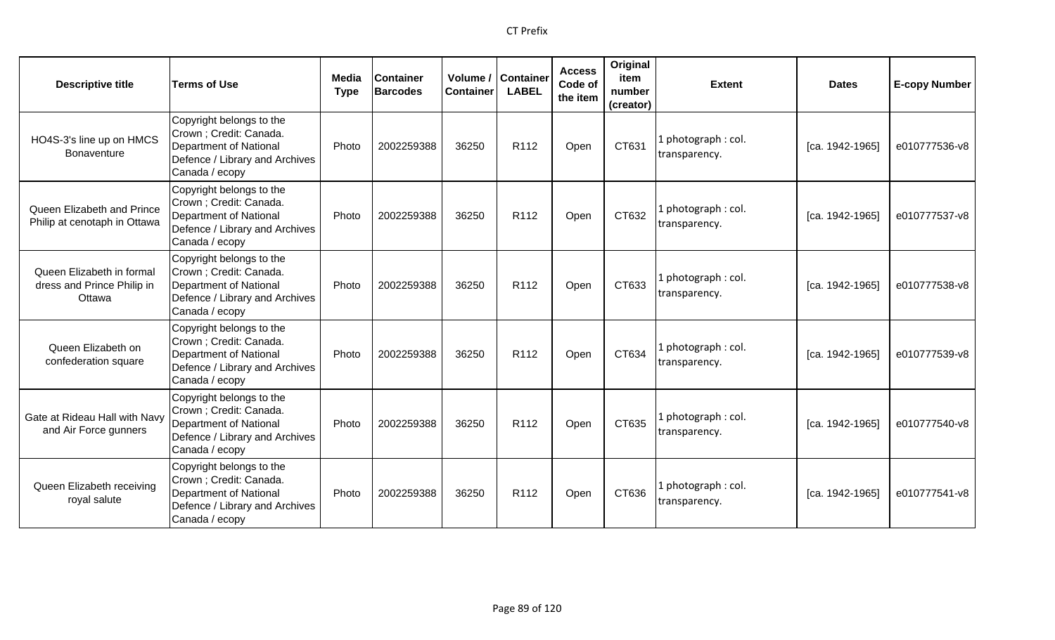| Descriptive title | Terms of Use | Media Type | Container Barcodes | Volume / Container | Container LABEL | Access Code of the item | Original item number (creator) | Extent | Dates | E-copy Number |
|---|---|---|---|---|---|---|---|---|---|---|
| HO4S-3's line up on HMCS Bonaventure | Copyright belongs to the Crown ; Credit: Canada. Department of National Defence / Library and Archives Canada / ecopy | Photo | 2002259388 | 36250 | R112 | Open | CT631 | 1 photograph : col. transparency. | [ca. 1942-1965] | e010777536-v8 |
| Queen Elizabeth and Prince Philip at cenotaph in Ottawa | Copyright belongs to the Crown ; Credit: Canada. Department of National Defence / Library and Archives Canada / ecopy | Photo | 2002259388 | 36250 | R112 | Open | CT632 | 1 photograph : col. transparency. | [ca. 1942-1965] | e010777537-v8 |
| Queen Elizabeth in formal dress and Prince Philip in Ottawa | Copyright belongs to the Crown ; Credit: Canada. Department of National Defence / Library and Archives Canada / ecopy | Photo | 2002259388 | 36250 | R112 | Open | CT633 | 1 photograph : col. transparency. | [ca. 1942-1965] | e010777538-v8 |
| Queen Elizabeth on confederation square | Copyright belongs to the Crown ; Credit: Canada. Department of National Defence / Library and Archives Canada / ecopy | Photo | 2002259388 | 36250 | R112 | Open | CT634 | 1 photograph : col. transparency. | [ca. 1942-1965] | e010777539-v8 |
| Gate at Rideau Hall with Navy and Air Force gunners | Copyright belongs to the Crown ; Credit: Canada. Department of National Defence / Library and Archives Canada / ecopy | Photo | 2002259388 | 36250 | R112 | Open | CT635 | 1 photograph : col. transparency. | [ca. 1942-1965] | e010777540-v8 |
| Queen Elizabeth receiving royal salute | Copyright belongs to the Crown ; Credit: Canada. Department of National Defence / Library and Archives Canada / ecopy | Photo | 2002259388 | 36250 | R112 | Open | CT636 | 1 photograph : col. transparency. | [ca. 1942-1965] | e010777541-v8 |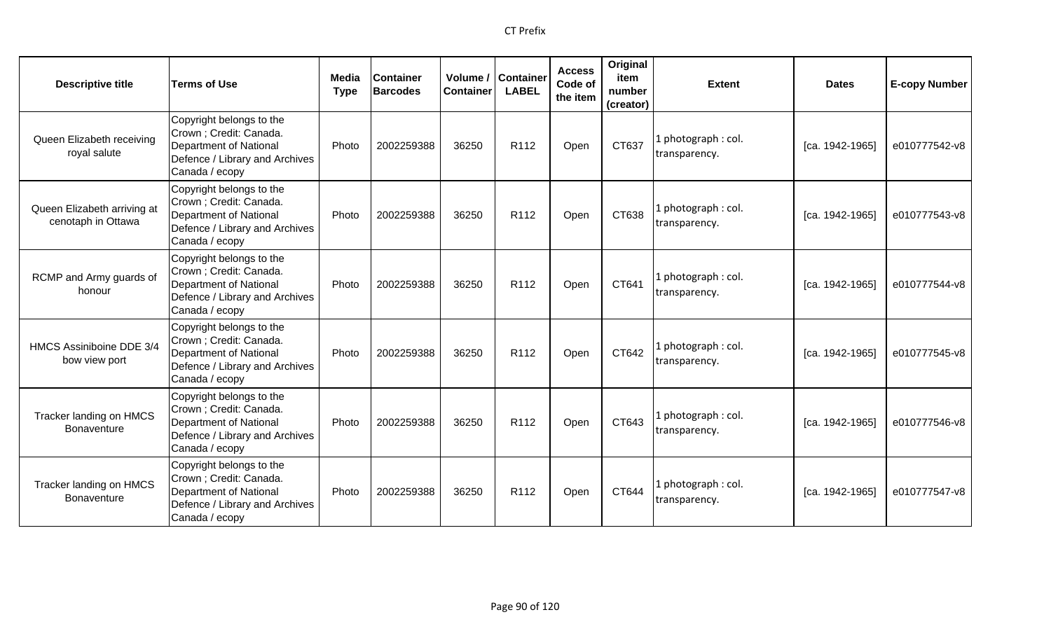| Descriptive title | Terms of Use | Media Type | Container Barcodes | Volume / Container | Container LABEL | Access Code of the item | Original item number (creator) | Extent | Dates | E-copy Number |
|---|---|---|---|---|---|---|---|---|---|---|
| Queen Elizabeth receiving royal salute | Copyright belongs to the Crown ; Credit: Canada. Department of National Defence / Library and Archives Canada / ecopy | Photo | 2002259388 | 36250 | R112 | Open | CT637 | 1 photograph : col. transparency. | [ca. 1942-1965] | e010777542-v8 |
| Queen Elizabeth arriving at cenotaph in Ottawa | Copyright belongs to the Crown ; Credit: Canada. Department of National Defence / Library and Archives Canada / ecopy | Photo | 2002259388 | 36250 | R112 | Open | CT638 | 1 photograph : col. transparency. | [ca. 1942-1965] | e010777543-v8 |
| RCMP and Army guards of honour | Copyright belongs to the Crown ; Credit: Canada. Department of National Defence / Library and Archives Canada / ecopy | Photo | 2002259388 | 36250 | R112 | Open | CT641 | 1 photograph : col. transparency. | [ca. 1942-1965] | e010777544-v8 |
| HMCS Assiniboine DDE 3/4 bow view port | Copyright belongs to the Crown ; Credit: Canada. Department of National Defence / Library and Archives Canada / ecopy | Photo | 2002259388 | 36250 | R112 | Open | CT642 | 1 photograph : col. transparency. | [ca. 1942-1965] | e010777545-v8 |
| Tracker landing on HMCS Bonaventure | Copyright belongs to the Crown ; Credit: Canada. Department of National Defence / Library and Archives Canada / ecopy | Photo | 2002259388 | 36250 | R112 | Open | CT643 | 1 photograph : col. transparency. | [ca. 1942-1965] | e010777546-v8 |
| Tracker landing on HMCS Bonaventure | Copyright belongs to the Crown ; Credit: Canada. Department of National Defence / Library and Archives Canada / ecopy | Photo | 2002259388 | 36250 | R112 | Open | CT644 | 1 photograph : col. transparency. | [ca. 1942-1965] | e010777547-v8 |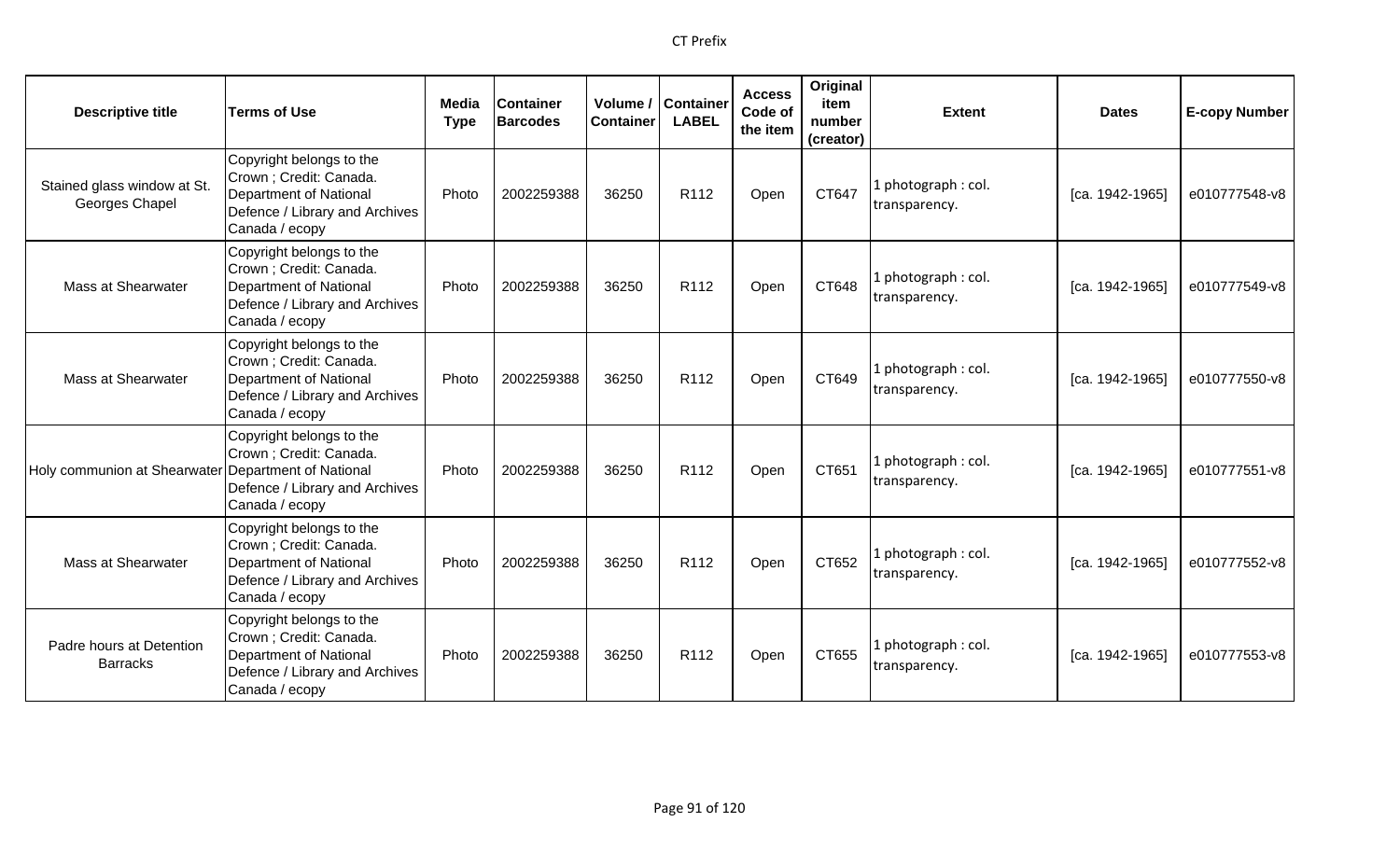| Descriptive title | Terms of Use | Media Type | Container Barcodes | Volume / Container | Container LABEL | Access Code of the item | Original item number (creator) | Extent | Dates | E-copy Number |
|---|---|---|---|---|---|---|---|---|---|---|
| Stained glass window at St. Georges Chapel | Copyright belongs to the Crown ; Credit: Canada. Department of National Defence / Library and Archives Canada / ecopy | Photo | 2002259388 | 36250 | R112 | Open | CT647 | 1 photograph : col. transparency. | [ca. 1942-1965] | e010777548-v8 |
| Mass at Shearwater | Copyright belongs to the Crown ; Credit: Canada. Department of National Defence / Library and Archives Canada / ecopy | Photo | 2002259388 | 36250 | R112 | Open | CT648 | 1 photograph : col. transparency. | [ca. 1942-1965] | e010777549-v8 |
| Mass at Shearwater | Copyright belongs to the Crown ; Credit: Canada. Department of National Defence / Library and Archives Canada / ecopy | Photo | 2002259388 | 36250 | R112 | Open | CT649 | 1 photograph : col. transparency. | [ca. 1942-1965] | e010777550-v8 |
| Holy communion at Shearwater | Copyright belongs to the Crown ; Credit: Canada. Department of National Defence / Library and Archives Canada / ecopy | Photo | 2002259388 | 36250 | R112 | Open | CT651 | 1 photograph : col. transparency. | [ca. 1942-1965] | e010777551-v8 |
| Mass at Shearwater | Copyright belongs to the Crown ; Credit: Canada. Department of National Defence / Library and Archives Canada / ecopy | Photo | 2002259388 | 36250 | R112 | Open | CT652 | 1 photograph : col. transparency. | [ca. 1942-1965] | e010777552-v8 |
| Padre hours at Detention Barracks | Copyright belongs to the Crown ; Credit: Canada. Department of National Defence / Library and Archives Canada / ecopy | Photo | 2002259388 | 36250 | R112 | Open | CT655 | 1 photograph : col. transparency. | [ca. 1942-1965] | e010777553-v8 |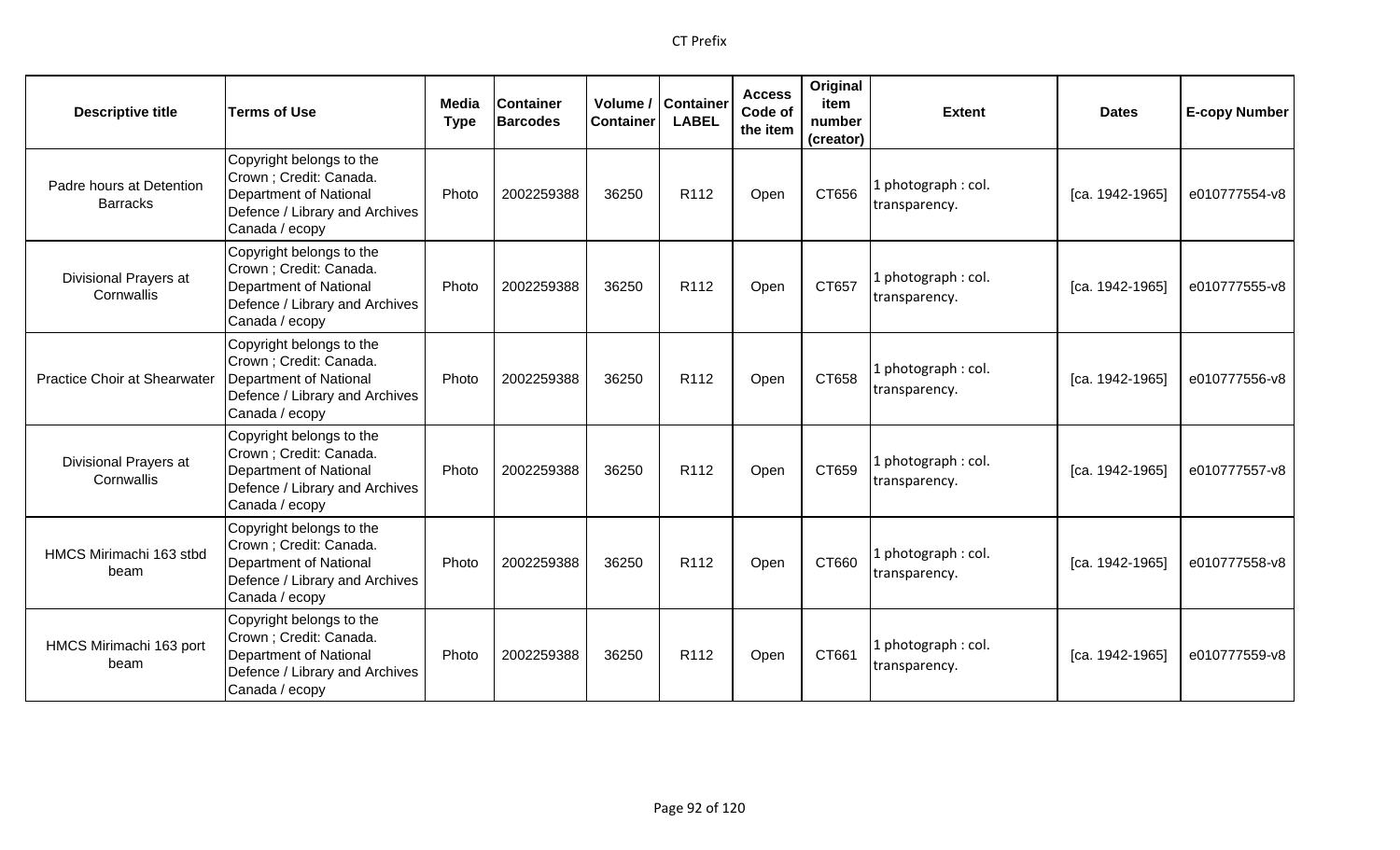| Descriptive title | Terms of Use | Media Type | Container Barcodes | Volume / Container | Container LABEL | Access Code of the item | Original item number (creator) | Extent | Dates | E-copy Number |
|---|---|---|---|---|---|---|---|---|---|---|
| Padre hours at Detention Barracks | Copyright belongs to the Crown ; Credit: Canada. Department of National Defence / Library and Archives Canada / ecopy | Photo | 2002259388 | 36250 | R112 | Open | CT656 | 1 photograph : col. transparency. | [ca. 1942-1965] | e010777554-v8 |
| Divisional Prayers at Cornwallis | Copyright belongs to the Crown ; Credit: Canada. Department of National Defence / Library and Archives Canada / ecopy | Photo | 2002259388 | 36250 | R112 | Open | CT657 | 1 photograph : col. transparency. | [ca. 1942-1965] | e010777555-v8 |
| Practice Choir at Shearwater | Copyright belongs to the Crown ; Credit: Canada. Department of National Defence / Library and Archives Canada / ecopy | Photo | 2002259388 | 36250 | R112 | Open | CT658 | 1 photograph : col. transparency. | [ca. 1942-1965] | e010777556-v8 |
| Divisional Prayers at Cornwallis | Copyright belongs to the Crown ; Credit: Canada. Department of National Defence / Library and Archives Canada / ecopy | Photo | 2002259388 | 36250 | R112 | Open | CT659 | 1 photograph : col. transparency. | [ca. 1942-1965] | e010777557-v8 |
| HMCS Mirimachi 163 stbd beam | Copyright belongs to the Crown ; Credit: Canada. Department of National Defence / Library and Archives Canada / ecopy | Photo | 2002259388 | 36250 | R112 | Open | CT660 | 1 photograph : col. transparency. | [ca. 1942-1965] | e010777558-v8 |
| HMCS Mirimachi 163 port beam | Copyright belongs to the Crown ; Credit: Canada. Department of National Defence / Library and Archives Canada / ecopy | Photo | 2002259388 | 36250 | R112 | Open | CT661 | 1 photograph : col. transparency. | [ca. 1942-1965] | e010777559-v8 |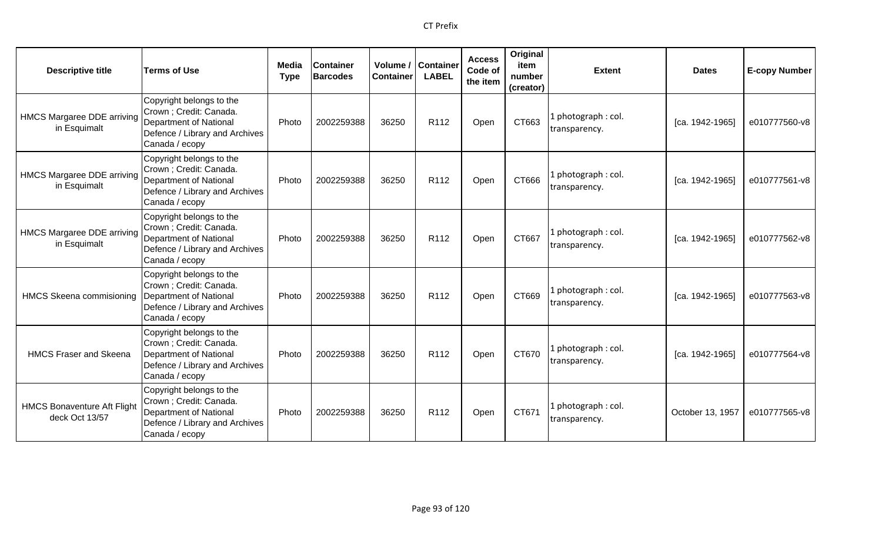| Descriptive title | Terms of Use | Media Type | Container Barcodes | Volume / Container | Container LABEL | Access Code of the item | Original item number (creator) | Extent | Dates | E-copy Number |
|---|---|---|---|---|---|---|---|---|---|---|
| HMCS Margaree DDE arriving in Esquimalt | Copyright belongs to the Crown ; Credit: Canada. Department of National Defence / Library and Archives Canada / ecopy | Photo | 2002259388 | 36250 | R112 | Open | CT663 | 1 photograph : col. transparency. | [ca. 1942-1965] | e010777560-v8 |
| HMCS Margaree DDE arriving in Esquimalt | Copyright belongs to the Crown ; Credit: Canada. Department of National Defence / Library and Archives Canada / ecopy | Photo | 2002259388 | 36250 | R112 | Open | CT666 | 1 photograph : col. transparency. | [ca. 1942-1965] | e010777561-v8 |
| HMCS Margaree DDE arriving in Esquimalt | Copyright belongs to the Crown ; Credit: Canada. Department of National Defence / Library and Archives Canada / ecopy | Photo | 2002259388 | 36250 | R112 | Open | CT667 | 1 photograph : col. transparency. | [ca. 1942-1965] | e010777562-v8 |
| HMCS Skeena commisioning | Copyright belongs to the Crown ; Credit: Canada. Department of National Defence / Library and Archives Canada / ecopy | Photo | 2002259388 | 36250 | R112 | Open | CT669 | 1 photograph : col. transparency. | [ca. 1942-1965] | e010777563-v8 |
| HMCS Fraser and Skeena | Copyright belongs to the Crown ; Credit: Canada. Department of National Defence / Library and Archives Canada / ecopy | Photo | 2002259388 | 36250 | R112 | Open | CT670 | 1 photograph : col. transparency. | [ca. 1942-1965] | e010777564-v8 |
| HMCS Bonaventure Aft Flight deck Oct 13/57 | Copyright belongs to the Crown ; Credit: Canada. Department of National Defence / Library and Archives Canada / ecopy | Photo | 2002259388 | 36250 | R112 | Open | CT671 | 1 photograph : col. transparency. | October 13, 1957 | e010777565-v8 |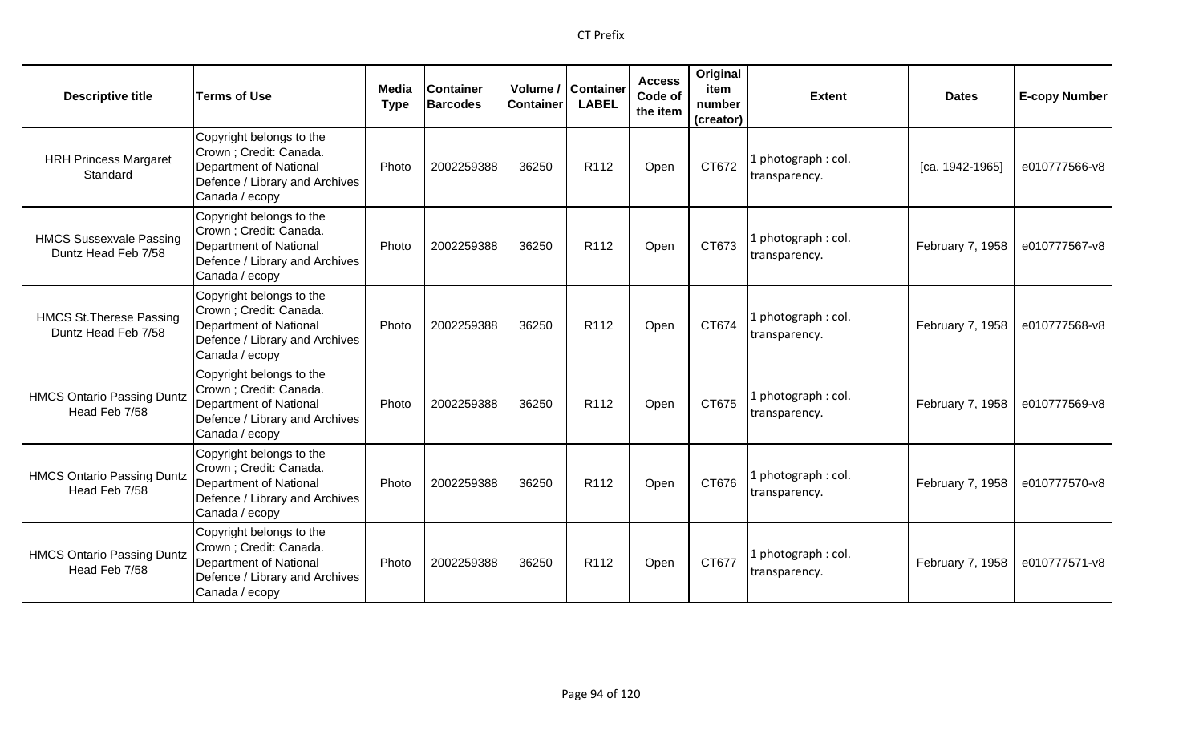| Descriptive title | Terms of Use | Media Type | Container Barcodes | Volume / Container | Container LABEL | Access Code of the item | Original item number (creator) | Extent | Dates | E-copy Number |
|---|---|---|---|---|---|---|---|---|---|---|
| HRH Princess Margaret Standard | Copyright belongs to the Crown ; Credit: Canada. Department of National Defence / Library and Archives Canada / ecopy | Photo | 2002259388 | 36250 | R112 | Open | CT672 | 1 photograph : col. transparency. | [ca. 1942-1965] | e010777566-v8 |
| HMCS Sussexvale Passing Duntz Head Feb 7/58 | Copyright belongs to the Crown ; Credit: Canada. Department of National Defence / Library and Archives Canada / ecopy | Photo | 2002259388 | 36250 | R112 | Open | CT673 | 1 photograph : col. transparency. | February 7, 1958 | e010777567-v8 |
| HMCS St.Therese Passing Duntz Head Feb 7/58 | Copyright belongs to the Crown ; Credit: Canada. Department of National Defence / Library and Archives Canada / ecopy | Photo | 2002259388 | 36250 | R112 | Open | CT674 | 1 photograph : col. transparency. | February 7, 1958 | e010777568-v8 |
| HMCS Ontario Passing Duntz Head Feb 7/58 | Copyright belongs to the Crown ; Credit: Canada. Department of National Defence / Library and Archives Canada / ecopy | Photo | 2002259388 | 36250 | R112 | Open | CT675 | 1 photograph : col. transparency. | February 7, 1958 | e010777569-v8 |
| HMCS Ontario Passing Duntz Head Feb 7/58 | Copyright belongs to the Crown ; Credit: Canada. Department of National Defence / Library and Archives Canada / ecopy | Photo | 2002259388 | 36250 | R112 | Open | CT676 | 1 photograph : col. transparency. | February 7, 1958 | e010777570-v8 |
| HMCS Ontario Passing Duntz Head Feb 7/58 | Copyright belongs to the Crown ; Credit: Canada. Department of National Defence / Library and Archives Canada / ecopy | Photo | 2002259388 | 36250 | R112 | Open | CT677 | 1 photograph : col. transparency. | February 7, 1958 | e010777571-v8 |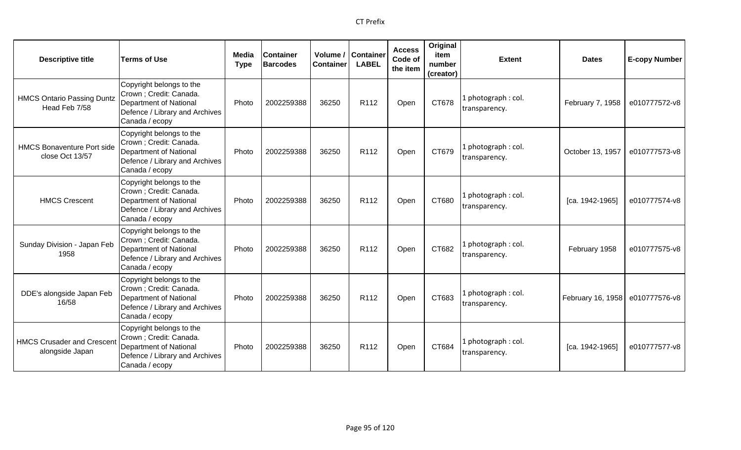| Descriptive title | Terms of Use | Media Type | Container Barcodes | Volume / Container | Container LABEL | Access Code of the item | Original item number (creator) | Extent | Dates | E-copy Number |
|---|---|---|---|---|---|---|---|---|---|---|
| HMCS Ontario Passing Duntz Head Feb 7/58 | Copyright belongs to the Crown ; Credit: Canada. Department of National Defence / Library and Archives Canada / ecopy | Photo | 2002259388 | 36250 | R112 | Open | CT678 | 1 photograph : col. transparency. | February 7, 1958 | e010777572-v8 |
| HMCS Bonaventure Port side close Oct 13/57 | Copyright belongs to the Crown ; Credit: Canada. Department of National Defence / Library and Archives Canada / ecopy | Photo | 2002259388 | 36250 | R112 | Open | CT679 | 1 photograph : col. transparency. | October 13, 1957 | e010777573-v8 |
| HMCS Crescent | Copyright belongs to the Crown ; Credit: Canada. Department of National Defence / Library and Archives Canada / ecopy | Photo | 2002259388 | 36250 | R112 | Open | CT680 | 1 photograph : col. transparency. | [ca. 1942-1965] | e010777574-v8 |
| Sunday Division - Japan Feb 1958 | Copyright belongs to the Crown ; Credit: Canada. Department of National Defence / Library and Archives Canada / ecopy | Photo | 2002259388 | 36250 | R112 | Open | CT682 | 1 photograph : col. transparency. | February 1958 | e010777575-v8 |
| DDE's alongside Japan Feb 16/58 | Copyright belongs to the Crown ; Credit: Canada. Department of National Defence / Library and Archives Canada / ecopy | Photo | 2002259388 | 36250 | R112 | Open | CT683 | 1 photograph : col. transparency. | February 16, 1958 | e010777576-v8 |
| HMCS Crusader and Crescent alongside Japan | Copyright belongs to the Crown ; Credit: Canada. Department of National Defence / Library and Archives Canada / ecopy | Photo | 2002259388 | 36250 | R112 | Open | CT684 | 1 photograph : col. transparency. | [ca. 1942-1965] | e010777577-v8 |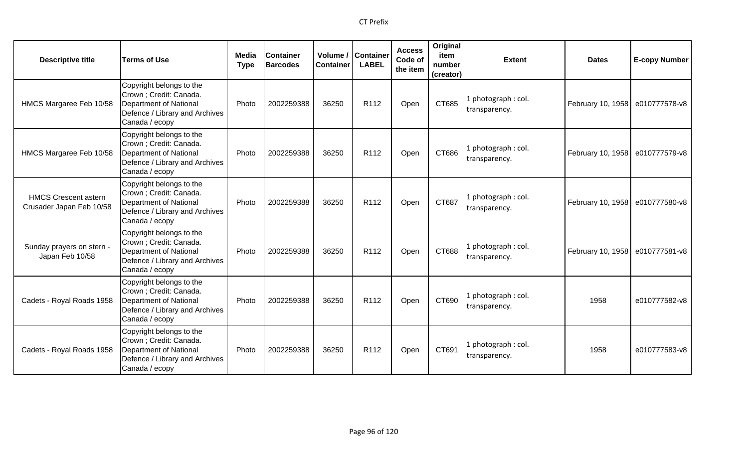| Descriptive title | Terms of Use | Media Type | Container Barcodes | Volume / Container | Container LABEL | Access Code of the item | Original item number (creator) | Extent | Dates | E-copy Number |
|---|---|---|---|---|---|---|---|---|---|---|
| HMCS Margaree Feb 10/58 | Copyright belongs to the Crown ; Credit: Canada. Department of National Defence / Library and Archives Canada / ecopy | Photo | 2002259388 | 36250 | R112 | Open | CT685 | 1 photograph : col. transparency. | February 10, 1958 | e010777578-v8 |
| HMCS Margaree Feb 10/58 | Copyright belongs to the Crown ; Credit: Canada. Department of National Defence / Library and Archives Canada / ecopy | Photo | 2002259388 | 36250 | R112 | Open | CT686 | 1 photograph : col. transparency. | February 10, 1958 | e010777579-v8 |
| HMCS Crescent astern Crusader Japan Feb 10/58 | Copyright belongs to the Crown ; Credit: Canada. Department of National Defence / Library and Archives Canada / ecopy | Photo | 2002259388 | 36250 | R112 | Open | CT687 | 1 photograph : col. transparency. | February 10, 1958 | e010777580-v8 |
| Sunday prayers on stern - Japan Feb 10/58 | Copyright belongs to the Crown ; Credit: Canada. Department of National Defence / Library and Archives Canada / ecopy | Photo | 2002259388 | 36250 | R112 | Open | CT688 | 1 photograph : col. transparency. | February 10, 1958 | e010777581-v8 |
| Cadets - Royal Roads 1958 | Copyright belongs to the Crown ; Credit: Canada. Department of National Defence / Library and Archives Canada / ecopy | Photo | 2002259388 | 36250 | R112 | Open | CT690 | 1 photograph : col. transparency. | 1958 | e010777582-v8 |
| Cadets - Royal Roads 1958 | Copyright belongs to the Crown ; Credit: Canada. Department of National Defence / Library and Archives Canada / ecopy | Photo | 2002259388 | 36250 | R112 | Open | CT691 | 1 photograph : col. transparency. | 1958 | e010777583-v8 |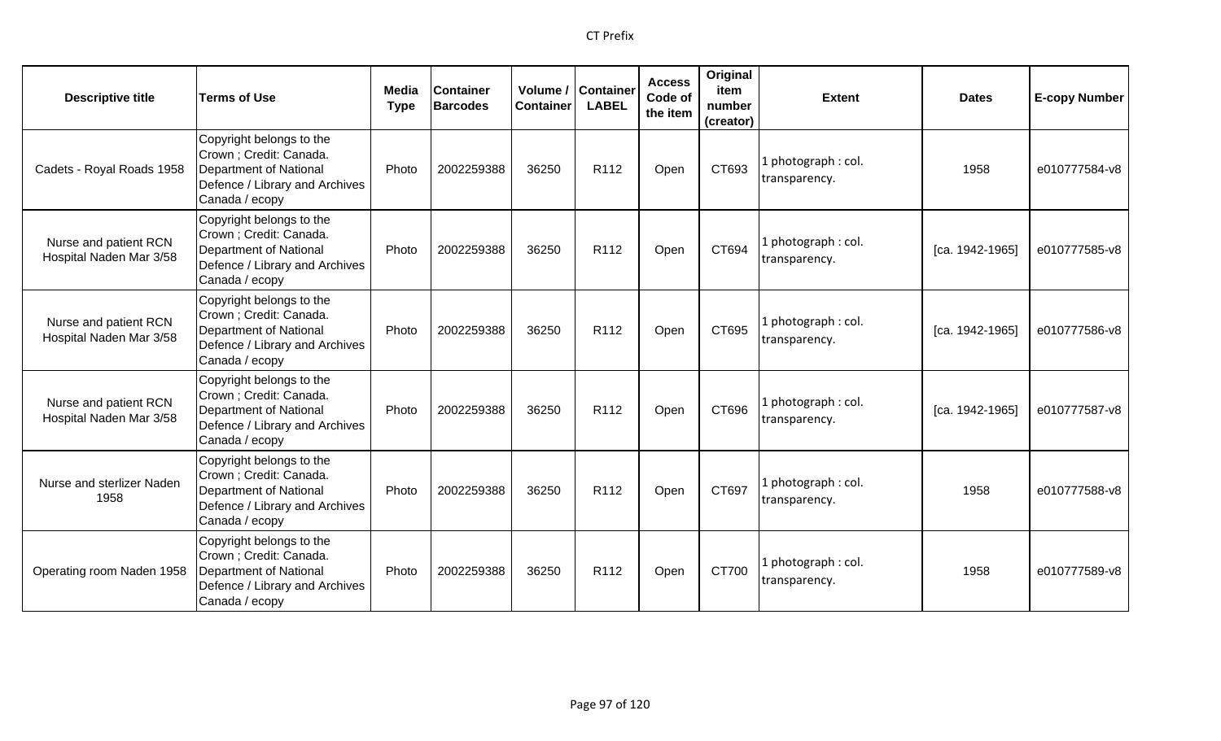| Descriptive title | Terms of Use | Media Type | Container Barcodes | Volume / Container | Container LABEL | Access Code of the item | Original item number (creator) | Extent | Dates | E-copy Number |
|---|---|---|---|---|---|---|---|---|---|---|
| Cadets - Royal Roads 1958 | Copyright belongs to the Crown ; Credit: Canada. Department of National Defence / Library and Archives Canada / ecopy | Photo | 2002259388 | 36250 | R112 | Open | CT693 | 1 photograph : col. transparency. | 1958 | e010777584-v8 |
| Nurse and patient RCN Hospital Naden Mar 3/58 | Copyright belongs to the Crown ; Credit: Canada. Department of National Defence / Library and Archives Canada / ecopy | Photo | 2002259388 | 36250 | R112 | Open | CT694 | 1 photograph : col. transparency. | [ca. 1942-1965] | e010777585-v8 |
| Nurse and patient RCN Hospital Naden Mar 3/58 | Copyright belongs to the Crown ; Credit: Canada. Department of National Defence / Library and Archives Canada / ecopy | Photo | 2002259388 | 36250 | R112 | Open | CT695 | 1 photograph : col. transparency. | [ca. 1942-1965] | e010777586-v8 |
| Nurse and patient RCN Hospital Naden Mar 3/58 | Copyright belongs to the Crown ; Credit: Canada. Department of National Defence / Library and Archives Canada / ecopy | Photo | 2002259388 | 36250 | R112 | Open | CT696 | 1 photograph : col. transparency. | [ca. 1942-1965] | e010777587-v8 |
| Nurse and sterlizer Naden 1958 | Copyright belongs to the Crown ; Credit: Canada. Department of National Defence / Library and Archives Canada / ecopy | Photo | 2002259388 | 36250 | R112 | Open | CT697 | 1 photograph : col. transparency. | 1958 | e010777588-v8 |
| Operating room Naden 1958 | Copyright belongs to the Crown ; Credit: Canada. Department of National Defence / Library and Archives Canada / ecopy | Photo | 2002259388 | 36250 | R112 | Open | CT700 | 1 photograph : col. transparency. | 1958 | e010777589-v8 |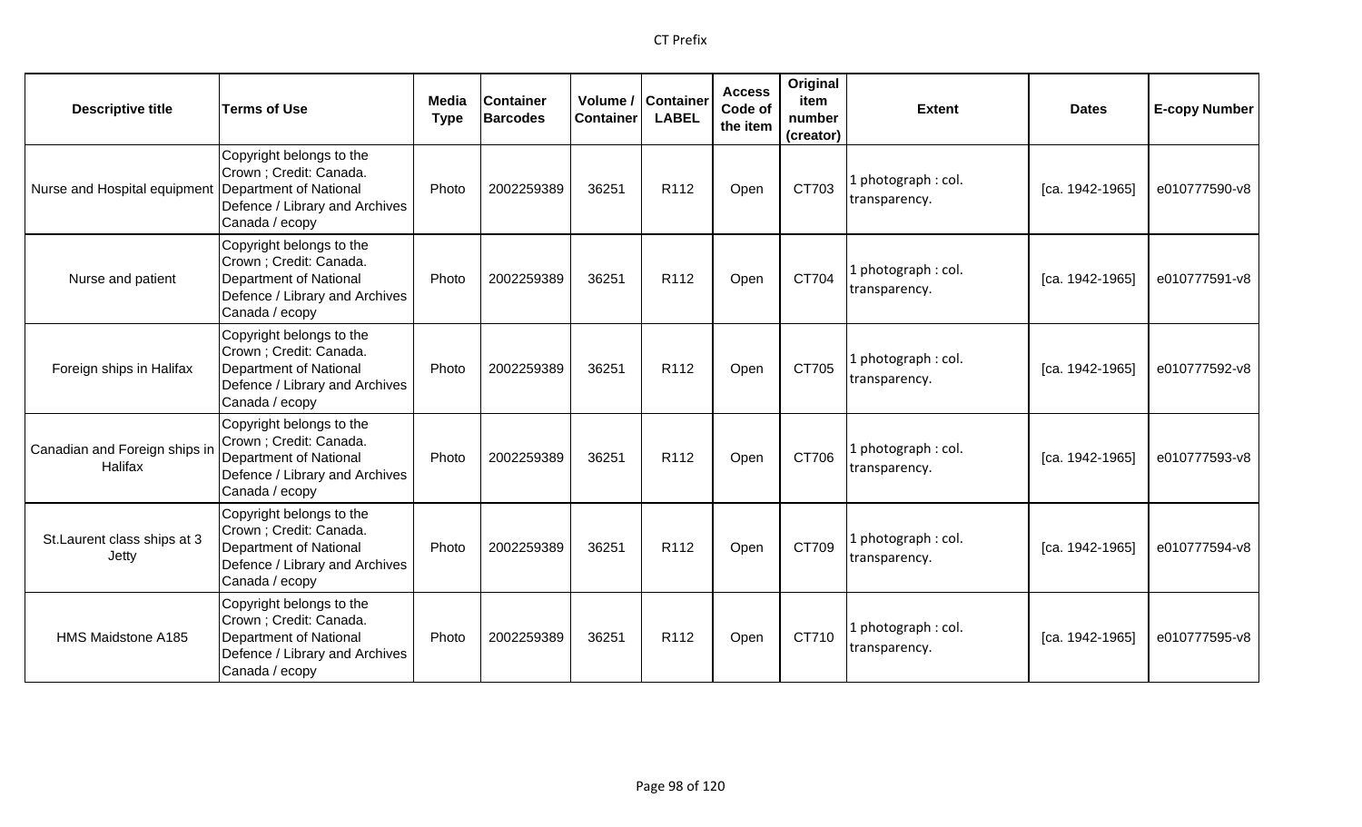| Descriptive title | Terms of Use | Media Type | Container Barcodes | Volume / Container | Container LABEL | Access Code of the item | Original item number (creator) | Extent | Dates | E-copy Number |
|---|---|---|---|---|---|---|---|---|---|---|
| Nurse and Hospital equipment | Copyright belongs to the Crown ; Credit: Canada. Department of National Defence / Library and Archives Canada / ecopy | Photo | 2002259389 | 36251 | R112 | Open | CT703 | 1 photograph : col. transparency. | [ca. 1942-1965] | e010777590-v8 |
| Nurse and patient | Copyright belongs to the Crown ; Credit: Canada. Department of National Defence / Library and Archives Canada / ecopy | Photo | 2002259389 | 36251 | R112 | Open | CT704 | 1 photograph : col. transparency. | [ca. 1942-1965] | e010777591-v8 |
| Foreign ships in Halifax | Copyright belongs to the Crown ; Credit: Canada. Department of National Defence / Library and Archives Canada / ecopy | Photo | 2002259389 | 36251 | R112 | Open | CT705 | 1 photograph : col. transparency. | [ca. 1942-1965] | e010777592-v8 |
| Canadian and Foreign ships in Halifax | Copyright belongs to the Crown ; Credit: Canada. Department of National Defence / Library and Archives Canada / ecopy | Photo | 2002259389 | 36251 | R112 | Open | CT706 | 1 photograph : col. transparency. | [ca. 1942-1965] | e010777593-v8 |
| St.Laurent class ships at 3 Jetty | Copyright belongs to the Crown ; Credit: Canada. Department of National Defence / Library and Archives Canada / ecopy | Photo | 2002259389 | 36251 | R112 | Open | CT709 | 1 photograph : col. transparency. | [ca. 1942-1965] | e010777594-v8 |
| HMS Maidstone A185 | Copyright belongs to the Crown ; Credit: Canada. Department of National Defence / Library and Archives Canada / ecopy | Photo | 2002259389 | 36251 | R112 | Open | CT710 | 1 photograph : col. transparency. | [ca. 1942-1965] | e010777595-v8 |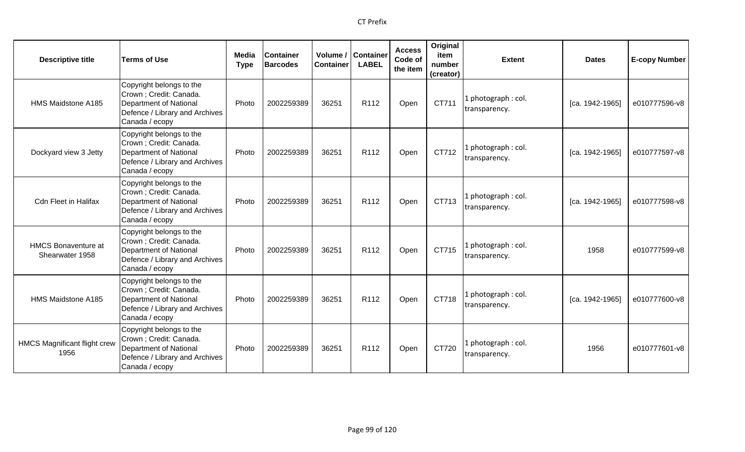| Descriptive title | Terms of Use | Media Type | Container Barcodes | Volume / Container | Container LABEL | Access Code of the item | Original item number (creator) | Extent | Dates | E-copy Number |
|---|---|---|---|---|---|---|---|---|---|---|
| HMS Maidstone A185 | Copyright belongs to the Crown ; Credit: Canada. Department of National Defence / Library and Archives Canada / ecopy | Photo | 2002259389 | 36251 | R112 | Open | CT711 | 1 photograph : col. transparency. | [ca. 1942-1965] | e010777596-v8 |
| Dockyard view 3 Jetty | Copyright belongs to the Crown ; Credit: Canada. Department of National Defence / Library and Archives Canada / ecopy | Photo | 2002259389 | 36251 | R112 | Open | CT712 | 1 photograph : col. transparency. | [ca. 1942-1965] | e010777597-v8 |
| Cdn Fleet in Halifax | Copyright belongs to the Crown ; Credit: Canada. Department of National Defence / Library and Archives Canada / ecopy | Photo | 2002259389 | 36251 | R112 | Open | CT713 | 1 photograph : col. transparency. | [ca. 1942-1965] | e010777598-v8 |
| HMCS Bonaventure at Shearwater 1958 | Copyright belongs to the Crown ; Credit: Canada. Department of National Defence / Library and Archives Canada / ecopy | Photo | 2002259389 | 36251 | R112 | Open | CT715 | 1 photograph : col. transparency. | 1958 | e010777599-v8 |
| HMS Maidstone A185 | Copyright belongs to the Crown ; Credit: Canada. Department of National Defence / Library and Archives Canada / ecopy | Photo | 2002259389 | 36251 | R112 | Open | CT718 | 1 photograph : col. transparency. | [ca. 1942-1965] | e010777600-v8 |
| HMCS Magnificant flight crew 1956 | Copyright belongs to the Crown ; Credit: Canada. Department of National Defence / Library and Archives Canada / ecopy | Photo | 2002259389 | 36251 | R112 | Open | CT720 | 1 photograph : col. transparency. | 1956 | e010777601-v8 |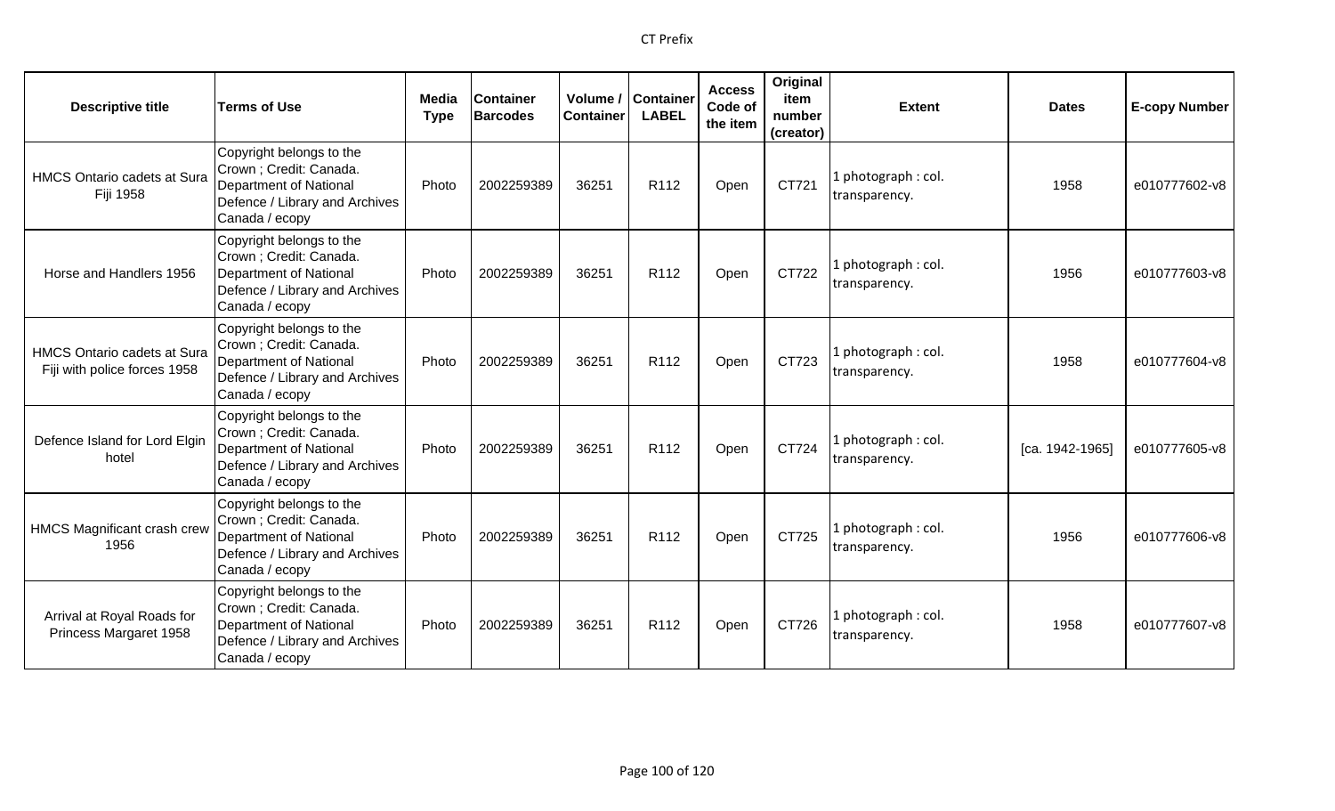| Descriptive title | Terms of Use | Media Type | Container Barcodes | Volume / Container | Container LABEL | Access Code of the item | Original item number (creator) | Extent | Dates | E-copy Number |
|---|---|---|---|---|---|---|---|---|---|---|
| HMCS Ontario cadets at Sura Fiji 1958 | Copyright belongs to the Crown ; Credit: Canada. Department of National Defence / Library and Archives Canada / ecopy | Photo | 2002259389 | 36251 | R112 | Open | CT721 | 1 photograph : col. transparency. | 1958 | e010777602-v8 |
| Horse and Handlers 1956 | Copyright belongs to the Crown ; Credit: Canada. Department of National Defence / Library and Archives Canada / ecopy | Photo | 2002259389 | 36251 | R112 | Open | CT722 | 1 photograph : col. transparency. | 1956 | e010777603-v8 |
| HMCS Ontario cadets at Sura Fiji with police forces 1958 | Copyright belongs to the Crown ; Credit: Canada. Department of National Defence / Library and Archives Canada / ecopy | Photo | 2002259389 | 36251 | R112 | Open | CT723 | 1 photograph : col. transparency. | 1958 | e010777604-v8 |
| Defence Island for Lord Elgin hotel | Copyright belongs to the Crown ; Credit: Canada. Department of National Defence / Library and Archives Canada / ecopy | Photo | 2002259389 | 36251 | R112 | Open | CT724 | 1 photograph : col. transparency. | [ca. 1942-1965] | e010777605-v8 |
| HMCS Magnificant crash crew 1956 | Copyright belongs to the Crown ; Credit: Canada. Department of National Defence / Library and Archives Canada / ecopy | Photo | 2002259389 | 36251 | R112 | Open | CT725 | 1 photograph : col. transparency. | 1956 | e010777606-v8 |
| Arrival at Royal Roads for Princess Margaret 1958 | Copyright belongs to the Crown ; Credit: Canada. Department of National Defence / Library and Archives Canada / ecopy | Photo | 2002259389 | 36251 | R112 | Open | CT726 | 1 photograph : col. transparency. | 1958 | e010777607-v8 |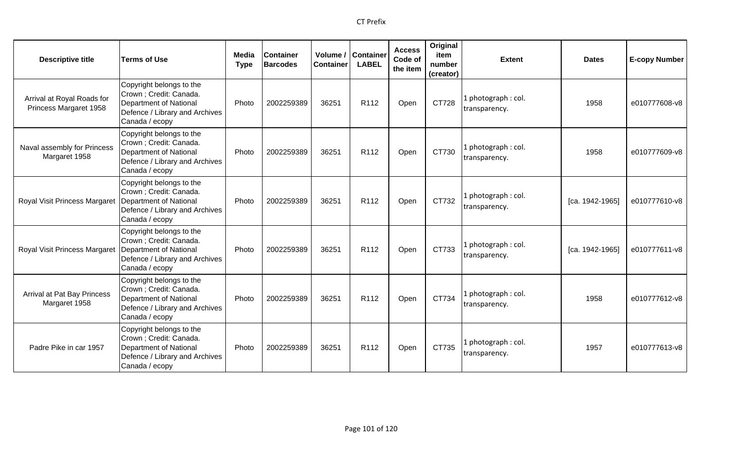| Descriptive title | Terms of Use | Media Type | Container Barcodes | Volume / Container | Container LABEL | Access Code of the item | Original item number (creator) | Extent | Dates | E-copy Number |
|---|---|---|---|---|---|---|---|---|---|---|
| Arrival at Royal Roads for Princess Margaret 1958 | Copyright belongs to the Crown ; Credit: Canada. Department of National Defence / Library and Archives Canada / ecopy | Photo | 2002259389 | 36251 | R112 | Open | CT728 | 1 photograph : col. transparency. | 1958 | e010777608-v8 |
| Naval assembly for Princess Margaret 1958 | Copyright belongs to the Crown ; Credit: Canada. Department of National Defence / Library and Archives Canada / ecopy | Photo | 2002259389 | 36251 | R112 | Open | CT730 | 1 photograph : col. transparency. | 1958 | e010777609-v8 |
| Royal Visit Princess Margaret | Copyright belongs to the Crown ; Credit: Canada. Department of National Defence / Library and Archives Canada / ecopy | Photo | 2002259389 | 36251 | R112 | Open | CT732 | 1 photograph : col. transparency. | [ca. 1942-1965] | e010777610-v8 |
| Royal Visit Princess Margaret | Copyright belongs to the Crown ; Credit: Canada. Department of National Defence / Library and Archives Canada / ecopy | Photo | 2002259389 | 36251 | R112 | Open | CT733 | 1 photograph : col. transparency. | [ca. 1942-1965] | e010777611-v8 |
| Arrival at Pat Bay Princess Margaret 1958 | Copyright belongs to the Crown ; Credit: Canada. Department of National Defence / Library and Archives Canada / ecopy | Photo | 2002259389 | 36251 | R112 | Open | CT734 | 1 photograph : col. transparency. | 1958 | e010777612-v8 |
| Padre Pike in car 1957 | Copyright belongs to the Crown ; Credit: Canada. Department of National Defence / Library and Archives Canada / ecopy | Photo | 2002259389 | 36251 | R112 | Open | CT735 | 1 photograph : col. transparency. | 1957 | e010777613-v8 |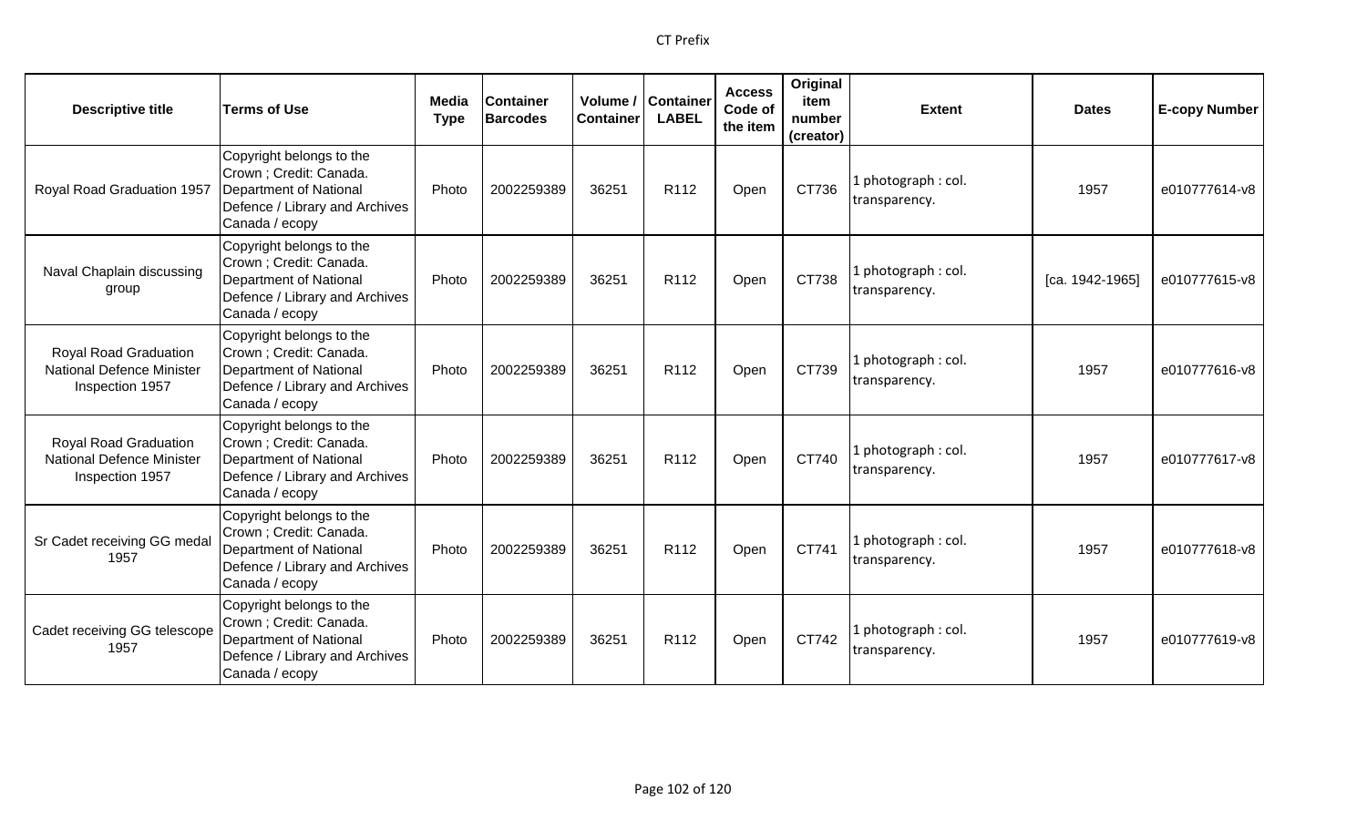| Descriptive title | Terms of Use | Media Type | Container Barcodes | Volume / Container | Container LABEL | Access Code of the item | Original item number (creator) | Extent | Dates | E-copy Number |
|---|---|---|---|---|---|---|---|---|---|---|
| Royal Road Graduation 1957 | Copyright belongs to the Crown ; Credit: Canada. Department of National Defence / Library and Archives Canada / ecopy | Photo | 2002259389 | 36251 | R112 | Open | CT736 | 1 photograph : col. transparency. | 1957 | e010777614-v8 |
| Naval Chaplain discussing group | Copyright belongs to the Crown ; Credit: Canada. Department of National Defence / Library and Archives Canada / ecopy | Photo | 2002259389 | 36251 | R112 | Open | CT738 | 1 photograph : col. transparency. | [ca. 1942-1965] | e010777615-v8 |
| Royal Road Graduation National Defence Minister Inspection 1957 | Copyright belongs to the Crown ; Credit: Canada. Department of National Defence / Library and Archives Canada / ecopy | Photo | 2002259389 | 36251 | R112 | Open | CT739 | 1 photograph : col. transparency. | 1957 | e010777616-v8 |
| Royal Road Graduation National Defence Minister Inspection 1957 | Copyright belongs to the Crown ; Credit: Canada. Department of National Defence / Library and Archives Canada / ecopy | Photo | 2002259389 | 36251 | R112 | Open | CT740 | 1 photograph : col. transparency. | 1957 | e010777617-v8 |
| Sr Cadet receiving GG medal 1957 | Copyright belongs to the Crown ; Credit: Canada. Department of National Defence / Library and Archives Canada / ecopy | Photo | 2002259389 | 36251 | R112 | Open | CT741 | 1 photograph : col. transparency. | 1957 | e010777618-v8 |
| Cadet receiving GG telescope 1957 | Copyright belongs to the Crown ; Credit: Canada. Department of National Defence / Library and Archives Canada / ecopy | Photo | 2002259389 | 36251 | R112 | Open | CT742 | 1 photograph : col. transparency. | 1957 | e010777619-v8 |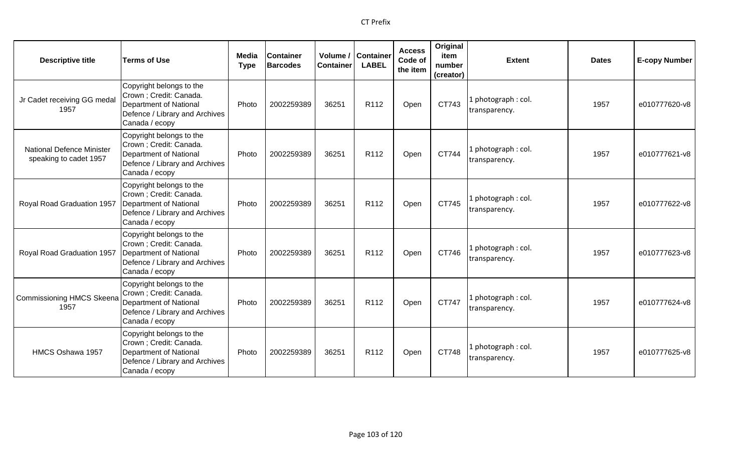| Descriptive title | Terms of Use | Media Type | Container Barcodes | Volume / Container | Container LABEL | Access Code of the item | Original item number (creator) | Extent | Dates | E-copy Number |
|---|---|---|---|---|---|---|---|---|---|---|
| Jr Cadet receiving GG medal 1957 | Copyright belongs to the Crown ; Credit: Canada. Department of National Defence / Library and Archives Canada / ecopy | Photo | 2002259389 | 36251 | R112 | Open | CT743 | 1 photograph : col. transparency. | 1957 | e010777620-v8 |
| National Defence Minister speaking to cadet 1957 | Copyright belongs to the Crown ; Credit: Canada. Department of National Defence / Library and Archives Canada / ecopy | Photo | 2002259389 | 36251 | R112 | Open | CT744 | 1 photograph : col. transparency. | 1957 | e010777621-v8 |
| Royal Road Graduation 1957 | Copyright belongs to the Crown ; Credit: Canada. Department of National Defence / Library and Archives Canada / ecopy | Photo | 2002259389 | 36251 | R112 | Open | CT745 | 1 photograph : col. transparency. | 1957 | e010777622-v8 |
| Royal Road Graduation 1957 | Copyright belongs to the Crown ; Credit: Canada. Department of National Defence / Library and Archives Canada / ecopy | Photo | 2002259389 | 36251 | R112 | Open | CT746 | 1 photograph : col. transparency. | 1957 | e010777623-v8 |
| Commissioning HMCS Skeena 1957 | Copyright belongs to the Crown ; Credit: Canada. Department of National Defence / Library and Archives Canada / ecopy | Photo | 2002259389 | 36251 | R112 | Open | CT747 | 1 photograph : col. transparency. | 1957 | e010777624-v8 |
| HMCS Oshawa 1957 | Copyright belongs to the Crown ; Credit: Canada. Department of National Defence / Library and Archives Canada / ecopy | Photo | 2002259389 | 36251 | R112 | Open | CT748 | 1 photograph : col. transparency. | 1957 | e010777625-v8 |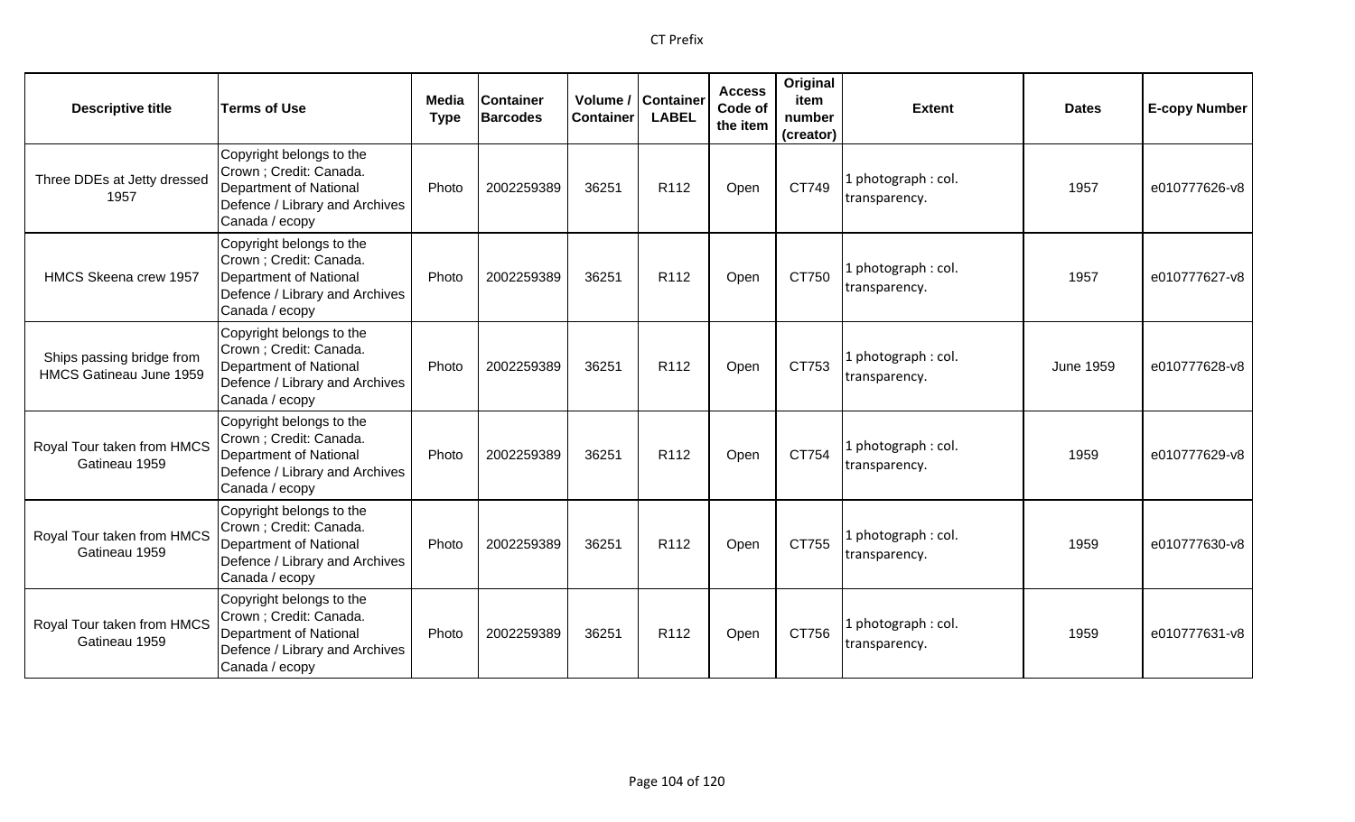| Descriptive title | Terms of Use | Media Type | Container Barcodes | Volume / Container | Container LABEL | Access Code of the item | Original item number (creator) | Extent | Dates | E-copy Number |
|---|---|---|---|---|---|---|---|---|---|---|
| Three DDEs at Jetty dressed 1957 | Copyright belongs to the Crown ; Credit: Canada. Department of National Defence / Library and Archives Canada / ecopy | Photo | 2002259389 | 36251 | R112 | Open | CT749 | 1 photograph : col. transparency. | 1957 | e010777626-v8 |
| HMCS Skeena crew 1957 | Copyright belongs to the Crown ; Credit: Canada. Department of National Defence / Library and Archives Canada / ecopy | Photo | 2002259389 | 36251 | R112 | Open | CT750 | 1 photograph : col. transparency. | 1957 | e010777627-v8 |
| Ships passing bridge from HMCS Gatineau June 1959 | Copyright belongs to the Crown ; Credit: Canada. Department of National Defence / Library and Archives Canada / ecopy | Photo | 2002259389 | 36251 | R112 | Open | CT753 | 1 photograph : col. transparency. | June 1959 | e010777628-v8 |
| Royal Tour taken from HMCS Gatineau 1959 | Copyright belongs to the Crown ; Credit: Canada. Department of National Defence / Library and Archives Canada / ecopy | Photo | 2002259389 | 36251 | R112 | Open | CT754 | 1 photograph : col. transparency. | 1959 | e010777629-v8 |
| Royal Tour taken from HMCS Gatineau 1959 | Copyright belongs to the Crown ; Credit: Canada. Department of National Defence / Library and Archives Canada / ecopy | Photo | 2002259389 | 36251 | R112 | Open | CT755 | 1 photograph : col. transparency. | 1959 | e010777630-v8 |
| Royal Tour taken from HMCS Gatineau 1959 | Copyright belongs to the Crown ; Credit: Canada. Department of National Defence / Library and Archives Canada / ecopy | Photo | 2002259389 | 36251 | R112 | Open | CT756 | 1 photograph : col. transparency. | 1959 | e010777631-v8 |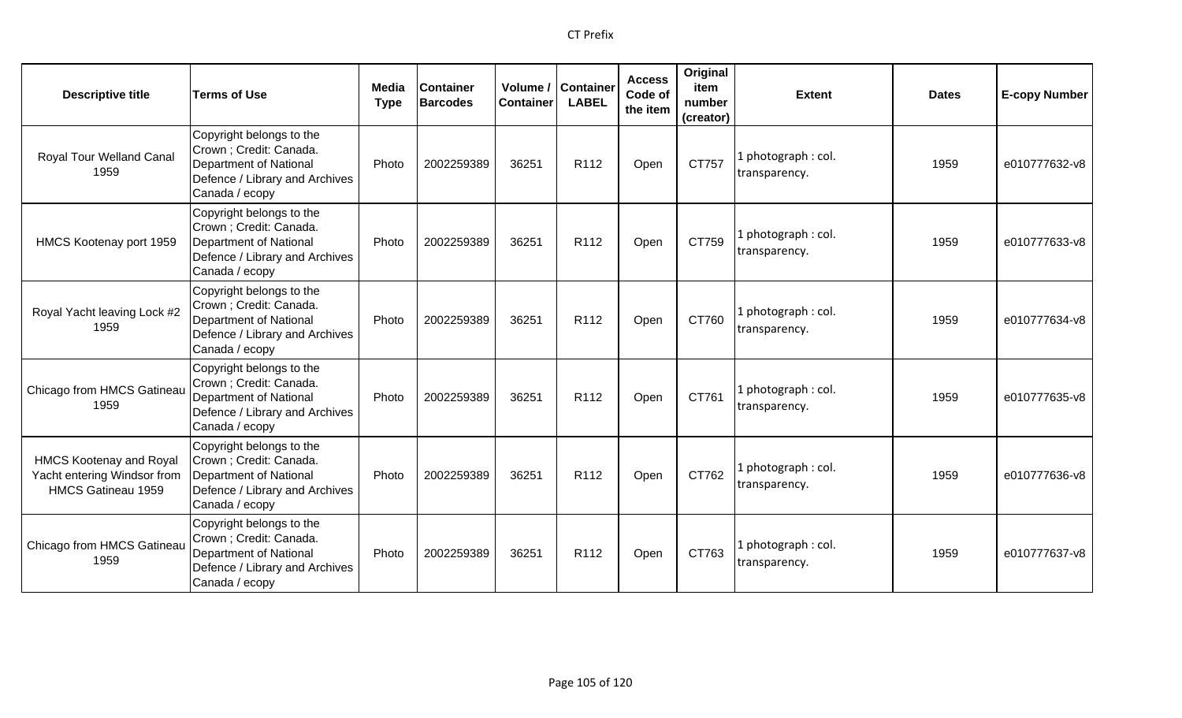| Descriptive title | Terms of Use | Media Type | Container Barcodes | Volume / Container | Container LABEL | Access Code of the item | Original item number (creator) | Extent | Dates | E-copy Number |
|---|---|---|---|---|---|---|---|---|---|---|
| Royal Tour Welland Canal 1959 | Copyright belongs to the Crown ; Credit: Canada. Department of National Defence / Library and Archives Canada / ecopy | Photo | 2002259389 | 36251 | R112 | Open | CT757 | 1 photograph : col. transparency. | 1959 | e010777632-v8 |
| HMCS Kootenay port 1959 | Copyright belongs to the Crown ; Credit: Canada. Department of National Defence / Library and Archives Canada / ecopy | Photo | 2002259389 | 36251 | R112 | Open | CT759 | 1 photograph : col. transparency. | 1959 | e010777633-v8 |
| Royal Yacht leaving Lock #2 1959 | Copyright belongs to the Crown ; Credit: Canada. Department of National Defence / Library and Archives Canada / ecopy | Photo | 2002259389 | 36251 | R112 | Open | CT760 | 1 photograph : col. transparency. | 1959 | e010777634-v8 |
| Chicago from HMCS Gatineau 1959 | Copyright belongs to the Crown ; Credit: Canada. Department of National Defence / Library and Archives Canada / ecopy | Photo | 2002259389 | 36251 | R112 | Open | CT761 | 1 photograph : col. transparency. | 1959 | e010777635-v8 |
| HMCS Kootenay and Royal Yacht entering Windsor from HMCS Gatineau 1959 | Copyright belongs to the Crown ; Credit: Canada. Department of National Defence / Library and Archives Canada / ecopy | Photo | 2002259389 | 36251 | R112 | Open | CT762 | 1 photograph : col. transparency. | 1959 | e010777636-v8 |
| Chicago from HMCS Gatineau 1959 | Copyright belongs to the Crown ; Credit: Canada. Department of National Defence / Library and Archives Canada / ecopy | Photo | 2002259389 | 36251 | R112 | Open | CT763 | 1 photograph : col. transparency. | 1959 | e010777637-v8 |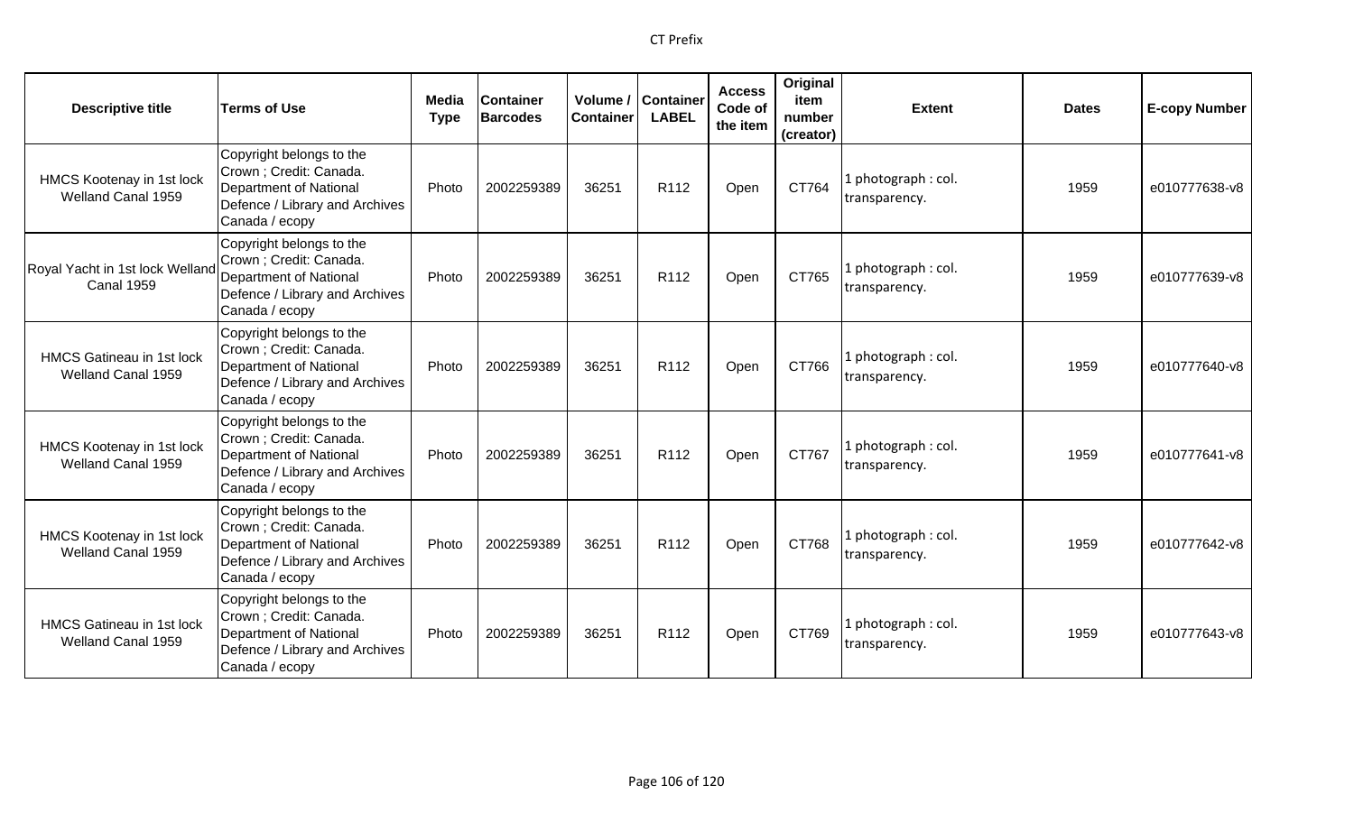| Descriptive title | Terms of Use | Media Type | Container Barcodes | Volume / Container | Container LABEL | Access Code of the item | Original item number (creator) | Extent | Dates | E-copy Number |
|---|---|---|---|---|---|---|---|---|---|---|
| HMCS Kootenay in 1st lock Welland Canal 1959 | Copyright belongs to the Crown ; Credit: Canada. Department of National Defence / Library and Archives Canada / ecopy | Photo | 2002259389 | 36251 | R112 | Open | CT764 | 1 photograph : col. transparency. | 1959 | e010777638-v8 |
| Royal Yacht in 1st lock Welland Canal 1959 | Copyright belongs to the Crown ; Credit: Canada. Department of National Defence / Library and Archives Canada / ecopy | Photo | 2002259389 | 36251 | R112 | Open | CT765 | 1 photograph : col. transparency. | 1959 | e010777639-v8 |
| HMCS Gatineau in 1st lock Welland Canal 1959 | Copyright belongs to the Crown ; Credit: Canada. Department of National Defence / Library and Archives Canada / ecopy | Photo | 2002259389 | 36251 | R112 | Open | CT766 | 1 photograph : col. transparency. | 1959 | e010777640-v8 |
| HMCS Kootenay in 1st lock Welland Canal 1959 | Copyright belongs to the Crown ; Credit: Canada. Department of National Defence / Library and Archives Canada / ecopy | Photo | 2002259389 | 36251 | R112 | Open | CT767 | 1 photograph : col. transparency. | 1959 | e010777641-v8 |
| HMCS Kootenay in 1st lock Welland Canal 1959 | Copyright belongs to the Crown ; Credit: Canada. Department of National Defence / Library and Archives Canada / ecopy | Photo | 2002259389 | 36251 | R112 | Open | CT768 | 1 photograph : col. transparency. | 1959 | e010777642-v8 |
| HMCS Gatineau in 1st lock Welland Canal 1959 | Copyright belongs to the Crown ; Credit: Canada. Department of National Defence / Library and Archives Canada / ecopy | Photo | 2002259389 | 36251 | R112 | Open | CT769 | 1 photograph : col. transparency. | 1959 | e010777643-v8 |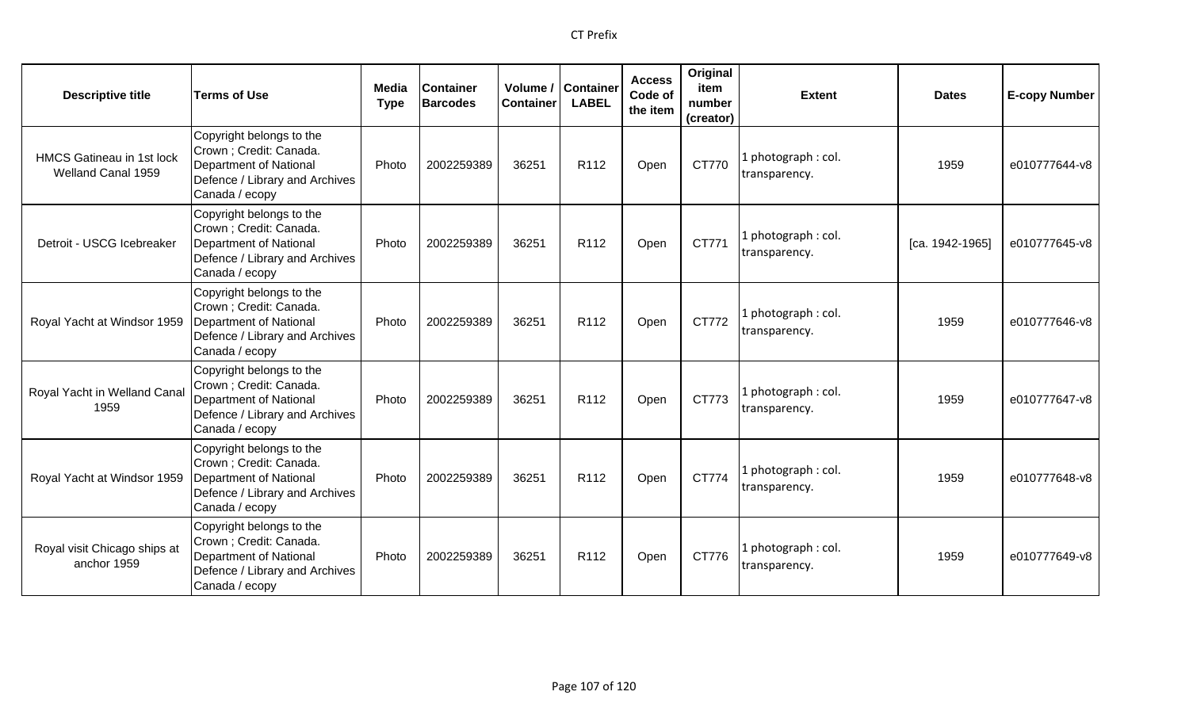| Descriptive title | Terms of Use | Media Type | Container Barcodes | Volume / Container | Container LABEL | Access Code of the item | Original item number (creator) | Extent | Dates | E-copy Number |
|---|---|---|---|---|---|---|---|---|---|---|
| HMCS Gatineau in 1st lock Welland Canal 1959 | Copyright belongs to the Crown ; Credit: Canada. Department of National Defence / Library and Archives Canada / ecopy | Photo | 2002259389 | 36251 | R112 | Open | CT770 | 1 photograph : col. transparency. | 1959 | e010777644-v8 |
| Detroit - USCG Icebreaker | Copyright belongs to the Crown ; Credit: Canada. Department of National Defence / Library and Archives Canada / ecopy | Photo | 2002259389 | 36251 | R112 | Open | CT771 | 1 photograph : col. transparency. | [ca. 1942-1965] | e010777645-v8 |
| Royal Yacht at Windsor 1959 | Copyright belongs to the Crown ; Credit: Canada. Department of National Defence / Library and Archives Canada / ecopy | Photo | 2002259389 | 36251 | R112 | Open | CT772 | 1 photograph : col. transparency. | 1959 | e010777646-v8 |
| Royal Yacht in Welland Canal 1959 | Copyright belongs to the Crown ; Credit: Canada. Department of National Defence / Library and Archives Canada / ecopy | Photo | 2002259389 | 36251 | R112 | Open | CT773 | 1 photograph : col. transparency. | 1959 | e010777647-v8 |
| Royal Yacht at Windsor 1959 | Copyright belongs to the Crown ; Credit: Canada. Department of National Defence / Library and Archives Canada / ecopy | Photo | 2002259389 | 36251 | R112 | Open | CT774 | 1 photograph : col. transparency. | 1959 | e010777648-v8 |
| Royal visit Chicago ships at anchor 1959 | Copyright belongs to the Crown ; Credit: Canada. Department of National Defence / Library and Archives Canada / ecopy | Photo | 2002259389 | 36251 | R112 | Open | CT776 | 1 photograph : col. transparency. | 1959 | e010777649-v8 |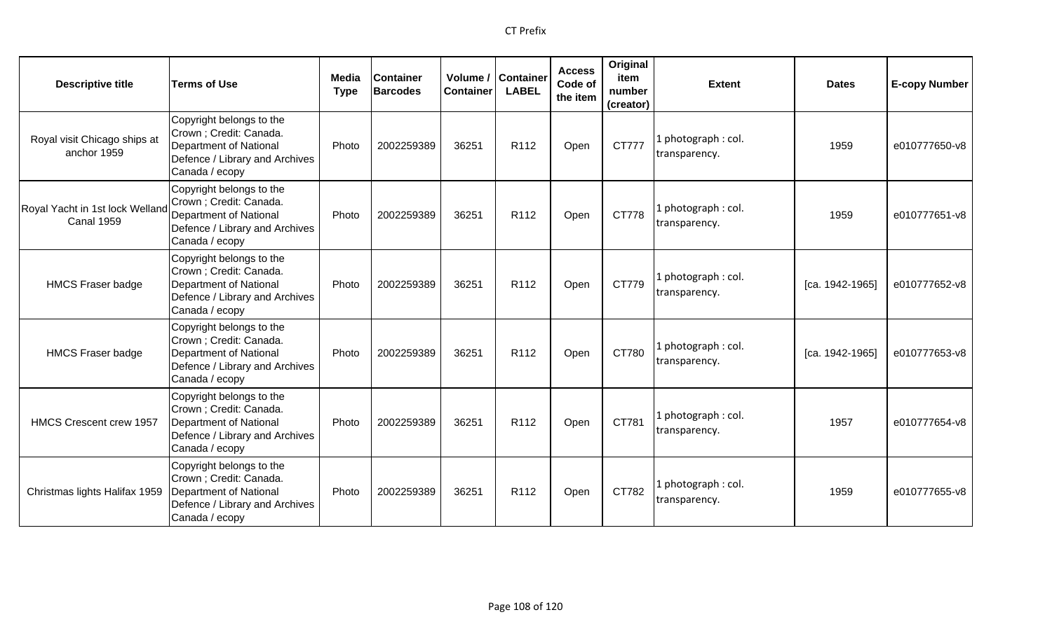| Descriptive title | Terms of Use | Media Type | Container Barcodes | Volume / Container | Container LABEL | Access Code of the item | Original item number (creator) | Extent | Dates | E-copy Number |
|---|---|---|---|---|---|---|---|---|---|---|
| Royal visit Chicago ships at anchor 1959 | Copyright belongs to the Crown ; Credit: Canada. Department of National Defence / Library and Archives Canada / ecopy | Photo | 2002259389 | 36251 | R112 | Open | CT777 | 1 photograph : col. transparency. | 1959 | e010777650-v8 |
| Royal Yacht in 1st lock Welland Canal 1959 | Copyright belongs to the Crown ; Credit: Canada. Department of National Defence / Library and Archives Canada / ecopy | Photo | 2002259389 | 36251 | R112 | Open | CT778 | 1 photograph : col. transparency. | 1959 | e010777651-v8 |
| HMCS Fraser badge | Copyright belongs to the Crown ; Credit: Canada. Department of National Defence / Library and Archives Canada / ecopy | Photo | 2002259389 | 36251 | R112 | Open | CT779 | 1 photograph : col. transparency. | [ca. 1942-1965] | e010777652-v8 |
| HMCS Fraser badge | Copyright belongs to the Crown ; Credit: Canada. Department of National Defence / Library and Archives Canada / ecopy | Photo | 2002259389 | 36251 | R112 | Open | CT780 | 1 photograph : col. transparency. | [ca. 1942-1965] | e010777653-v8 |
| HMCS Crescent crew 1957 | Copyright belongs to the Crown ; Credit: Canada. Department of National Defence / Library and Archives Canada / ecopy | Photo | 2002259389 | 36251 | R112 | Open | CT781 | 1 photograph : col. transparency. | 1957 | e010777654-v8 |
| Christmas lights Halifax 1959 | Copyright belongs to the Crown ; Credit: Canada. Department of National Defence / Library and Archives Canada / ecopy | Photo | 2002259389 | 36251 | R112 | Open | CT782 | 1 photograph : col. transparency. | 1959 | e010777655-v8 |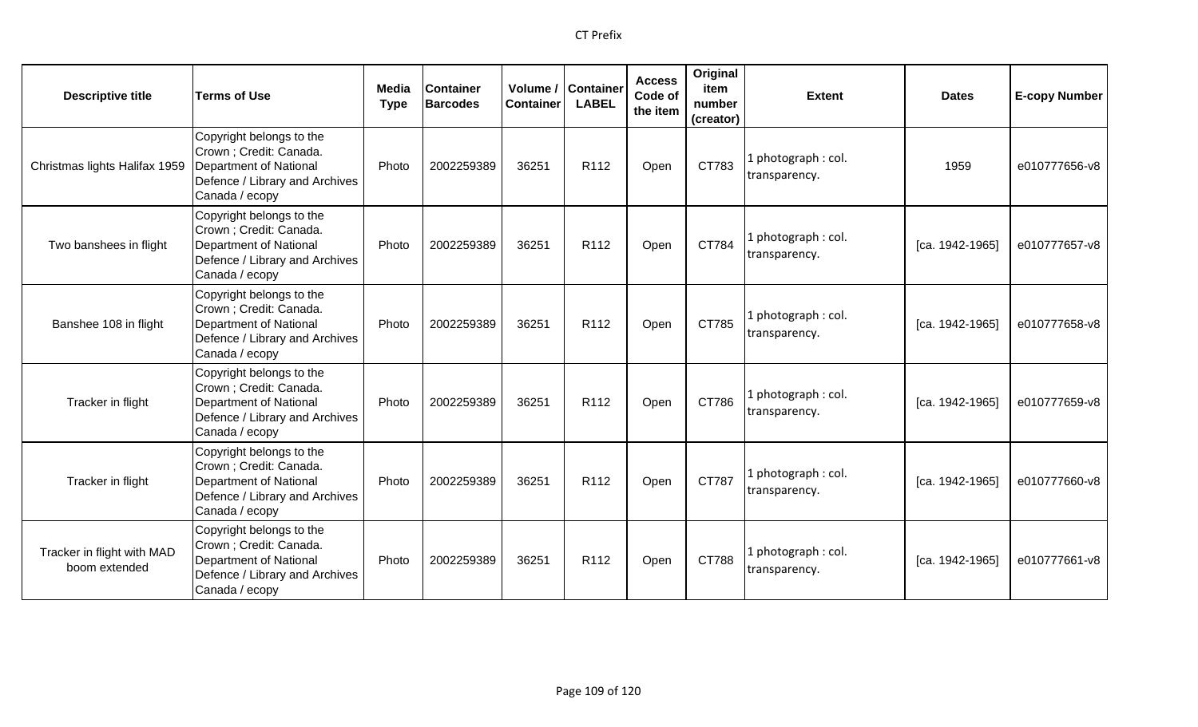| Descriptive title | Terms of Use | Media Type | Container Barcodes | Volume / Container | Container LABEL | Access Code of the item | Original item number (creator) | Extent | Dates | E-copy Number |
|---|---|---|---|---|---|---|---|---|---|---|
| Christmas lights Halifax 1959 | Copyright belongs to the Crown ; Credit: Canada. Department of National Defence / Library and Archives Canada / ecopy | Photo | 2002259389 | 36251 | R112 | Open | CT783 | 1 photograph : col. transparency. | 1959 | e010777656-v8 |
| Two banshees in flight | Copyright belongs to the Crown ; Credit: Canada. Department of National Defence / Library and Archives Canada / ecopy | Photo | 2002259389 | 36251 | R112 | Open | CT784 | 1 photograph : col. transparency. | [ca. 1942-1965] | e010777657-v8 |
| Banshee 108 in flight | Copyright belongs to the Crown ; Credit: Canada. Department of National Defence / Library and Archives Canada / ecopy | Photo | 2002259389 | 36251 | R112 | Open | CT785 | 1 photograph : col. transparency. | [ca. 1942-1965] | e010777658-v8 |
| Tracker in flight | Copyright belongs to the Crown ; Credit: Canada. Department of National Defence / Library and Archives Canada / ecopy | Photo | 2002259389 | 36251 | R112 | Open | CT786 | 1 photograph : col. transparency. | [ca. 1942-1965] | e010777659-v8 |
| Tracker in flight | Copyright belongs to the Crown ; Credit: Canada. Department of National Defence / Library and Archives Canada / ecopy | Photo | 2002259389 | 36251 | R112 | Open | CT787 | 1 photograph : col. transparency. | [ca. 1942-1965] | e010777660-v8 |
| Tracker in flight with MAD boom extended | Copyright belongs to the Crown ; Credit: Canada. Department of National Defence / Library and Archives Canada / ecopy | Photo | 2002259389 | 36251 | R112 | Open | CT788 | 1 photograph : col. transparency. | [ca. 1942-1965] | e010777661-v8 |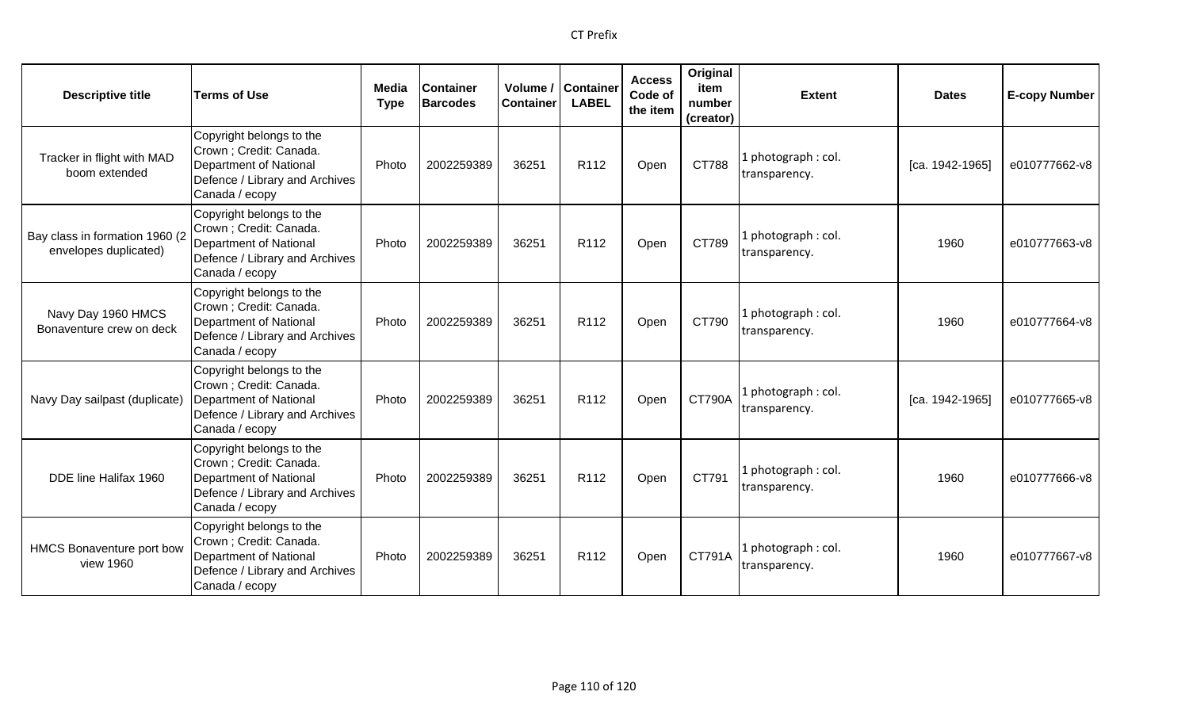| Descriptive title | Terms of Use | Media Type | Container Barcodes | Volume / Container | Container LABEL | Access Code of the item | Original item number (creator) | Extent | Dates | E-copy Number |
|---|---|---|---|---|---|---|---|---|---|---|
| Tracker in flight with MAD boom extended | Copyright belongs to the Crown ; Credit: Canada. Department of National Defence / Library and Archives Canada / ecopy | Photo | 2002259389 | 36251 | R112 | Open | CT788 | 1 photograph : col. transparency. | [ca. 1942-1965] | e010777662-v8 |
| Bay class in formation 1960 (2 envelopes duplicated) | Copyright belongs to the Crown ; Credit: Canada. Department of National Defence / Library and Archives Canada / ecopy | Photo | 2002259389 | 36251 | R112 | Open | CT789 | 1 photograph : col. transparency. | 1960 | e010777663-v8 |
| Navy Day 1960 HMCS Bonaventure crew on deck | Copyright belongs to the Crown ; Credit: Canada. Department of National Defence / Library and Archives Canada / ecopy | Photo | 2002259389 | 36251 | R112 | Open | CT790 | 1 photograph : col. transparency. | 1960 | e010777664-v8 |
| Navy Day sailpast (duplicate) | Copyright belongs to the Crown ; Credit: Canada. Department of National Defence / Library and Archives Canada / ecopy | Photo | 2002259389 | 36251 | R112 | Open | CT790A | 1 photograph : col. transparency. | [ca. 1942-1965] | e010777665-v8 |
| DDE line Halifax 1960 | Copyright belongs to the Crown ; Credit: Canada. Department of National Defence / Library and Archives Canada / ecopy | Photo | 2002259389 | 36251 | R112 | Open | CT791 | 1 photograph : col. transparency. | 1960 | e010777666-v8 |
| HMCS Bonaventure port bow view 1960 | Copyright belongs to the Crown ; Credit: Canada. Department of National Defence / Library and Archives Canada / ecopy | Photo | 2002259389 | 36251 | R112 | Open | CT791A | 1 photograph : col. transparency. | 1960 | e010777667-v8 |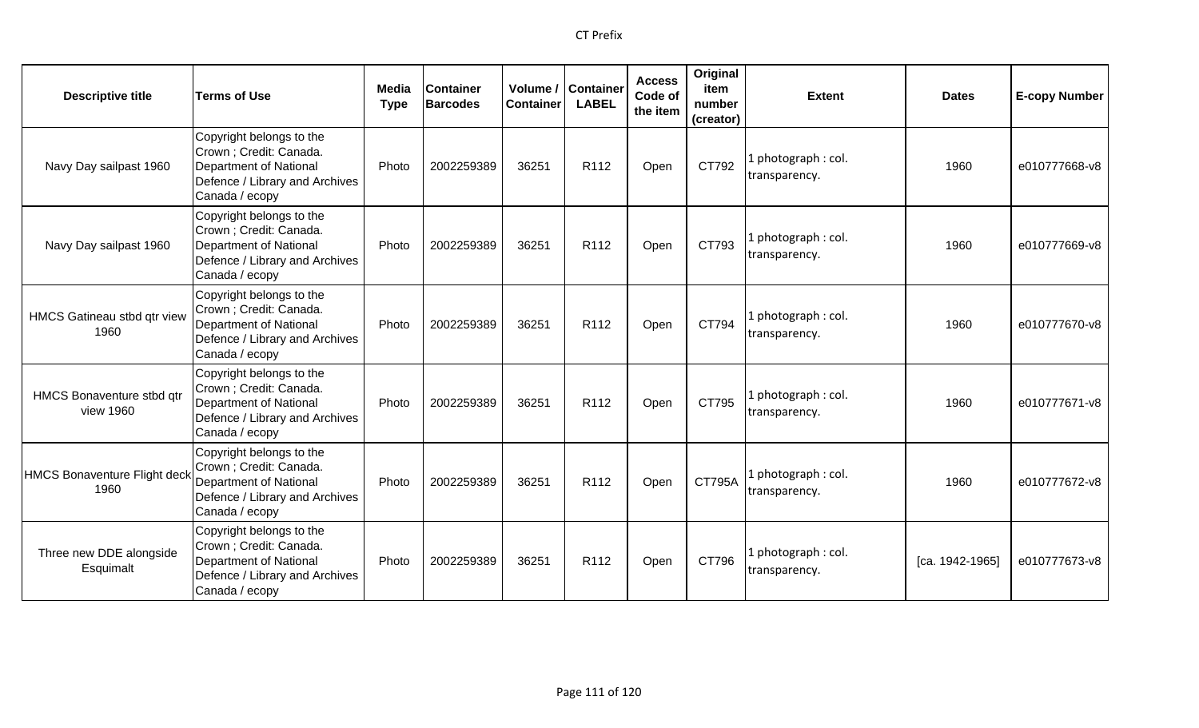| Descriptive title | Terms of Use | Media Type | Container Barcodes | Volume / Container | Container LABEL | Access Code of the item | Original item number (creator) | Extent | Dates | E-copy Number |
|---|---|---|---|---|---|---|---|---|---|---|
| Navy Day sailpast 1960 | Copyright belongs to the Crown ; Credit: Canada. Department of National Defence / Library and Archives Canada / ecopy | Photo | 2002259389 | 36251 | R112 | Open | CT792 | 1 photograph : col. transparency. | 1960 | e010777668-v8 |
| Navy Day sailpast 1960 | Copyright belongs to the Crown ; Credit: Canada. Department of National Defence / Library and Archives Canada / ecopy | Photo | 2002259389 | 36251 | R112 | Open | CT793 | 1 photograph : col. transparency. | 1960 | e010777669-v8 |
| HMCS Gatineau stbd qtr view 1960 | Copyright belongs to the Crown ; Credit: Canada. Department of National Defence / Library and Archives Canada / ecopy | Photo | 2002259389 | 36251 | R112 | Open | CT794 | 1 photograph : col. transparency. | 1960 | e010777670-v8 |
| HMCS Bonaventure stbd qtr view 1960 | Copyright belongs to the Crown ; Credit: Canada. Department of National Defence / Library and Archives Canada / ecopy | Photo | 2002259389 | 36251 | R112 | Open | CT795 | 1 photograph : col. transparency. | 1960 | e010777671-v8 |
| HMCS Bonaventure Flight deck 1960 | Copyright belongs to the Crown ; Credit: Canada. Department of National Defence / Library and Archives Canada / ecopy | Photo | 2002259389 | 36251 | R112 | Open | CT795A | 1 photograph : col. transparency. | 1960 | e010777672-v8 |
| Three new DDE alongside Esquimalt | Copyright belongs to the Crown ; Credit: Canada. Department of National Defence / Library and Archives Canada / ecopy | Photo | 2002259389 | 36251 | R112 | Open | CT796 | 1 photograph : col. transparency. | [ca. 1942-1965] | e010777673-v8 |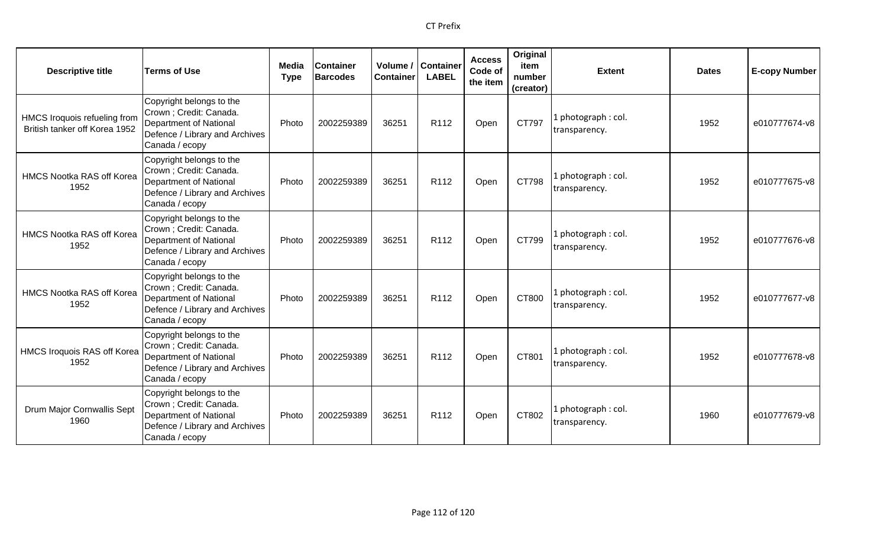| Descriptive title | Terms of Use | Media Type | Container Barcodes | Volume / Container | Container LABEL | Access Code of the item | Original item number (creator) | Extent | Dates | E-copy Number |
|---|---|---|---|---|---|---|---|---|---|---|
| HMCS Iroquois refueling from British tanker off Korea 1952 | Copyright belongs to the Crown ; Credit: Canada. Department of National Defence / Library and Archives Canada / ecopy | Photo | 2002259389 | 36251 | R112 | Open | CT797 | 1 photograph : col. transparency. | 1952 | e010777674-v8 |
| HMCS Nootka RAS off Korea 1952 | Copyright belongs to the Crown ; Credit: Canada. Department of National Defence / Library and Archives Canada / ecopy | Photo | 2002259389 | 36251 | R112 | Open | CT798 | 1 photograph : col. transparency. | 1952 | e010777675-v8 |
| HMCS Nootka RAS off Korea 1952 | Copyright belongs to the Crown ; Credit: Canada. Department of National Defence / Library and Archives Canada / ecopy | Photo | 2002259389 | 36251 | R112 | Open | CT799 | 1 photograph : col. transparency. | 1952 | e010777676-v8 |
| HMCS Nootka RAS off Korea 1952 | Copyright belongs to the Crown ; Credit: Canada. Department of National Defence / Library and Archives Canada / ecopy | Photo | 2002259389 | 36251 | R112 | Open | CT800 | 1 photograph : col. transparency. | 1952 | e010777677-v8 |
| HMCS Iroquois RAS off Korea 1952 | Copyright belongs to the Crown ; Credit: Canada. Department of National Defence / Library and Archives Canada / ecopy | Photo | 2002259389 | 36251 | R112 | Open | CT801 | 1 photograph : col. transparency. | 1952 | e010777678-v8 |
| Drum Major Cornwallis Sept 1960 | Copyright belongs to the Crown ; Credit: Canada. Department of National Defence / Library and Archives Canada / ecopy | Photo | 2002259389 | 36251 | R112 | Open | CT802 | 1 photograph : col. transparency. | 1960 | e010777679-v8 |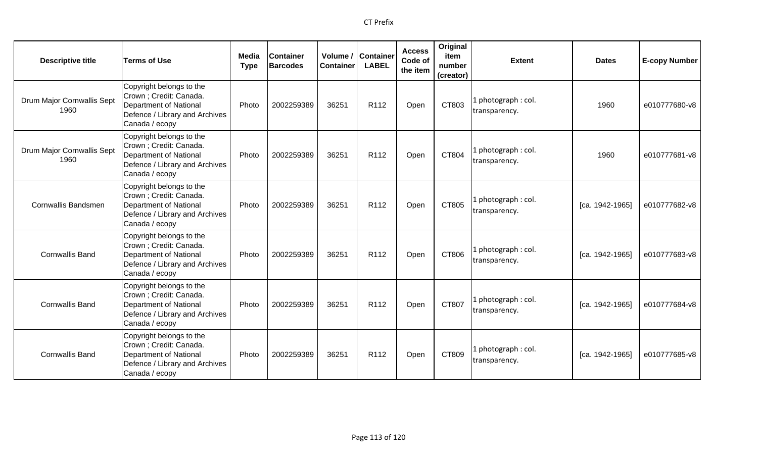| Descriptive title | Terms of Use | Media Type | Container Barcodes | Volume / Container | Container LABEL | Access Code of the item | Original item number (creator) | Extent | Dates | E-copy Number |
|---|---|---|---|---|---|---|---|---|---|---|
| Drum Major Cornwallis Sept 1960 | Copyright belongs to the Crown ; Credit: Canada. Department of National Defence / Library and Archives Canada / ecopy | Photo | 2002259389 | 36251 | R112 | Open | CT803 | 1 photograph : col. transparency. | 1960 | e010777680-v8 |
| Drum Major Cornwallis Sept 1960 | Copyright belongs to the Crown ; Credit: Canada. Department of National Defence / Library and Archives Canada / ecopy | Photo | 2002259389 | 36251 | R112 | Open | CT804 | 1 photograph : col. transparency. | 1960 | e010777681-v8 |
| Cornwallis Bandsmen | Copyright belongs to the Crown ; Credit: Canada. Department of National Defence / Library and Archives Canada / ecopy | Photo | 2002259389 | 36251 | R112 | Open | CT805 | 1 photograph : col. transparency. | [ca. 1942-1965] | e010777682-v8 |
| Cornwallis Band | Copyright belongs to the Crown ; Credit: Canada. Department of National Defence / Library and Archives Canada / ecopy | Photo | 2002259389 | 36251 | R112 | Open | CT806 | 1 photograph : col. transparency. | [ca. 1942-1965] | e010777683-v8 |
| Cornwallis Band | Copyright belongs to the Crown ; Credit: Canada. Department of National Defence / Library and Archives Canada / ecopy | Photo | 2002259389 | 36251 | R112 | Open | CT807 | 1 photograph : col. transparency. | [ca. 1942-1965] | e010777684-v8 |
| Cornwallis Band | Copyright belongs to the Crown ; Credit: Canada. Department of National Defence / Library and Archives Canada / ecopy | Photo | 2002259389 | 36251 | R112 | Open | CT809 | 1 photograph : col. transparency. | [ca. 1942-1965] | e010777685-v8 |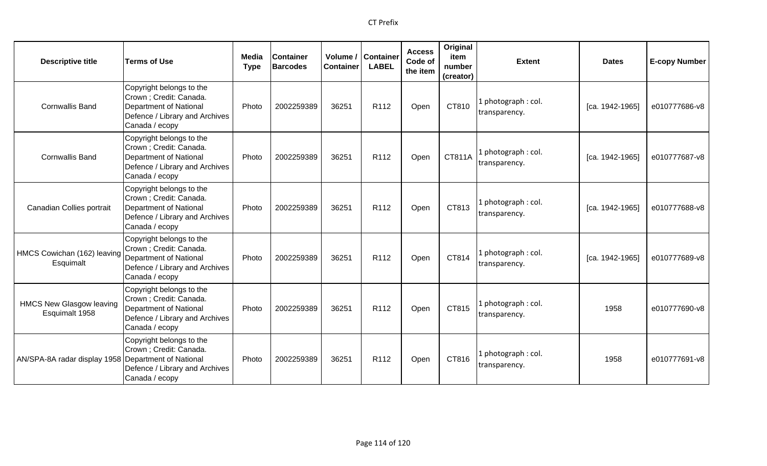| Descriptive title | Terms of Use | Media Type | Container Barcodes | Volume / Container | Container LABEL | Access Code of the item | Original item number (creator) | Extent | Dates | E-copy Number |
|---|---|---|---|---|---|---|---|---|---|---|
| Cornwallis Band | Copyright belongs to the Crown ; Credit: Canada. Department of National Defence / Library and Archives Canada / ecopy | Photo | 2002259389 | 36251 | R112 | Open | CT810 | 1 photograph : col. transparency. | [ca. 1942-1965] | e010777686-v8 |
| Cornwallis Band | Copyright belongs to the Crown ; Credit: Canada. Department of National Defence / Library and Archives Canada / ecopy | Photo | 2002259389 | 36251 | R112 | Open | CT811A | 1 photograph : col. transparency. | [ca. 1942-1965] | e010777687-v8 |
| Canadian Collies portrait | Copyright belongs to the Crown ; Credit: Canada. Department of National Defence / Library and Archives Canada / ecopy | Photo | 2002259389 | 36251 | R112 | Open | CT813 | 1 photograph : col. transparency. | [ca. 1942-1965] | e010777688-v8 |
| HMCS Cowichan (162) leaving Esquimalt | Copyright belongs to the Crown ; Credit: Canada. Department of National Defence / Library and Archives Canada / ecopy | Photo | 2002259389 | 36251 | R112 | Open | CT814 | 1 photograph : col. transparency. | [ca. 1942-1965] | e010777689-v8 |
| HMCS New Glasgow leaving Esquimalt 1958 | Copyright belongs to the Crown ; Credit: Canada. Department of National Defence / Library and Archives Canada / ecopy | Photo | 2002259389 | 36251 | R112 | Open | CT815 | 1 photograph : col. transparency. | 1958 | e010777690-v8 |
| AN/SPA-8A radar display 1958 | Copyright belongs to the Crown ; Credit: Canada. Department of National Defence / Library and Archives Canada / ecopy | Photo | 2002259389 | 36251 | R112 | Open | CT816 | 1 photograph : col. transparency. | 1958 | e010777691-v8 |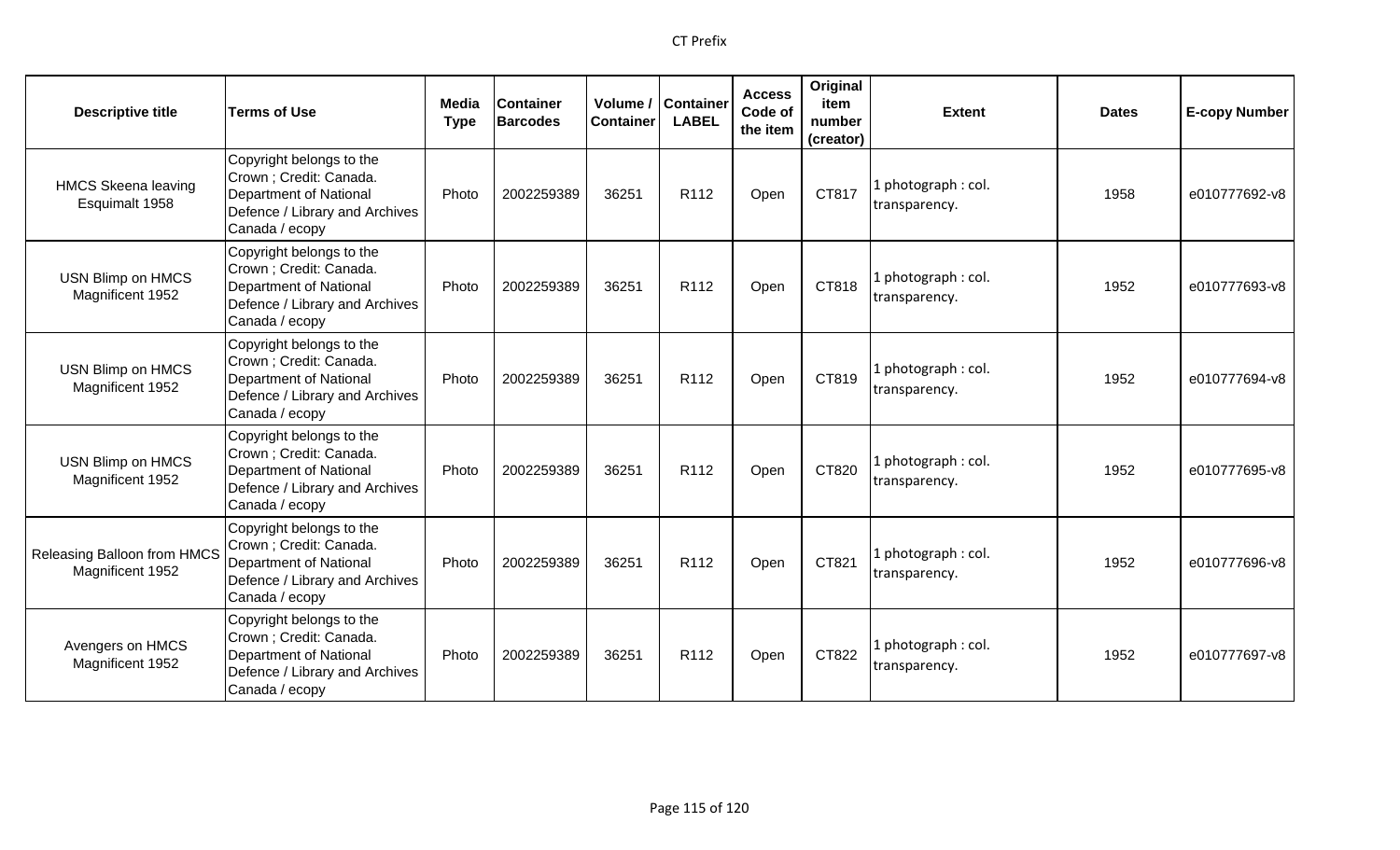| Descriptive title | Terms of Use | Media Type | Container Barcodes | Volume / Container | Container LABEL | Access Code of the item | Original item number (creator) | Extent | Dates | E-copy Number |
|---|---|---|---|---|---|---|---|---|---|---|
| HMCS Skeena leaving Esquimalt 1958 | Copyright belongs to the Crown ; Credit: Canada. Department of National Defence / Library and Archives Canada / ecopy | Photo | 2002259389 | 36251 | R112 | Open | CT817 | 1 photograph : col. transparency. | 1958 | e010777692-v8 |
| USN Blimp on HMCS Magnificent 1952 | Copyright belongs to the Crown ; Credit: Canada. Department of National Defence / Library and Archives Canada / ecopy | Photo | 2002259389 | 36251 | R112 | Open | CT818 | 1 photograph : col. transparency. | 1952 | e010777693-v8 |
| USN Blimp on HMCS Magnificent 1952 | Copyright belongs to the Crown ; Credit: Canada. Department of National Defence / Library and Archives Canada / ecopy | Photo | 2002259389 | 36251 | R112 | Open | CT819 | 1 photograph : col. transparency. | 1952 | e010777694-v8 |
| USN Blimp on HMCS Magnificent 1952 | Copyright belongs to the Crown ; Credit: Canada. Department of National Defence / Library and Archives Canada / ecopy | Photo | 2002259389 | 36251 | R112 | Open | CT820 | 1 photograph : col. transparency. | 1952 | e010777695-v8 |
| Releasing Balloon from HMCS Magnificent 1952 | Copyright belongs to the Crown ; Credit: Canada. Department of National Defence / Library and Archives Canada / ecopy | Photo | 2002259389 | 36251 | R112 | Open | CT821 | 1 photograph : col. transparency. | 1952 | e010777696-v8 |
| Avengers on HMCS Magnificent 1952 | Copyright belongs to the Crown ; Credit: Canada. Department of National Defence / Library and Archives Canada / ecopy | Photo | 2002259389 | 36251 | R112 | Open | CT822 | 1 photograph : col. transparency. | 1952 | e010777697-v8 |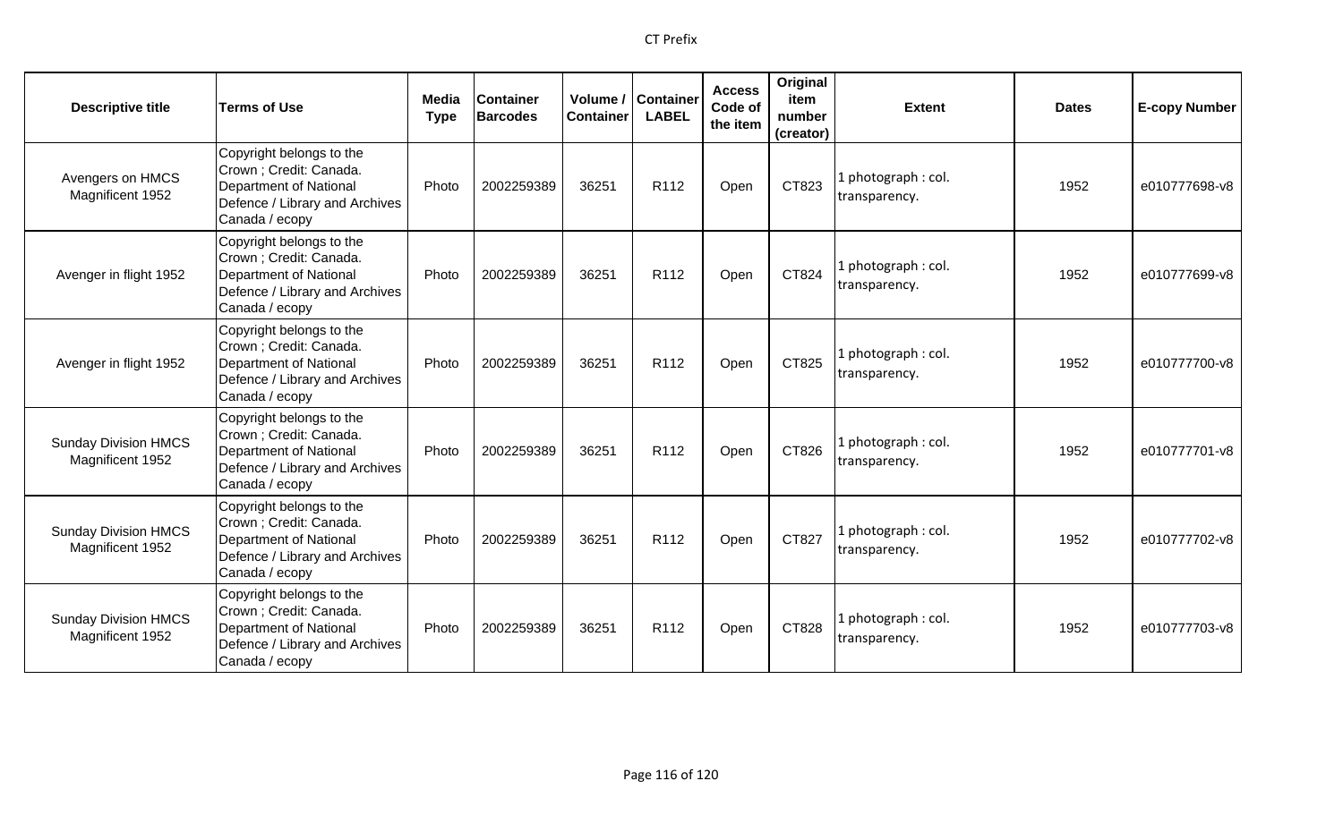| Descriptive title | Terms of Use | Media Type | Container Barcodes | Volume / Container | Container LABEL | Access Code of the item | Original item number (creator) | Extent | Dates | E-copy Number |
|---|---|---|---|---|---|---|---|---|---|---|
| Avengers on HMCS Magnificent 1952 | Copyright belongs to the Crown ; Credit: Canada. Department of National Defence / Library and Archives Canada / ecopy | Photo | 2002259389 | 36251 | R112 | Open | CT823 | 1 photograph : col. transparency. | 1952 | e010777698-v8 |
| Avenger in flight 1952 | Copyright belongs to the Crown ; Credit: Canada. Department of National Defence / Library and Archives Canada / ecopy | Photo | 2002259389 | 36251 | R112 | Open | CT824 | 1 photograph : col. transparency. | 1952 | e010777699-v8 |
| Avenger in flight 1952 | Copyright belongs to the Crown ; Credit: Canada. Department of National Defence / Library and Archives Canada / ecopy | Photo | 2002259389 | 36251 | R112 | Open | CT825 | 1 photograph : col. transparency. | 1952 | e010777700-v8 |
| Sunday Division HMCS Magnificent 1952 | Copyright belongs to the Crown ; Credit: Canada. Department of National Defence / Library and Archives Canada / ecopy | Photo | 2002259389 | 36251 | R112 | Open | CT826 | 1 photograph : col. transparency. | 1952 | e010777701-v8 |
| Sunday Division HMCS Magnificent 1952 | Copyright belongs to the Crown ; Credit: Canada. Department of National Defence / Library and Archives Canada / ecopy | Photo | 2002259389 | 36251 | R112 | Open | CT827 | 1 photograph : col. transparency. | 1952 | e010777702-v8 |
| Sunday Division HMCS Magnificent 1952 | Copyright belongs to the Crown ; Credit: Canada. Department of National Defence / Library and Archives Canada / ecopy | Photo | 2002259389 | 36251 | R112 | Open | CT828 | 1 photograph : col. transparency. | 1952 | e010777703-v8 |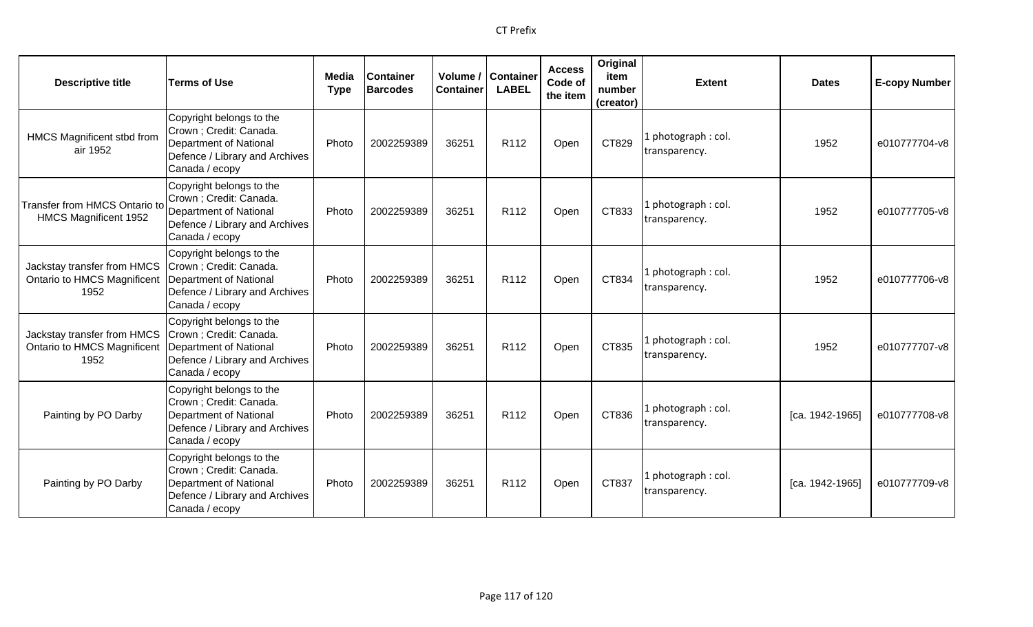| Descriptive title | Terms of Use | Media Type | Container Barcodes | Volume / Container | Container LABEL | Access Code of the item | Original item number (creator) | Extent | Dates | E-copy Number |
|---|---|---|---|---|---|---|---|---|---|---|
| HMCS Magnificent stbd from air 1952 | Copyright belongs to the Crown ; Credit: Canada. Department of National Defence / Library and Archives Canada / ecopy | Photo | 2002259389 | 36251 | R112 | Open | CT829 | 1 photograph : col. transparency. | 1952 | e010777704-v8 |
| Transfer from HMCS Ontario to HMCS Magnificent 1952 | Copyright belongs to the Crown ; Credit: Canada. Department of National Defence / Library and Archives Canada / ecopy | Photo | 2002259389 | 36251 | R112 | Open | CT833 | 1 photograph : col. transparency. | 1952 | e010777705-v8 |
| Jackstay transfer from HMCS Ontario to HMCS Magnificent 1952 | Copyright belongs to the Crown ; Credit: Canada. Department of National Defence / Library and Archives Canada / ecopy | Photo | 2002259389 | 36251 | R112 | Open | CT834 | 1 photograph : col. transparency. | 1952 | e010777706-v8 |
| Jackstay transfer from HMCS Ontario to HMCS Magnificent 1952 | Copyright belongs to the Crown ; Credit: Canada. Department of National Defence / Library and Archives Canada / ecopy | Photo | 2002259389 | 36251 | R112 | Open | CT835 | 1 photograph : col. transparency. | 1952 | e010777707-v8 |
| Painting by PO Darby | Copyright belongs to the Crown ; Credit: Canada. Department of National Defence / Library and Archives Canada / ecopy | Photo | 2002259389 | 36251 | R112 | Open | CT836 | 1 photograph : col. transparency. | [ca. 1942-1965] | e010777708-v8 |
| Painting by PO Darby | Copyright belongs to the Crown ; Credit: Canada. Department of National Defence / Library and Archives Canada / ecopy | Photo | 2002259389 | 36251 | R112 | Open | CT837 | 1 photograph : col. transparency. | [ca. 1942-1965] | e010777709-v8 |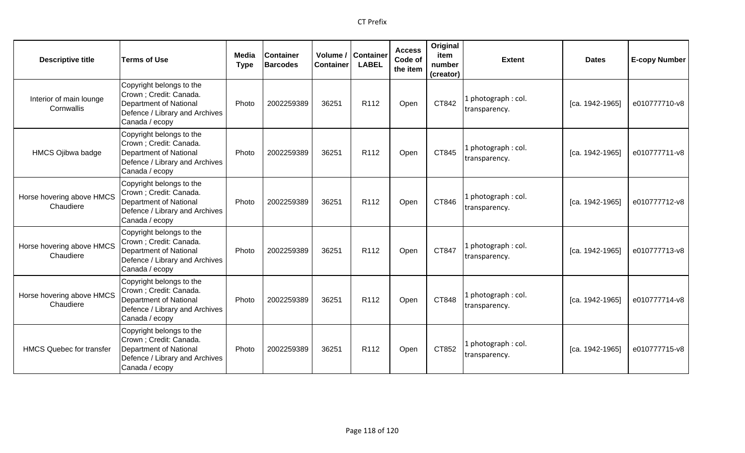| Descriptive title | Terms of Use | Media Type | Container Barcodes | Volume / Container | Container LABEL | Access Code of the item | Original item number (creator) | Extent | Dates | E-copy Number |
|---|---|---|---|---|---|---|---|---|---|---|
| Interior of main lounge Cornwallis | Copyright belongs to the Crown ; Credit: Canada. Department of National Defence / Library and Archives Canada / ecopy | Photo | 2002259389 | 36251 | R112 | Open | CT842 | 1 photograph : col. transparency. | [ca. 1942-1965] | e010777710-v8 |
| HMCS Ojibwa badge | Copyright belongs to the Crown ; Credit: Canada. Department of National Defence / Library and Archives Canada / ecopy | Photo | 2002259389 | 36251 | R112 | Open | CT845 | 1 photograph : col. transparency. | [ca. 1942-1965] | e010777711-v8 |
| Horse hovering above HMCS Chaudiere | Copyright belongs to the Crown ; Credit: Canada. Department of National Defence / Library and Archives Canada / ecopy | Photo | 2002259389 | 36251 | R112 | Open | CT846 | 1 photograph : col. transparency. | [ca. 1942-1965] | e010777712-v8 |
| Horse hovering above HMCS Chaudiere | Copyright belongs to the Crown ; Credit: Canada. Department of National Defence / Library and Archives Canada / ecopy | Photo | 2002259389 | 36251 | R112 | Open | CT847 | 1 photograph : col. transparency. | [ca. 1942-1965] | e010777713-v8 |
| Horse hovering above HMCS Chaudiere | Copyright belongs to the Crown ; Credit: Canada. Department of National Defence / Library and Archives Canada / ecopy | Photo | 2002259389 | 36251 | R112 | Open | CT848 | 1 photograph : col. transparency. | [ca. 1942-1965] | e010777714-v8 |
| HMCS Quebec for transfer | Copyright belongs to the Crown ; Credit: Canada. Department of National Defence / Library and Archives Canada / ecopy | Photo | 2002259389 | 36251 | R112 | Open | CT852 | 1 photograph : col. transparency. | [ca. 1942-1965] | e010777715-v8 |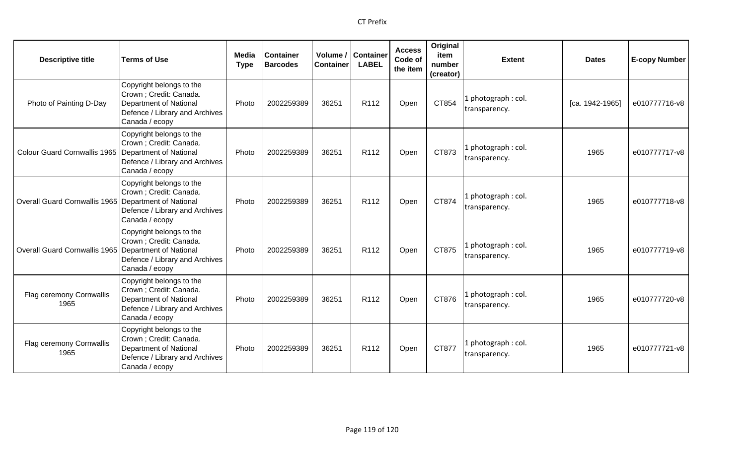| Descriptive title | Terms of Use | Media Type | Container Barcodes | Volume / Container | Container LABEL | Access Code of the item | Original item number (creator) | Extent | Dates | E-copy Number |
|---|---|---|---|---|---|---|---|---|---|---|
| Photo of Painting D-Day | Copyright belongs to the Crown ; Credit: Canada. Department of National Defence / Library and Archives Canada / ecopy | Photo | 2002259389 | 36251 | R112 | Open | CT854 | 1 photograph : col. transparency. | [ca. 1942-1965] | e010777716-v8 |
| Colour Guard Cornwallis 1965 | Copyright belongs to the Crown ; Credit: Canada. Department of National Defence / Library and Archives Canada / ecopy | Photo | 2002259389 | 36251 | R112 | Open | CT873 | 1 photograph : col. transparency. | 1965 | e010777717-v8 |
| Overall Guard Cornwallis 1965 | Copyright belongs to the Crown ; Credit: Canada. Department of National Defence / Library and Archives Canada / ecopy | Photo | 2002259389 | 36251 | R112 | Open | CT874 | 1 photograph : col. transparency. | 1965 | e010777718-v8 |
| Overall Guard Cornwallis 1965 | Copyright belongs to the Crown ; Credit: Canada. Department of National Defence / Library and Archives Canada / ecopy | Photo | 2002259389 | 36251 | R112 | Open | CT875 | 1 photograph : col. transparency. | 1965 | e010777719-v8 |
| Flag ceremony Cornwallis 1965 | Copyright belongs to the Crown ; Credit: Canada. Department of National Defence / Library and Archives Canada / ecopy | Photo | 2002259389 | 36251 | R112 | Open | CT876 | 1 photograph : col. transparency. | 1965 | e010777720-v8 |
| Flag ceremony Cornwallis 1965 | Copyright belongs to the Crown ; Credit: Canada. Department of National Defence / Library and Archives Canada / ecopy | Photo | 2002259389 | 36251 | R112 | Open | CT877 | 1 photograph : col. transparency. | 1965 | e010777721-v8 |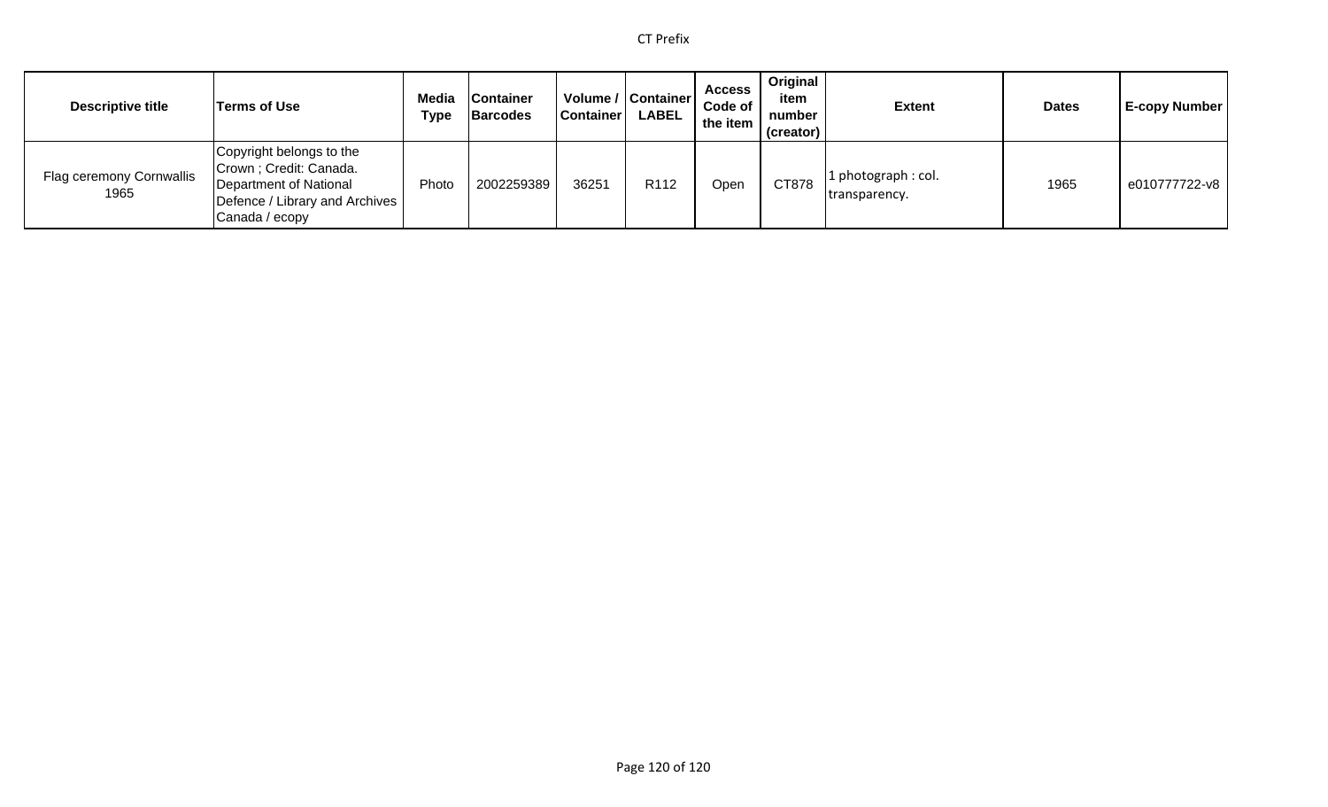| Descriptive title | Terms of Use | Media Type | Container Barcodes | Volume / Container | Container LABEL | Access Code of the item | Original item number (creator) | Extent | Dates | E-copy Number |
|---|---|---|---|---|---|---|---|---|---|---|
| Flag ceremony Cornwallis 1965 | Copyright belongs to the Crown ; Credit: Canada. Department of National Defence / Library and Archives Canada / ecopy | Photo | 2002259389 | 36251 | R112 | Open | CT878 | 1 photograph : col. transparency. | 1965 | e010777722-v8 |